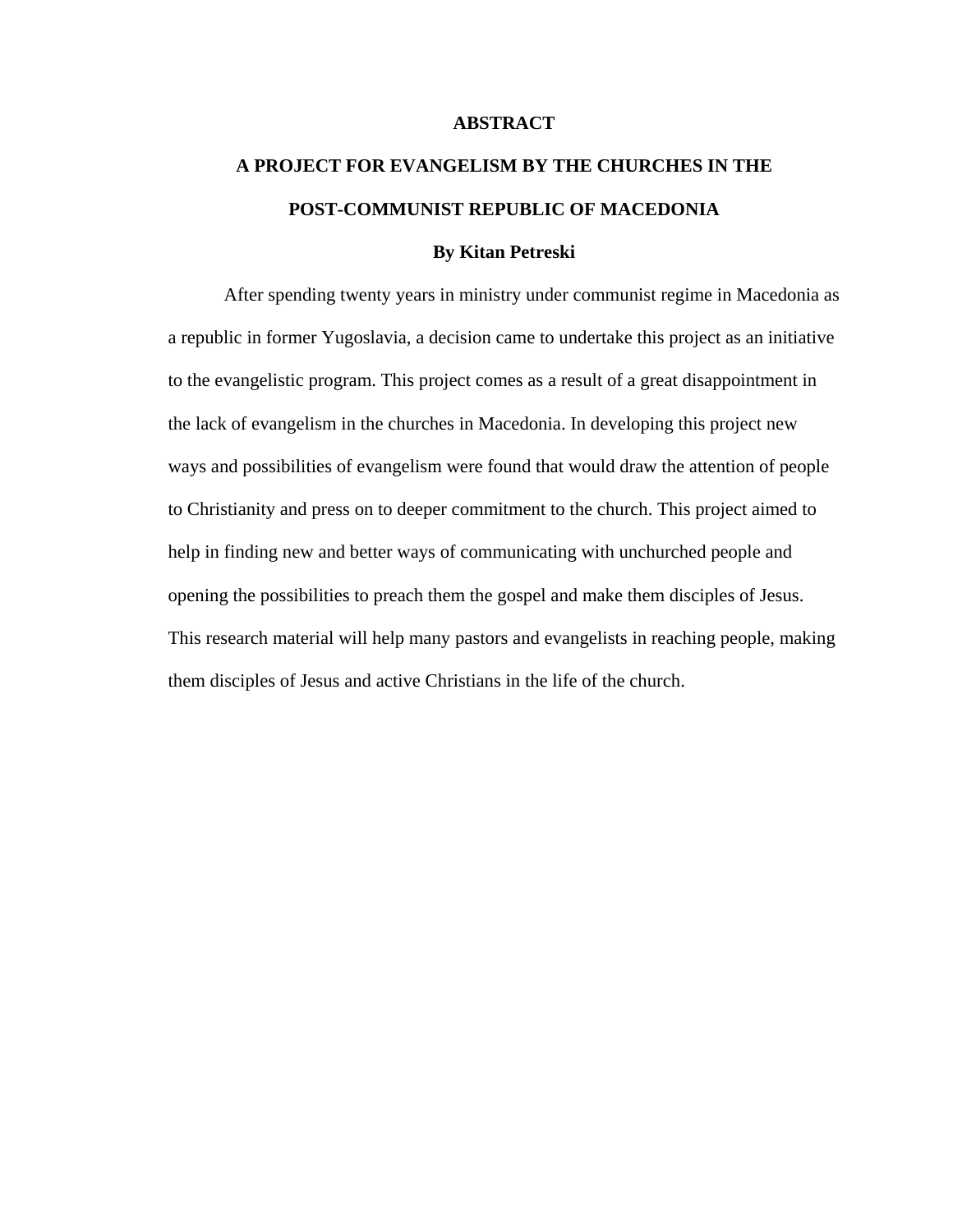# ABSTRACT

## A PROJECT FOR EVANGELISM BY THE CHURCHES IN THE POST-COMMUNIST REPUBLIC OF MACEDONIA

**By Kitan Petreski**

After spending twenty years in ministry under communist regime in Macedonia as a republic in former Yugoslavia, a decision came to undertake this project as an initiative to the evangelistic program. This project comes as a result of a great disappointment in the lack of evangelism in the churches in Macedonia. In developing this project new ways and possibilities of evangelism were found that would draw the attention of people to Christianity and press on to deeper commitment to the church. This project aimed to help in finding new and better ways of communicating with unchurched people and opening the possibilities to preach them the gospel and make them disciples of Jesus. This research material will help many pastors and evangelists in reaching people, making them disciples of Jesus and active Christians in the life of the church.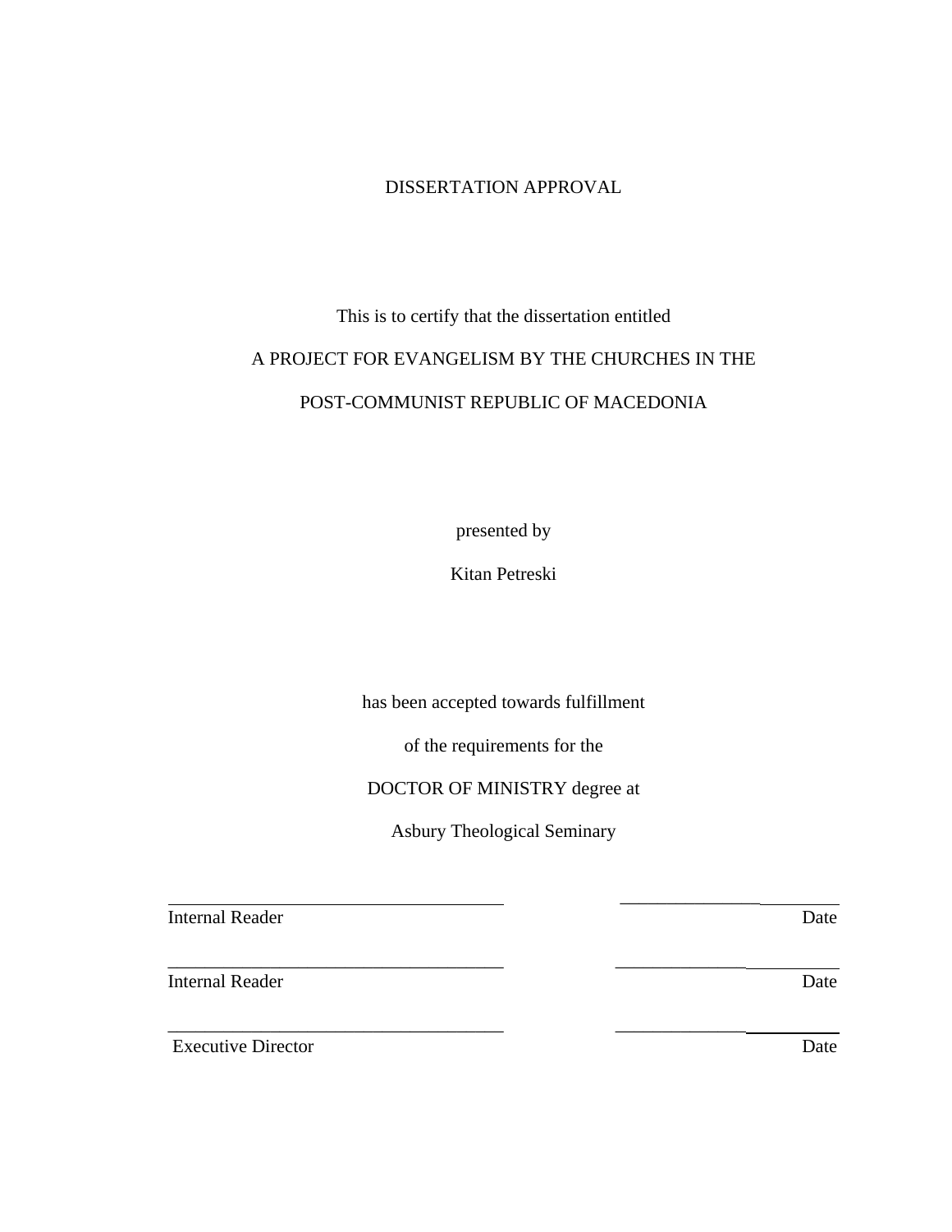# DISSERTATION APPROVAL

This is to certify that the dissertation entitled

A PROJECT FOR EVANGELISM BY THE CHURCHES IN THE POST-COMMUNIST REPUBLIC OF MACEDONIA

presented by

Kitan Petreski

has been accepted towards fulfillment

of the requirements for the

DOCTOR OF MINISTRY degree at

Asbury Theological Seminary

| | |
|---|---|
| ______________________________ | ______________ |
| Internal Reader | Date |
| ______________________________ | ______________ |
| Internal Reader | Date |
| ______________________________ | ______________ |
| Executive Director | Date |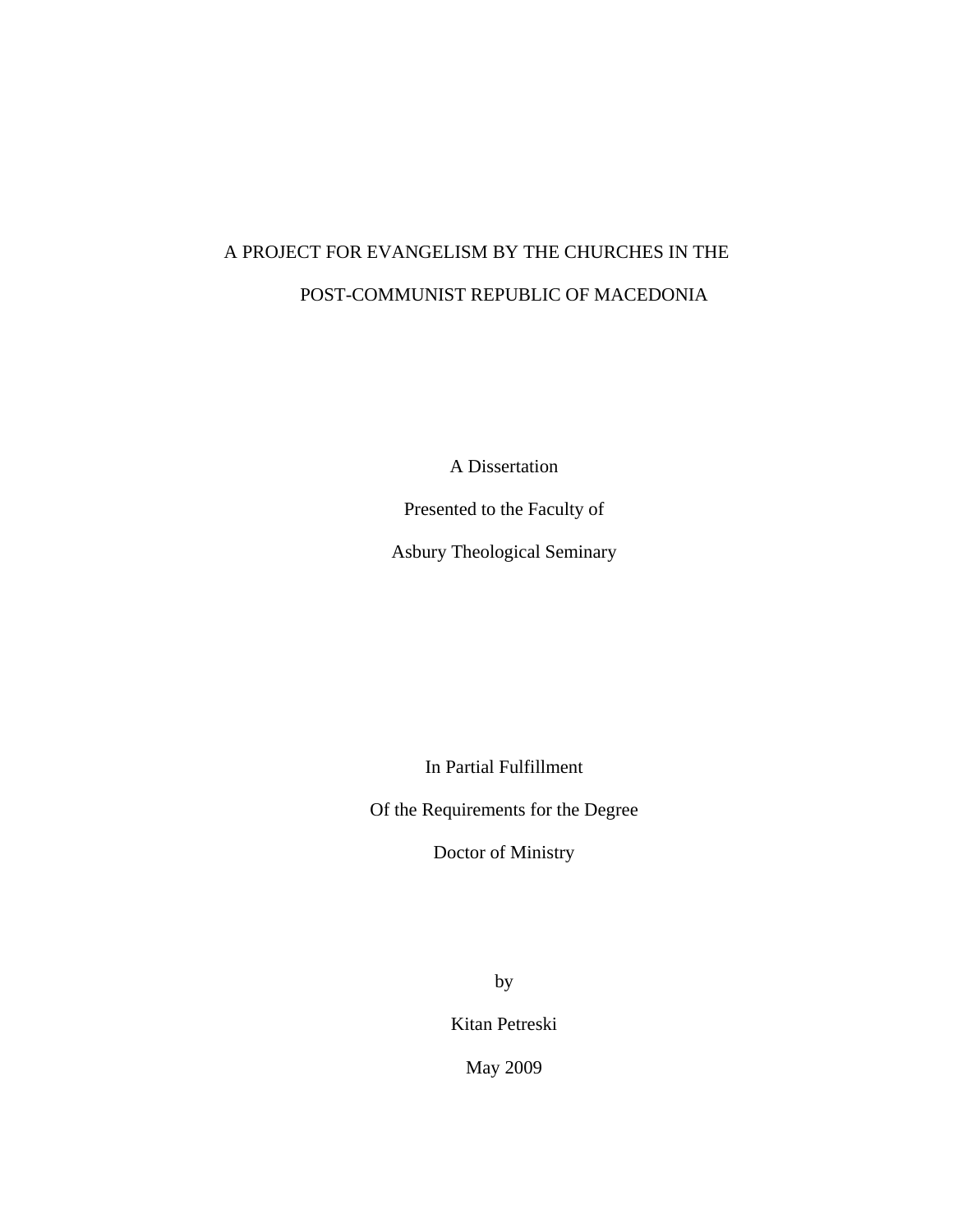# A PROJECT FOR EVANGELISM BY THE CHURCHES IN THE POST-COMMUNIST REPUBLIC OF MACEDONIA

A Dissertation

Presented to the Faculty of

Asbury Theological Seminary

In Partial Fulfillment

Of the Requirements for the Degree

Doctor of Ministry

by

Kitan Petreski

May 2009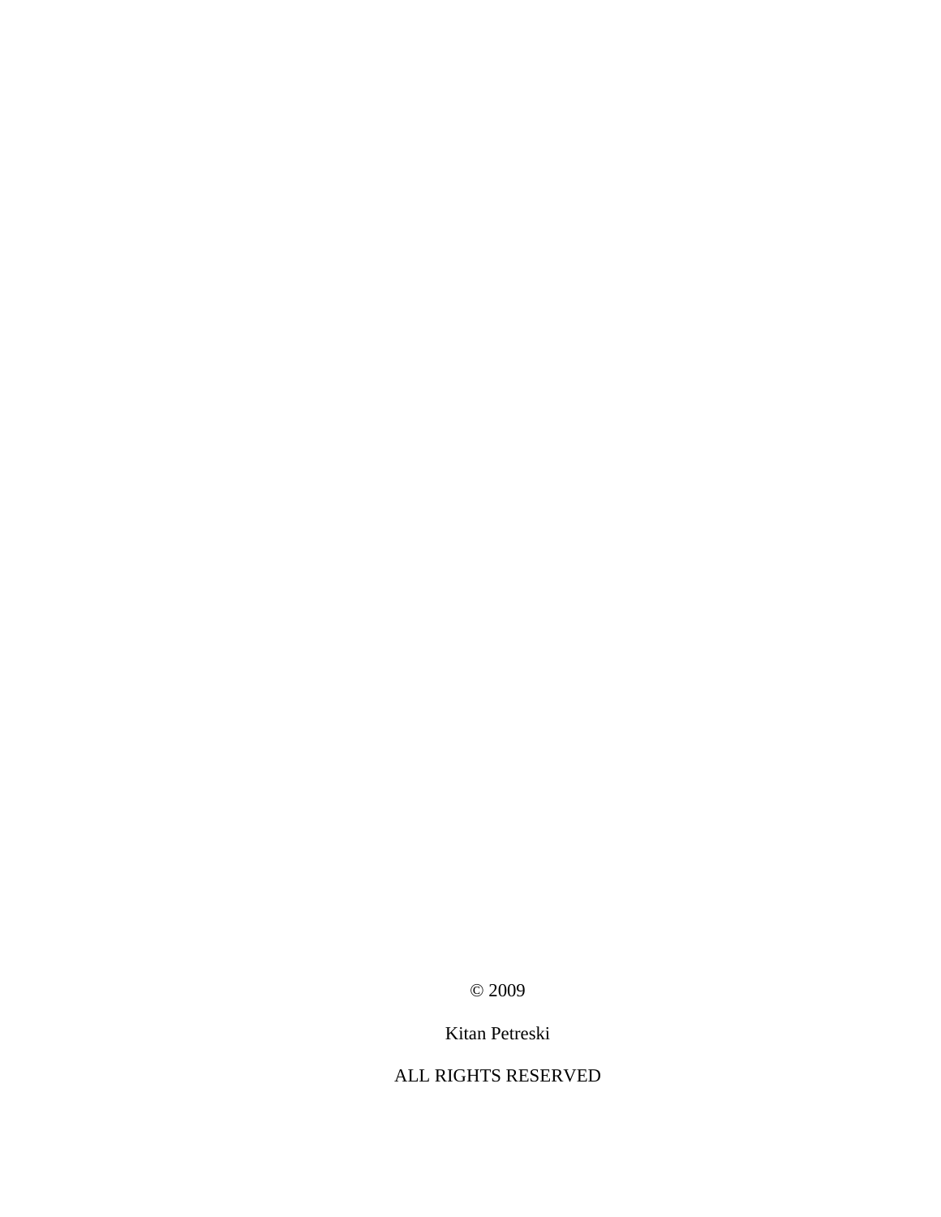© 2009

Kitan Petreski

ALL RIGHTS RESERVED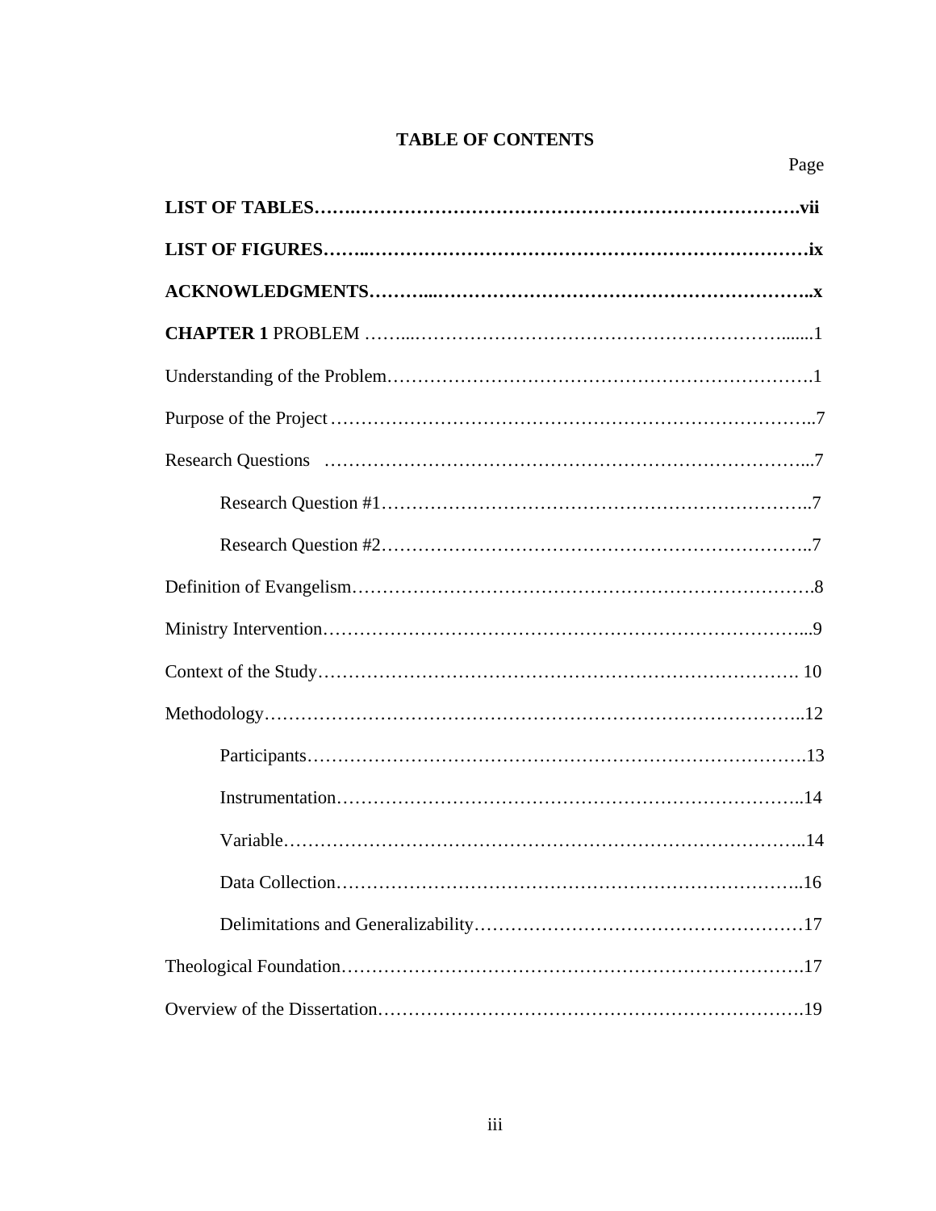# TABLE OF CONTENTS

Page

**LIST OF TABLES……………………………………………………………………….vii**

**LIST OF FIGURES……...………………………………………………………………ix**

**ACKNOWLEDGMENTS………...……………………………………………………...x**

**CHAPTER 1** PROBLEM ……...……………………………………………………........1

Understanding of the Problem……………………………………………………………….1

Purpose of the Project ……………………………………………………………………..7

Research Questions ……………………………………………………………………...7

Research Question #1……………………………………………………………..7

Research Question #2……………………………………………………………..7

Definition of Evangelism…………………………………………………………………….8

Ministry Intervention…………………………………………………………………….....9

Context of the Study……………………………………………………………………. 10

Methodology………………………………………………………………………………..12

Participants……………………………………………………………………….13

Instrumentation…………………………………………………………………..14

Variable…………………………………………………………………………..14

Data Collection…………………………………………………………………..16

Delimitations and Generalizability………………………………………………17

Theological Foundation…………………………………………………………………….17

Overview of the Dissertation……………………………………………………………….19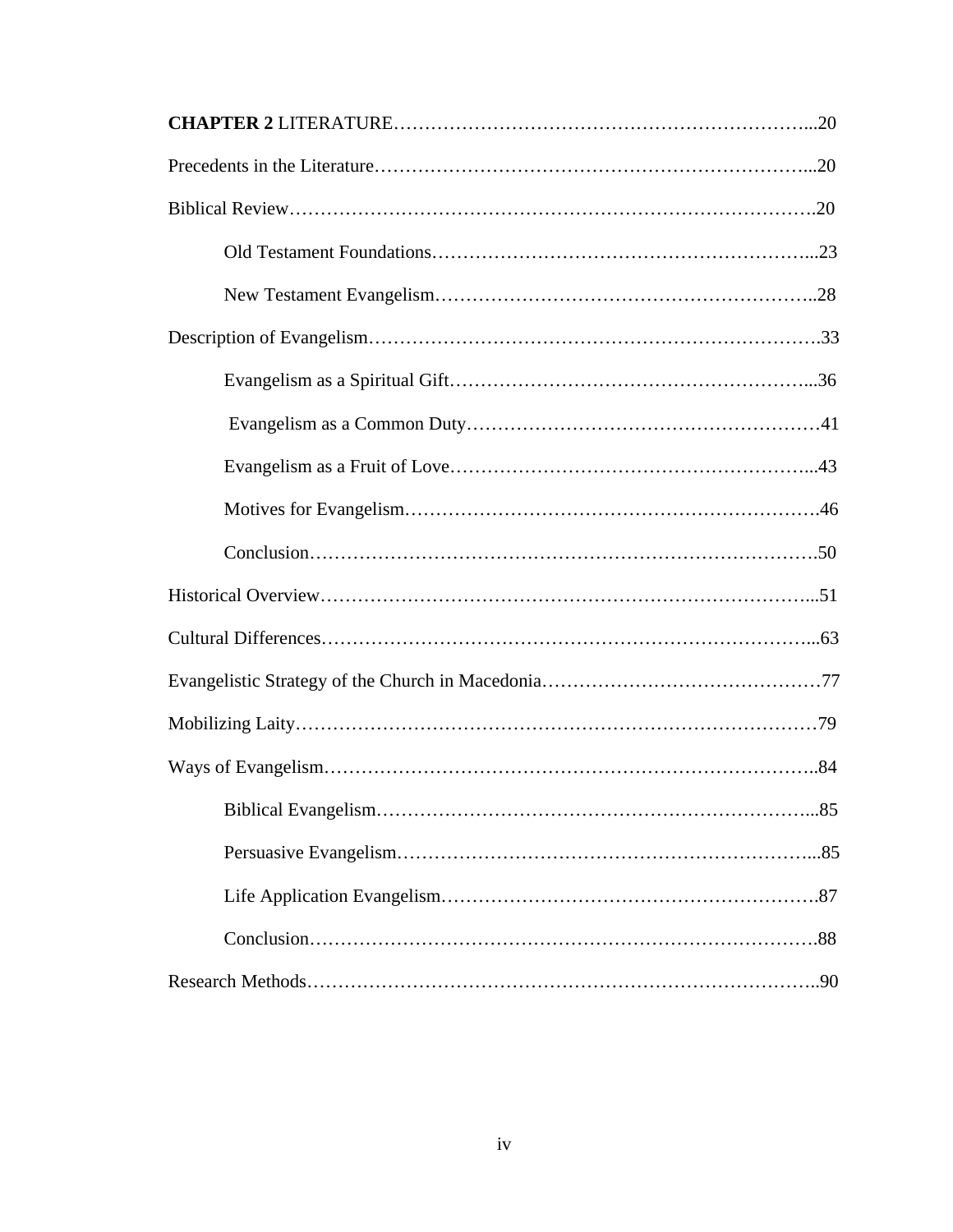**CHAPTER 2** LITERATURE…………………………………………………………...20

Precedents in the Literature…………………………………………………………...20

Biblical Review……………………………………………………………………….20

Old Testament Foundations……………………………………………………...23

New Testament Evangelism……………………………………………………..28

Description of Evangelism…………………………………………………………….33

Evangelism as a Spiritual Gift…………………………………………………...36

Evangelism as a Common Duty…………………………………………………41

Evangelism as a Fruit of Love…………………………………………………...43

Motives for Evangelism………………………………………………………….46

Conclusion……………………………………………………………………….50

Historical Overview…………………………………………………………………...51

Cultural Differences…………………………………………………………………...63

Evangelistic Strategy of the Church in Macedonia……………………………………77

Mobilizing Laity………………………………………………………………………79

Ways of Evangelism…………………………………………………………………..84

Biblical Evangelism……………………………………………………………...85

Persuasive Evangelism…………………………………………………………...85

Life Application Evangelism…………………………………………………….87

Conclusion……………………………………………………………………….88

Research Methods……………………………………………………………………..90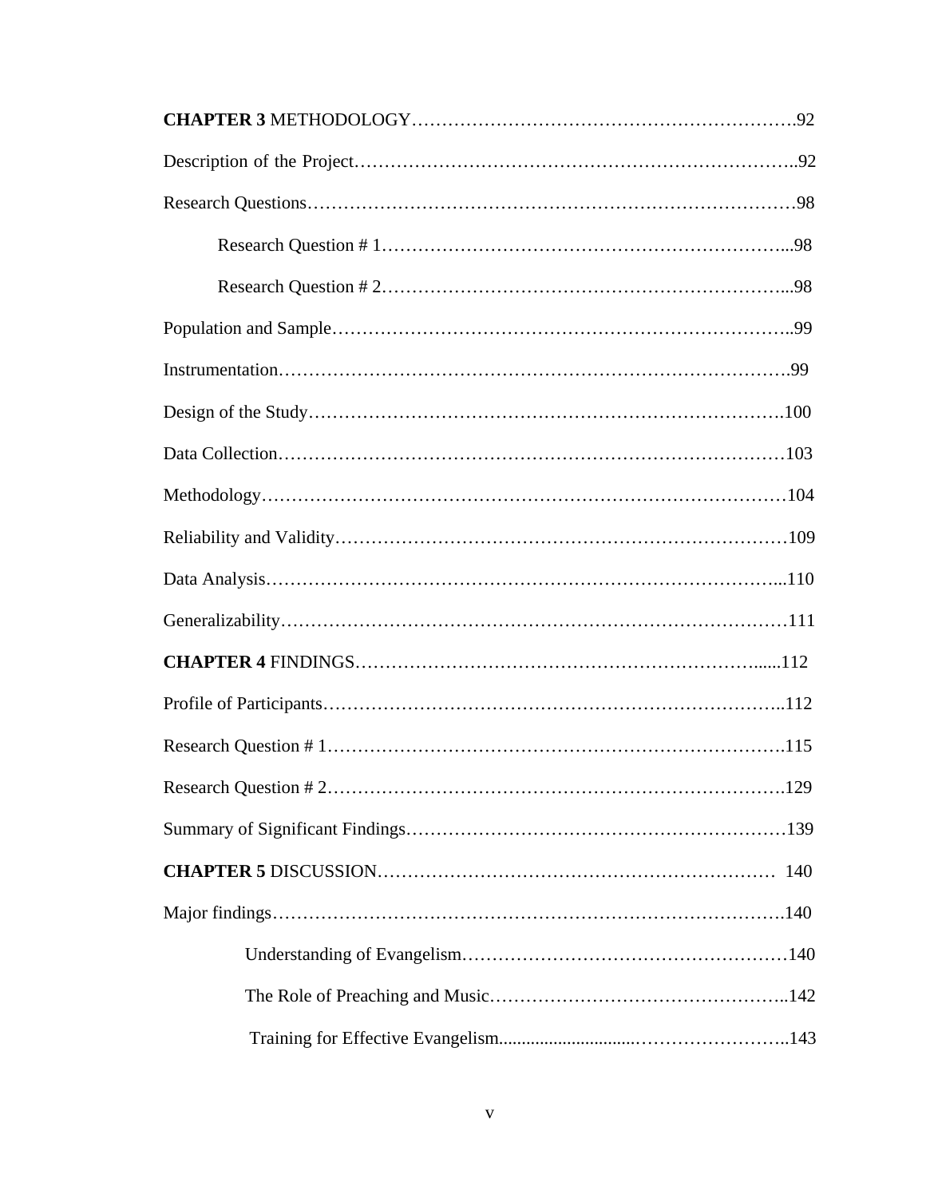**CHAPTER 3** METHODOLOGY.........................................................92

Description of the Project.........................................................92

Research Questions.........................................................98

Research Question # 1.........................................................98

Research Question # 2.........................................................98

Population and Sample.........................................................99

Instrumentation.........................................................99

Design of the Study.........................................................100

Data Collection.........................................................103

Methodology.........................................................104

Reliability and Validity.........................................................109

Data Analysis.........................................................110

Generalizability.........................................................111

**CHAPTER 4** FINDINGS.........................................................112

Profile of Participants.........................................................112

Research Question # 1.........................................................115

Research Question # 2.........................................................129

Summary of Significant Findings.........................................................139

**CHAPTER 5** DISCUSSION.........................................................140

Major findings.........................................................140

Understanding of Evangelism.........................................................140

The Role of Preaching and Music.........................................................142

Training for Effective Evangelism.........................................................143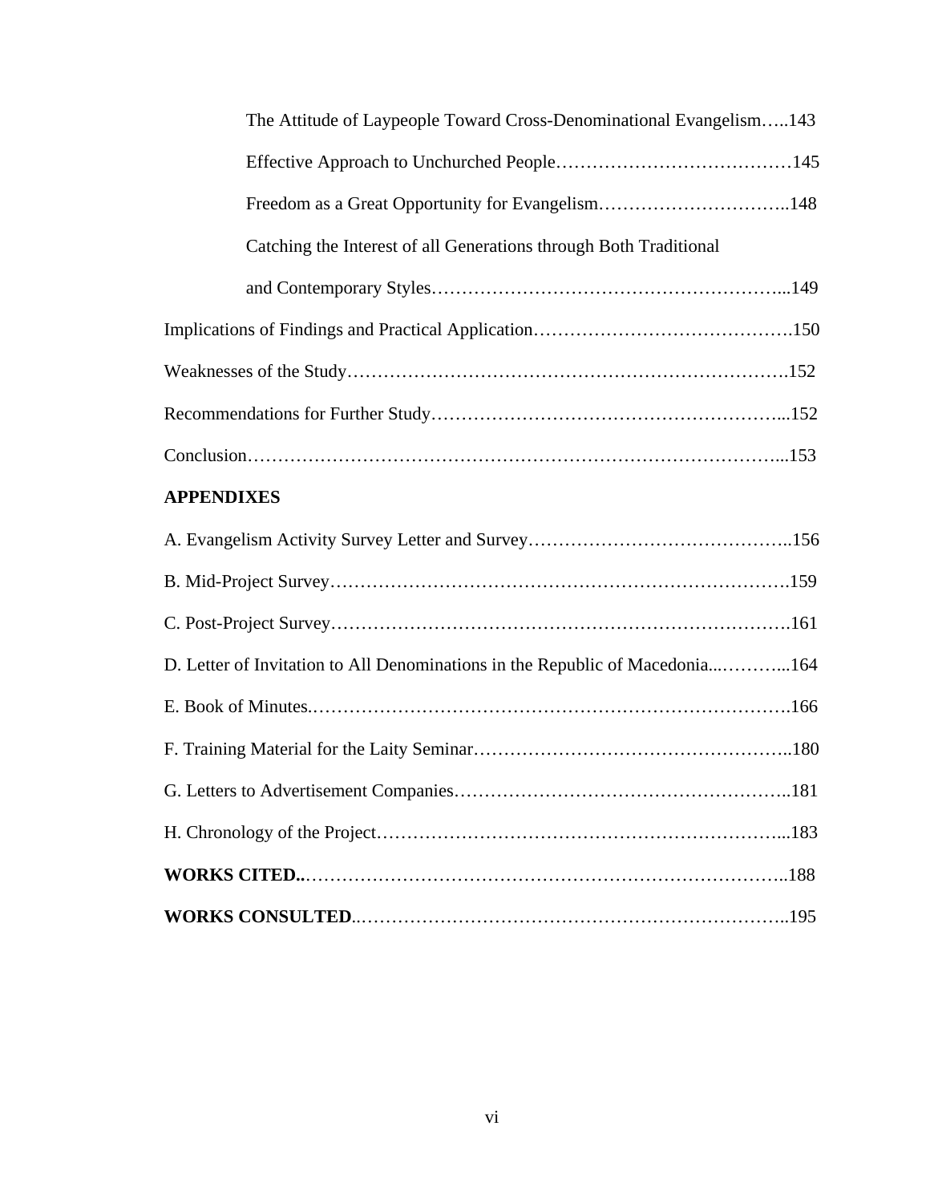The Attitude of Laypeople Toward Cross-Denominational Evangelism…..143

Effective Approach to Unchurched People…………………………………145

Freedom as a Great Opportunity for Evangelism…………………………..148

Catching the Interest of all Generations through Both Traditional and Contemporary Styles…………………………………………………...149

Implications of Findings and Practical Application…………………………………….150

Weaknesses of the Study……………………………………………………………….152

Recommendations for Further Study…………………………………………………...152

Conclusion……………………………………………………………………………...153

**APPENDIXES**

A. Evangelism Activity Survey Letter and Survey……………………………………..156

B. Mid-Project Survey……………………………………………………………….159

C. Post-Project Survey………………………………………………………………….161

D. Letter of Invitation to All Denominations in the Republic of Macedonia...………...164

E. Book of Minutes.…………………………………………………………………….166

F. Training Material for the Laity Seminar……………………………………………..180

G. Letters to Advertisement Companies………………………………………………..181

H. Chronology of the Project…………………………………………………………...183

**WORKS CITED.**.……………………………………………………………………..188

**WORKS CONSULTED**..……………………………………………………………..195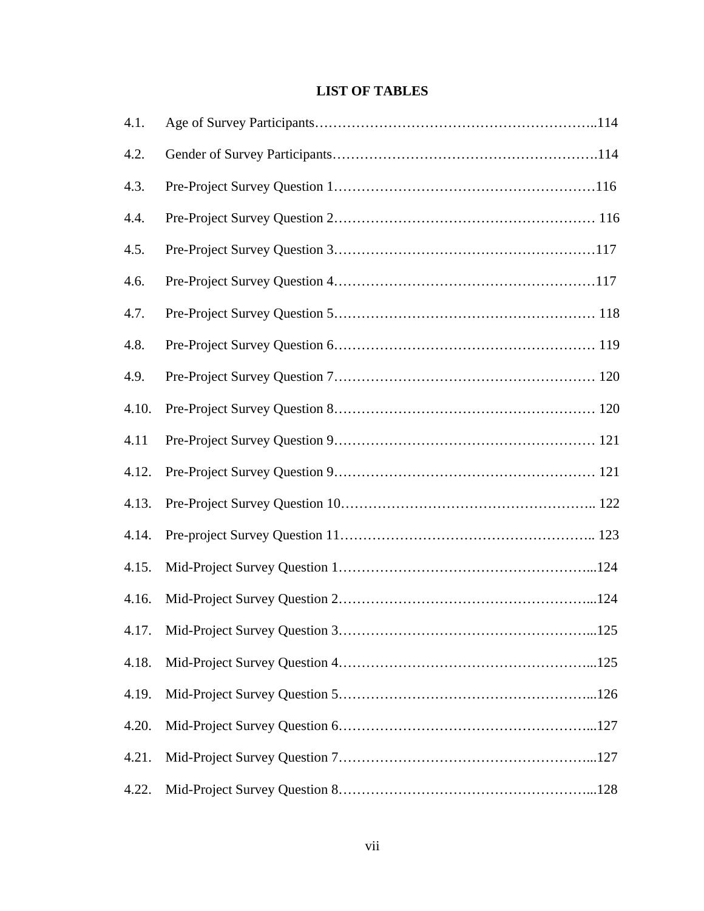# LIST OF TABLES

4.1. Age of Survey Participants……………………………………………………..114

4.2. Gender of Survey Participants………………………………………………….114

4.3. Pre-Project Survey Question 1…………………………………………………116

4.4. Pre-Project Survey Question 2………………………………………………… 116

4.5. Pre-Project Survey Question 3…………………………………………………117

4.6. Pre-Project Survey Question 4…………………………………………………117

4.7. Pre-Project Survey Question 5………………………………………………… 118

4.8. Pre-Project Survey Question 6………………………………………………… 119

4.9. Pre-Project Survey Question 7………………………………………………… 120

4.10. Pre-Project Survey Question 8………………………………………………… 120

4.11 Pre-Project Survey Question 9………………………………………………… 121

4.12. Pre-Project Survey Question 9………………………………………………… 121

4.13. Pre-Project Survey Question 10……………………………………………….. 122

4.14. Pre-project Survey Question 11……………………………………………….. 123

4.15. Mid-Project Survey Question 1………………………………………………...124

4.16. Mid-Project Survey Question 2………………………………………………...124

4.17. Mid-Project Survey Question 3………………………………………………...125

4.18. Mid-Project Survey Question 4………………………………………………...125

4.19. Mid-Project Survey Question 5………………………………………………...126

4.20. Mid-Project Survey Question 6………………………………………………...127

4.21. Mid-Project Survey Question 7………………………………………………...127

4.22. Mid-Project Survey Question 8………………………………………………...128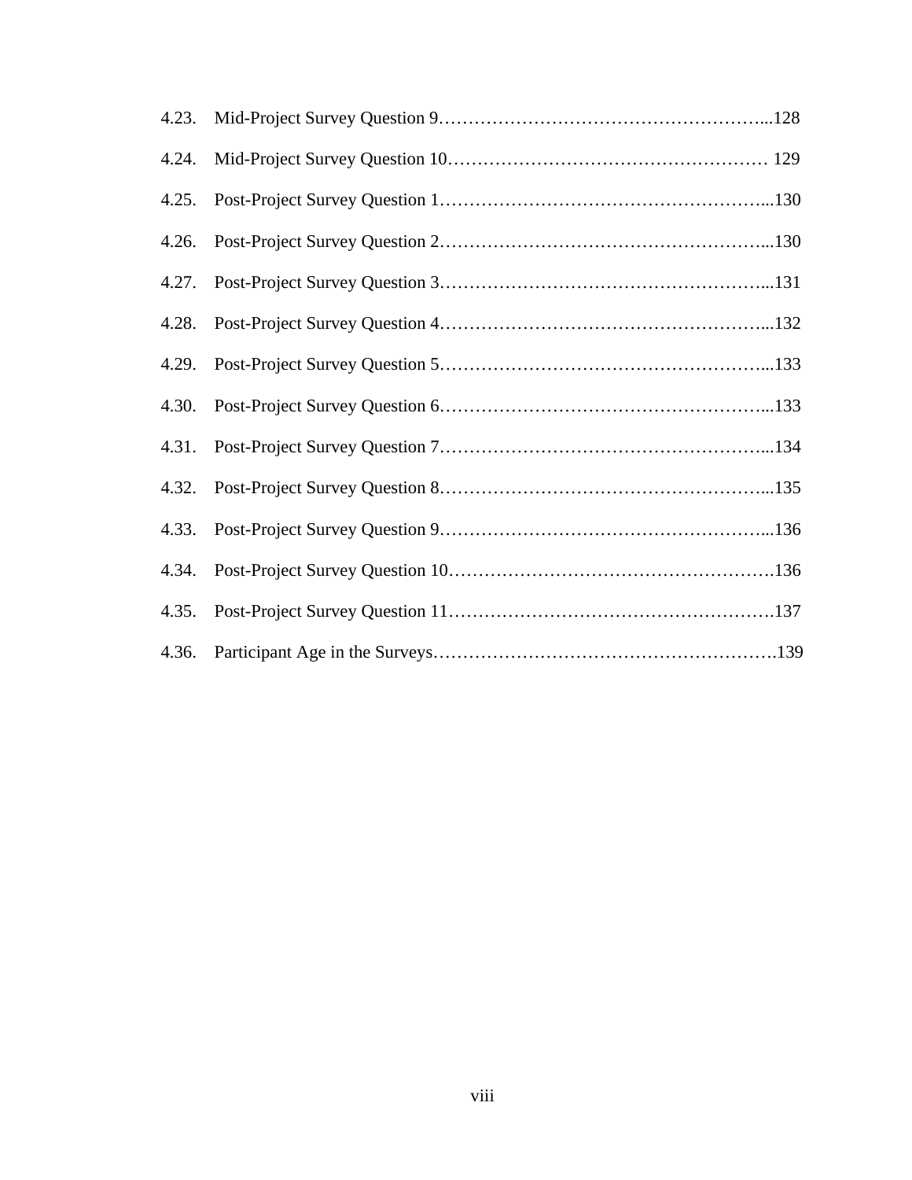4.23. Mid-Project Survey Question 9……………………………………………………...128

4.24. Mid-Project Survey Question 10…………………………………………………… 129

4.25. Post-Project Survey Question 1……………………………………………………...130

4.26. Post-Project Survey Question 2……………………………………………………...130

4.27. Post-Project Survey Question 3……………………………………………………...131

4.28. Post-Project Survey Question 4……………………………………………………...132

4.29. Post-Project Survey Question 5……………………………………………………...133

4.30. Post-Project Survey Question 6……………………………………………………...133

4.31. Post-Project Survey Question 7……………………………………………………...134

4.32. Post-Project Survey Question 8……………………………………………………...135

4.33. Post-Project Survey Question 9……………………………………………………...136

4.34. Post-Project Survey Question 10…………………………………………………….136

4.35. Post-Project Survey Question 11…………………………………………………….137

4.36. Participant Age in the Surveys……………………………………………………….139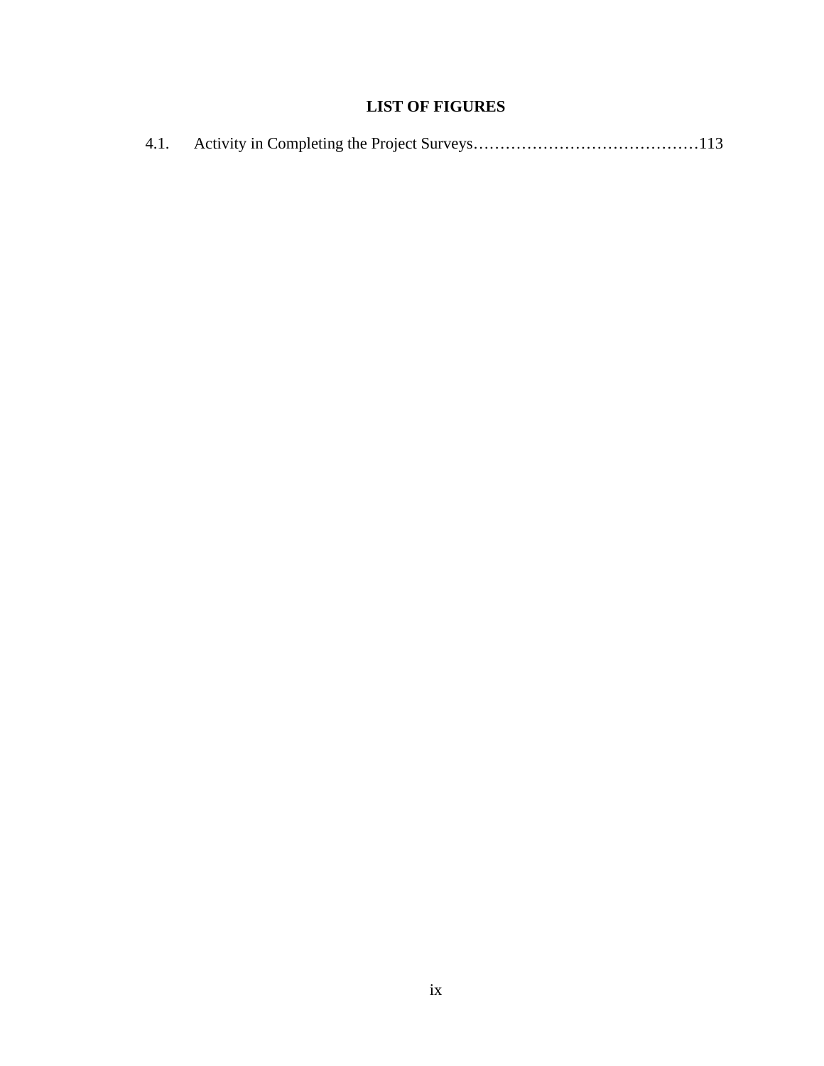# LIST OF FIGURES

4.1. Activity in Completing the Project Surveys……………………………………113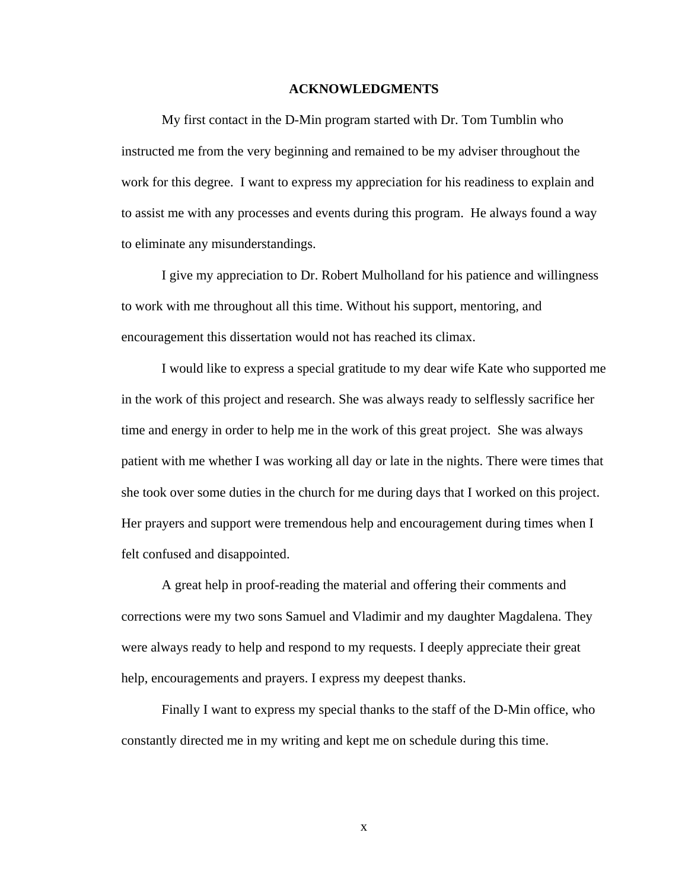## ACKNOWLEDGMENTS

My first contact in the D-Min program started with Dr. Tom Tumblin who instructed me from the very beginning and remained to be my adviser throughout the work for this degree. I want to express my appreciation for his readiness to explain and to assist me with any processes and events during this program. He always found a way to eliminate any misunderstandings.

I give my appreciation to Dr. Robert Mulholland for his patience and willingness to work with me throughout all this time. Without his support, mentoring, and encouragement this dissertation would not has reached its climax.

I would like to express a special gratitude to my dear wife Kate who supported me in the work of this project and research. She was always ready to selflessly sacrifice her time and energy in order to help me in the work of this great project. She was always patient with me whether I was working all day or late in the nights. There were times that she took over some duties in the church for me during days that I worked on this project. Her prayers and support were tremendous help and encouragement during times when I felt confused and disappointed.

A great help in proof-reading the material and offering their comments and corrections were my two sons Samuel and Vladimir and my daughter Magdalena. They were always ready to help and respond to my requests. I deeply appreciate their great help, encouragements and prayers. I express my deepest thanks.

Finally I want to express my special thanks to the staff of the D-Min office, who constantly directed me in my writing and kept me on schedule during this time.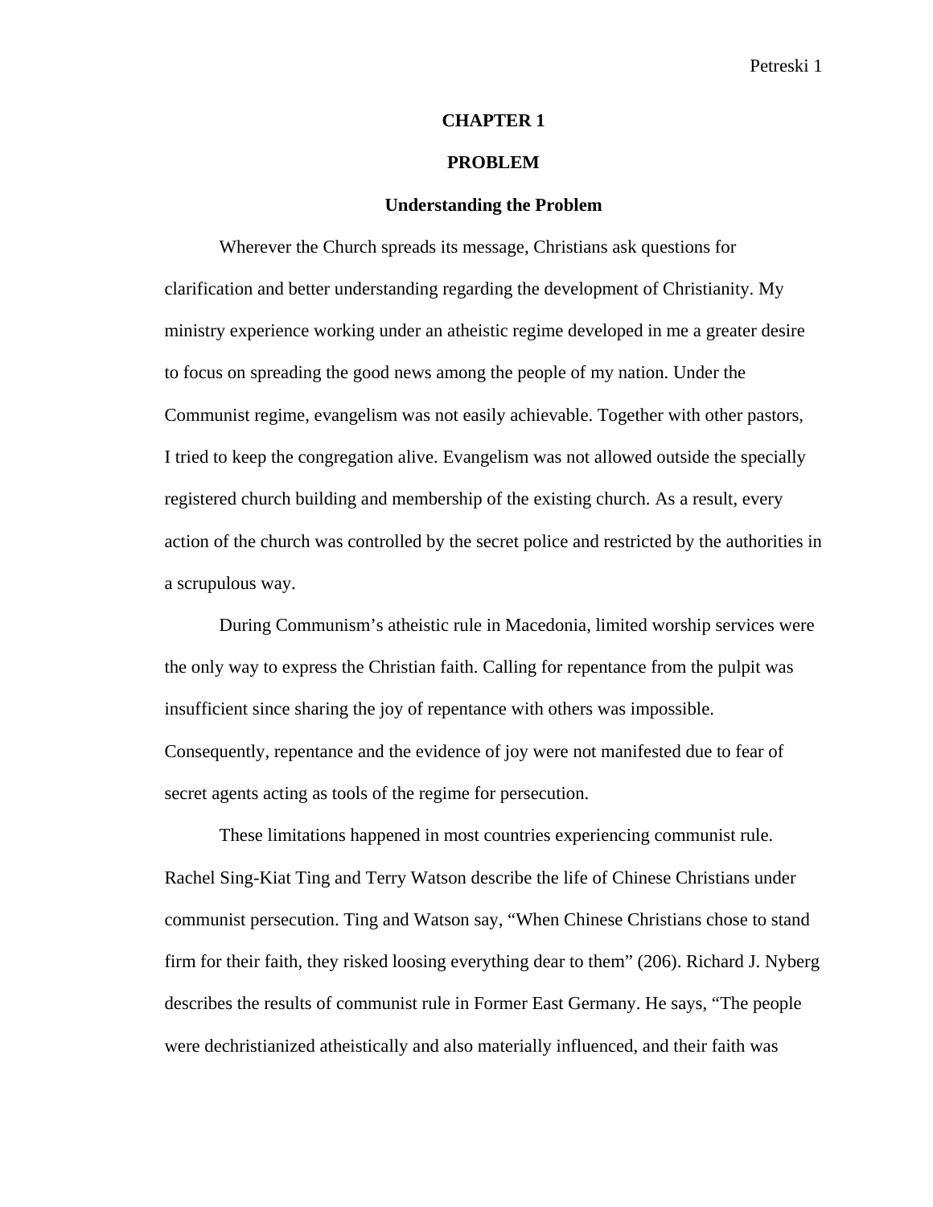# CHAPTER 1

# PROBLEM

## Understanding the Problem

Wherever the Church spreads its message, Christians ask questions for clarification and better understanding regarding the development of Christianity. My ministry experience working under an atheistic regime developed in me a greater desire to focus on spreading the good news among the people of my nation. Under the Communist regime, evangelism was not easily achievable. Together with other pastors, I tried to keep the congregation alive. Evangelism was not allowed outside the specially registered church building and membership of the existing church. As a result, every action of the church was controlled by the secret police and restricted by the authorities in a scrupulous way.

During Communism's atheistic rule in Macedonia, limited worship services were the only way to express the Christian faith. Calling for repentance from the pulpit was insufficient since sharing the joy of repentance with others was impossible. Consequently, repentance and the evidence of joy were not manifested due to fear of secret agents acting as tools of the regime for persecution.

These limitations happened in most countries experiencing communist rule. Rachel Sing-Kiat Ting and Terry Watson describe the life of Chinese Christians under communist persecution. Ting and Watson say, "When Chinese Christians chose to stand firm for their faith, they risked loosing everything dear to them" (206). Richard J. Nyberg describes the results of communist rule in Former East Germany. He says, "The people were dechristianized atheistically and also materially influenced, and their faith was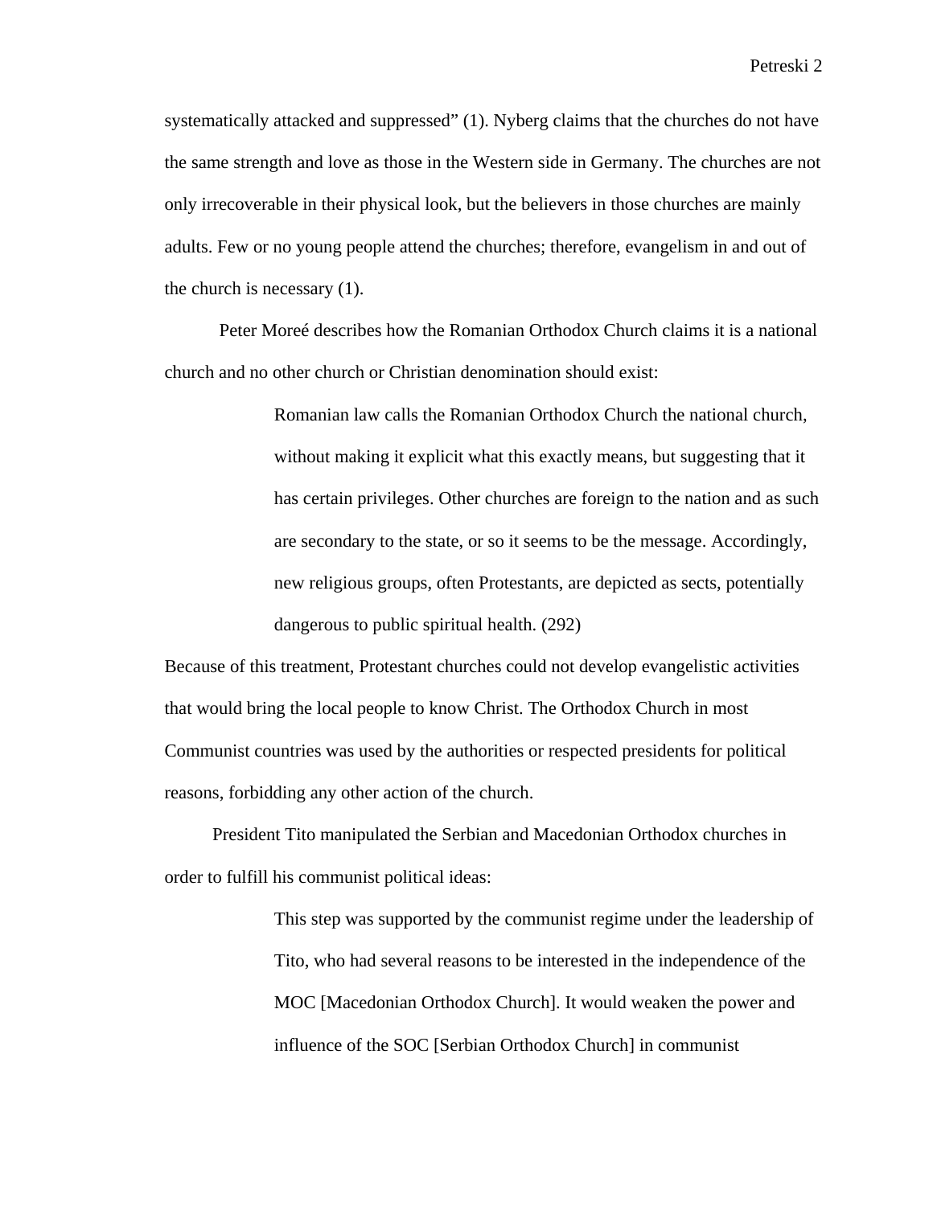systematically attacked and suppressed" (1). Nyberg claims that the churches do not have the same strength and love as those in the Western side in Germany. The churches are not only irrecoverable in their physical look, but the believers in those churches are mainly adults. Few or no young people attend the churches; therefore, evangelism in and out of the church is necessary (1).

Peter Moreé describes how the Romanian Orthodox Church claims it is a national church and no other church or Christian denomination should exist:

> Romanian law calls the Romanian Orthodox Church the national church, without making it explicit what this exactly means, but suggesting that it has certain privileges. Other churches are foreign to the nation and as such are secondary to the state, or so it seems to be the message. Accordingly, new religious groups, often Protestants, are depicted as sects, potentially dangerous to public spiritual health. (292)

Because of this treatment, Protestant churches could not develop evangelistic activities that would bring the local people to know Christ. The Orthodox Church in most Communist countries was used by the authorities or respected presidents for political reasons, forbidding any other action of the church.

President Tito manipulated the Serbian and Macedonian Orthodox churches in order to fulfill his communist political ideas:

> This step was supported by the communist regime under the leadership of Tito, who had several reasons to be interested in the independence of the MOC [Macedonian Orthodox Church]. It would weaken the power and influence of the SOC [Serbian Orthodox Church] in communist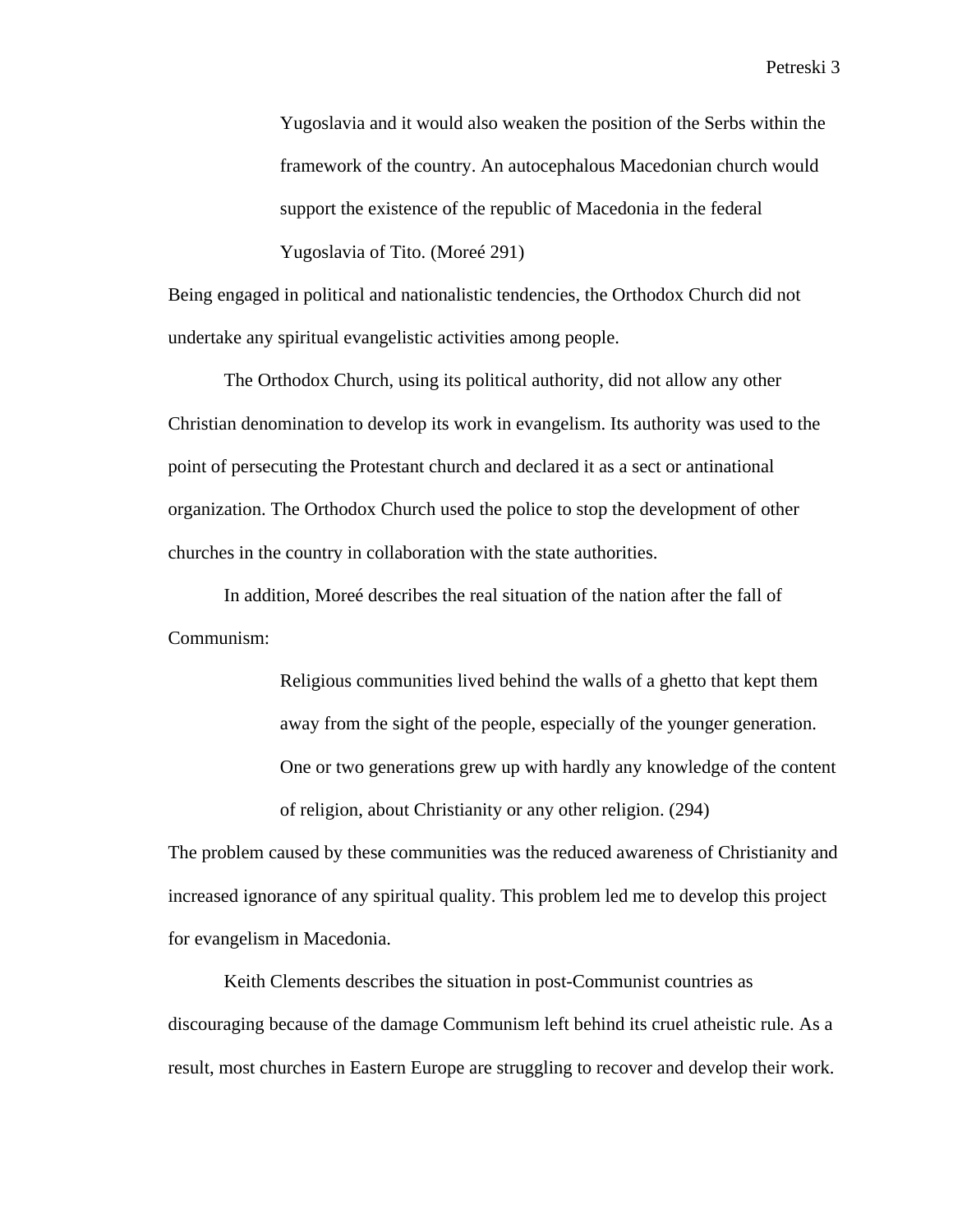> Yugoslavia and it would also weaken the position of the Serbs within the framework of the country. An autocephalous Macedonian church would support the existence of the republic of Macedonia in the federal Yugoslavia of Tito. (Moreé 291)

Being engaged in political and nationalistic tendencies, the Orthodox Church did not undertake any spiritual evangelistic activities among people.

The Orthodox Church, using its political authority, did not allow any other Christian denomination to develop its work in evangelism. Its authority was used to the point of persecuting the Protestant church and declared it as a sect or antinational organization. The Orthodox Church used the police to stop the development of other churches in the country in collaboration with the state authorities.

In addition, Moreé describes the real situation of the nation after the fall of Communism:

> Religious communities lived behind the walls of a ghetto that kept them away from the sight of the people, especially of the younger generation. One or two generations grew up with hardly any knowledge of the content of religion, about Christianity or any other religion. (294)

The problem caused by these communities was the reduced awareness of Christianity and increased ignorance of any spiritual quality. This problem led me to develop this project for evangelism in Macedonia.

Keith Clements describes the situation in post-Communist countries as discouraging because of the damage Communism left behind its cruel atheistic rule. As a result, most churches in Eastern Europe are struggling to recover and develop their work.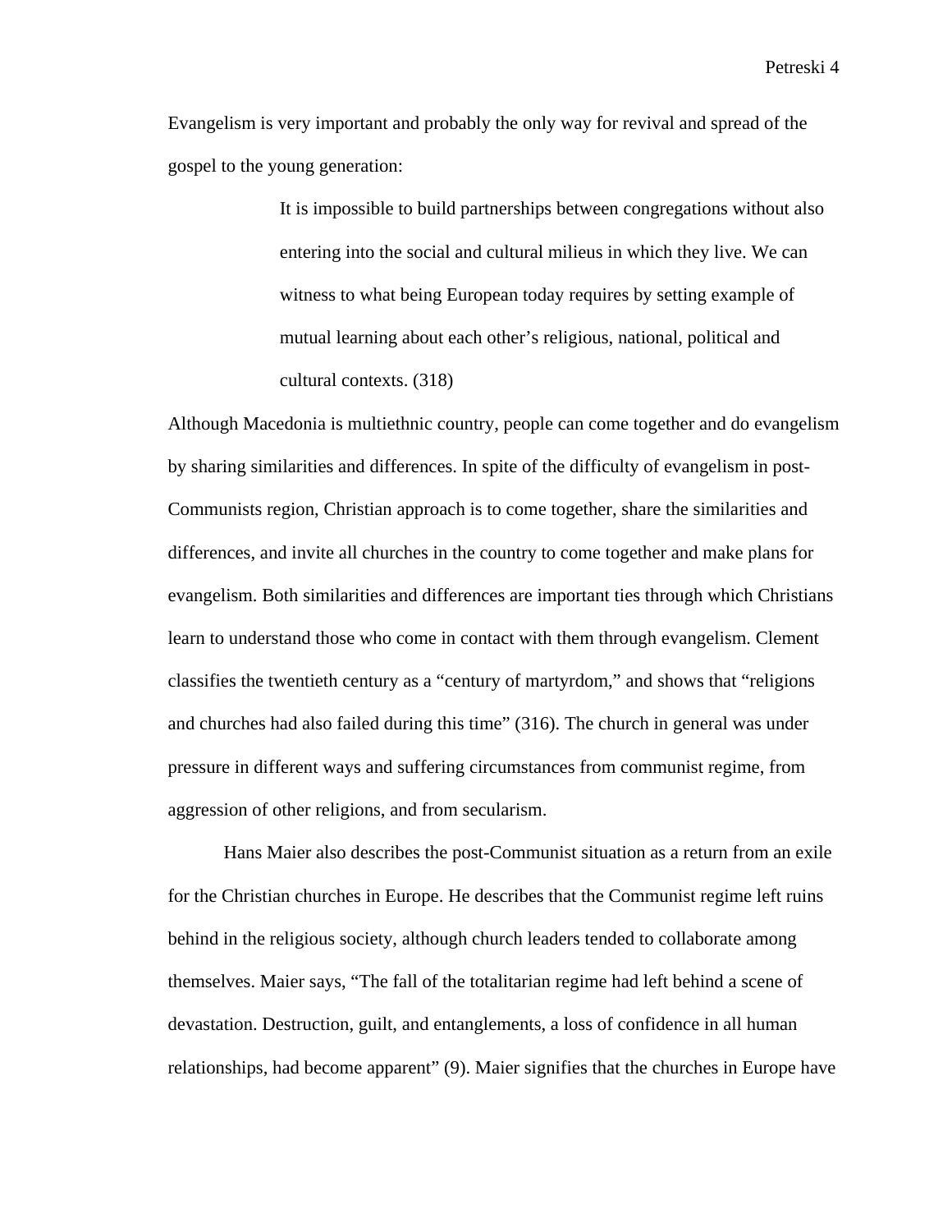Evangelism is very important and probably the only way for revival and spread of the gospel to the young generation:

> It is impossible to build partnerships between congregations without also entering into the social and cultural milieus in which they live. We can witness to what being European today requires by setting example of mutual learning about each other's religious, national, political and cultural contexts. (318)

Although Macedonia is multiethnic country, people can come together and do evangelism by sharing similarities and differences. In spite of the difficulty of evangelism in post-Communists region, Christian approach is to come together, share the similarities and differences, and invite all churches in the country to come together and make plans for evangelism. Both similarities and differences are important ties through which Christians learn to understand those who come in contact with them through evangelism. Clement classifies the twentieth century as a "century of martyrdom," and shows that "religions and churches had also failed during this time" (316). The church in general was under pressure in different ways and suffering circumstances from communist regime, from aggression of other religions, and from secularism.

Hans Maier also describes the post-Communist situation as a return from an exile for the Christian churches in Europe. He describes that the Communist regime left ruins behind in the religious society, although church leaders tended to collaborate among themselves. Maier says, "The fall of the totalitarian regime had left behind a scene of devastation. Destruction, guilt, and entanglements, a loss of confidence in all human relationships, had become apparent" (9). Maier signifies that the churches in Europe have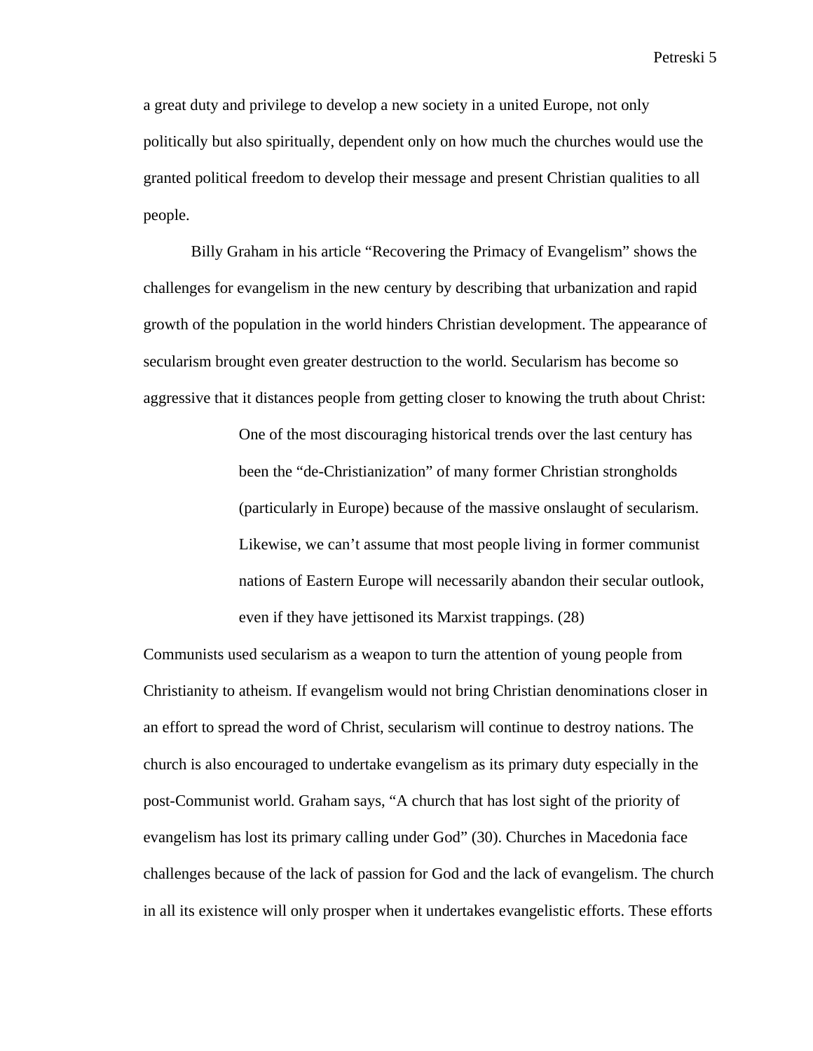a great duty and privilege to develop a new society in a united Europe, not only politically but also spiritually, dependent only on how much the churches would use the granted political freedom to develop their message and present Christian qualities to all people.

Billy Graham in his article “Recovering the Primacy of Evangelism” shows the challenges for evangelism in the new century by describing that urbanization and rapid growth of the population in the world hinders Christian development. The appearance of secularism brought even greater destruction to the world. Secularism has become so aggressive that it distances people from getting closer to knowing the truth about Christ:

> One of the most discouraging historical trends over the last century has been the “de-Christianization” of many former Christian strongholds (particularly in Europe) because of the massive onslaught of secularism. Likewise, we can’t assume that most people living in former communist nations of Eastern Europe will necessarily abandon their secular outlook, even if they have jettisoned its Marxist trappings. (28)

Communists used secularism as a weapon to turn the attention of young people from Christianity to atheism. If evangelism would not bring Christian denominations closer in an effort to spread the word of Christ, secularism will continue to destroy nations. The church is also encouraged to undertake evangelism as its primary duty especially in the post-Communist world. Graham says, “A church that has lost sight of the priority of evangelism has lost its primary calling under God” (30). Churches in Macedonia face challenges because of the lack of passion for God and the lack of evangelism. The church in all its existence will only prosper when it undertakes evangelistic efforts. These efforts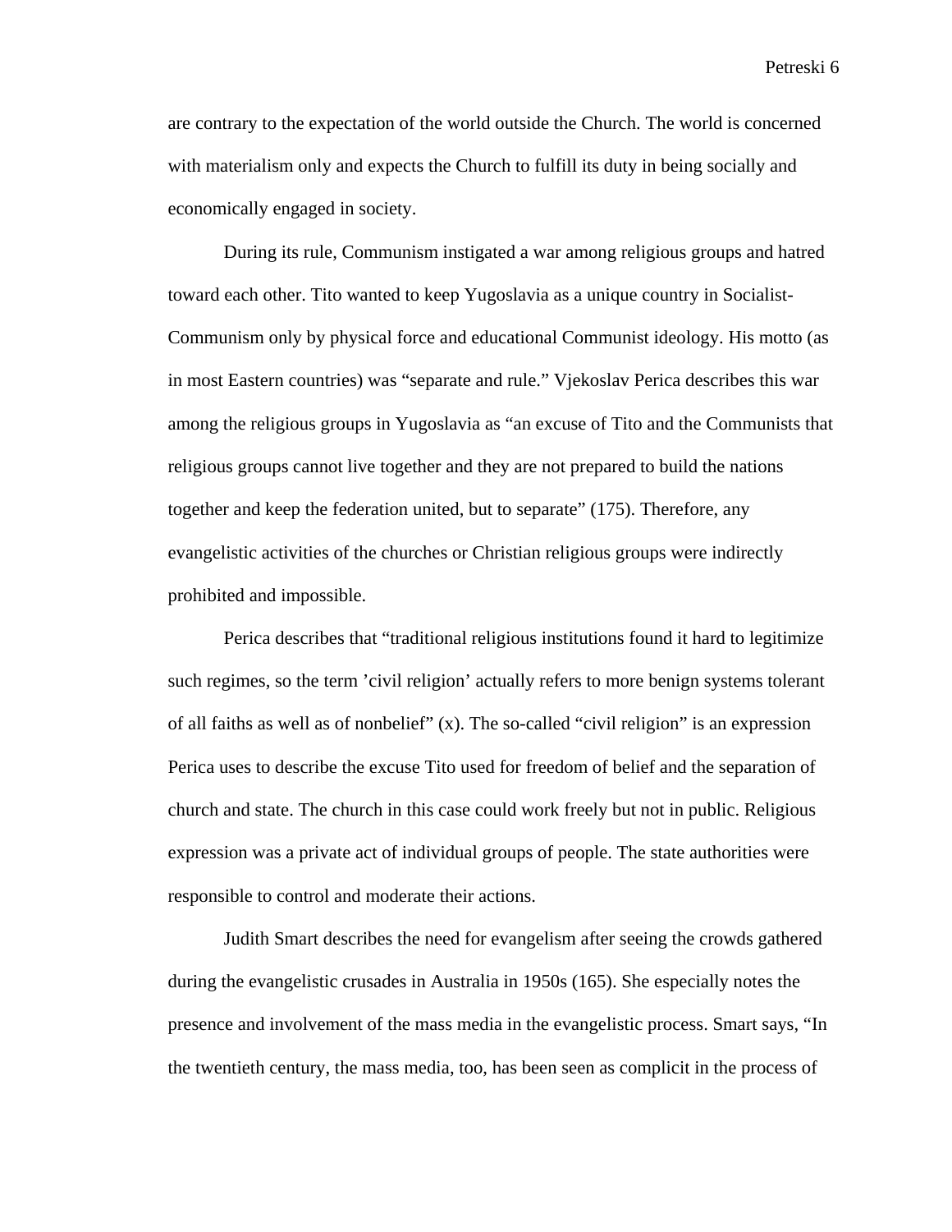are contrary to the expectation of the world outside the Church. The world is concerned with materialism only and expects the Church to fulfill its duty in being socially and economically engaged in society.

During its rule, Communism instigated a war among religious groups and hatred toward each other. Tito wanted to keep Yugoslavia as a unique country in Socialist-Communism only by physical force and educational Communist ideology. His motto (as in most Eastern countries) was "separate and rule." Vjekoslav Perica describes this war among the religious groups in Yugoslavia as "an excuse of Tito and the Communists that religious groups cannot live together and they are not prepared to build the nations together and keep the federation united, but to separate" (175). Therefore, any evangelistic activities of the churches or Christian religious groups were indirectly prohibited and impossible.

Perica describes that "traditional religious institutions found it hard to legitimize such regimes, so the term 'civil religion' actually refers to more benign systems tolerant of all faiths as well as of nonbelief" (x). The so-called "civil religion" is an expression Perica uses to describe the excuse Tito used for freedom of belief and the separation of church and state. The church in this case could work freely but not in public. Religious expression was a private act of individual groups of people. The state authorities were responsible to control and moderate their actions.

Judith Smart describes the need for evangelism after seeing the crowds gathered during the evangelistic crusades in Australia in 1950s (165). She especially notes the presence and involvement of the mass media in the evangelistic process. Smart says, "In the twentieth century, the mass media, too, has been seen as complicit in the process of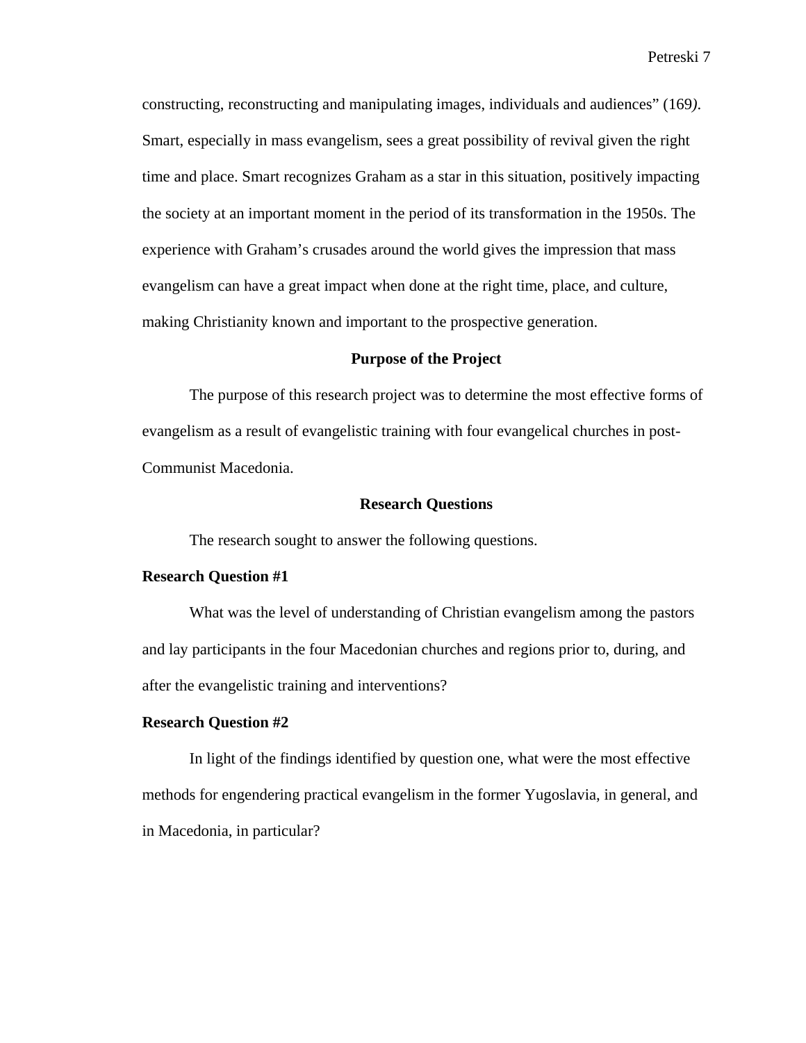constructing, reconstructing and manipulating images, individuals and audiences" (169). Smart, especially in mass evangelism, sees a great possibility of revival given the right time and place. Smart recognizes Graham as a star in this situation, positively impacting the society at an important moment in the period of its transformation in the 1950s. The experience with Graham's crusades around the world gives the impression that mass evangelism can have a great impact when done at the right time, place, and culture, making Christianity known and important to the prospective generation.

## Purpose of the Project

The purpose of this research project was to determine the most effective forms of evangelism as a result of evangelistic training with four evangelical churches in post-Communist Macedonia.

## Research Questions

The research sought to answer the following questions.

### Research Question #1

What was the level of understanding of Christian evangelism among the pastors and lay participants in the four Macedonian churches and regions prior to, during, and after the evangelistic training and interventions?

### Research Question #2

In light of the findings identified by question one, what were the most effective methods for engendering practical evangelism in the former Yugoslavia, in general, and in Macedonia, in particular?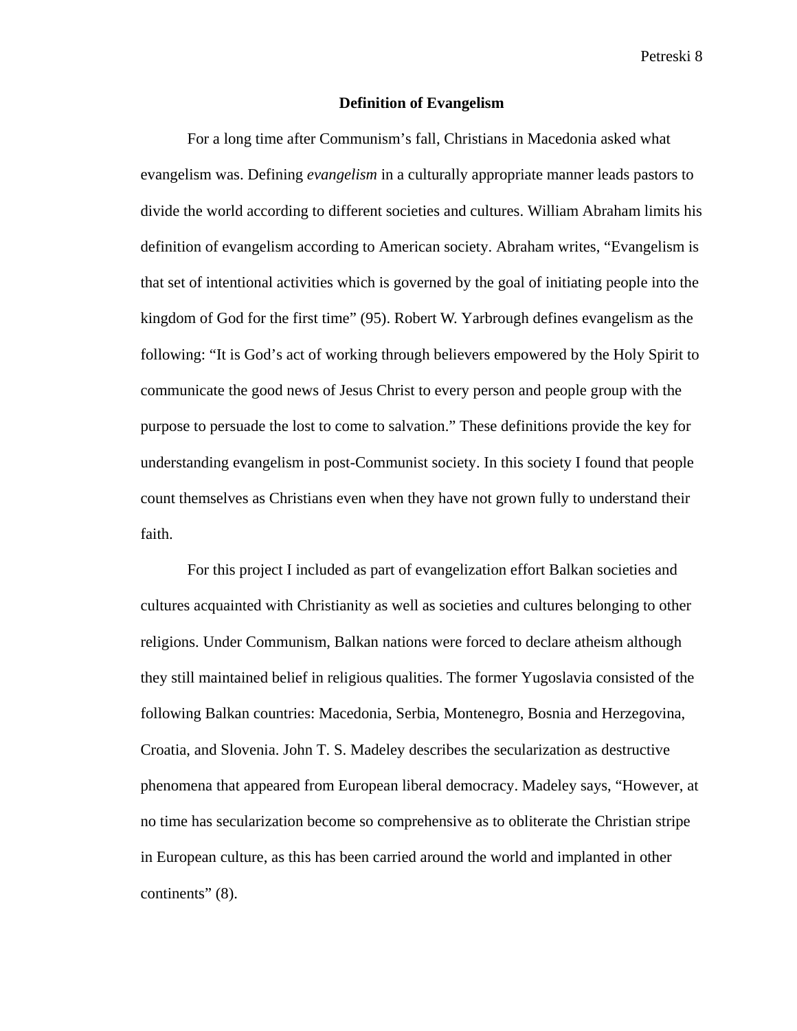## Definition of Evangelism

For a long time after Communism's fall, Christians in Macedonia asked what evangelism was. Defining *evangelism* in a culturally appropriate manner leads pastors to divide the world according to different societies and cultures. William Abraham limits his definition of evangelism according to American society. Abraham writes, "Evangelism is that set of intentional activities which is governed by the goal of initiating people into the kingdom of God for the first time" (95). Robert W. Yarbrough defines evangelism as the following: "It is God's act of working through believers empowered by the Holy Spirit to communicate the good news of Jesus Christ to every person and people group with the purpose to persuade the lost to come to salvation." These definitions provide the key for understanding evangelism in post-Communist society. In this society I found that people count themselves as Christians even when they have not grown fully to understand their faith.

For this project I included as part of evangelization effort Balkan societies and cultures acquainted with Christianity as well as societies and cultures belonging to other religions. Under Communism, Balkan nations were forced to declare atheism although they still maintained belief in religious qualities. The former Yugoslavia consisted of the following Balkan countries: Macedonia, Serbia, Montenegro, Bosnia and Herzegovina, Croatia, and Slovenia. John T. S. Madeley describes the secularization as destructive phenomena that appeared from European liberal democracy. Madeley says, "However, at no time has secularization become so comprehensive as to obliterate the Christian stripe in European culture, as this has been carried around the world and implanted in other continents" (8).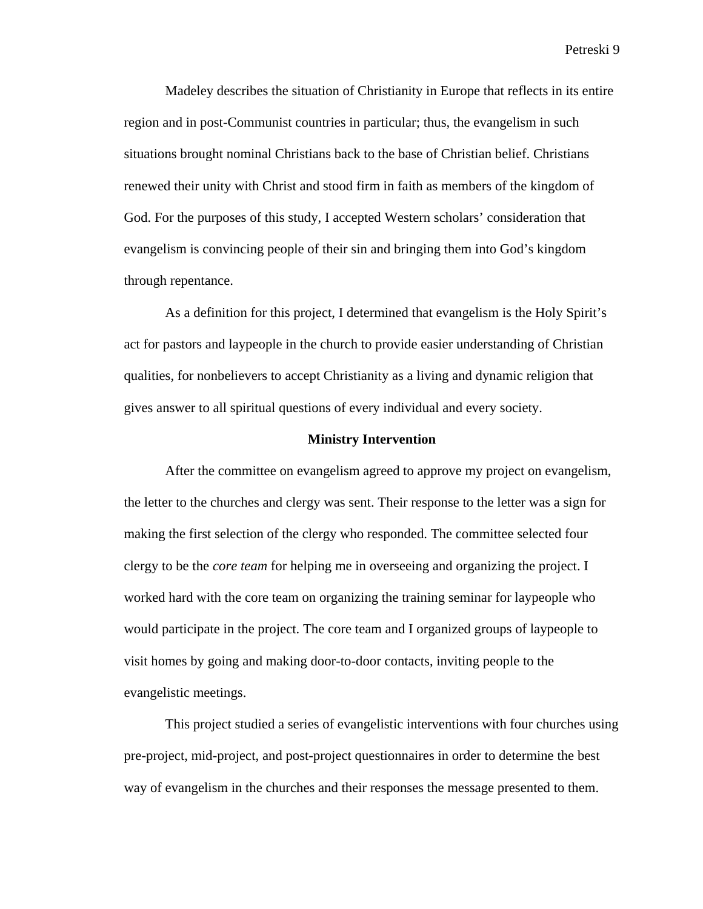Madeley describes the situation of Christianity in Europe that reflects in its entire region and in post-Communist countries in particular; thus, the evangelism in such situations brought nominal Christians back to the base of Christian belief. Christians renewed their unity with Christ and stood firm in faith as members of the kingdom of God. For the purposes of this study, I accepted Western scholars' consideration that evangelism is convincing people of their sin and bringing them into God's kingdom through repentance.

As a definition for this project, I determined that evangelism is the Holy Spirit's act for pastors and laypeople in the church to provide easier understanding of Christian qualities, for nonbelievers to accept Christianity as a living and dynamic religion that gives answer to all spiritual questions of every individual and every society.

## Ministry Intervention

After the committee on evangelism agreed to approve my project on evangelism, the letter to the churches and clergy was sent. Their response to the letter was a sign for making the first selection of the clergy who responded. The committee selected four clergy to be the *core team* for helping me in overseeing and organizing the project. I worked hard with the core team on organizing the training seminar for laypeople who would participate in the project. The core team and I organized groups of laypeople to visit homes by going and making door-to-door contacts, inviting people to the evangelistic meetings.

This project studied a series of evangelistic interventions with four churches using pre-project, mid-project, and post-project questionnaires in order to determine the best way of evangelism in the churches and their responses the message presented to them.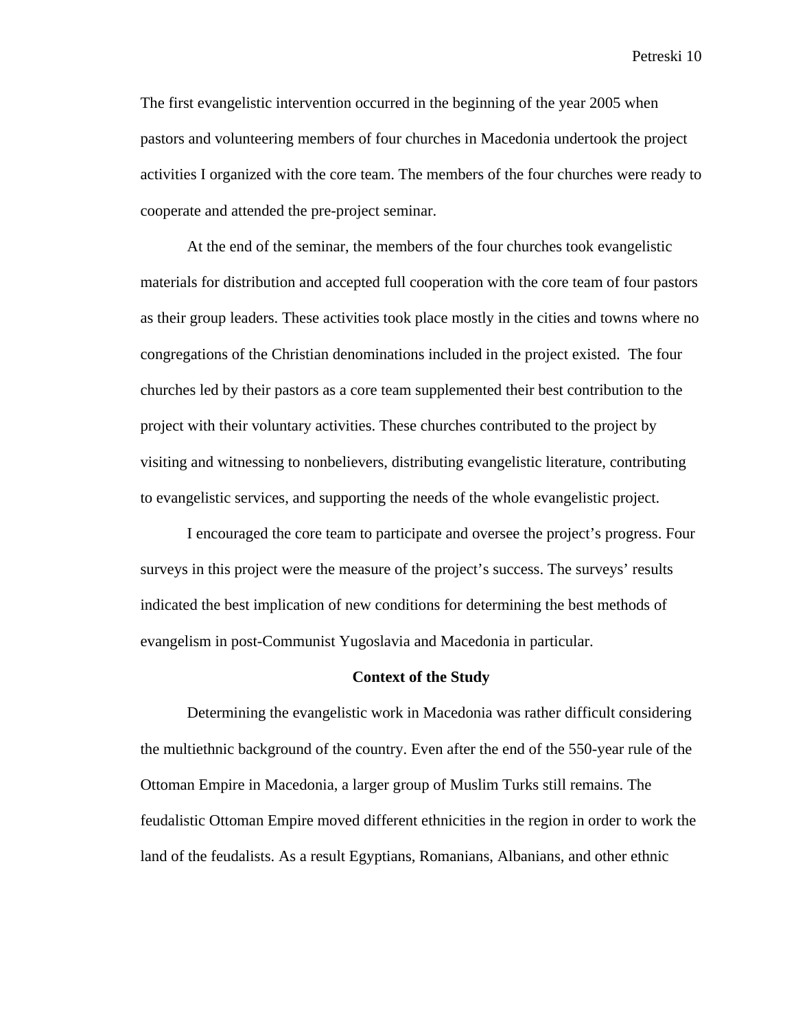The first evangelistic intervention occurred in the beginning of the year 2005 when pastors and volunteering members of four churches in Macedonia undertook the project activities I organized with the core team. The members of the four churches were ready to cooperate and attended the pre-project seminar.

At the end of the seminar, the members of the four churches took evangelistic materials for distribution and accepted full cooperation with the core team of four pastors as their group leaders. These activities took place mostly in the cities and towns where no congregations of the Christian denominations included in the project existed.  The four churches led by their pastors as a core team supplemented their best contribution to the project with their voluntary activities. These churches contributed to the project by visiting and witnessing to nonbelievers, distributing evangelistic literature, contributing to evangelistic services, and supporting the needs of the whole evangelistic project.

I encouraged the core team to participate and oversee the project's progress. Four surveys in this project were the measure of the project's success. The surveys' results indicated the best implication of new conditions for determining the best methods of evangelism in post-Communist Yugoslavia and Macedonia in particular.

**Context of the Study**

Determining the evangelistic work in Macedonia was rather difficult considering the multiethnic background of the country. Even after the end of the 550-year rule of the Ottoman Empire in Macedonia, a larger group of Muslim Turks still remains. The feudalistic Ottoman Empire moved different ethnicities in the region in order to work the land of the feudalists. As a result Egyptians, Romanians, Albanians, and other ethnic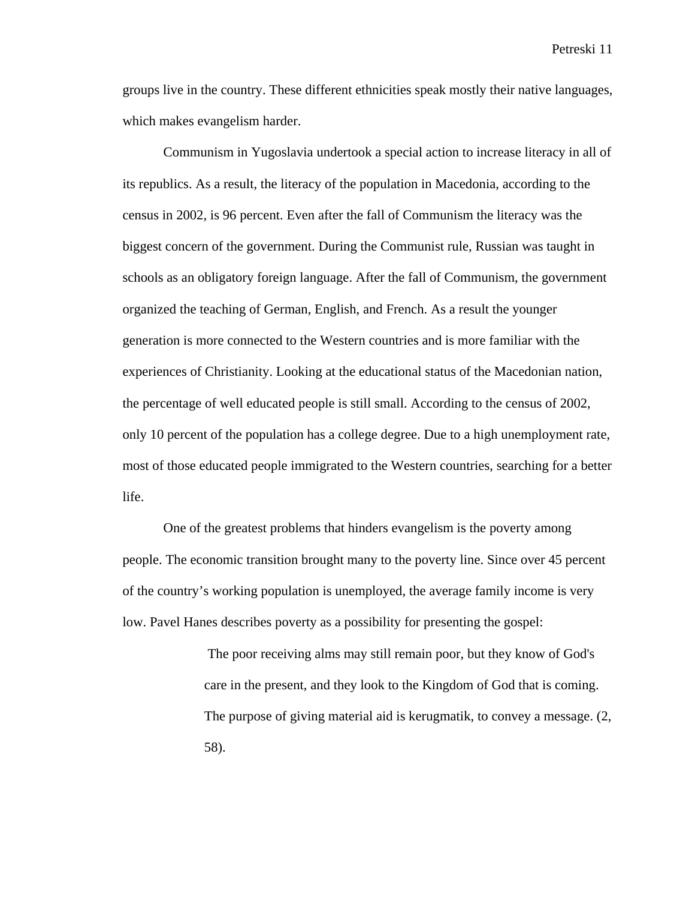groups live in the country. These different ethnicities speak mostly their native languages, which makes evangelism harder.

Communism in Yugoslavia undertook a special action to increase literacy in all of its republics. As a result, the literacy of the population in Macedonia, according to the census in 2002, is 96 percent. Even after the fall of Communism the literacy was the biggest concern of the government. During the Communist rule, Russian was taught in schools as an obligatory foreign language. After the fall of Communism, the government organized the teaching of German, English, and French. As a result the younger generation is more connected to the Western countries and is more familiar with the experiences of Christianity. Looking at the educational status of the Macedonian nation, the percentage of well educated people is still small. According to the census of 2002, only 10 percent of the population has a college degree. Due to a high unemployment rate, most of those educated people immigrated to the Western countries, searching for a better life.

One of the greatest problems that hinders evangelism is the poverty among people. The economic transition brought many to the poverty line. Since over 45 percent of the country's working population is unemployed, the average family income is very low. Pavel Hanes describes poverty as a possibility for presenting the gospel:

> The poor receiving alms may still remain poor, but they know of God's care in the present, and they look to the Kingdom of God that is coming. The purpose of giving material aid is kerugmatik, to convey a message. (2, 58).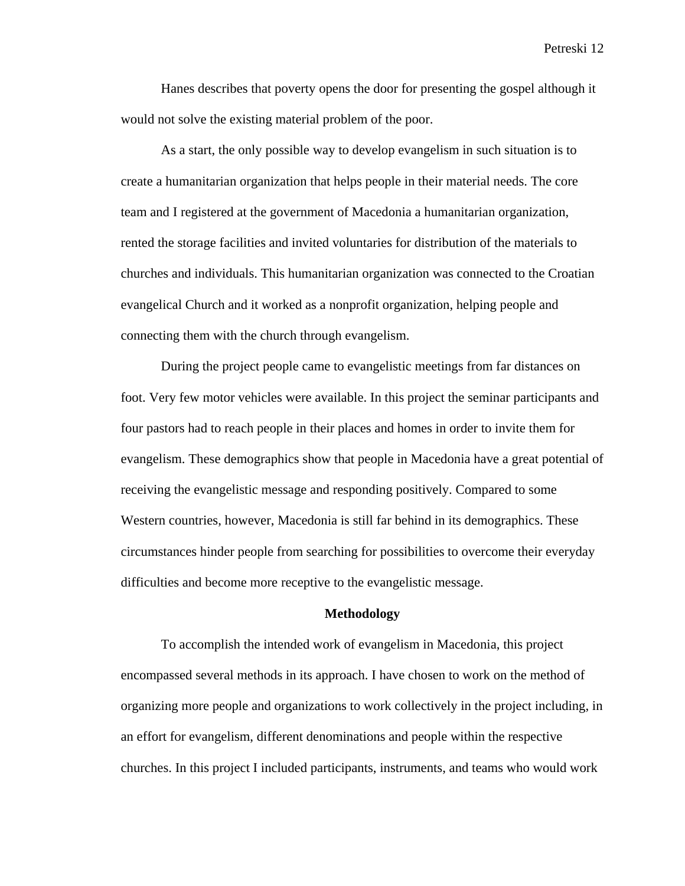Hanes describes that poverty opens the door for presenting the gospel although it would not solve the existing material problem of the poor.

As a start, the only possible way to develop evangelism in such situation is to create a humanitarian organization that helps people in their material needs. The core team and I registered at the government of Macedonia a humanitarian organization, rented the storage facilities and invited voluntaries for distribution of the materials to churches and individuals. This humanitarian organization was connected to the Croatian evangelical Church and it worked as a nonprofit organization, helping people and connecting them with the church through evangelism.

During the project people came to evangelistic meetings from far distances on foot. Very few motor vehicles were available. In this project the seminar participants and four pastors had to reach people in their places and homes in order to invite them for evangelism. These demographics show that people in Macedonia have a great potential of receiving the evangelistic message and responding positively. Compared to some Western countries, however, Macedonia is still far behind in its demographics. These circumstances hinder people from searching for possibilities to overcome their everyday difficulties and become more receptive to the evangelistic message.

## Methodology

To accomplish the intended work of evangelism in Macedonia, this project encompassed several methods in its approach. I have chosen to work on the method of organizing more people and organizations to work collectively in the project including, in an effort for evangelism, different denominations and people within the respective churches. In this project I included participants, instruments, and teams who would work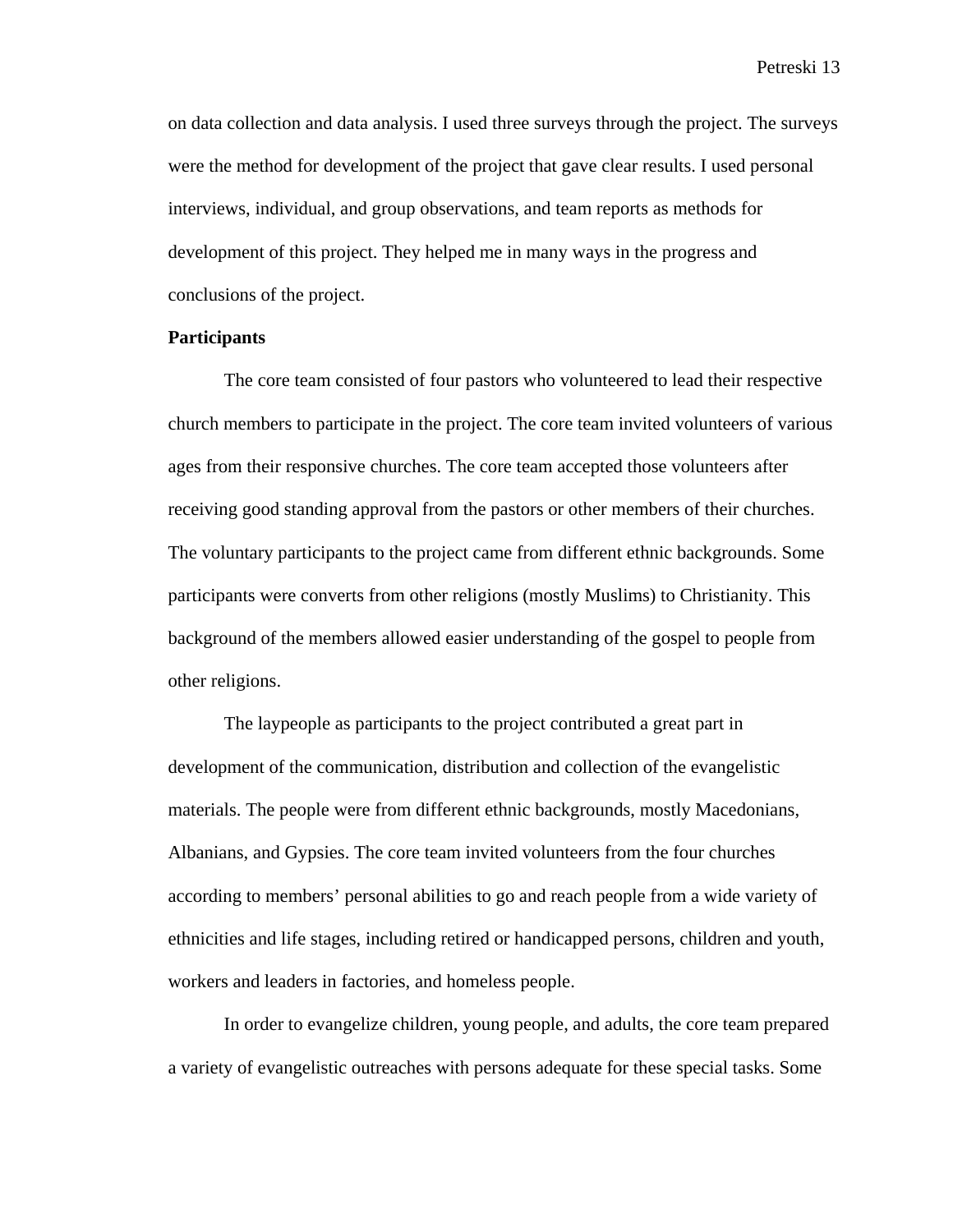on data collection and data analysis. I used three surveys through the project. The surveys were the method for development of the project that gave clear results. I used personal interviews, individual, and group observations, and team reports as methods for development of this project. They helped me in many ways in the progress and conclusions of the project.

**Participants**

The core team consisted of four pastors who volunteered to lead their respective church members to participate in the project. The core team invited volunteers of various ages from their responsive churches. The core team accepted those volunteers after receiving good standing approval from the pastors or other members of their churches. The voluntary participants to the project came from different ethnic backgrounds. Some participants were converts from other religions (mostly Muslims) to Christianity. This background of the members allowed easier understanding of the gospel to people from other religions.

The laypeople as participants to the project contributed a great part in development of the communication, distribution and collection of the evangelistic materials. The people were from different ethnic backgrounds, mostly Macedonians, Albanians, and Gypsies. The core team invited volunteers from the four churches according to members' personal abilities to go and reach people from a wide variety of ethnicities and life stages, including retired or handicapped persons, children and youth, workers and leaders in factories, and homeless people.

In order to evangelize children, young people, and adults, the core team prepared a variety of evangelistic outreaches with persons adequate for these special tasks. Some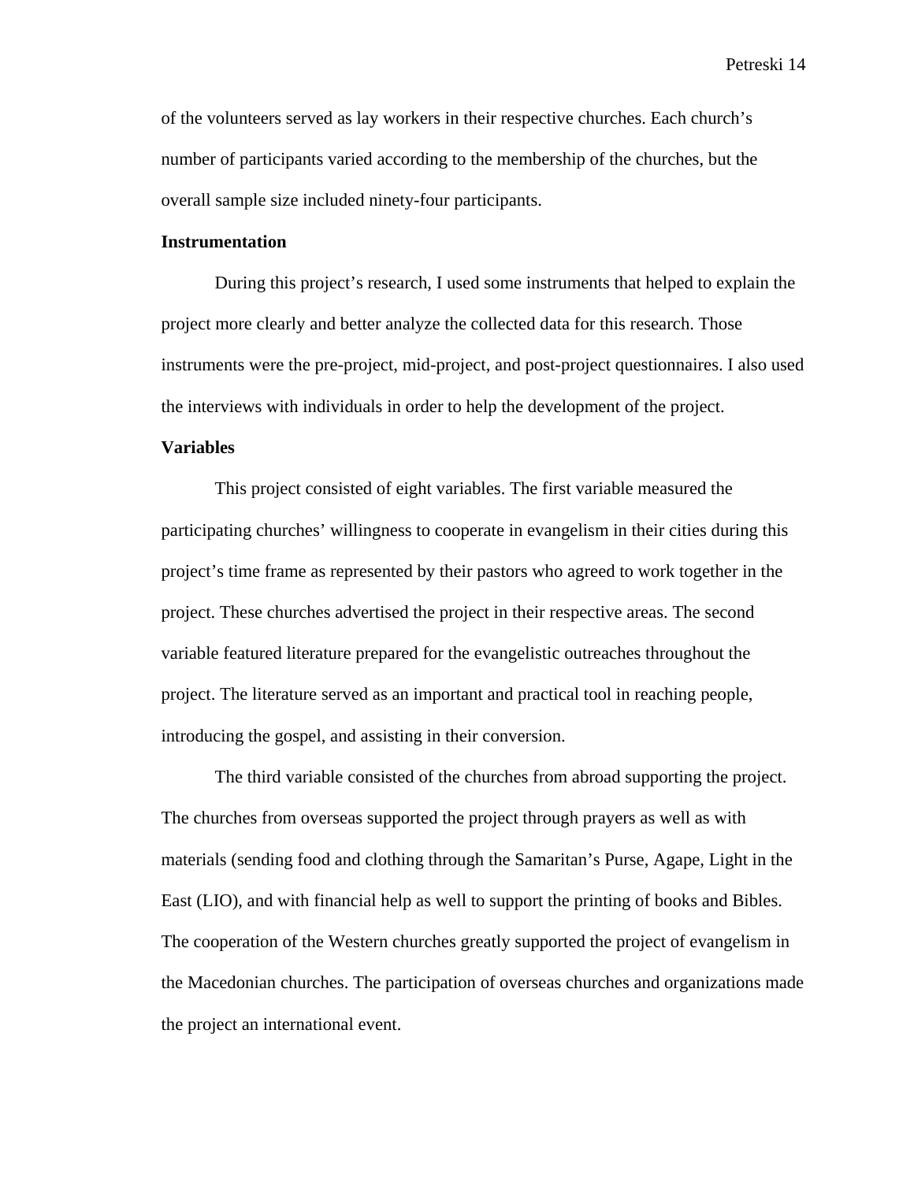of the volunteers served as lay workers in their respective churches. Each church's number of participants varied according to the membership of the churches, but the overall sample size included ninety-four participants.

**Instrumentation**

During this project's research, I used some instruments that helped to explain the project more clearly and better analyze the collected data for this research. Those instruments were the pre-project, mid-project, and post-project questionnaires. I also used the interviews with individuals in order to help the development of the project.

**Variables**

This project consisted of eight variables. The first variable measured the participating churches' willingness to cooperate in evangelism in their cities during this project's time frame as represented by their pastors who agreed to work together in the project. These churches advertised the project in their respective areas. The second variable featured literature prepared for the evangelistic outreaches throughout the project. The literature served as an important and practical tool in reaching people, introducing the gospel, and assisting in their conversion.

The third variable consisted of the churches from abroad supporting the project. The churches from overseas supported the project through prayers as well as with materials (sending food and clothing through the Samaritan's Purse, Agape, Light in the East (LIO), and with financial help as well to support the printing of books and Bibles. The cooperation of the Western churches greatly supported the project of evangelism in the Macedonian churches. The participation of overseas churches and organizations made the project an international event.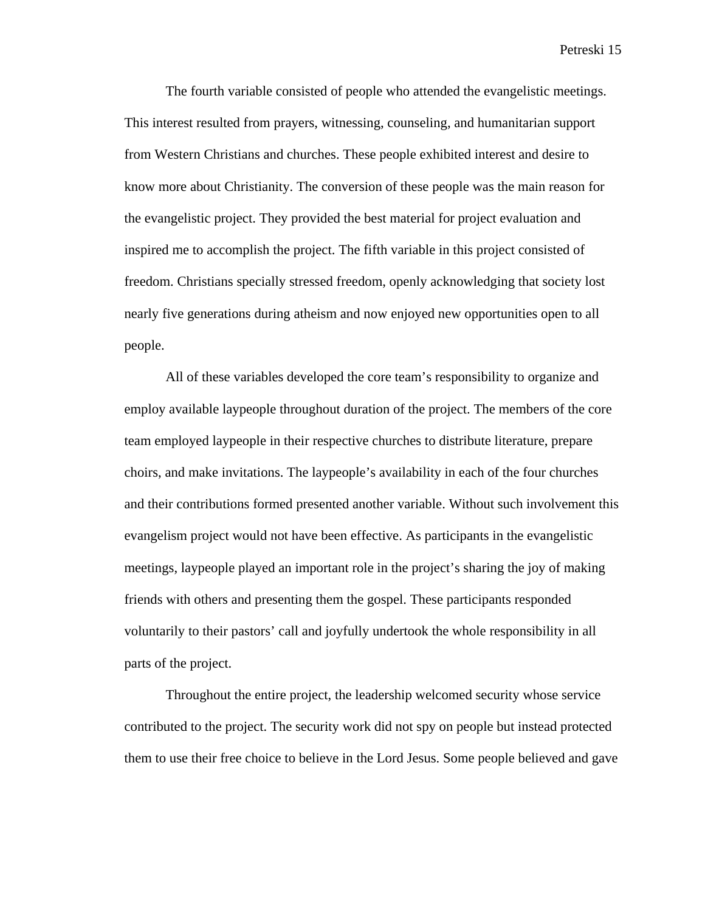The fourth variable consisted of people who attended the evangelistic meetings. This interest resulted from prayers, witnessing, counseling, and humanitarian support from Western Christians and churches. These people exhibited interest and desire to know more about Christianity. The conversion of these people was the main reason for the evangelistic project. They provided the best material for project evaluation and inspired me to accomplish the project. The fifth variable in this project consisted of freedom. Christians specially stressed freedom, openly acknowledging that society lost nearly five generations during atheism and now enjoyed new opportunities open to all people.

All of these variables developed the core team's responsibility to organize and employ available laypeople throughout duration of the project. The members of the core team employed laypeople in their respective churches to distribute literature, prepare choirs, and make invitations. The laypeople's availability in each of the four churches and their contributions formed presented another variable. Without such involvement this evangelism project would not have been effective. As participants in the evangelistic meetings, laypeople played an important role in the project's sharing the joy of making friends with others and presenting them the gospel. These participants responded voluntarily to their pastors' call and joyfully undertook the whole responsibility in all parts of the project.

Throughout the entire project, the leadership welcomed security whose service contributed to the project. The security work did not spy on people but instead protected them to use their free choice to believe in the Lord Jesus. Some people believed and gave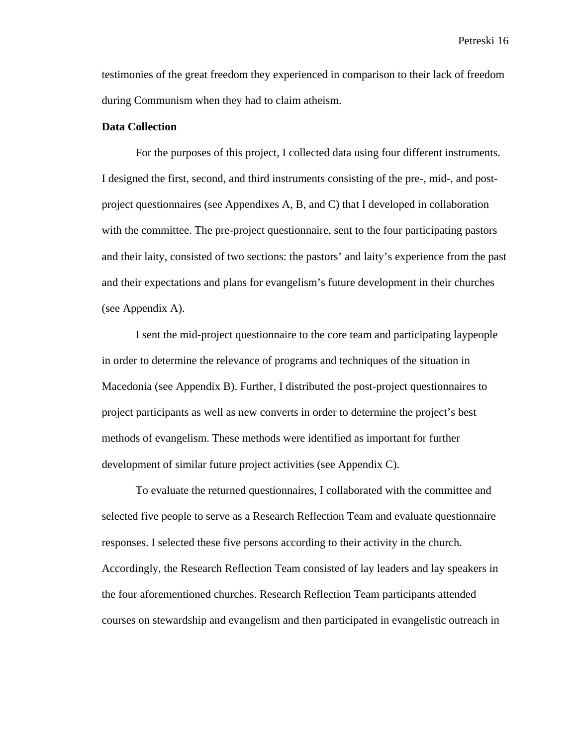testimonies of the great freedom they experienced in comparison to their lack of freedom during Communism when they had to claim atheism.

**Data Collection**

For the purposes of this project, I collected data using four different instruments. I designed the first, second, and third instruments consisting of the pre-, mid-, and post-project questionnaires (see Appendixes A, B, and C) that I developed in collaboration with the committee. The pre-project questionnaire, sent to the four participating pastors and their laity, consisted of two sections: the pastors' and laity's experience from the past and their expectations and plans for evangelism's future development in their churches (see Appendix A).

I sent the mid-project questionnaire to the core team and participating laypeople in order to determine the relevance of programs and techniques of the situation in Macedonia (see Appendix B). Further, I distributed the post-project questionnaires to project participants as well as new converts in order to determine the project's best methods of evangelism. These methods were identified as important for further development of similar future project activities (see Appendix C).

To evaluate the returned questionnaires, I collaborated with the committee and selected five people to serve as a Research Reflection Team and evaluate questionnaire responses. I selected these five persons according to their activity in the church. Accordingly, the Research Reflection Team consisted of lay leaders and lay speakers in the four aforementioned churches. Research Reflection Team participants attended courses on stewardship and evangelism and then participated in evangelistic outreach in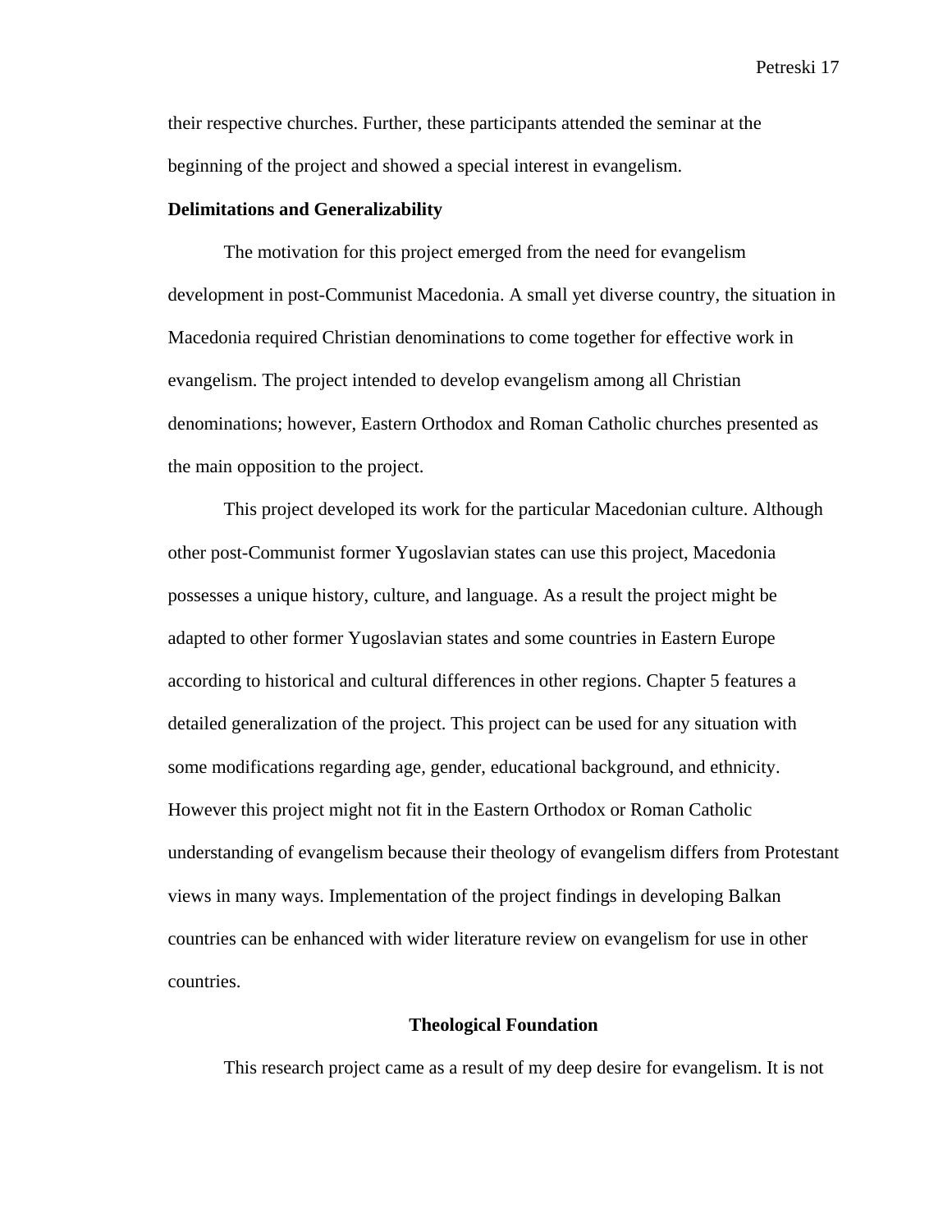their respective churches. Further, these participants attended the seminar at the beginning of the project and showed a special interest in evangelism.

**Delimitations and Generalizability**

The motivation for this project emerged from the need for evangelism development in post-Communist Macedonia. A small yet diverse country, the situation in Macedonia required Christian denominations to come together for effective work in evangelism. The project intended to develop evangelism among all Christian denominations; however, Eastern Orthodox and Roman Catholic churches presented as the main opposition to the project.

This project developed its work for the particular Macedonian culture. Although other post-Communist former Yugoslavian states can use this project, Macedonia possesses a unique history, culture, and language. As a result the project might be adapted to other former Yugoslavian states and some countries in Eastern Europe according to historical and cultural differences in other regions. Chapter 5 features a detailed generalization of the project. This project can be used for any situation with some modifications regarding age, gender, educational background, and ethnicity. However this project might not fit in the Eastern Orthodox or Roman Catholic understanding of evangelism because their theology of evangelism differs from Protestant views in many ways. Implementation of the project findings in developing Balkan countries can be enhanced with wider literature review on evangelism for use in other countries.

## Theological Foundation

This research project came as a result of my deep desire for evangelism. It is not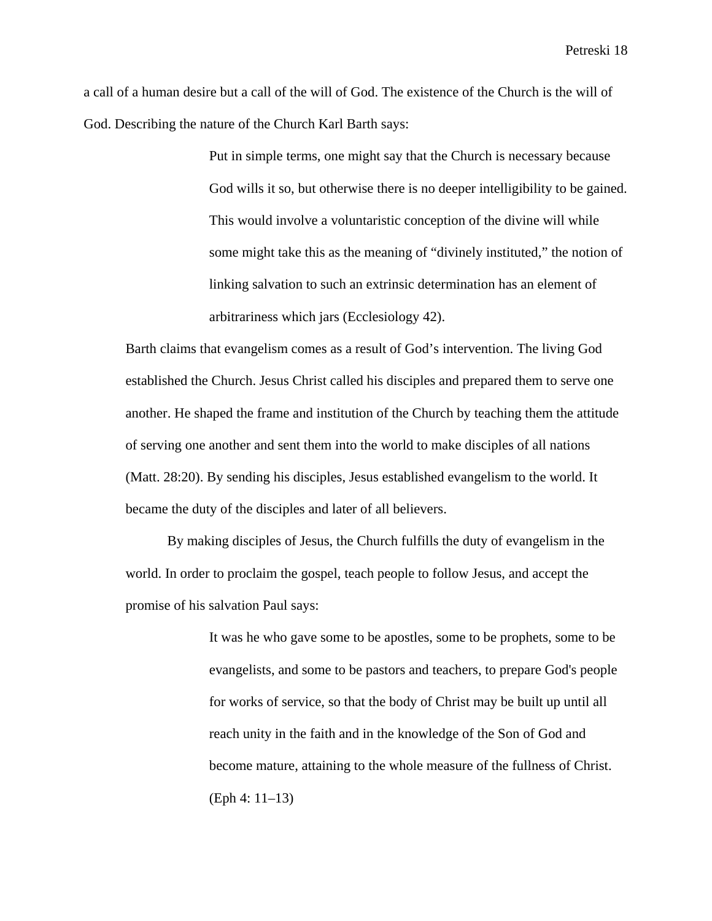a call of a human desire but a call of the will of God. The existence of the Church is the will of God. Describing the nature of the Church Karl Barth says:

> Put in simple terms, one might say that the Church is necessary because God wills it so, but otherwise there is no deeper intelligibility to be gained. This would involve a voluntaristic conception of the divine will while some might take this as the meaning of "divinely instituted," the notion of linking salvation to such an extrinsic determination has an element of arbitrariness which jars (Ecclesiology 42).

Barth claims that evangelism comes as a result of God's intervention. The living God established the Church. Jesus Christ called his disciples and prepared them to serve one another. He shaped the frame and institution of the Church by teaching them the attitude of serving one another and sent them into the world to make disciples of all nations (Matt. 28:20). By sending his disciples, Jesus established evangelism to the world. It became the duty of the disciples and later of all believers.

By making disciples of Jesus, the Church fulfills the duty of evangelism in the world. In order to proclaim the gospel, teach people to follow Jesus, and accept the promise of his salvation Paul says:

> It was he who gave some to be apostles, some to be prophets, some to be evangelists, and some to be pastors and teachers, to prepare God's people for works of service, so that the body of Christ may be built up until all reach unity in the faith and in the knowledge of the Son of God and become mature, attaining to the whole measure of the fullness of Christ. (Eph 4: 11–13)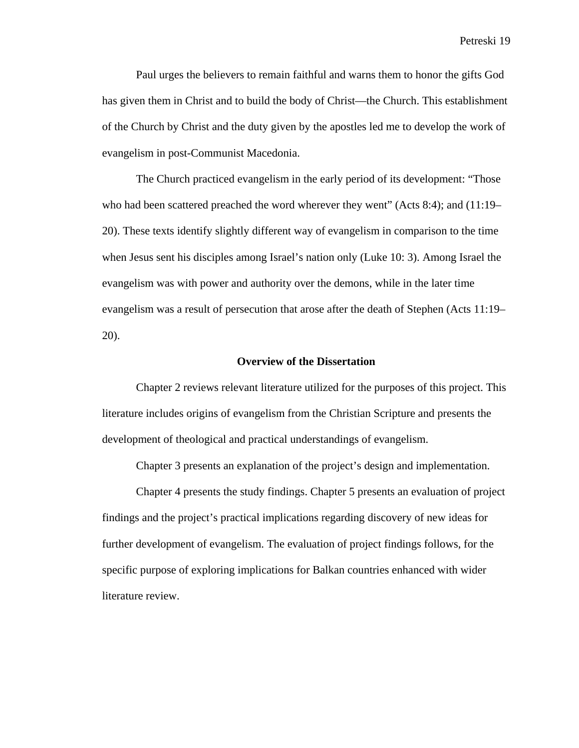Paul urges the believers to remain faithful and warns them to honor the gifts God has given them in Christ and to build the body of Christ—the Church. This establishment of the Church by Christ and the duty given by the apostles led me to develop the work of evangelism in post-Communist Macedonia.

The Church practiced evangelism in the early period of its development: "Those who had been scattered preached the word wherever they went" (Acts 8:4); and (11:19–20). These texts identify slightly different way of evangelism in comparison to the time when Jesus sent his disciples among Israel's nation only (Luke 10: 3). Among Israel the evangelism was with power and authority over the demons, while in the later time evangelism was a result of persecution that arose after the death of Stephen (Acts 11:19–20).

## Overview of the Dissertation

Chapter 2 reviews relevant literature utilized for the purposes of this project. This literature includes origins of evangelism from the Christian Scripture and presents the development of theological and practical understandings of evangelism.

Chapter 3 presents an explanation of the project's design and implementation.

Chapter 4 presents the study findings. Chapter 5 presents an evaluation of project findings and the project's practical implications regarding discovery of new ideas for further development of evangelism. The evaluation of project findings follows, for the specific purpose of exploring implications for Balkan countries enhanced with wider literature review.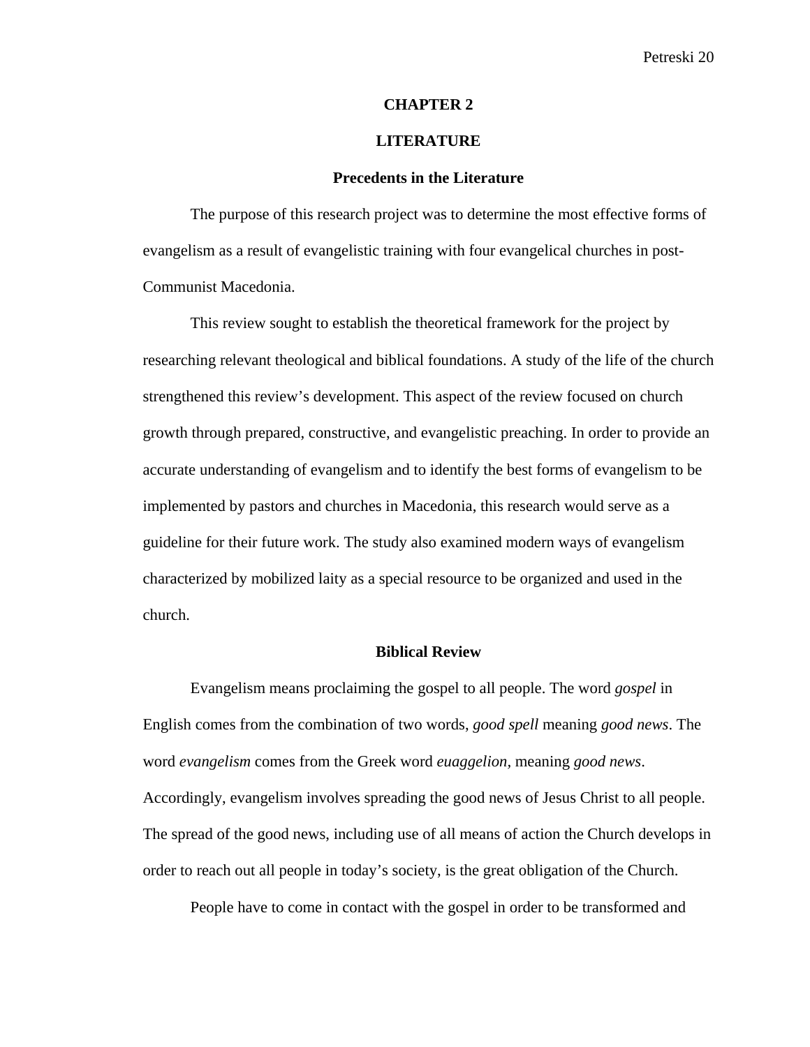# CHAPTER 2

# LITERATURE

## Precedents in the Literature

The purpose of this research project was to determine the most effective forms of evangelism as a result of evangelistic training with four evangelical churches in post-Communist Macedonia.

This review sought to establish the theoretical framework for the project by researching relevant theological and biblical foundations. A study of the life of the church strengthened this review's development. This aspect of the review focused on church growth through prepared, constructive, and evangelistic preaching. In order to provide an accurate understanding of evangelism and to identify the best forms of evangelism to be implemented by pastors and churches in Macedonia, this research would serve as a guideline for their future work. The study also examined modern ways of evangelism characterized by mobilized laity as a special resource to be organized and used in the church.

## Biblical Review

Evangelism means proclaiming the gospel to all people. The word *gospel* in English comes from the combination of two words, *good spell* meaning *good news*. The word *evangelism* comes from the Greek word *euaggelion*, meaning *good news*. Accordingly, evangelism involves spreading the good news of Jesus Christ to all people. The spread of the good news, including use of all means of action the Church develops in order to reach out all people in today's society, is the great obligation of the Church.

People have to come in contact with the gospel in order to be transformed and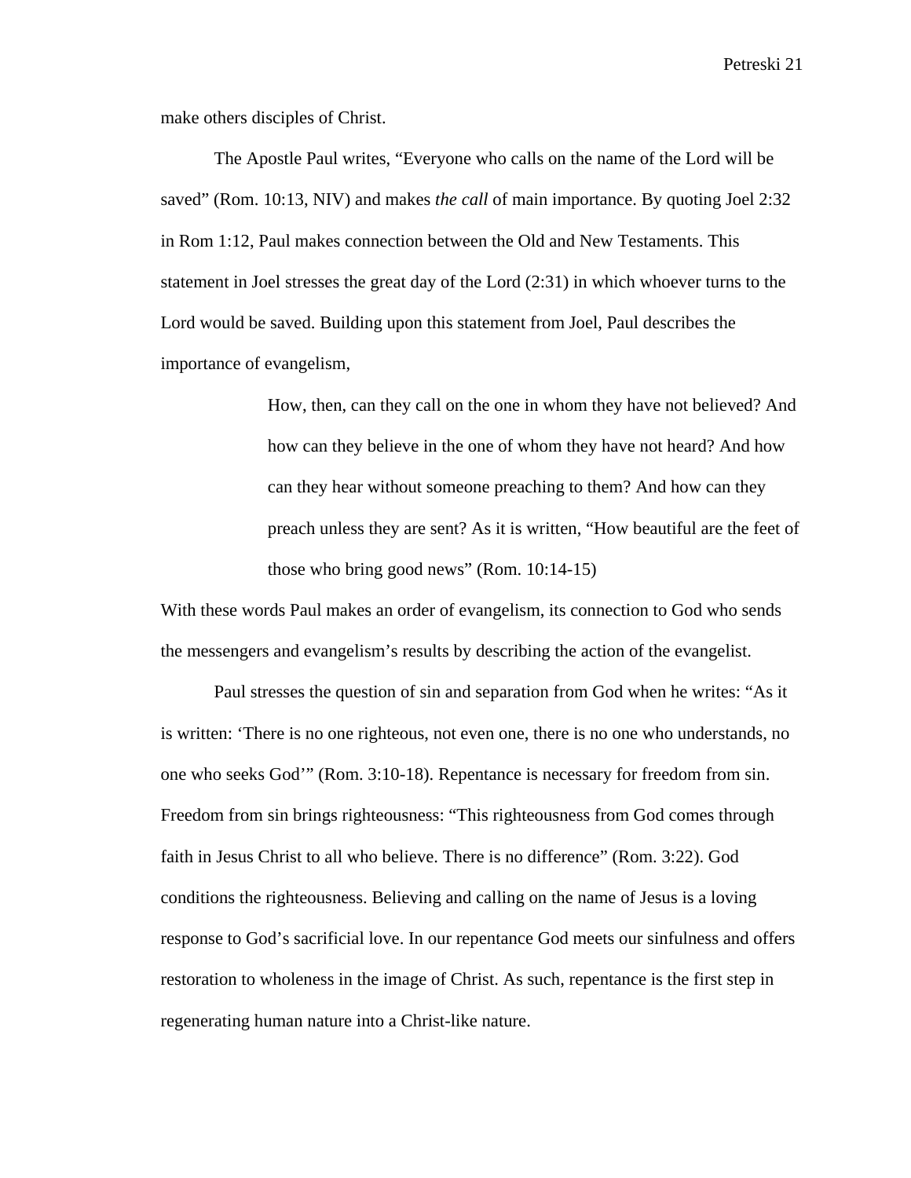make others disciples of Christ.

The Apostle Paul writes, “Everyone who calls on the name of the Lord will be saved” (Rom. 10:13, NIV) and makes *the call* of main importance. By quoting Joel 2:32 in Rom 1:12, Paul makes connection between the Old and New Testaments. This statement in Joel stresses the great day of the Lord (2:31) in which whoever turns to the Lord would be saved. Building upon this statement from Joel, Paul describes the importance of evangelism,

> How, then, can they call on the one in whom they have not believed? And how can they believe in the one of whom they have not heard? And how can they hear without someone preaching to them? And how can they preach unless they are sent? As it is written, “How beautiful are the feet of those who bring good news” (Rom. 10:14-15)

With these words Paul makes an order of evangelism, its connection to God who sends the messengers and evangelism’s results by describing the action of the evangelist.

Paul stresses the question of sin and separation from God when he writes: “As it is written: ‘There is no one righteous, not even one, there is no one who understands, no one who seeks God’” (Rom. 3:10-18). Repentance is necessary for freedom from sin. Freedom from sin brings righteousness: “This righteousness from God comes through faith in Jesus Christ to all who believe. There is no difference” (Rom. 3:22). God conditions the righteousness. Believing and calling on the name of Jesus is a loving response to God’s sacrificial love. In our repentance God meets our sinfulness and offers restoration to wholeness in the image of Christ. As such, repentance is the first step in regenerating human nature into a Christ-like nature.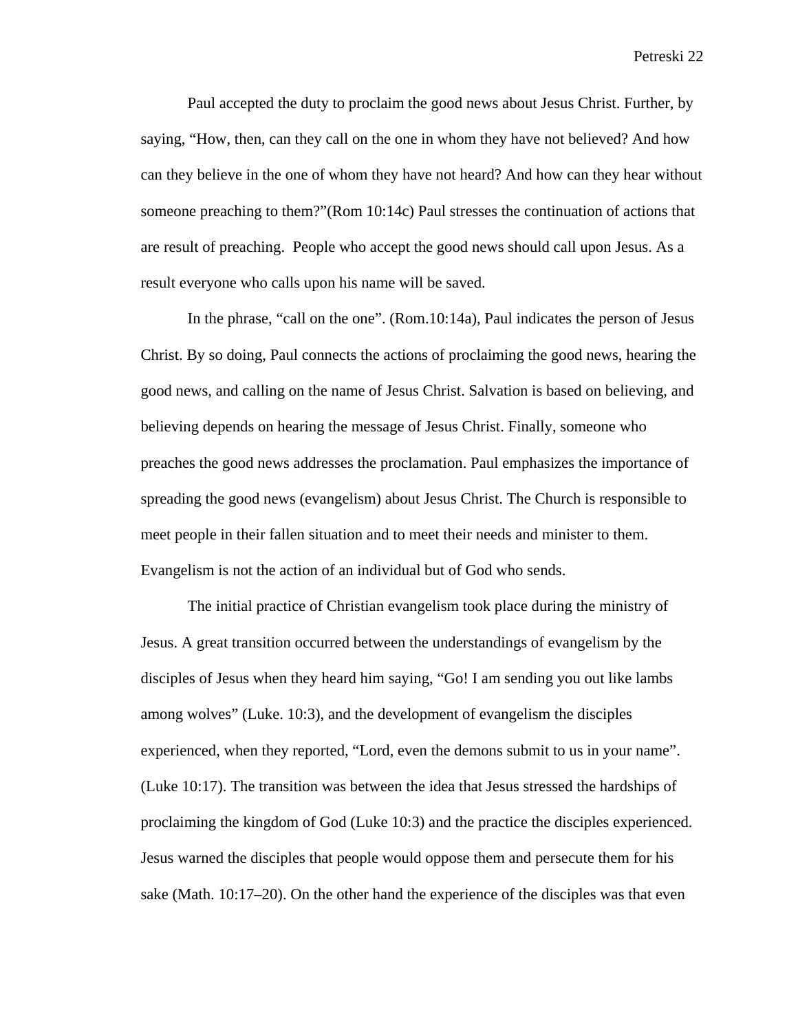Paul accepted the duty to proclaim the good news about Jesus Christ. Further, by saying, “How, then, can they call on the one in whom they have not believed? And how can they believe in the one of whom they have not heard? And how can they hear without someone preaching to them?”(Rom 10:14c) Paul stresses the continuation of actions that are result of preaching. People who accept the good news should call upon Jesus. As a result everyone who calls upon his name will be saved.

In the phrase, “call on the one”. (Rom.10:14a), Paul indicates the person of Jesus Christ. By so doing, Paul connects the actions of proclaiming the good news, hearing the good news, and calling on the name of Jesus Christ. Salvation is based on believing, and believing depends on hearing the message of Jesus Christ. Finally, someone who preaches the good news addresses the proclamation. Paul emphasizes the importance of spreading the good news (evangelism) about Jesus Christ. The Church is responsible to meet people in their fallen situation and to meet their needs and minister to them. Evangelism is not the action of an individual but of God who sends.

The initial practice of Christian evangelism took place during the ministry of Jesus. A great transition occurred between the understandings of evangelism by the disciples of Jesus when they heard him saying, “Go! I am sending you out like lambs among wolves” (Luke. 10:3), and the development of evangelism the disciples experienced, when they reported, “Lord, even the demons submit to us in your name”. (Luke 10:17). The transition was between the idea that Jesus stressed the hardships of proclaiming the kingdom of God (Luke 10:3) and the practice the disciples experienced. Jesus warned the disciples that people would oppose them and persecute them for his sake (Math. 10:17–20). On the other hand the experience of the disciples was that even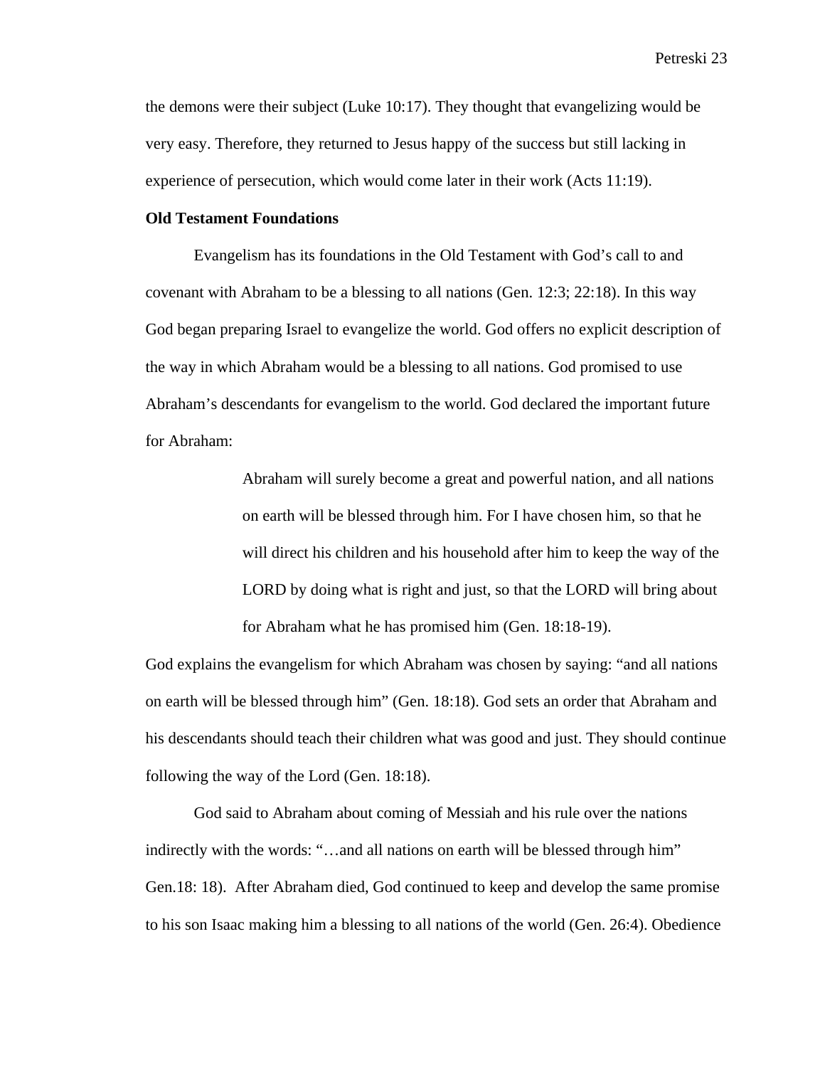the demons were their subject (Luke 10:17). They thought that evangelizing would be very easy. Therefore, they returned to Jesus happy of the success but still lacking in experience of persecution, which would come later in their work (Acts 11:19).

**Old Testament Foundations**

Evangelism has its foundations in the Old Testament with God's call to and covenant with Abraham to be a blessing to all nations (Gen. 12:3; 22:18). In this way God began preparing Israel to evangelize the world. God offers no explicit description of the way in which Abraham would be a blessing to all nations. God promised to use Abraham's descendants for evangelism to the world. God declared the important future for Abraham:

> Abraham will surely become a great and powerful nation, and all nations on earth will be blessed through him. For I have chosen him, so that he will direct his children and his household after him to keep the way of the LORD by doing what is right and just, so that the LORD will bring about for Abraham what he has promised him (Gen. 18:18-19).

God explains the evangelism for which Abraham was chosen by saying: "and all nations on earth will be blessed through him" (Gen. 18:18). God sets an order that Abraham and his descendants should teach their children what was good and just. They should continue following the way of the Lord (Gen. 18:18).

God said to Abraham about coming of Messiah and his rule over the nations indirectly with the words: "…and all nations on earth will be blessed through him" Gen.18: 18). After Abraham died, God continued to keep and develop the same promise to his son Isaac making him a blessing to all nations of the world (Gen. 26:4). Obedience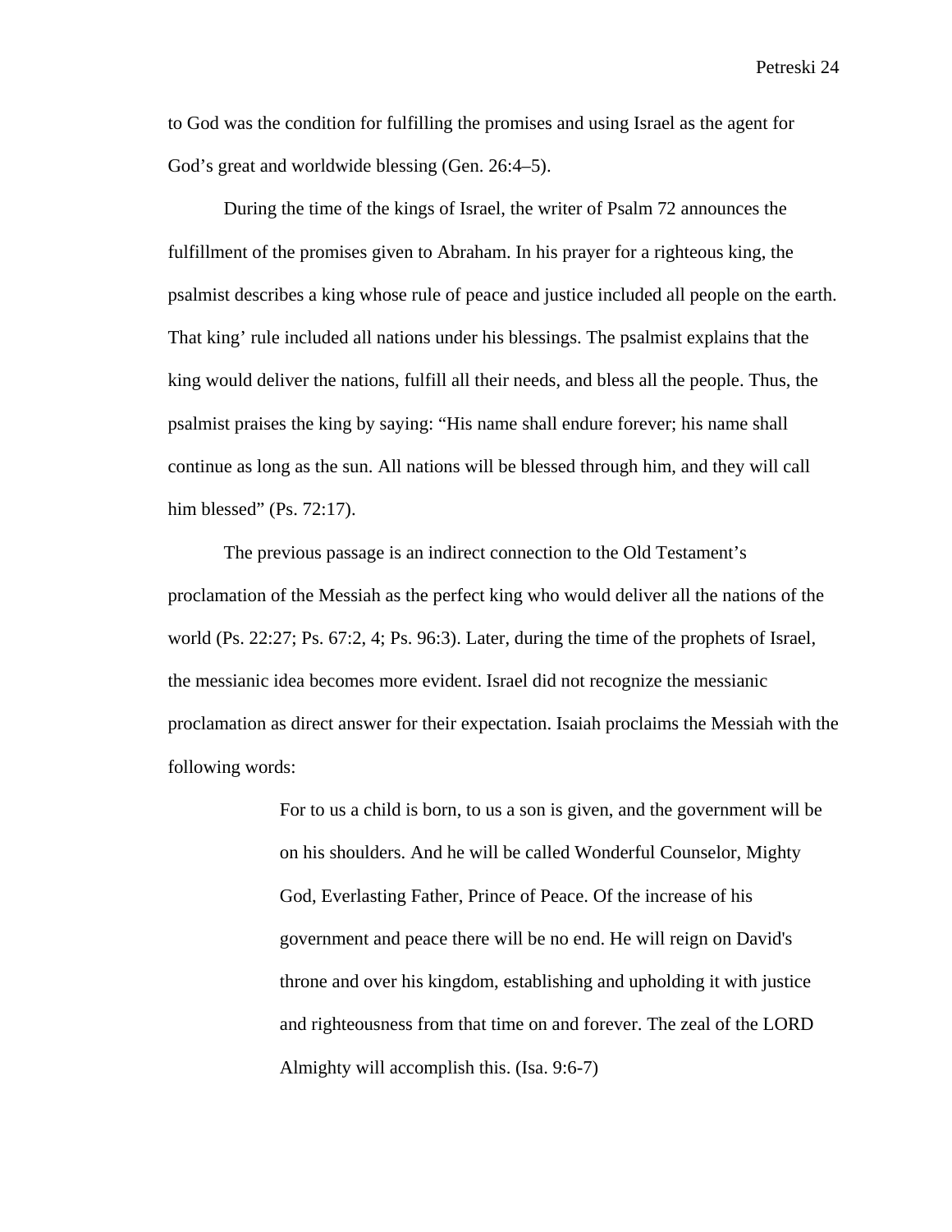to God was the condition for fulfilling the promises and using Israel as the agent for God's great and worldwide blessing (Gen. 26:4–5).

During the time of the kings of Israel, the writer of Psalm 72 announces the fulfillment of the promises given to Abraham. In his prayer for a righteous king, the psalmist describes a king whose rule of peace and justice included all people on the earth. That king' rule included all nations under his blessings. The psalmist explains that the king would deliver the nations, fulfill all their needs, and bless all the people. Thus, the psalmist praises the king by saying: "His name shall endure forever; his name shall continue as long as the sun. All nations will be blessed through him, and they will call him blessed" (Ps. 72:17).

The previous passage is an indirect connection to the Old Testament's proclamation of the Messiah as the perfect king who would deliver all the nations of the world (Ps. 22:27; Ps. 67:2, 4; Ps. 96:3). Later, during the time of the prophets of Israel, the messianic idea becomes more evident. Israel did not recognize the messianic proclamation as direct answer for their expectation. Isaiah proclaims the Messiah with the following words:

> For to us a child is born, to us a son is given, and the government will be on his shoulders. And he will be called Wonderful Counselor, Mighty God, Everlasting Father, Prince of Peace. Of the increase of his government and peace there will be no end. He will reign on David's throne and over his kingdom, establishing and upholding it with justice and righteousness from that time on and forever. The zeal of the LORD Almighty will accomplish this. (Isa. 9:6-7)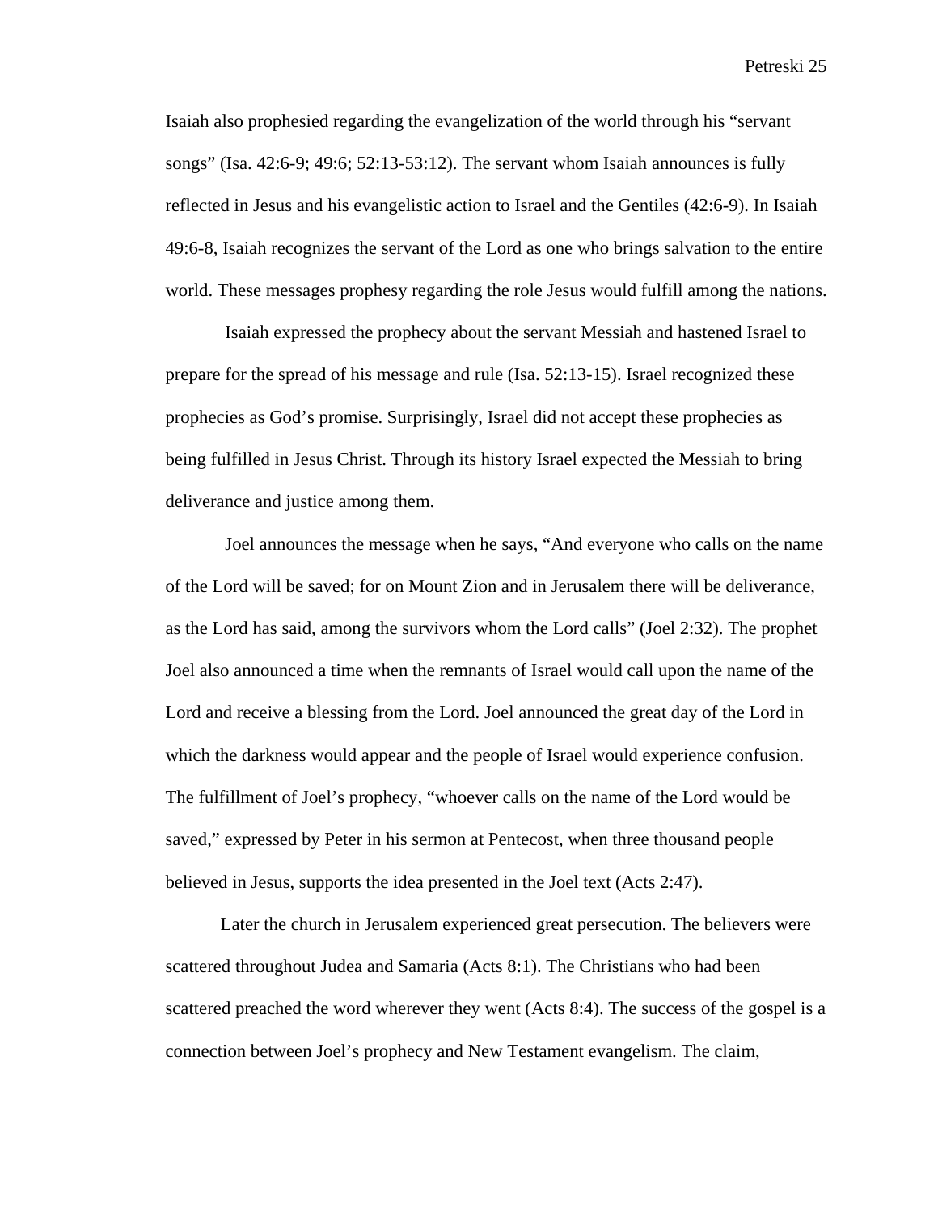Isaiah also prophesied regarding the evangelization of the world through his “servant songs” (Isa. 42:6-9; 49:6; 52:13-53:12). The servant whom Isaiah announces is fully reflected in Jesus and his evangelistic action to Israel and the Gentiles (42:6-9). In Isaiah 49:6-8, Isaiah recognizes the servant of the Lord as one who brings salvation to the entire world. These messages prophesy regarding the role Jesus would fulfill among the nations.

Isaiah expressed the prophecy about the servant Messiah and hastened Israel to prepare for the spread of his message and rule (Isa. 52:13-15). Israel recognized these prophecies as God’s promise. Surprisingly, Israel did not accept these prophecies as being fulfilled in Jesus Christ. Through its history Israel expected the Messiah to bring deliverance and justice among them.

Joel announces the message when he says, “And everyone who calls on the name of the Lord will be saved; for on Mount Zion and in Jerusalem there will be deliverance, as the Lord has said, among the survivors whom the Lord calls” (Joel 2:32). The prophet Joel also announced a time when the remnants of Israel would call upon the name of the Lord and receive a blessing from the Lord. Joel announced the great day of the Lord in which the darkness would appear and the people of Israel would experience confusion. The fulfillment of Joel’s prophecy, “whoever calls on the name of the Lord would be saved,” expressed by Peter in his sermon at Pentecost, when three thousand people believed in Jesus, supports the idea presented in the Joel text (Acts 2:47).

Later the church in Jerusalem experienced great persecution. The believers were scattered throughout Judea and Samaria (Acts 8:1). The Christians who had been scattered preached the word wherever they went (Acts 8:4). The success of the gospel is a connection between Joel’s prophecy and New Testament evangelism. The claim,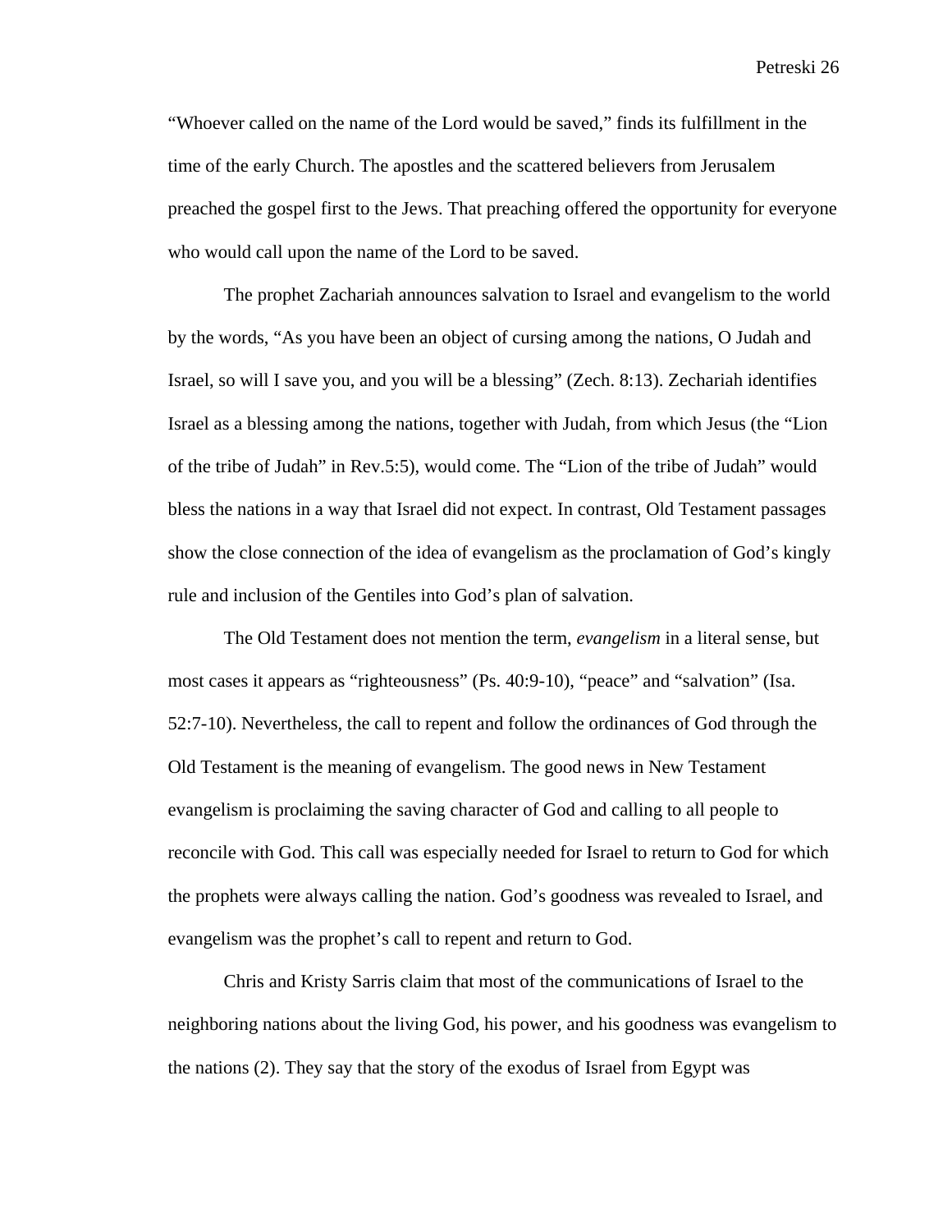"Whoever called on the name of the Lord would be saved," finds its fulfillment in the time of the early Church. The apostles and the scattered believers from Jerusalem preached the gospel first to the Jews. That preaching offered the opportunity for everyone who would call upon the name of the Lord to be saved.

The prophet Zachariah announces salvation to Israel and evangelism to the world by the words, "As you have been an object of cursing among the nations, O Judah and Israel, so will I save you, and you will be a blessing" (Zech. 8:13). Zechariah identifies Israel as a blessing among the nations, together with Judah, from which Jesus (the "Lion of the tribe of Judah" in Rev.5:5), would come. The "Lion of the tribe of Judah" would bless the nations in a way that Israel did not expect. In contrast, Old Testament passages show the close connection of the idea of evangelism as the proclamation of God's kingly rule and inclusion of the Gentiles into God's plan of salvation.

The Old Testament does not mention the term, *evangelism* in a literal sense, but most cases it appears as "righteousness" (Ps. 40:9-10), "peace" and "salvation" (Isa. 52:7-10). Nevertheless, the call to repent and follow the ordinances of God through the Old Testament is the meaning of evangelism. The good news in New Testament evangelism is proclaiming the saving character of God and calling to all people to reconcile with God. This call was especially needed for Israel to return to God for which the prophets were always calling the nation. God's goodness was revealed to Israel, and evangelism was the prophet's call to repent and return to God.

Chris and Kristy Sarris claim that most of the communications of Israel to the neighboring nations about the living God, his power, and his goodness was evangelism to the nations (2). They say that the story of the exodus of Israel from Egypt was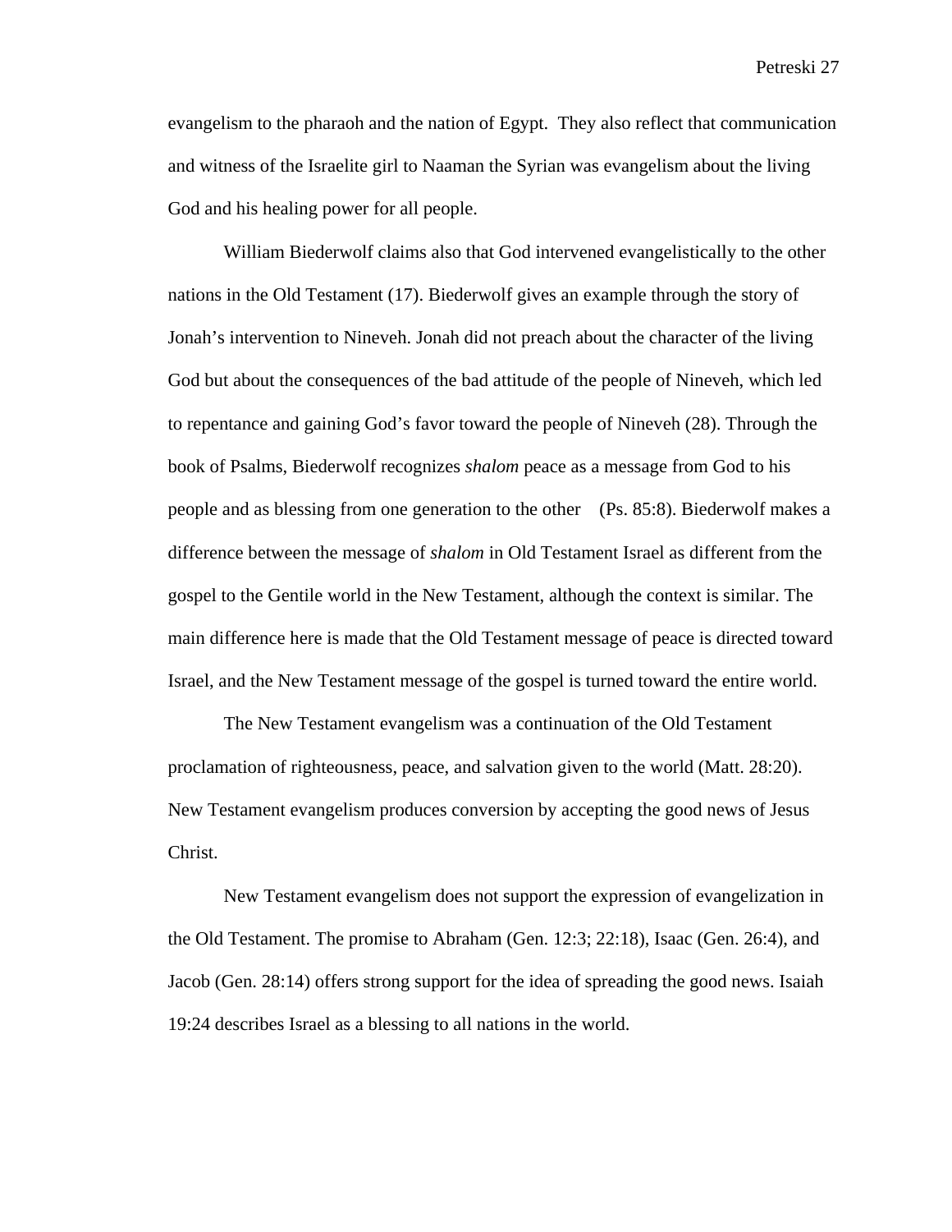evangelism to the pharaoh and the nation of Egypt. They also reflect that communication and witness of the Israelite girl to Naaman the Syrian was evangelism about the living God and his healing power for all people.

William Biederwolf claims also that God intervened evangelistically to the other nations in the Old Testament (17). Biederwolf gives an example through the story of Jonah's intervention to Nineveh. Jonah did not preach about the character of the living God but about the consequences of the bad attitude of the people of Nineveh, which led to repentance and gaining God's favor toward the people of Nineveh (28). Through the book of Psalms, Biederwolf recognizes *shalom* peace as a message from God to his people and as blessing from one generation to the other (Ps. 85:8). Biederwolf makes a difference between the message of *shalom* in Old Testament Israel as different from the gospel to the Gentile world in the New Testament, although the context is similar. The main difference here is made that the Old Testament message of peace is directed toward Israel, and the New Testament message of the gospel is turned toward the entire world.

The New Testament evangelism was a continuation of the Old Testament proclamation of righteousness, peace, and salvation given to the world (Matt. 28:20). New Testament evangelism produces conversion by accepting the good news of Jesus Christ.

New Testament evangelism does not support the expression of evangelization in the Old Testament. The promise to Abraham (Gen. 12:3; 22:18), Isaac (Gen. 26:4), and Jacob (Gen. 28:14) offers strong support for the idea of spreading the good news. Isaiah 19:24 describes Israel as a blessing to all nations in the world.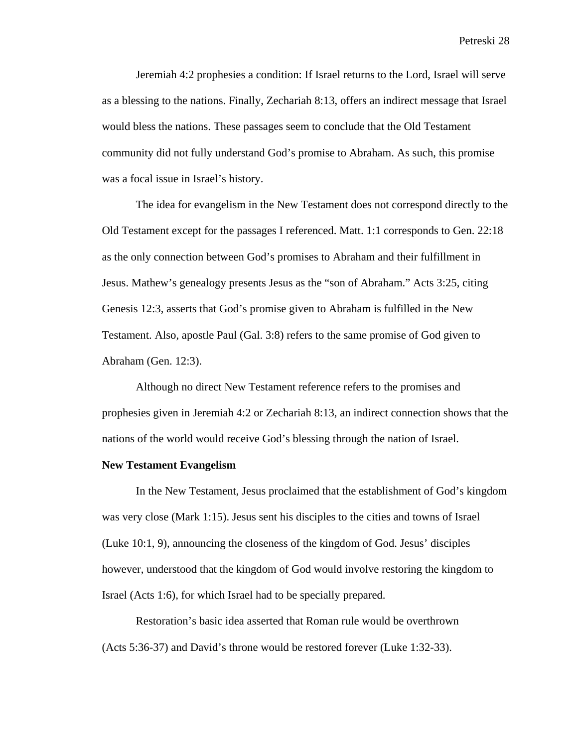Jeremiah 4:2 prophesies a condition: If Israel returns to the Lord, Israel will serve as a blessing to the nations. Finally, Zechariah 8:13, offers an indirect message that Israel would bless the nations. These passages seem to conclude that the Old Testament community did not fully understand God's promise to Abraham. As such, this promise was a focal issue in Israel's history.

The idea for evangelism in the New Testament does not correspond directly to the Old Testament except for the passages I referenced. Matt. 1:1 corresponds to Gen. 22:18 as the only connection between God's promises to Abraham and their fulfillment in Jesus. Mathew's genealogy presents Jesus as the "son of Abraham." Acts 3:25, citing Genesis 12:3, asserts that God's promise given to Abraham is fulfilled in the New Testament. Also, apostle Paul (Gal. 3:8) refers to the same promise of God given to Abraham (Gen. 12:3).

Although no direct New Testament reference refers to the promises and prophesies given in Jeremiah 4:2 or Zechariah 8:13, an indirect connection shows that the nations of the world would receive God's blessing through the nation of Israel.

**New Testament Evangelism**

In the New Testament, Jesus proclaimed that the establishment of God's kingdom was very close (Mark 1:15). Jesus sent his disciples to the cities and towns of Israel (Luke 10:1, 9), announcing the closeness of the kingdom of God. Jesus' disciples however, understood that the kingdom of God would involve restoring the kingdom to Israel (Acts 1:6), for which Israel had to be specially prepared.

Restoration's basic idea asserted that Roman rule would be overthrown (Acts 5:36-37) and David's throne would be restored forever (Luke 1:32-33).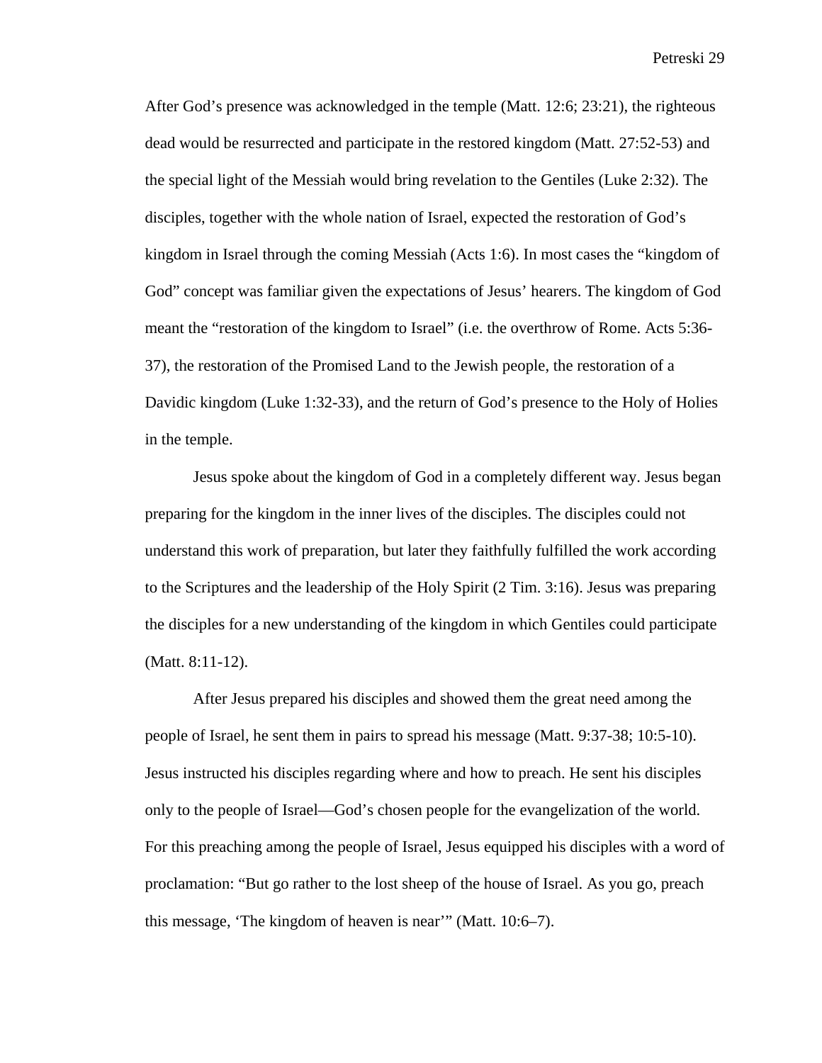After God’s presence was acknowledged in the temple (Matt. 12:6; 23:21), the righteous dead would be resurrected and participate in the restored kingdom (Matt. 27:52-53) and the special light of the Messiah would bring revelation to the Gentiles (Luke 2:32). The disciples, together with the whole nation of Israel, expected the restoration of God’s kingdom in Israel through the coming Messiah (Acts 1:6). In most cases the “kingdom of God” concept was familiar given the expectations of Jesus’ hearers. The kingdom of God meant the “restoration of the kingdom to Israel” (i.e. the overthrow of Rome. Acts 5:36-37), the restoration of the Promised Land to the Jewish people, the restoration of a Davidic kingdom (Luke 1:32-33), and the return of God’s presence to the Holy of Holies in the temple.

Jesus spoke about the kingdom of God in a completely different way. Jesus began preparing for the kingdom in the inner lives of the disciples. The disciples could not understand this work of preparation, but later they faithfully fulfilled the work according to the Scriptures and the leadership of the Holy Spirit (2 Tim. 3:16). Jesus was preparing the disciples for a new understanding of the kingdom in which Gentiles could participate (Matt. 8:11-12).

After Jesus prepared his disciples and showed them the great need among the people of Israel, he sent them in pairs to spread his message (Matt. 9:37-38; 10:5-10). Jesus instructed his disciples regarding where and how to preach. He sent his disciples only to the people of Israel—God’s chosen people for the evangelization of the world. For this preaching among the people of Israel, Jesus equipped his disciples with a word of proclamation: “But go rather to the lost sheep of the house of Israel. As you go, preach this message, ‘The kingdom of heaven is near’” (Matt. 10:6–7).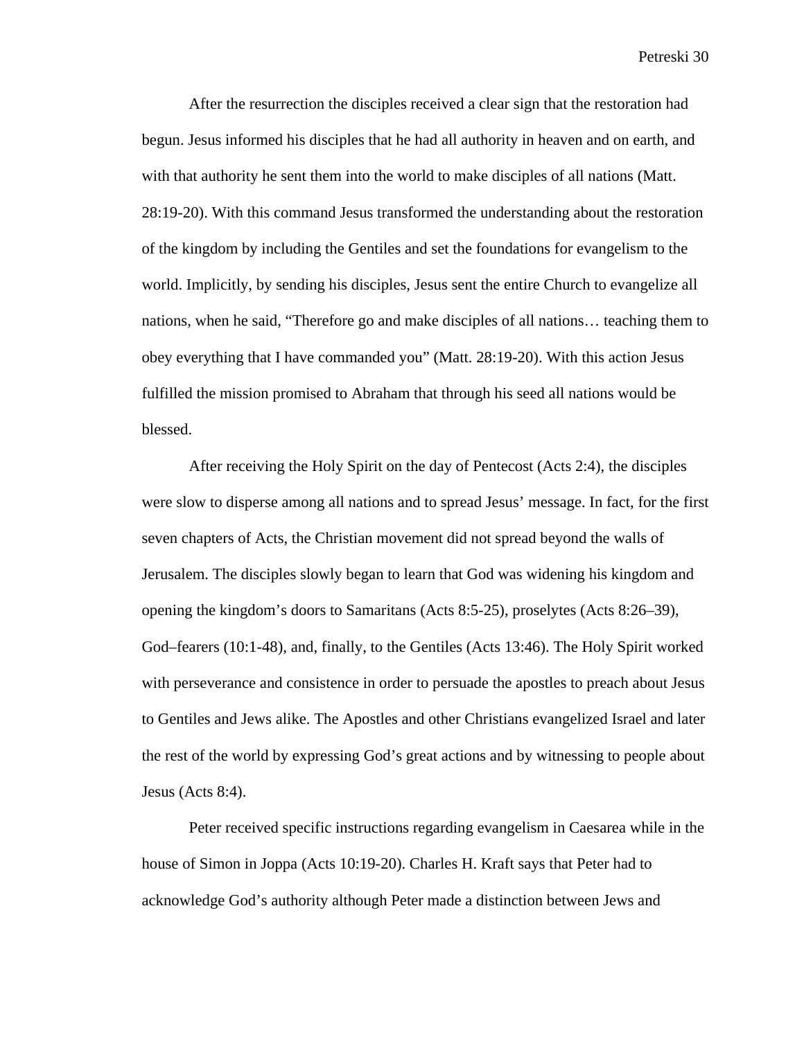After the resurrection the disciples received a clear sign that the restoration had begun. Jesus informed his disciples that he had all authority in heaven and on earth, and with that authority he sent them into the world to make disciples of all nations (Matt. 28:19-20). With this command Jesus transformed the understanding about the restoration of the kingdom by including the Gentiles and set the foundations for evangelism to the world. Implicitly, by sending his disciples, Jesus sent the entire Church to evangelize all nations, when he said, "Therefore go and make disciples of all nations… teaching them to obey everything that I have commanded you" (Matt. 28:19-20). With this action Jesus fulfilled the mission promised to Abraham that through his seed all nations would be blessed.

After receiving the Holy Spirit on the day of Pentecost (Acts 2:4), the disciples were slow to disperse among all nations and to spread Jesus' message. In fact, for the first seven chapters of Acts, the Christian movement did not spread beyond the walls of Jerusalem. The disciples slowly began to learn that God was widening his kingdom and opening the kingdom's doors to Samaritans (Acts 8:5-25), proselytes (Acts 8:26–39), God–fearers (10:1-48), and, finally, to the Gentiles (Acts 13:46). The Holy Spirit worked with perseverance and consistence in order to persuade the apostles to preach about Jesus to Gentiles and Jews alike. The Apostles and other Christians evangelized Israel and later the rest of the world by expressing God's great actions and by witnessing to people about Jesus (Acts 8:4).

Peter received specific instructions regarding evangelism in Caesarea while in the house of Simon in Joppa (Acts 10:19-20). Charles H. Kraft says that Peter had to acknowledge God's authority although Peter made a distinction between Jews and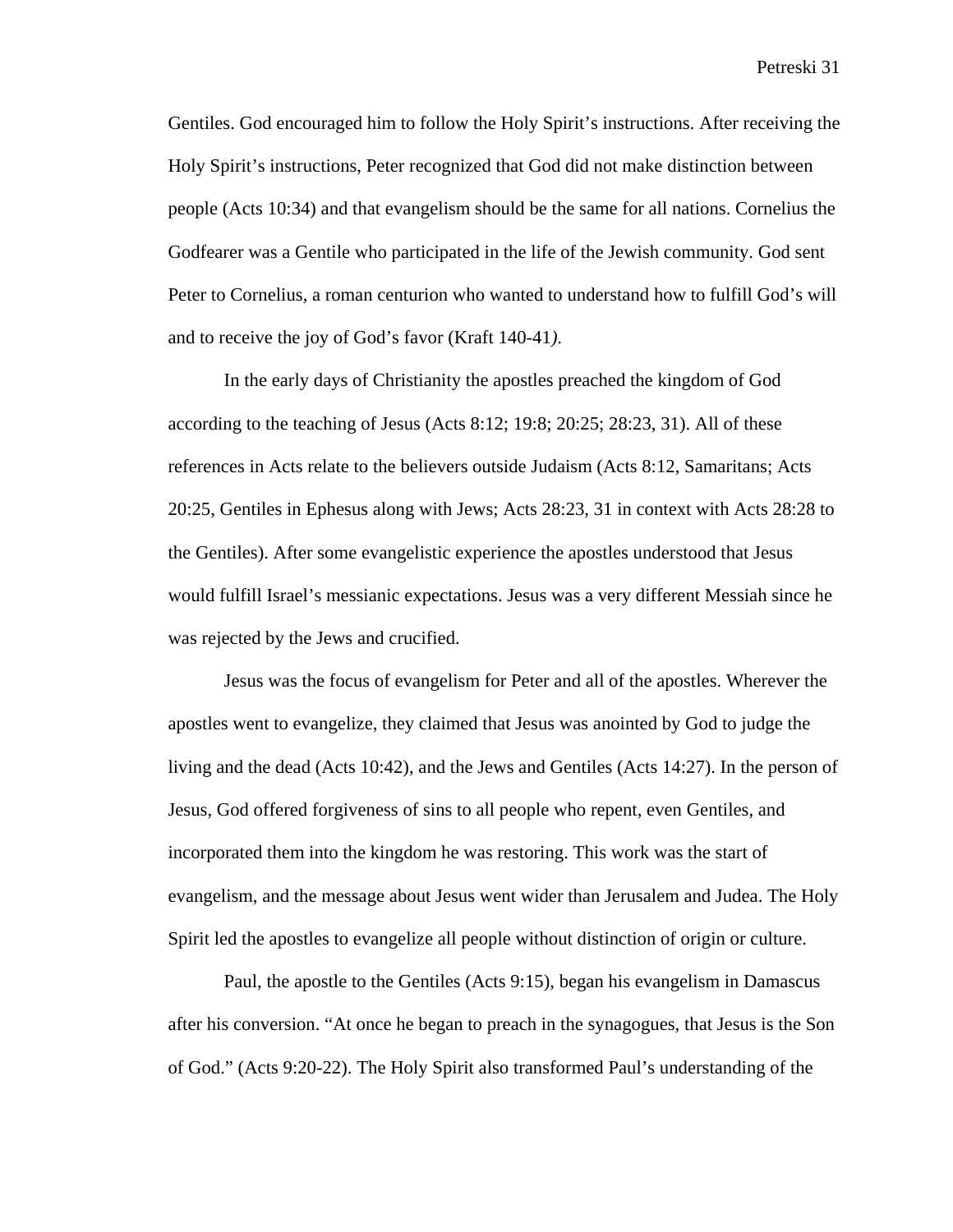Gentiles. God encouraged him to follow the Holy Spirit's instructions. After receiving the Holy Spirit's instructions, Peter recognized that God did not make distinction between people (Acts 10:34) and that evangelism should be the same for all nations. Cornelius the Godfearer was a Gentile who participated in the life of the Jewish community. God sent Peter to Cornelius, a roman centurion who wanted to understand how to fulfill God's will and to receive the joy of God's favor (Kraft 140-41*)*.

In the early days of Christianity the apostles preached the kingdom of God according to the teaching of Jesus (Acts 8:12; 19:8; 20:25; 28:23, 31). All of these references in Acts relate to the believers outside Judaism (Acts 8:12, Samaritans; Acts 20:25, Gentiles in Ephesus along with Jews; Acts 28:23, 31 in context with Acts 28:28 to the Gentiles). After some evangelistic experience the apostles understood that Jesus would fulfill Israel's messianic expectations. Jesus was a very different Messiah since he was rejected by the Jews and crucified.

Jesus was the focus of evangelism for Peter and all of the apostles. Wherever the apostles went to evangelize, they claimed that Jesus was anointed by God to judge the living and the dead (Acts 10:42), and the Jews and Gentiles (Acts 14:27). In the person of Jesus, God offered forgiveness of sins to all people who repent, even Gentiles, and incorporated them into the kingdom he was restoring. This work was the start of evangelism, and the message about Jesus went wider than Jerusalem and Judea. The Holy Spirit led the apostles to evangelize all people without distinction of origin or culture.

Paul, the apostle to the Gentiles (Acts 9:15), began his evangelism in Damascus after his conversion. "At once he began to preach in the synagogues, that Jesus is the Son of God." (Acts 9:20-22). The Holy Spirit also transformed Paul's understanding of the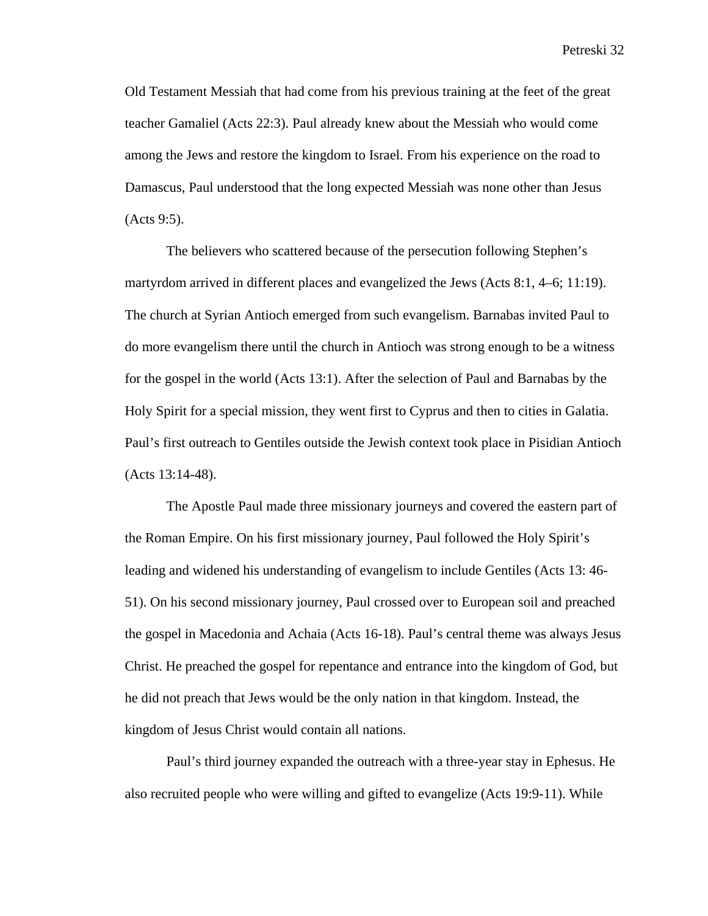Old Testament Messiah that had come from his previous training at the feet of the great teacher Gamaliel (Acts 22:3). Paul already knew about the Messiah who would come among the Jews and restore the kingdom to Israel. From his experience on the road to Damascus, Paul understood that the long expected Messiah was none other than Jesus (Acts 9:5).

The believers who scattered because of the persecution following Stephen's martyrdom arrived in different places and evangelized the Jews (Acts 8:1, 4–6; 11:19). The church at Syrian Antioch emerged from such evangelism. Barnabas invited Paul to do more evangelism there until the church in Antioch was strong enough to be a witness for the gospel in the world (Acts 13:1). After the selection of Paul and Barnabas by the Holy Spirit for a special mission, they went first to Cyprus and then to cities in Galatia. Paul's first outreach to Gentiles outside the Jewish context took place in Pisidian Antioch (Acts 13:14-48).

The Apostle Paul made three missionary journeys and covered the eastern part of the Roman Empire. On his first missionary journey, Paul followed the Holy Spirit's leading and widened his understanding of evangelism to include Gentiles (Acts 13: 46-51). On his second missionary journey, Paul crossed over to European soil and preached the gospel in Macedonia and Achaia (Acts 16-18). Paul's central theme was always Jesus Christ. He preached the gospel for repentance and entrance into the kingdom of God, but he did not preach that Jews would be the only nation in that kingdom. Instead, the kingdom of Jesus Christ would contain all nations.

Paul's third journey expanded the outreach with a three-year stay in Ephesus. He also recruited people who were willing and gifted to evangelize (Acts 19:9-11). While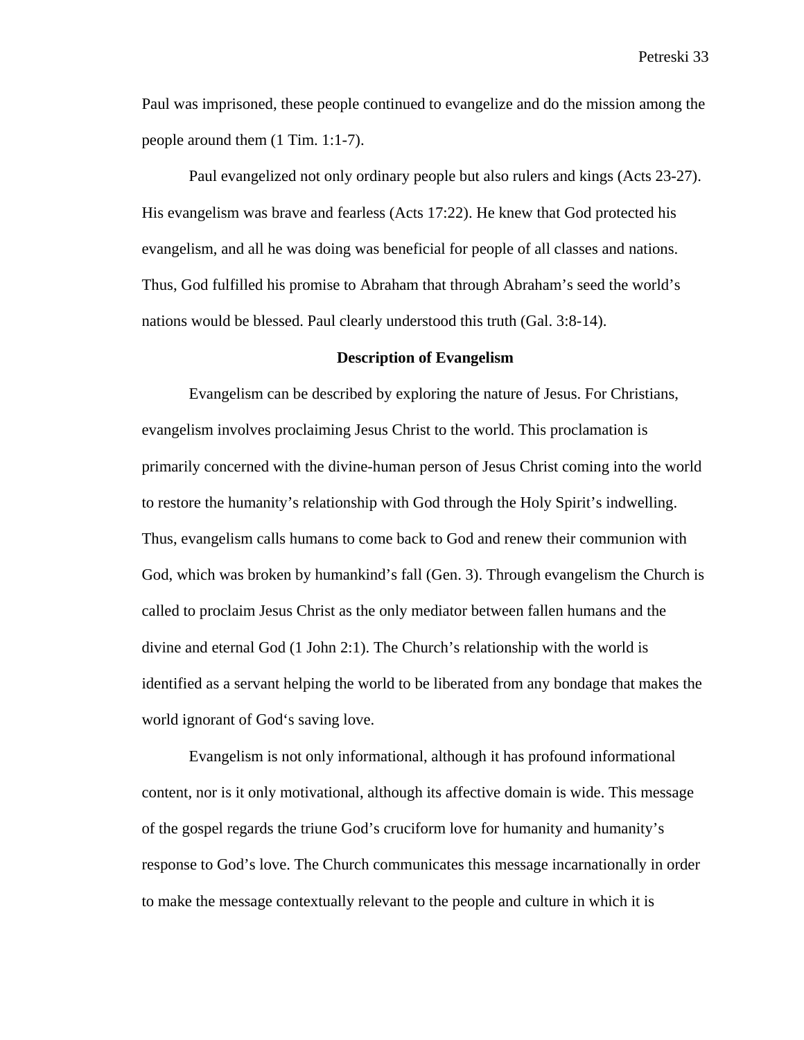Paul was imprisoned, these people continued to evangelize and do the mission among the people around them (1 Tim. 1:1-7).

Paul evangelized not only ordinary people but also rulers and kings (Acts 23-27). His evangelism was brave and fearless (Acts 17:22). He knew that God protected his evangelism, and all he was doing was beneficial for people of all classes and nations. Thus, God fulfilled his promise to Abraham that through Abraham's seed the world's nations would be blessed. Paul clearly understood this truth (Gal. 3:8-14).

## Description of Evangelism

Evangelism can be described by exploring the nature of Jesus. For Christians, evangelism involves proclaiming Jesus Christ to the world. This proclamation is primarily concerned with the divine-human person of Jesus Christ coming into the world to restore the humanity's relationship with God through the Holy Spirit's indwelling. Thus, evangelism calls humans to come back to God and renew their communion with God, which was broken by humankind's fall (Gen. 3). Through evangelism the Church is called to proclaim Jesus Christ as the only mediator between fallen humans and the divine and eternal God (1 John 2:1). The Church's relationship with the world is identified as a servant helping the world to be liberated from any bondage that makes the world ignorant of God's saving love.

Evangelism is not only informational, although it has profound informational content, nor is it only motivational, although its affective domain is wide. This message of the gospel regards the triune God's cruciform love for humanity and humanity's response to God's love. The Church communicates this message incarnationally in order to make the message contextually relevant to the people and culture in which it is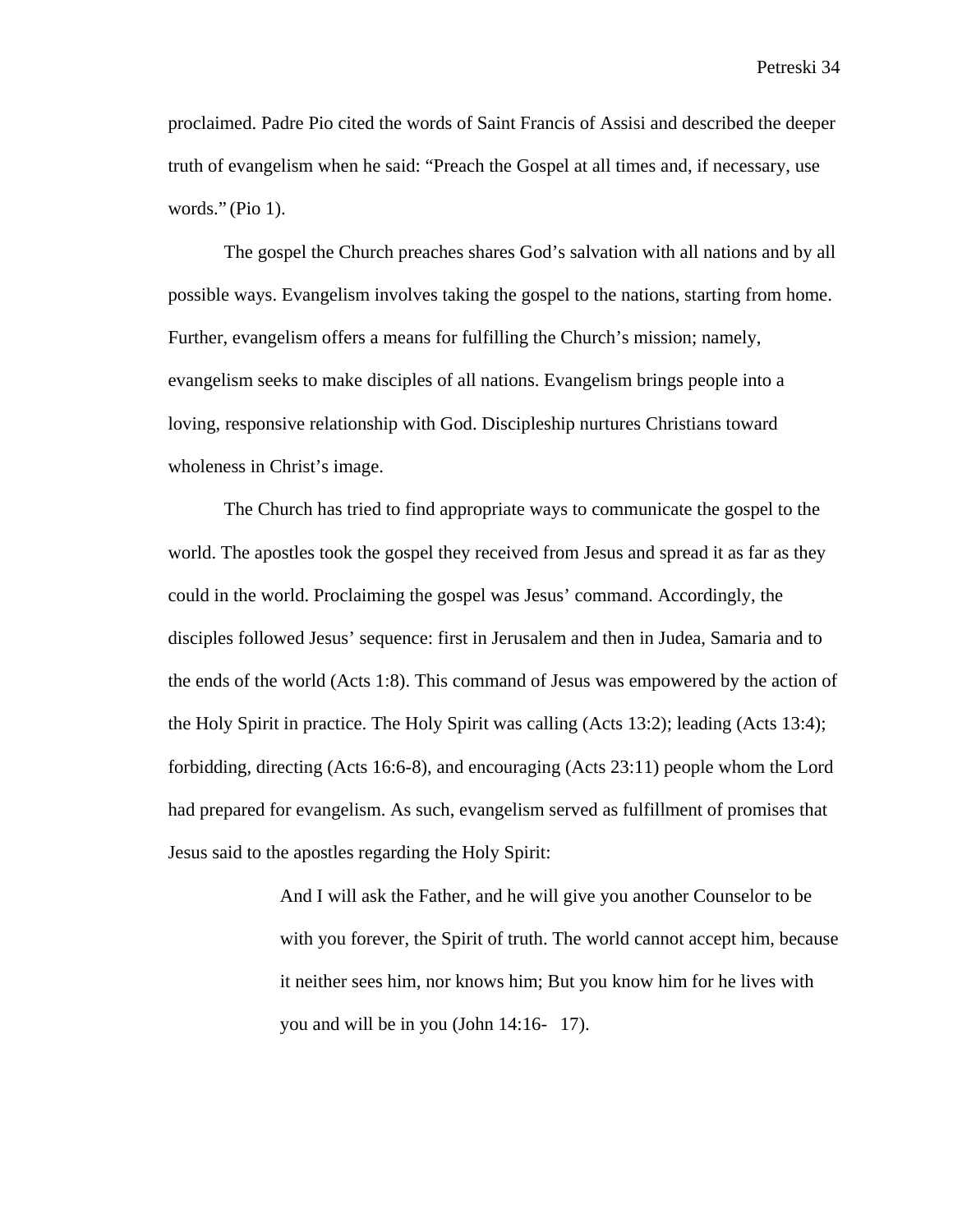proclaimed. Padre Pio cited the words of Saint Francis of Assisi and described the deeper truth of evangelism when he said: “Preach the Gospel at all times and, if necessary, use words.” (Pio 1).

The gospel the Church preaches shares God’s salvation with all nations and by all possible ways. Evangelism involves taking the gospel to the nations, starting from home. Further, evangelism offers a means for fulfilling the Church’s mission; namely, evangelism seeks to make disciples of all nations. Evangelism brings people into a loving, responsive relationship with God. Discipleship nurtures Christians toward wholeness in Christ’s image.

The Church has tried to find appropriate ways to communicate the gospel to the world. The apostles took the gospel they received from Jesus and spread it as far as they could in the world. Proclaiming the gospel was Jesus’ command. Accordingly, the disciples followed Jesus’ sequence: first in Jerusalem and then in Judea, Samaria and to the ends of the world (Acts 1:8). This command of Jesus was empowered by the action of the Holy Spirit in practice. The Holy Spirit was calling (Acts 13:2); leading (Acts 13:4); forbidding, directing (Acts 16:6-8), and encouraging (Acts 23:11) people whom the Lord had prepared for evangelism. As such, evangelism served as fulfillment of promises that Jesus said to the apostles regarding the Holy Spirit:

> And I will ask the Father, and he will give you another Counselor to be with you forever, the Spirit of truth. The world cannot accept him, because it neither sees him, nor knows him; But you know him for he lives with you and will be in you (John 14:16- 17).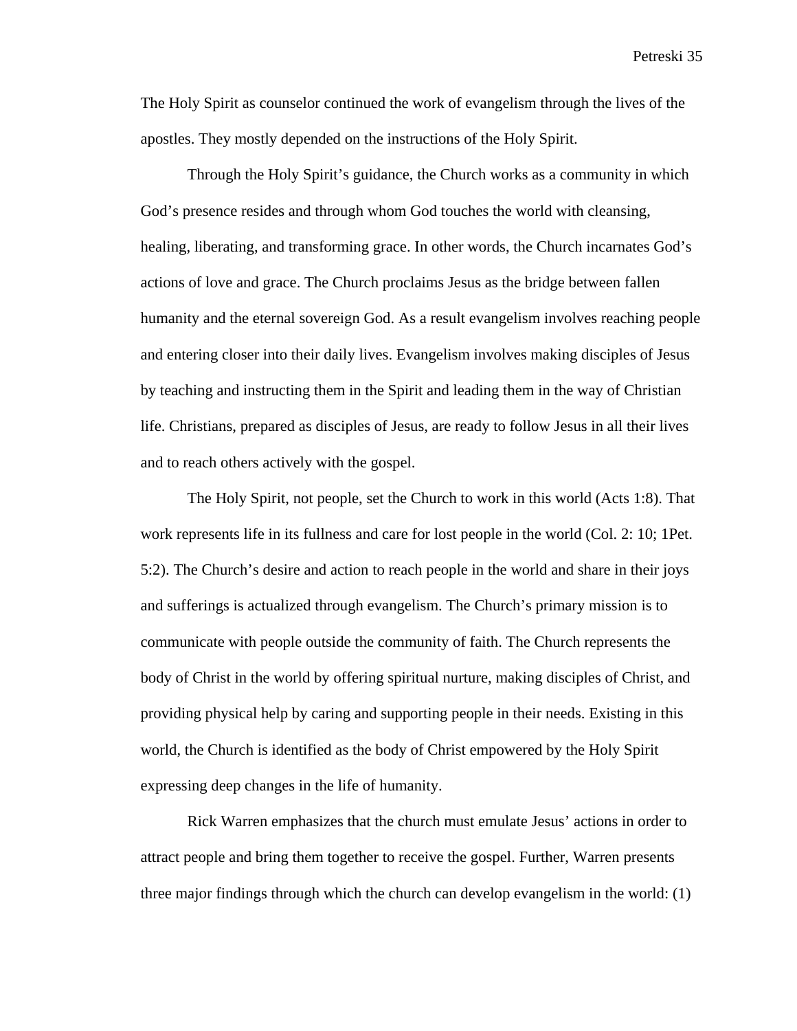The Holy Spirit as counselor continued the work of evangelism through the lives of the apostles. They mostly depended on the instructions of the Holy Spirit.

Through the Holy Spirit's guidance, the Church works as a community in which God's presence resides and through whom God touches the world with cleansing, healing, liberating, and transforming grace. In other words, the Church incarnates God's actions of love and grace. The Church proclaims Jesus as the bridge between fallen humanity and the eternal sovereign God. As a result evangelism involves reaching people and entering closer into their daily lives. Evangelism involves making disciples of Jesus by teaching and instructing them in the Spirit and leading them in the way of Christian life. Christians, prepared as disciples of Jesus, are ready to follow Jesus in all their lives and to reach others actively with the gospel.

The Holy Spirit, not people, set the Church to work in this world (Acts 1:8). That work represents life in its fullness and care for lost people in the world (Col. 2: 10; 1Pet. 5:2). The Church's desire and action to reach people in the world and share in their joys and sufferings is actualized through evangelism. The Church's primary mission is to communicate with people outside the community of faith. The Church represents the body of Christ in the world by offering spiritual nurture, making disciples of Christ, and providing physical help by caring and supporting people in their needs. Existing in this world, the Church is identified as the body of Christ empowered by the Holy Spirit expressing deep changes in the life of humanity.

Rick Warren emphasizes that the church must emulate Jesus' actions in order to attract people and bring them together to receive the gospel. Further, Warren presents three major findings through which the church can develop evangelism in the world: (1)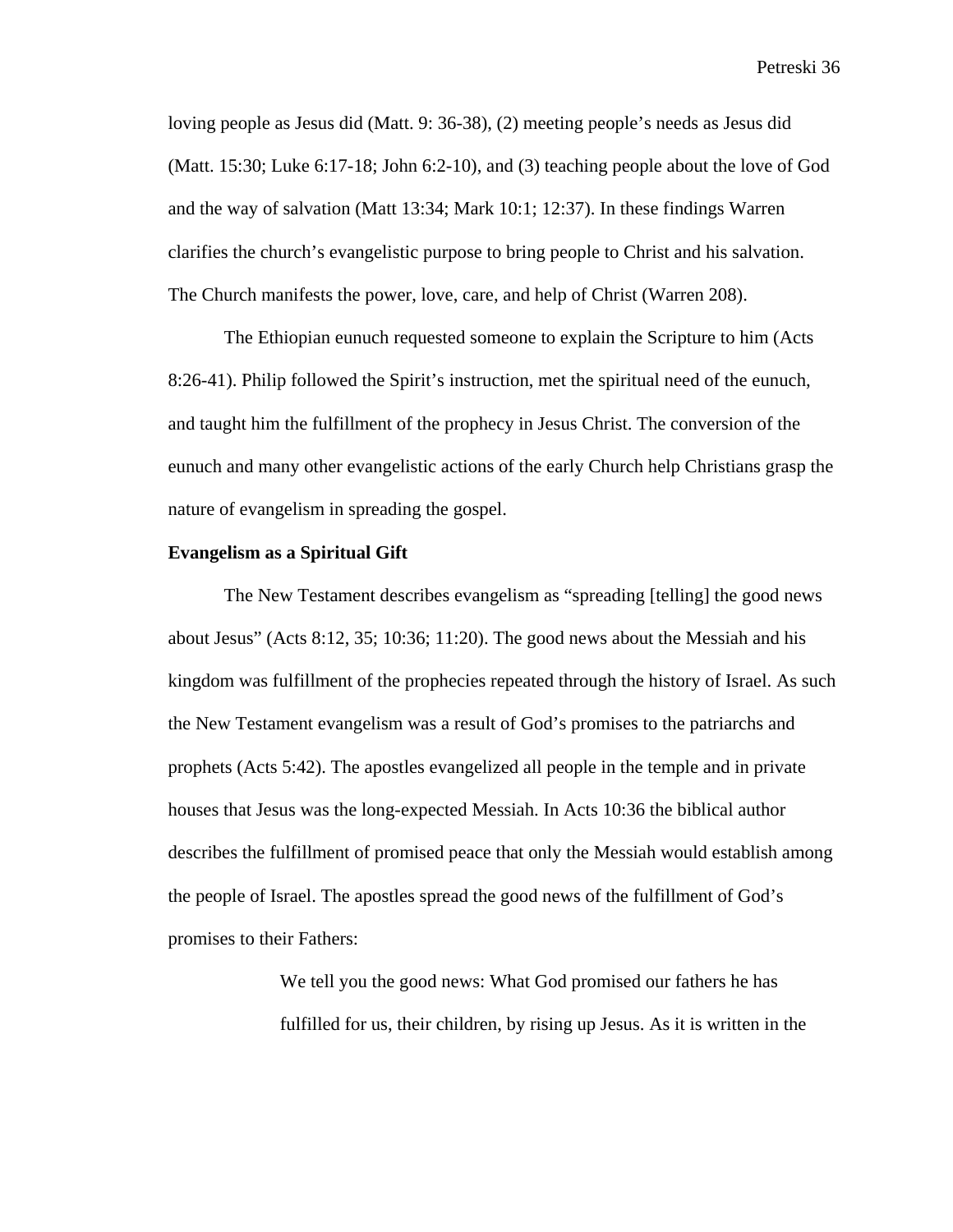loving people as Jesus did (Matt. 9: 36-38), (2) meeting people's needs as Jesus did (Matt. 15:30; Luke 6:17-18; John 6:2-10), and (3) teaching people about the love of God and the way of salvation (Matt 13:34; Mark 10:1; 12:37). In these findings Warren clarifies the church's evangelistic purpose to bring people to Christ and his salvation. The Church manifests the power, love, care, and help of Christ (Warren 208).

The Ethiopian eunuch requested someone to explain the Scripture to him (Acts 8:26-41). Philip followed the Spirit's instruction, met the spiritual need of the eunuch, and taught him the fulfillment of the prophecy in Jesus Christ. The conversion of the eunuch and many other evangelistic actions of the early Church help Christians grasp the nature of evangelism in spreading the gospel.

**Evangelism as a Spiritual Gift**

The New Testament describes evangelism as "spreading [telling] the good news about Jesus" (Acts 8:12, 35; 10:36; 11:20). The good news about the Messiah and his kingdom was fulfillment of the prophecies repeated through the history of Israel. As such the New Testament evangelism was a result of God's promises to the patriarchs and prophets (Acts 5:42). The apostles evangelized all people in the temple and in private houses that Jesus was the long-expected Messiah. In Acts 10:36 the biblical author describes the fulfillment of promised peace that only the Messiah would establish among the people of Israel. The apostles spread the good news of the fulfillment of God's promises to their Fathers:

> We tell you the good news: What God promised our fathers he has fulfilled for us, their children, by rising up Jesus. As it is written in the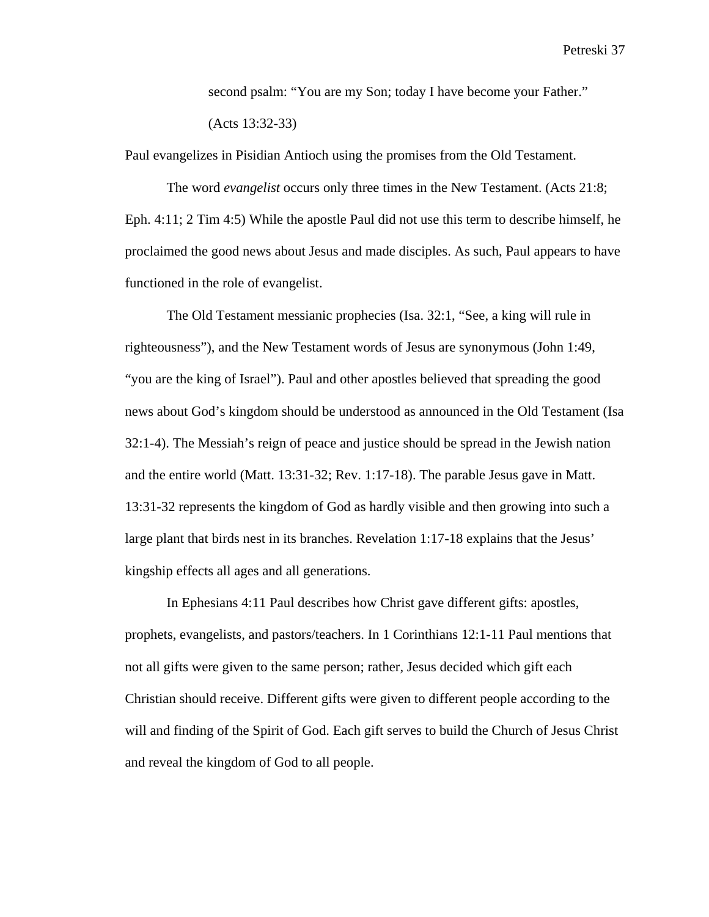> second psalm: "You are my Son; today I have become your Father." (Acts 13:32-33)

Paul evangelizes in Pisidian Antioch using the promises from the Old Testament.

The word *evangelist* occurs only three times in the New Testament. (Acts 21:8; Eph. 4:11; 2 Tim 4:5) While the apostle Paul did not use this term to describe himself, he proclaimed the good news about Jesus and made disciples. As such, Paul appears to have functioned in the role of evangelist.

The Old Testament messianic prophecies (Isa. 32:1, "See, a king will rule in righteousness"), and the New Testament words of Jesus are synonymous (John 1:49, "you are the king of Israel"). Paul and other apostles believed that spreading the good news about God's kingdom should be understood as announced in the Old Testament (Isa 32:1-4). The Messiah's reign of peace and justice should be spread in the Jewish nation and the entire world (Matt. 13:31-32; Rev. 1:17-18). The parable Jesus gave in Matt. 13:31-32 represents the kingdom of God as hardly visible and then growing into such a large plant that birds nest in its branches. Revelation 1:17-18 explains that the Jesus' kingship effects all ages and all generations.

In Ephesians 4:11 Paul describes how Christ gave different gifts: apostles, prophets, evangelists, and pastors/teachers. In 1 Corinthians 12:1-11 Paul mentions that not all gifts were given to the same person; rather, Jesus decided which gift each Christian should receive. Different gifts were given to different people according to the will and finding of the Spirit of God. Each gift serves to build the Church of Jesus Christ and reveal the kingdom of God to all people.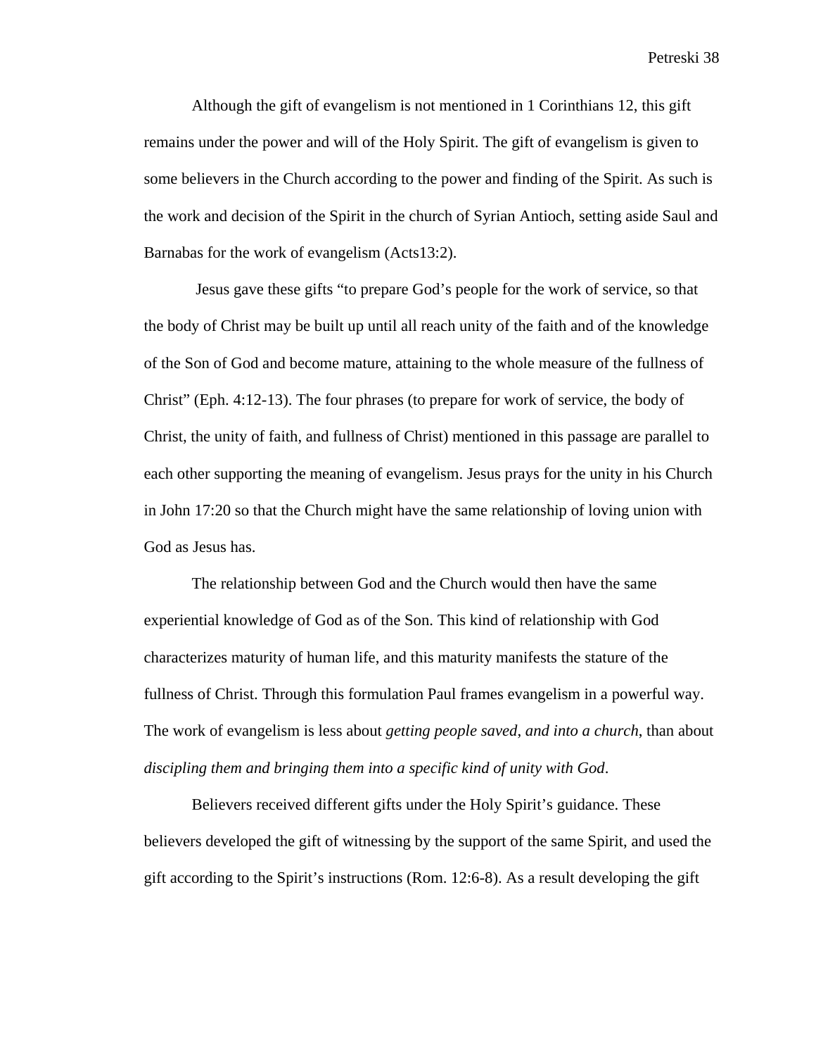Although the gift of evangelism is not mentioned in 1 Corinthians 12, this gift remains under the power and will of the Holy Spirit. The gift of evangelism is given to some believers in the Church according to the power and finding of the Spirit. As such is the work and decision of the Spirit in the church of Syrian Antioch, setting aside Saul and Barnabas for the work of evangelism (Acts13:2).

Jesus gave these gifts “to prepare God’s people for the work of service, so that the body of Christ may be built up until all reach unity of the faith and of the knowledge of the Son of God and become mature, attaining to the whole measure of the fullness of Christ” (Eph. 4:12-13). The four phrases (to prepare for work of service, the body of Christ, the unity of faith, and fullness of Christ) mentioned in this passage are parallel to each other supporting the meaning of evangelism. Jesus prays for the unity in his Church in John 17:20 so that the Church might have the same relationship of loving union with God as Jesus has.

The relationship between God and the Church would then have the same experiential knowledge of God as of the Son. This kind of relationship with God characterizes maturity of human life, and this maturity manifests the stature of the fullness of Christ. Through this formulation Paul frames evangelism in a powerful way. The work of evangelism is less about *getting people saved, and into a church*, than about *discipling them and bringing them into a specific kind of unity with God*.

Believers received different gifts under the Holy Spirit’s guidance. These believers developed the gift of witnessing by the support of the same Spirit, and used the gift according to the Spirit’s instructions (Rom. 12:6-8). As a result developing the gift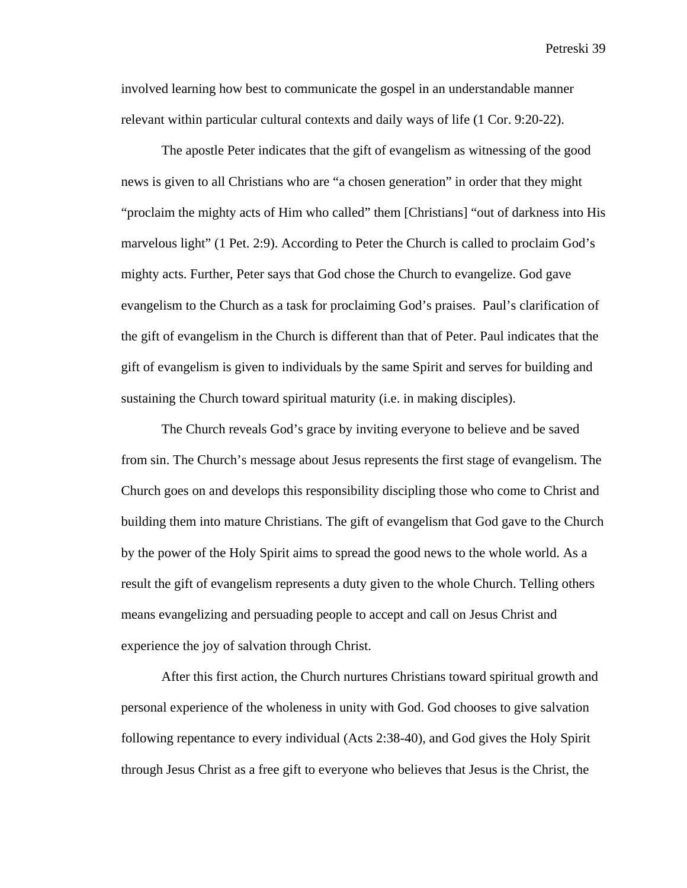involved learning how best to communicate the gospel in an understandable manner relevant within particular cultural contexts and daily ways of life (1 Cor. 9:20-22).

The apostle Peter indicates that the gift of evangelism as witnessing of the good news is given to all Christians who are "a chosen generation" in order that they might "proclaim the mighty acts of Him who called" them [Christians] "out of darkness into His marvelous light" (1 Pet. 2:9). According to Peter the Church is called to proclaim God's mighty acts. Further, Peter says that God chose the Church to evangelize. God gave evangelism to the Church as a task for proclaiming God's praises. Paul's clarification of the gift of evangelism in the Church is different than that of Peter. Paul indicates that the gift of evangelism is given to individuals by the same Spirit and serves for building and sustaining the Church toward spiritual maturity (i.e. in making disciples).

The Church reveals God's grace by inviting everyone to believe and be saved from sin. The Church's message about Jesus represents the first stage of evangelism. The Church goes on and develops this responsibility discipling those who come to Christ and building them into mature Christians. The gift of evangelism that God gave to the Church by the power of the Holy Spirit aims to spread the good news to the whole world. As a result the gift of evangelism represents a duty given to the whole Church. Telling others means evangelizing and persuading people to accept and call on Jesus Christ and experience the joy of salvation through Christ.

After this first action, the Church nurtures Christians toward spiritual growth and personal experience of the wholeness in unity with God. God chooses to give salvation following repentance to every individual (Acts 2:38-40), and God gives the Holy Spirit through Jesus Christ as a free gift to everyone who believes that Jesus is the Christ, the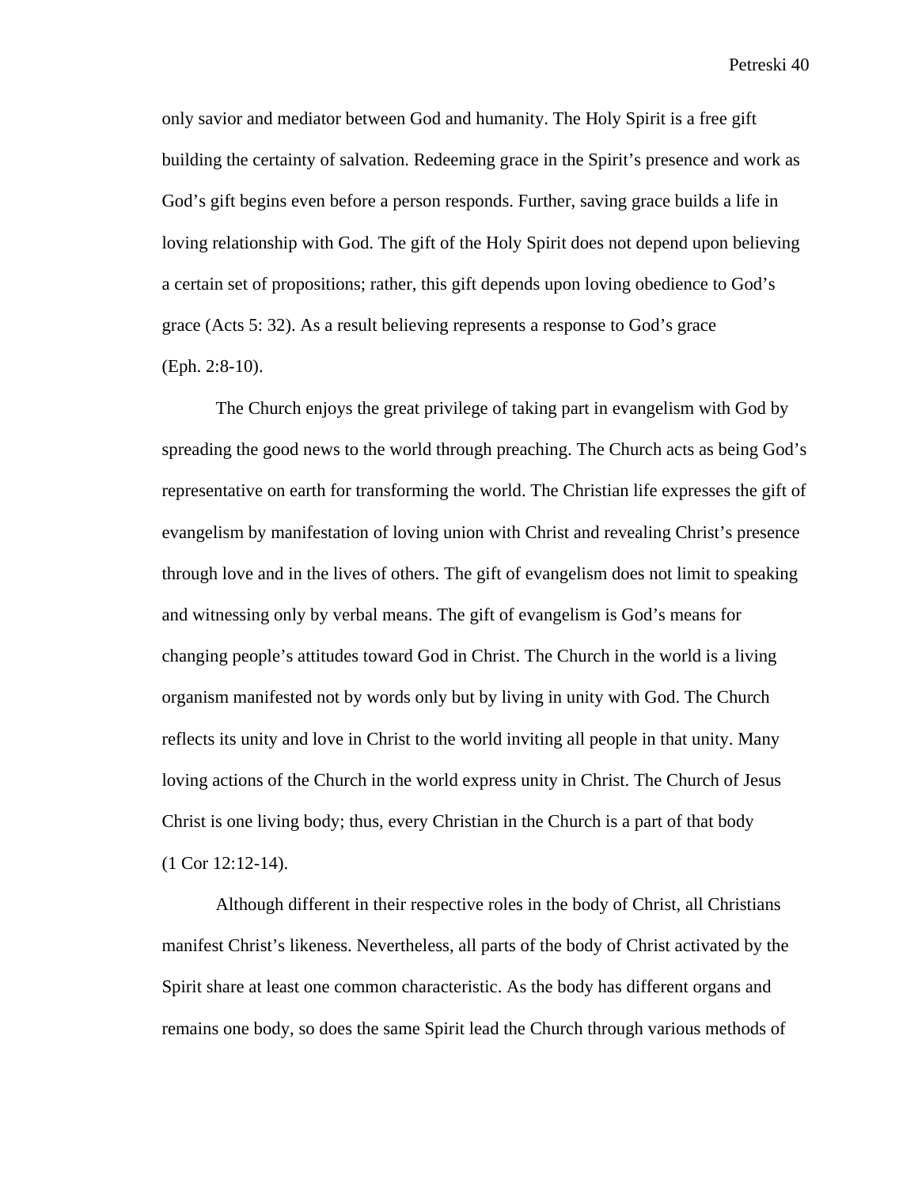only savior and mediator between God and humanity. The Holy Spirit is a free gift building the certainty of salvation. Redeeming grace in the Spirit's presence and work as God's gift begins even before a person responds. Further, saving grace builds a life in loving relationship with God. The gift of the Holy Spirit does not depend upon believing a certain set of propositions; rather, this gift depends upon loving obedience to God's grace (Acts 5: 32). As a result believing represents a response to God's grace (Eph. 2:8-10).

The Church enjoys the great privilege of taking part in evangelism with God by spreading the good news to the world through preaching. The Church acts as being God's representative on earth for transforming the world. The Christian life expresses the gift of evangelism by manifestation of loving union with Christ and revealing Christ's presence through love and in the lives of others. The gift of evangelism does not limit to speaking and witnessing only by verbal means. The gift of evangelism is God's means for changing people's attitudes toward God in Christ. The Church in the world is a living organism manifested not by words only but by living in unity with God. The Church reflects its unity and love in Christ to the world inviting all people in that unity. Many loving actions of the Church in the world express unity in Christ. The Church of Jesus Christ is one living body; thus, every Christian in the Church is a part of that body (1 Cor 12:12-14).

Although different in their respective roles in the body of Christ, all Christians manifest Christ's likeness. Nevertheless, all parts of the body of Christ activated by the Spirit share at least one common characteristic. As the body has different organs and remains one body, so does the same Spirit lead the Church through various methods of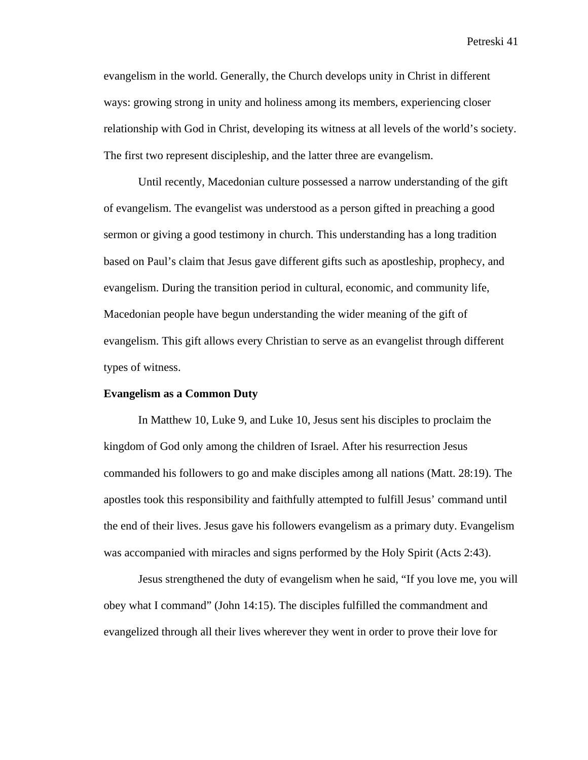evangelism in the world. Generally, the Church develops unity in Christ in different ways: growing strong in unity and holiness among its members, experiencing closer relationship with God in Christ, developing its witness at all levels of the world's society. The first two represent discipleship, and the latter three are evangelism.

Until recently, Macedonian culture possessed a narrow understanding of the gift of evangelism. The evangelist was understood as a person gifted in preaching a good sermon or giving a good testimony in church. This understanding has a long tradition based on Paul's claim that Jesus gave different gifts such as apostleship, prophecy, and evangelism. During the transition period in cultural, economic, and community life, Macedonian people have begun understanding the wider meaning of the gift of evangelism. This gift allows every Christian to serve as an evangelist through different types of witness.

**Evangelism as a Common Duty**

In Matthew 10, Luke 9, and Luke 10, Jesus sent his disciples to proclaim the kingdom of God only among the children of Israel. After his resurrection Jesus commanded his followers to go and make disciples among all nations (Matt. 28:19). The apostles took this responsibility and faithfully attempted to fulfill Jesus' command until the end of their lives. Jesus gave his followers evangelism as a primary duty. Evangelism was accompanied with miracles and signs performed by the Holy Spirit (Acts 2:43).

Jesus strengthened the duty of evangelism when he said, "If you love me, you will obey what I command" (John 14:15). The disciples fulfilled the commandment and evangelized through all their lives wherever they went in order to prove their love for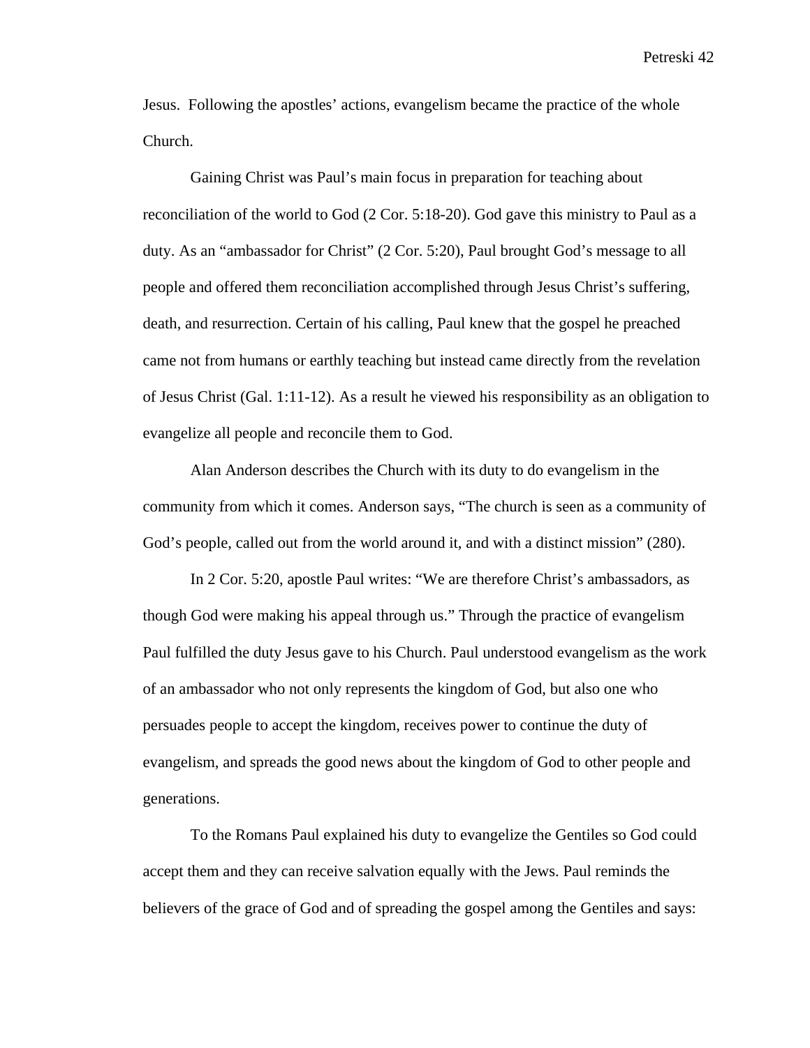Jesus. Following the apostles' actions, evangelism became the practice of the whole Church.

Gaining Christ was Paul's main focus in preparation for teaching about reconciliation of the world to God (2 Cor. 5:18-20). God gave this ministry to Paul as a duty. As an "ambassador for Christ" (2 Cor. 5:20), Paul brought God's message to all people and offered them reconciliation accomplished through Jesus Christ's suffering, death, and resurrection. Certain of his calling, Paul knew that the gospel he preached came not from humans or earthly teaching but instead came directly from the revelation of Jesus Christ (Gal. 1:11-12). As a result he viewed his responsibility as an obligation to evangelize all people and reconcile them to God.

Alan Anderson describes the Church with its duty to do evangelism in the community from which it comes. Anderson says, "The church is seen as a community of God's people, called out from the world around it, and with a distinct mission" (280).

In 2 Cor. 5:20, apostle Paul writes: "We are therefore Christ's ambassadors, as though God were making his appeal through us." Through the practice of evangelism Paul fulfilled the duty Jesus gave to his Church. Paul understood evangelism as the work of an ambassador who not only represents the kingdom of God, but also one who persuades people to accept the kingdom, receives power to continue the duty of evangelism, and spreads the good news about the kingdom of God to other people and generations.

To the Romans Paul explained his duty to evangelize the Gentiles so God could accept them and they can receive salvation equally with the Jews. Paul reminds the believers of the grace of God and of spreading the gospel among the Gentiles and says: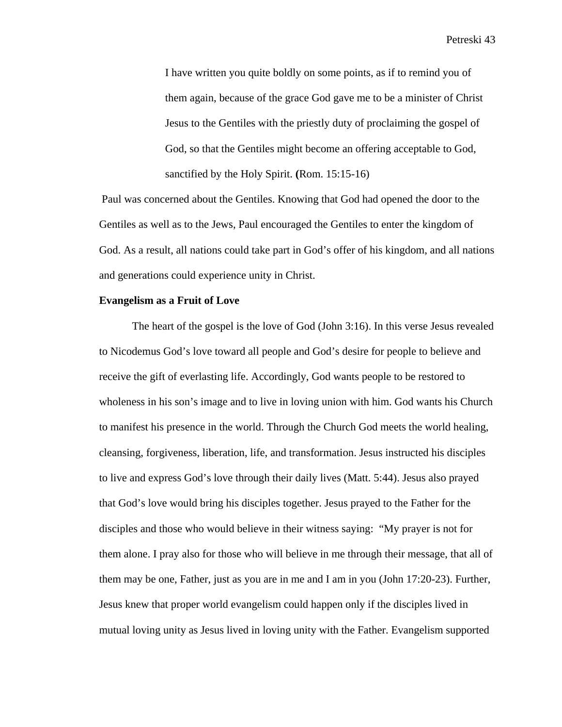> I have written you quite boldly on some points, as if to remind you of them again, because of the grace God gave me to be a minister of Christ Jesus to the Gentiles with the priestly duty of proclaiming the gospel of God, so that the Gentiles might become an offering acceptable to God, sanctified by the Holy Spirit. **(**Rom. 15:15-16)

Paul was concerned about the Gentiles. Knowing that God had opened the door to the Gentiles as well as to the Jews, Paul encouraged the Gentiles to enter the kingdom of God. As a result, all nations could take part in God's offer of his kingdom, and all nations and generations could experience unity in Christ.

**Evangelism as a Fruit of Love**

The heart of the gospel is the love of God (John 3:16). In this verse Jesus revealed to Nicodemus God's love toward all people and God's desire for people to believe and receive the gift of everlasting life. Accordingly, God wants people to be restored to wholeness in his son's image and to live in loving union with him. God wants his Church to manifest his presence in the world. Through the Church God meets the world healing, cleansing, forgiveness, liberation, life, and transformation. Jesus instructed his disciples to live and express God's love through their daily lives (Matt. 5:44). Jesus also prayed that God's love would bring his disciples together. Jesus prayed to the Father for the disciples and those who would believe in their witness saying: "My prayer is not for them alone. I pray also for those who will believe in me through their message, that all of them may be one, Father, just as you are in me and I am in you (John 17:20-23). Further, Jesus knew that proper world evangelism could happen only if the disciples lived in mutual loving unity as Jesus lived in loving unity with the Father. Evangelism supported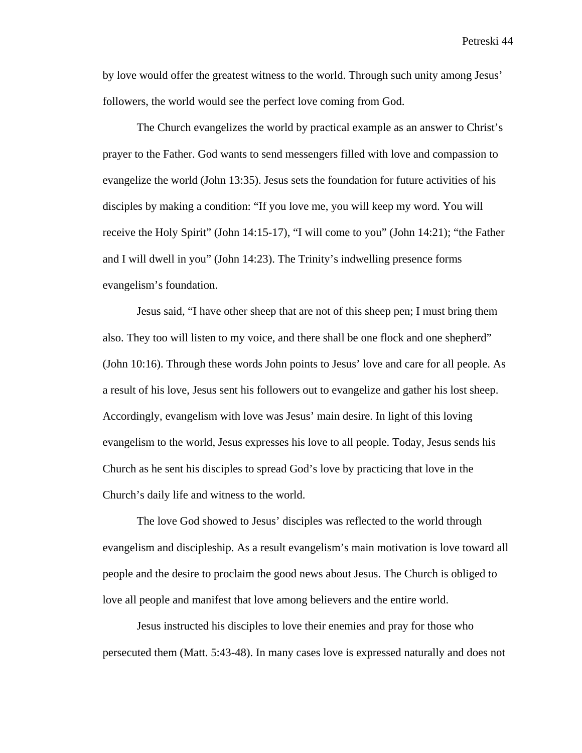by love would offer the greatest witness to the world. Through such unity among Jesus' followers, the world would see the perfect love coming from God.

The Church evangelizes the world by practical example as an answer to Christ's prayer to the Father. God wants to send messengers filled with love and compassion to evangelize the world (John 13:35). Jesus sets the foundation for future activities of his disciples by making a condition: "If you love me, you will keep my word. You will receive the Holy Spirit" (John 14:15-17), "I will come to you" (John 14:21); "the Father and I will dwell in you" (John 14:23). The Trinity's indwelling presence forms evangelism's foundation.

Jesus said, "I have other sheep that are not of this sheep pen; I must bring them also. They too will listen to my voice, and there shall be one flock and one shepherd" (John 10:16). Through these words John points to Jesus' love and care for all people. As a result of his love, Jesus sent his followers out to evangelize and gather his lost sheep. Accordingly, evangelism with love was Jesus' main desire. In light of this loving evangelism to the world, Jesus expresses his love to all people. Today, Jesus sends his Church as he sent his disciples to spread God's love by practicing that love in the Church's daily life and witness to the world.

The love God showed to Jesus' disciples was reflected to the world through evangelism and discipleship. As a result evangelism's main motivation is love toward all people and the desire to proclaim the good news about Jesus. The Church is obliged to love all people and manifest that love among believers and the entire world.

Jesus instructed his disciples to love their enemies and pray for those who persecuted them (Matt. 5:43-48). In many cases love is expressed naturally and does not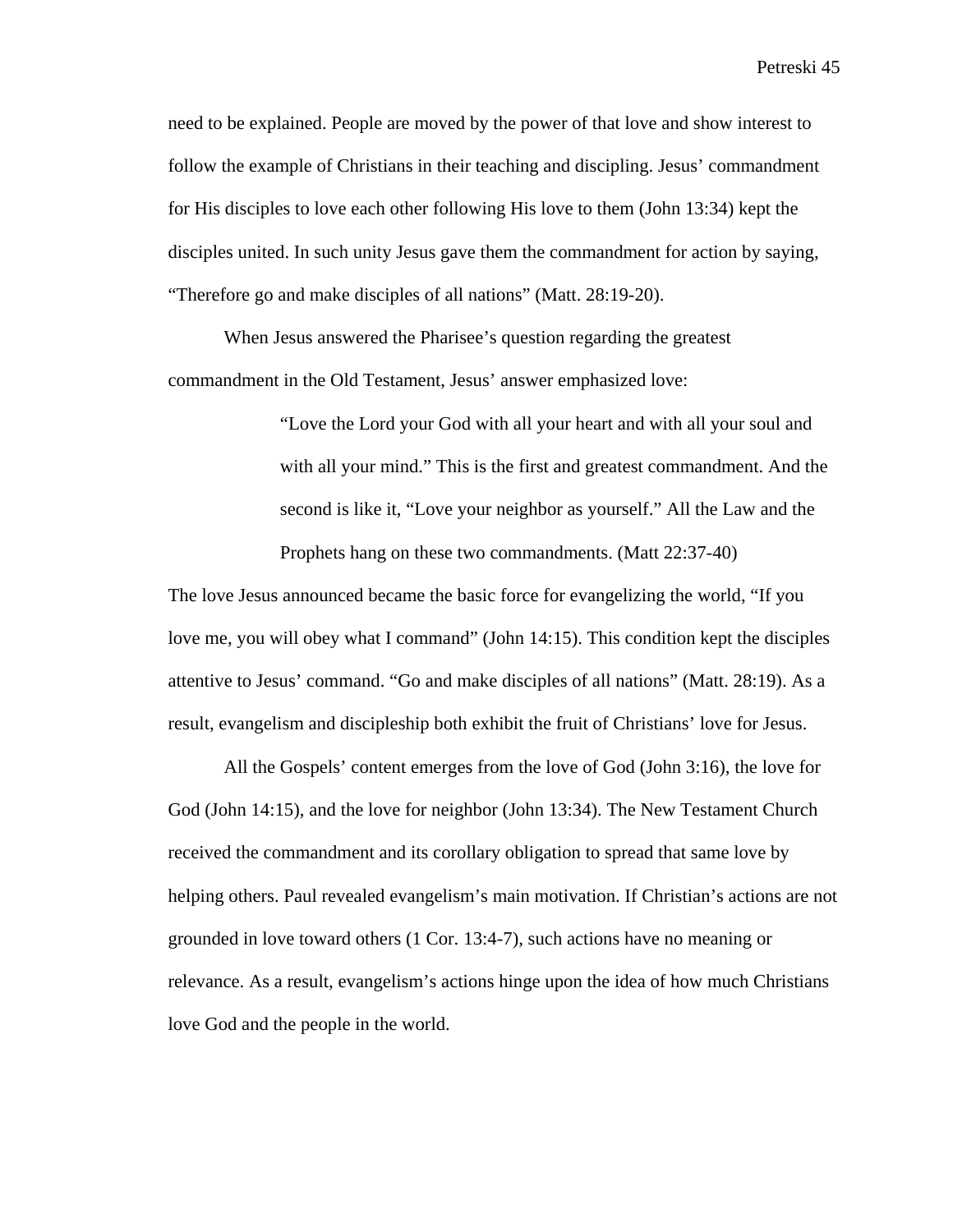need to be explained. People are moved by the power of that love and show interest to follow the example of Christians in their teaching and discipling. Jesus' commandment for His disciples to love each other following His love to them (John 13:34) kept the disciples united. In such unity Jesus gave them the commandment for action by saying, "Therefore go and make disciples of all nations" (Matt. 28:19-20).

When Jesus answered the Pharisee's question regarding the greatest commandment in the Old Testament, Jesus' answer emphasized love:

> "Love the Lord your God with all your heart and with all your soul and with all your mind." This is the first and greatest commandment. And the second is like it, "Love your neighbor as yourself." All the Law and the Prophets hang on these two commandments. (Matt 22:37-40)

The love Jesus announced became the basic force for evangelizing the world, "If you love me, you will obey what I command" (John 14:15). This condition kept the disciples attentive to Jesus' command. "Go and make disciples of all nations" (Matt. 28:19). As a result, evangelism and discipleship both exhibit the fruit of Christians' love for Jesus.

All the Gospels' content emerges from the love of God (John 3:16), the love for God (John 14:15), and the love for neighbor (John 13:34). The New Testament Church received the commandment and its corollary obligation to spread that same love by helping others. Paul revealed evangelism's main motivation. If Christian's actions are not grounded in love toward others (1 Cor. 13:4-7), such actions have no meaning or relevance. As a result, evangelism's actions hinge upon the idea of how much Christians love God and the people in the world.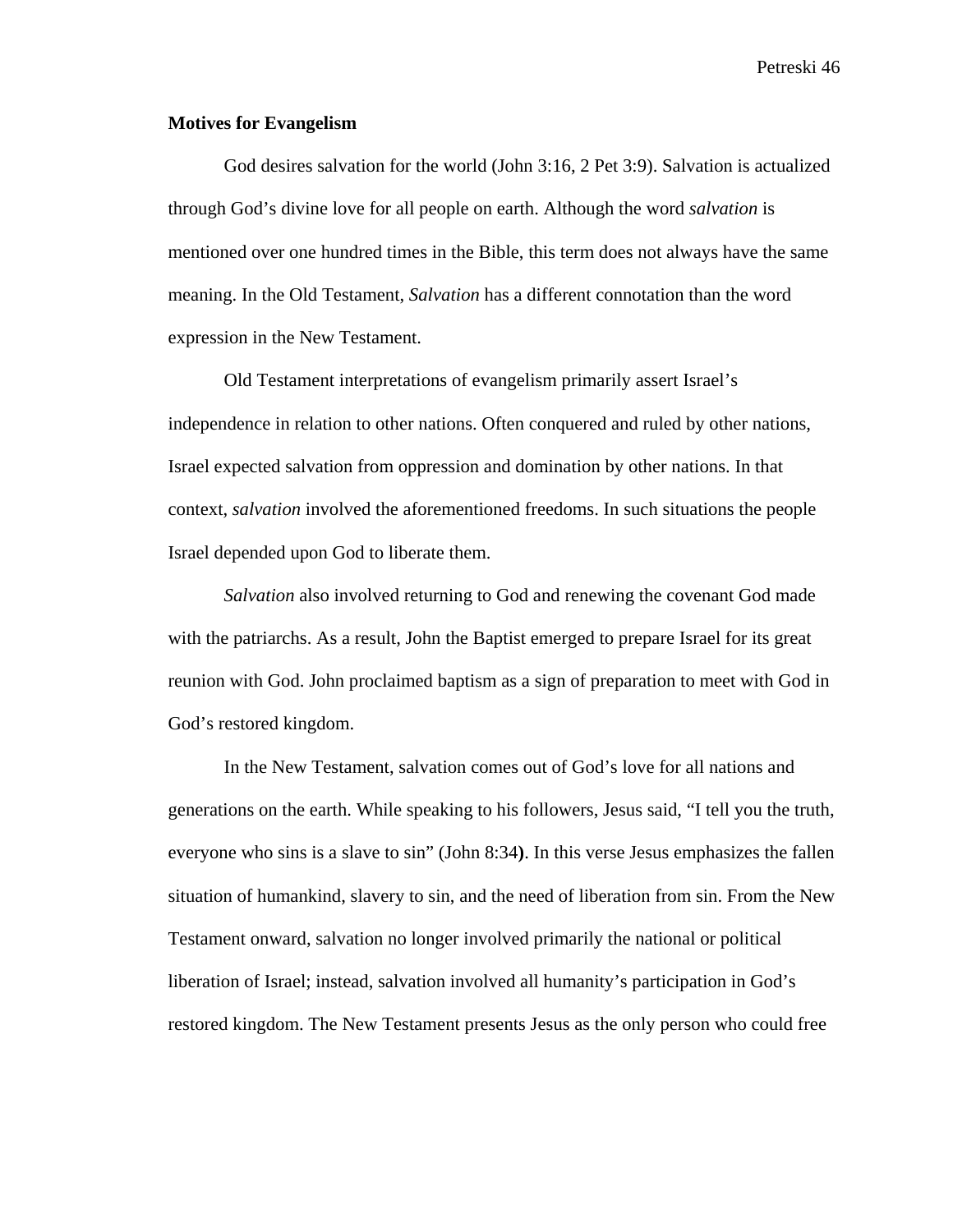**Motives for Evangelism**

God desires salvation for the world (John 3:16, 2 Pet 3:9). Salvation is actualized through God's divine love for all people on earth. Although the word *salvation* is mentioned over one hundred times in the Bible, this term does not always have the same meaning. In the Old Testament, *Salvation* has a different connotation than the word expression in the New Testament.

Old Testament interpretations of evangelism primarily assert Israel's independence in relation to other nations. Often conquered and ruled by other nations, Israel expected salvation from oppression and domination by other nations. In that context, *salvation* involved the aforementioned freedoms. In such situations the people Israel depended upon God to liberate them.

*Salvation* also involved returning to God and renewing the covenant God made with the patriarchs. As a result, John the Baptist emerged to prepare Israel for its great reunion with God. John proclaimed baptism as a sign of preparation to meet with God in God's restored kingdom.

In the New Testament, salvation comes out of God's love for all nations and generations on the earth. While speaking to his followers, Jesus said, "I tell you the truth, everyone who sins is a slave to sin" (John 8:34**)**. In this verse Jesus emphasizes the fallen situation of humankind, slavery to sin, and the need of liberation from sin. From the New Testament onward, salvation no longer involved primarily the national or political liberation of Israel; instead, salvation involved all humanity's participation in God's restored kingdom. The New Testament presents Jesus as the only person who could free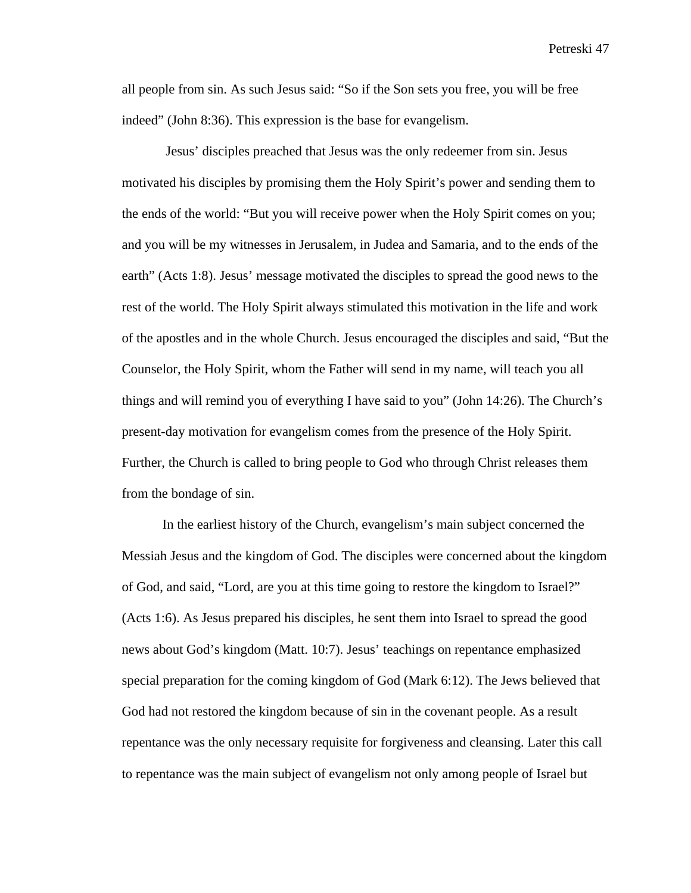all people from sin. As such Jesus said: “So if the Son sets you free, you will be free indeed” (John 8:36). This expression is the base for evangelism.

Jesus’ disciples preached that Jesus was the only redeemer from sin. Jesus motivated his disciples by promising them the Holy Spirit’s power and sending them to the ends of the world: “But you will receive power when the Holy Spirit comes on you; and you will be my witnesses in Jerusalem, in Judea and Samaria, and to the ends of the earth” (Acts 1:8). Jesus’ message motivated the disciples to spread the good news to the rest of the world. The Holy Spirit always stimulated this motivation in the life and work of the apostles and in the whole Church. Jesus encouraged the disciples and said, “But the Counselor, the Holy Spirit, whom the Father will send in my name, will teach you all things and will remind you of everything I have said to you” (John 14:26). The Church’s present-day motivation for evangelism comes from the presence of the Holy Spirit. Further, the Church is called to bring people to God who through Christ releases them from the bondage of sin.

In the earliest history of the Church, evangelism’s main subject concerned the Messiah Jesus and the kingdom of God. The disciples were concerned about the kingdom of God, and said, “Lord, are you at this time going to restore the kingdom to Israel?” (Acts 1:6). As Jesus prepared his disciples, he sent them into Israel to spread the good news about God’s kingdom (Matt. 10:7). Jesus’ teachings on repentance emphasized special preparation for the coming kingdom of God (Mark 6:12). The Jews believed that God had not restored the kingdom because of sin in the covenant people. As a result repentance was the only necessary requisite for forgiveness and cleansing. Later this call to repentance was the main subject of evangelism not only among people of Israel but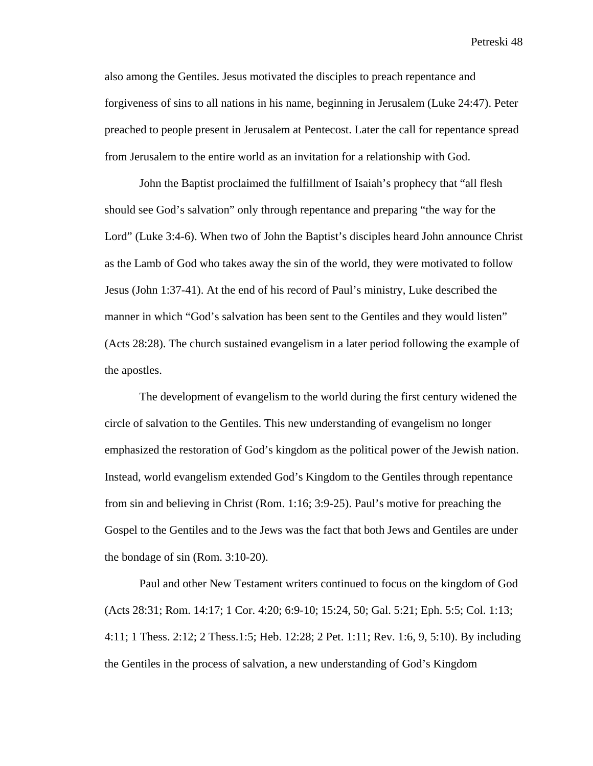also among the Gentiles. Jesus motivated the disciples to preach repentance and forgiveness of sins to all nations in his name, beginning in Jerusalem (Luke 24:47). Peter preached to people present in Jerusalem at Pentecost. Later the call for repentance spread from Jerusalem to the entire world as an invitation for a relationship with God.

John the Baptist proclaimed the fulfillment of Isaiah's prophecy that "all flesh should see God's salvation" only through repentance and preparing "the way for the Lord" (Luke 3:4-6). When two of John the Baptist's disciples heard John announce Christ as the Lamb of God who takes away the sin of the world, they were motivated to follow Jesus (John 1:37-41). At the end of his record of Paul's ministry, Luke described the manner in which "God's salvation has been sent to the Gentiles and they would listen" (Acts 28:28). The church sustained evangelism in a later period following the example of the apostles.

The development of evangelism to the world during the first century widened the circle of salvation to the Gentiles. This new understanding of evangelism no longer emphasized the restoration of God's kingdom as the political power of the Jewish nation. Instead, world evangelism extended God's Kingdom to the Gentiles through repentance from sin and believing in Christ (Rom. 1:16; 3:9-25). Paul's motive for preaching the Gospel to the Gentiles and to the Jews was the fact that both Jews and Gentiles are under the bondage of sin (Rom. 3:10-20).

Paul and other New Testament writers continued to focus on the kingdom of God (Acts 28:31; Rom. 14:17; 1 Cor. 4:20; 6:9-10; 15:24, 50; Gal. 5:21; Eph. 5:5; Col. 1:13; 4:11; 1 Thess. 2:12; 2 Thess.1:5; Heb. 12:28; 2 Pet. 1:11; Rev. 1:6, 9, 5:10). By including the Gentiles in the process of salvation, a new understanding of God's Kingdom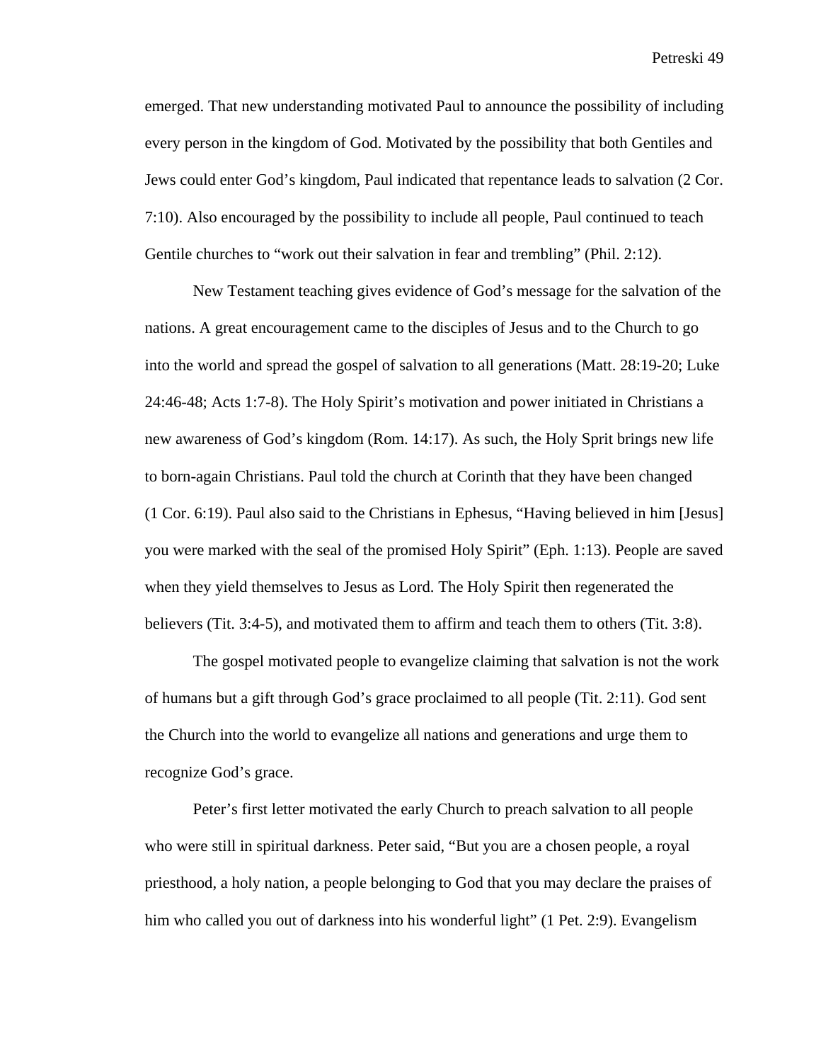emerged. That new understanding motivated Paul to announce the possibility of including every person in the kingdom of God. Motivated by the possibility that both Gentiles and Jews could enter God's kingdom, Paul indicated that repentance leads to salvation (2 Cor. 7:10). Also encouraged by the possibility to include all people, Paul continued to teach Gentile churches to "work out their salvation in fear and trembling" (Phil. 2:12).

New Testament teaching gives evidence of God's message for the salvation of the nations. A great encouragement came to the disciples of Jesus and to the Church to go into the world and spread the gospel of salvation to all generations (Matt. 28:19-20; Luke 24:46-48; Acts 1:7-8). The Holy Spirit's motivation and power initiated in Christians a new awareness of God's kingdom (Rom. 14:17). As such, the Holy Sprit brings new life to born-again Christians. Paul told the church at Corinth that they have been changed (1 Cor. 6:19). Paul also said to the Christians in Ephesus, "Having believed in him [Jesus] you were marked with the seal of the promised Holy Spirit" (Eph. 1:13). People are saved when they yield themselves to Jesus as Lord. The Holy Spirit then regenerated the believers (Tit. 3:4-5), and motivated them to affirm and teach them to others (Tit. 3:8).

The gospel motivated people to evangelize claiming that salvation is not the work of humans but a gift through God's grace proclaimed to all people (Tit. 2:11). God sent the Church into the world to evangelize all nations and generations and urge them to recognize God's grace.

Peter's first letter motivated the early Church to preach salvation to all people who were still in spiritual darkness. Peter said, "But you are a chosen people, a royal priesthood, a holy nation, a people belonging to God that you may declare the praises of him who called you out of darkness into his wonderful light" (1 Pet. 2:9). Evangelism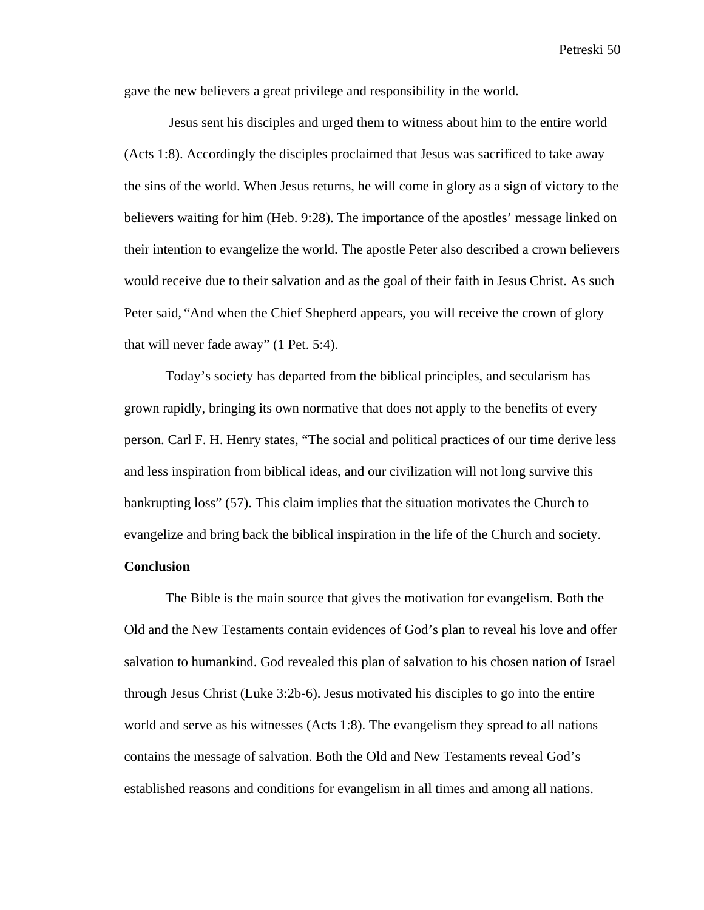gave the new believers a great privilege and responsibility in the world.

Jesus sent his disciples and urged them to witness about him to the entire world (Acts 1:8). Accordingly the disciples proclaimed that Jesus was sacrificed to take away the sins of the world. When Jesus returns, he will come in glory as a sign of victory to the believers waiting for him (Heb. 9:28). The importance of the apostles' message linked on their intention to evangelize the world. The apostle Peter also described a crown believers would receive due to their salvation and as the goal of their faith in Jesus Christ. As such Peter said, "And when the Chief Shepherd appears, you will receive the crown of glory that will never fade away" (1 Pet. 5:4).

Today's society has departed from the biblical principles, and secularism has grown rapidly, bringing its own normative that does not apply to the benefits of every person. Carl F. H. Henry states, "The social and political practices of our time derive less and less inspiration from biblical ideas, and our civilization will not long survive this bankrupting loss" (57). This claim implies that the situation motivates the Church to evangelize and bring back the biblical inspiration in the life of the Church and society.

**Conclusion**

The Bible is the main source that gives the motivation for evangelism. Both the Old and the New Testaments contain evidences of God's plan to reveal his love and offer salvation to humankind. God revealed this plan of salvation to his chosen nation of Israel through Jesus Christ (Luke 3:2b-6). Jesus motivated his disciples to go into the entire world and serve as his witnesses (Acts 1:8). The evangelism they spread to all nations contains the message of salvation. Both the Old and New Testaments reveal God's established reasons and conditions for evangelism in all times and among all nations.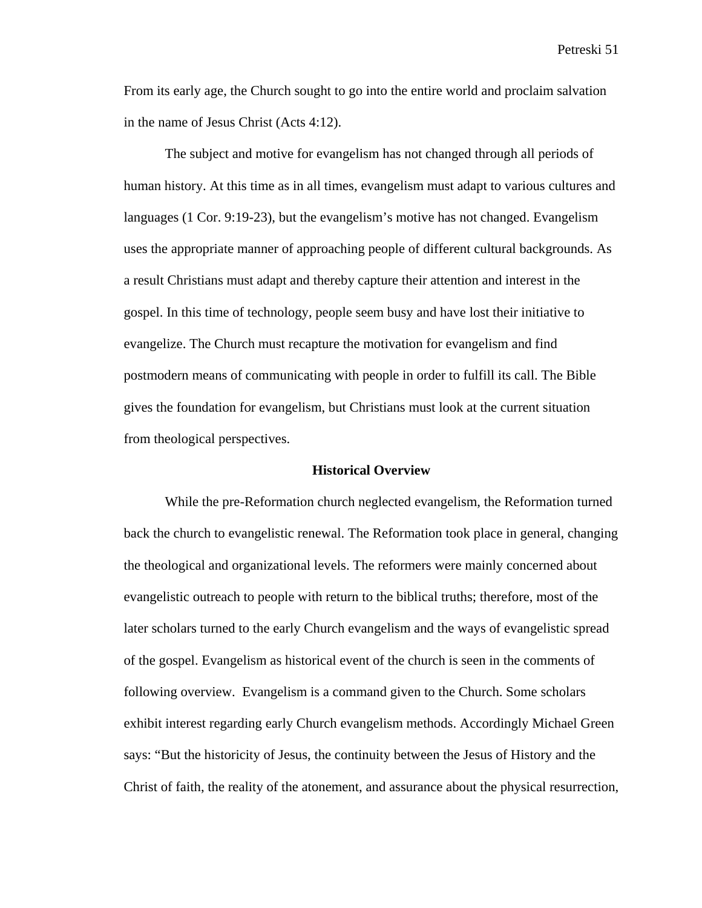From its early age, the Church sought to go into the entire world and proclaim salvation in the name of Jesus Christ (Acts 4:12).

The subject and motive for evangelism has not changed through all periods of human history. At this time as in all times, evangelism must adapt to various cultures and languages (1 Cor. 9:19-23), but the evangelism's motive has not changed. Evangelism uses the appropriate manner of approaching people of different cultural backgrounds. As a result Christians must adapt and thereby capture their attention and interest in the gospel. In this time of technology, people seem busy and have lost their initiative to evangelize. The Church must recapture the motivation for evangelism and find postmodern means of communicating with people in order to fulfill its call. The Bible gives the foundation for evangelism, but Christians must look at the current situation from theological perspectives.

## Historical Overview

While the pre-Reformation church neglected evangelism, the Reformation turned back the church to evangelistic renewal. The Reformation took place in general, changing the theological and organizational levels. The reformers were mainly concerned about evangelistic outreach to people with return to the biblical truths; therefore, most of the later scholars turned to the early Church evangelism and the ways of evangelistic spread of the gospel. Evangelism as historical event of the church is seen in the comments of following overview.  Evangelism is a command given to the Church. Some scholars exhibit interest regarding early Church evangelism methods. Accordingly Michael Green says: "But the historicity of Jesus, the continuity between the Jesus of History and the Christ of faith, the reality of the atonement, and assurance about the physical resurrection,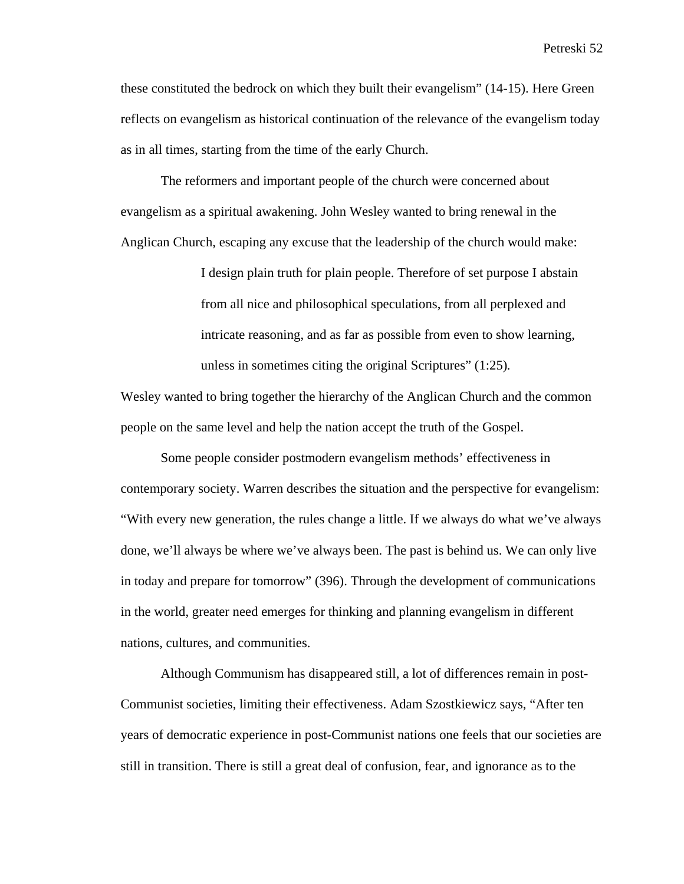these constituted the bedrock on which they built their evangelism" (14-15). Here Green reflects on evangelism as historical continuation of the relevance of the evangelism today as in all times, starting from the time of the early Church.

The reformers and important people of the church were concerned about evangelism as a spiritual awakening. John Wesley wanted to bring renewal in the Anglican Church, escaping any excuse that the leadership of the church would make:

> I design plain truth for plain people. Therefore of set purpose I abstain from all nice and philosophical speculations, from all perplexed and intricate reasoning, and as far as possible from even to show learning, unless in sometimes citing the original Scriptures" (1:25).

Wesley wanted to bring together the hierarchy of the Anglican Church and the common people on the same level and help the nation accept the truth of the Gospel.

Some people consider postmodern evangelism methods' effectiveness in contemporary society. Warren describes the situation and the perspective for evangelism: "With every new generation, the rules change a little. If we always do what we've always done, we'll always be where we've always been. The past is behind us. We can only live in today and prepare for tomorrow" (396). Through the development of communications in the world, greater need emerges for thinking and planning evangelism in different nations, cultures, and communities.

Although Communism has disappeared still, a lot of differences remain in post-Communist societies, limiting their effectiveness. Adam Szostkiewicz says, "After ten years of democratic experience in post-Communist nations one feels that our societies are still in transition. There is still a great deal of confusion, fear, and ignorance as to the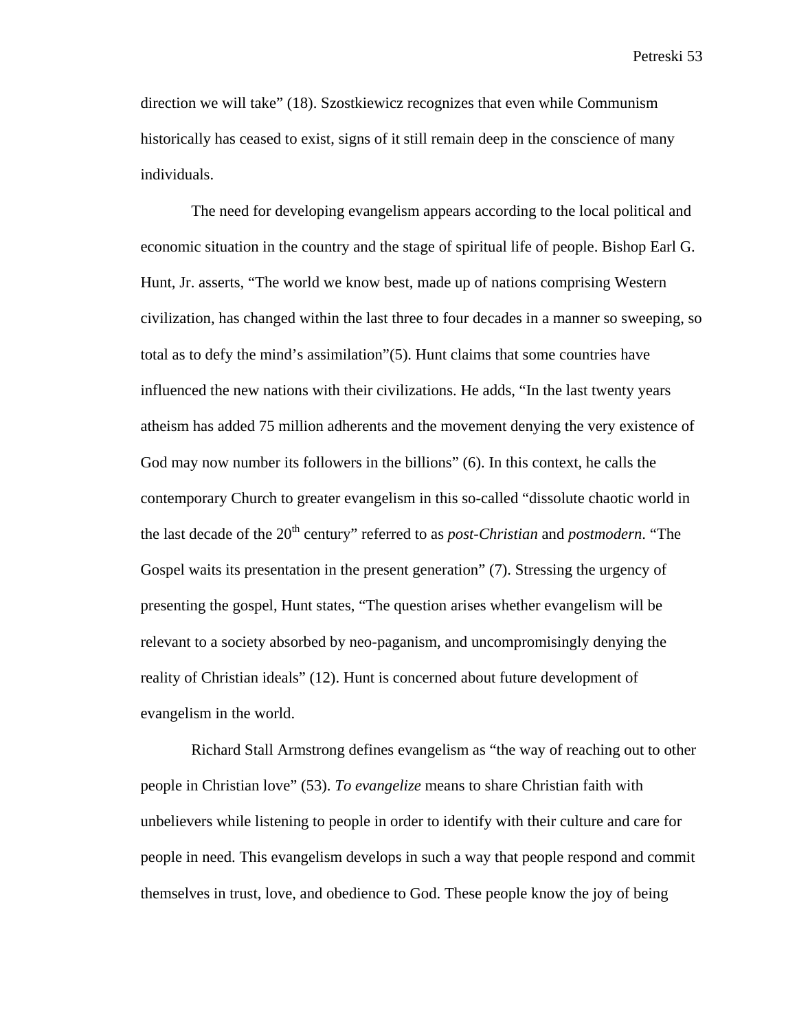direction we will take" (18). Szostkiewicz recognizes that even while Communism historically has ceased to exist, signs of it still remain deep in the conscience of many individuals.

The need for developing evangelism appears according to the local political and economic situation in the country and the stage of spiritual life of people. Bishop Earl G. Hunt, Jr. asserts, "The world we know best, made up of nations comprising Western civilization, has changed within the last three to four decades in a manner so sweeping, so total as to defy the mind's assimilation"(5). Hunt claims that some countries have influenced the new nations with their civilizations. He adds, "In the last twenty years atheism has added 75 million adherents and the movement denying the very existence of God may now number its followers in the billions" (6). In this context, he calls the contemporary Church to greater evangelism in this so-called "dissolute chaotic world in the last decade of the 20th century" referred to as *post-Christian* and *postmodern*. "The Gospel waits its presentation in the present generation" (7). Stressing the urgency of presenting the gospel, Hunt states, "The question arises whether evangelism will be relevant to a society absorbed by neo-paganism, and uncompromisingly denying the reality of Christian ideals" (12). Hunt is concerned about future development of evangelism in the world.

Richard Stall Armstrong defines evangelism as "the way of reaching out to other people in Christian love" (53). *To evangelize* means to share Christian faith with unbelievers while listening to people in order to identify with their culture and care for people in need. This evangelism develops in such a way that people respond and commit themselves in trust, love, and obedience to God. These people know the joy of being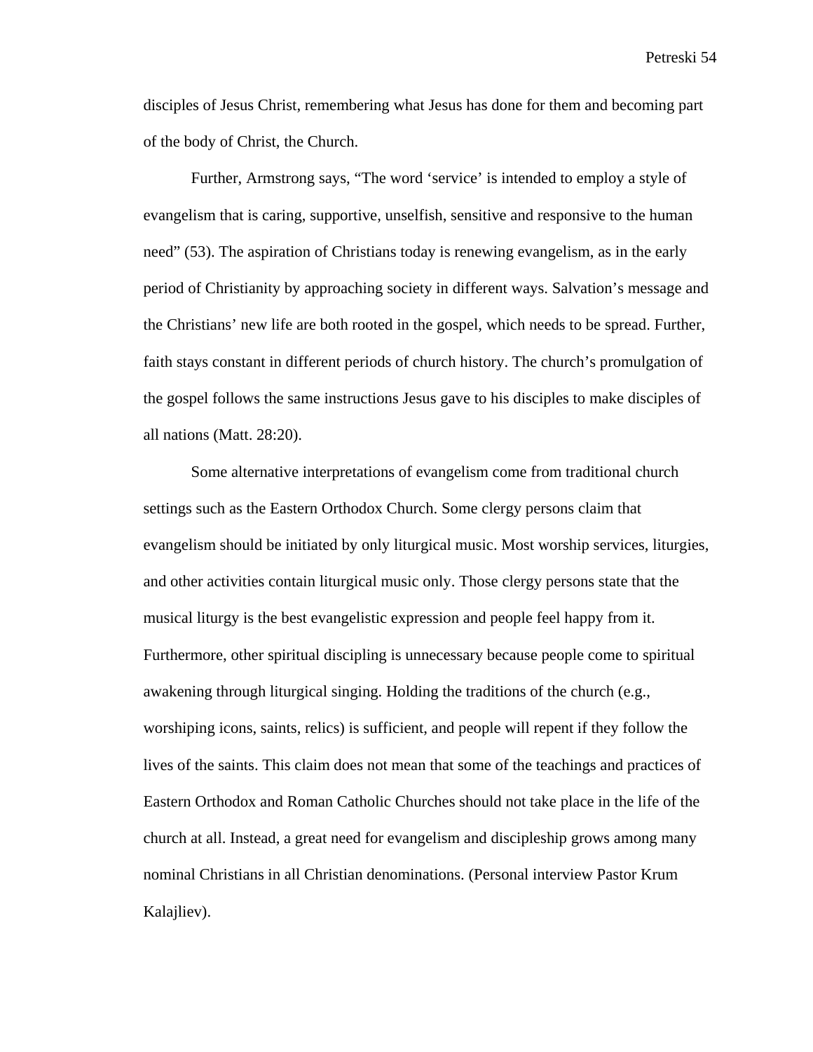disciples of Jesus Christ, remembering what Jesus has done for them and becoming part of the body of Christ, the Church.

Further, Armstrong says, “The word ‘service’ is intended to employ a style of evangelism that is caring, supportive, unselfish, sensitive and responsive to the human need” (53). The aspiration of Christians today is renewing evangelism, as in the early period of Christianity by approaching society in different ways. Salvation’s message and the Christians’ new life are both rooted in the gospel, which needs to be spread. Further, faith stays constant in different periods of church history. The church’s promulgation of the gospel follows the same instructions Jesus gave to his disciples to make disciples of all nations (Matt. 28:20).

Some alternative interpretations of evangelism come from traditional church settings such as the Eastern Orthodox Church. Some clergy persons claim that evangelism should be initiated by only liturgical music. Most worship services, liturgies, and other activities contain liturgical music only. Those clergy persons state that the musical liturgy is the best evangelistic expression and people feel happy from it. Furthermore, other spiritual discipling is unnecessary because people come to spiritual awakening through liturgical singing. Holding the traditions of the church (e.g., worshiping icons, saints, relics) is sufficient, and people will repent if they follow the lives of the saints. This claim does not mean that some of the teachings and practices of Eastern Orthodox and Roman Catholic Churches should not take place in the life of the church at all. Instead, a great need for evangelism and discipleship grows among many nominal Christians in all Christian denominations. (Personal interview Pastor Krum Kalajliev).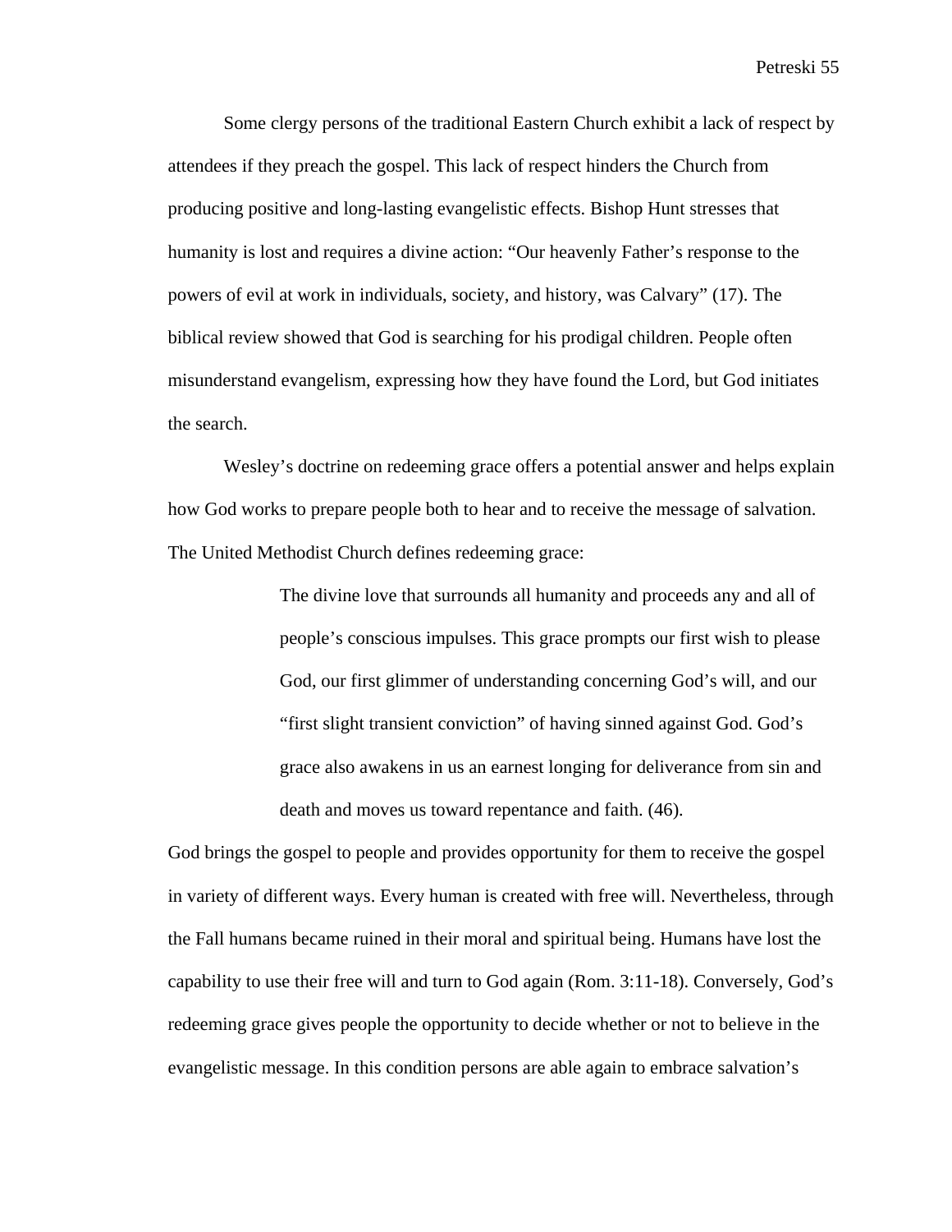Some clergy persons of the traditional Eastern Church exhibit a lack of respect by attendees if they preach the gospel. This lack of respect hinders the Church from producing positive and long-lasting evangelistic effects. Bishop Hunt stresses that humanity is lost and requires a divine action: "Our heavenly Father's response to the powers of evil at work in individuals, society, and history, was Calvary" (17). The biblical review showed that God is searching for his prodigal children. People often misunderstand evangelism, expressing how they have found the Lord, but God initiates the search.

Wesley's doctrine on redeeming grace offers a potential answer and helps explain how God works to prepare people both to hear and to receive the message of salvation. The United Methodist Church defines redeeming grace:

> The divine love that surrounds all humanity and proceeds any and all of people's conscious impulses. This grace prompts our first wish to please God, our first glimmer of understanding concerning God's will, and our "first slight transient conviction" of having sinned against God. God's grace also awakens in us an earnest longing for deliverance from sin and death and moves us toward repentance and faith. (46).

God brings the gospel to people and provides opportunity for them to receive the gospel in variety of different ways. Every human is created with free will. Nevertheless, through the Fall humans became ruined in their moral and spiritual being. Humans have lost the capability to use their free will and turn to God again (Rom. 3:11-18). Conversely, God's redeeming grace gives people the opportunity to decide whether or not to believe in the evangelistic message. In this condition persons are able again to embrace salvation's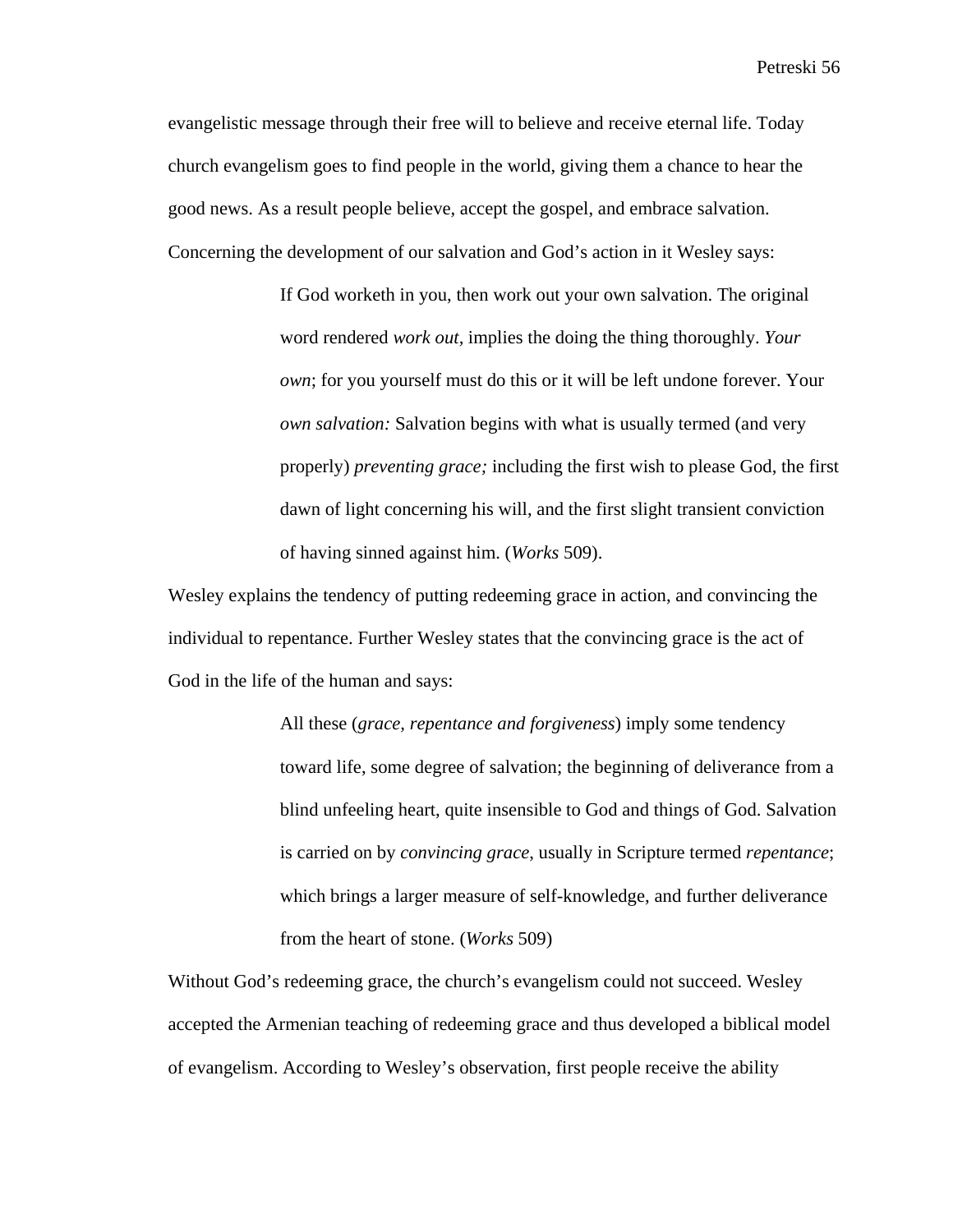evangelistic message through their free will to believe and receive eternal life. Today church evangelism goes to find people in the world, giving them a chance to hear the good news. As a result people believe, accept the gospel, and embrace salvation. Concerning the development of our salvation and God's action in it Wesley says:

> If God worketh in you, then work out your own salvation. The original word rendered *work out,* implies the doing the thing thoroughly. *Your own*; for you yourself must do this or it will be left undone forever. Your *own salvation:* Salvation begins with what is usually termed (and very properly) *preventing grace;* including the first wish to please God, the first dawn of light concerning his will, and the first slight transient conviction of having sinned against him. (*Works* 509).

Wesley explains the tendency of putting redeeming grace in action, and convincing the individual to repentance. Further Wesley states that the convincing grace is the act of God in the life of the human and says:

> All these (*grace, repentance and forgiveness*) imply some tendency toward life, some degree of salvation; the beginning of deliverance from a blind unfeeling heart, quite insensible to God and things of God. Salvation is carried on by *convincing grace*, usually in Scripture termed *repentance*; which brings a larger measure of self-knowledge, and further deliverance from the heart of stone. (*Works* 509)

Without God's redeeming grace, the church's evangelism could not succeed. Wesley accepted the Armenian teaching of redeeming grace and thus developed a biblical model of evangelism. According to Wesley's observation, first people receive the ability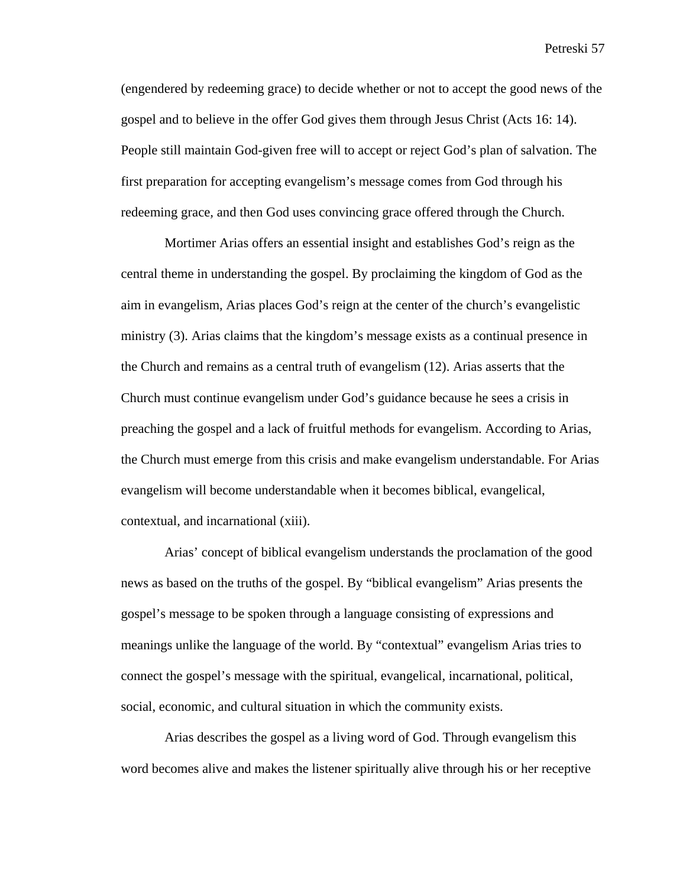(engendered by redeeming grace) to decide whether or not to accept the good news of the gospel and to believe in the offer God gives them through Jesus Christ (Acts 16: 14). People still maintain God-given free will to accept or reject God's plan of salvation. The first preparation for accepting evangelism's message comes from God through his redeeming grace, and then God uses convincing grace offered through the Church.

Mortimer Arias offers an essential insight and establishes God's reign as the central theme in understanding the gospel. By proclaiming the kingdom of God as the aim in evangelism, Arias places God's reign at the center of the church's evangelistic ministry (3). Arias claims that the kingdom's message exists as a continual presence in the Church and remains as a central truth of evangelism (12). Arias asserts that the Church must continue evangelism under God's guidance because he sees a crisis in preaching the gospel and a lack of fruitful methods for evangelism. According to Arias, the Church must emerge from this crisis and make evangelism understandable. For Arias evangelism will become understandable when it becomes biblical, evangelical, contextual, and incarnational (xiii).

Arias' concept of biblical evangelism understands the proclamation of the good news as based on the truths of the gospel. By "biblical evangelism" Arias presents the gospel's message to be spoken through a language consisting of expressions and meanings unlike the language of the world. By "contextual" evangelism Arias tries to connect the gospel's message with the spiritual, evangelical, incarnational, political, social, economic, and cultural situation in which the community exists.

Arias describes the gospel as a living word of God. Through evangelism this word becomes alive and makes the listener spiritually alive through his or her receptive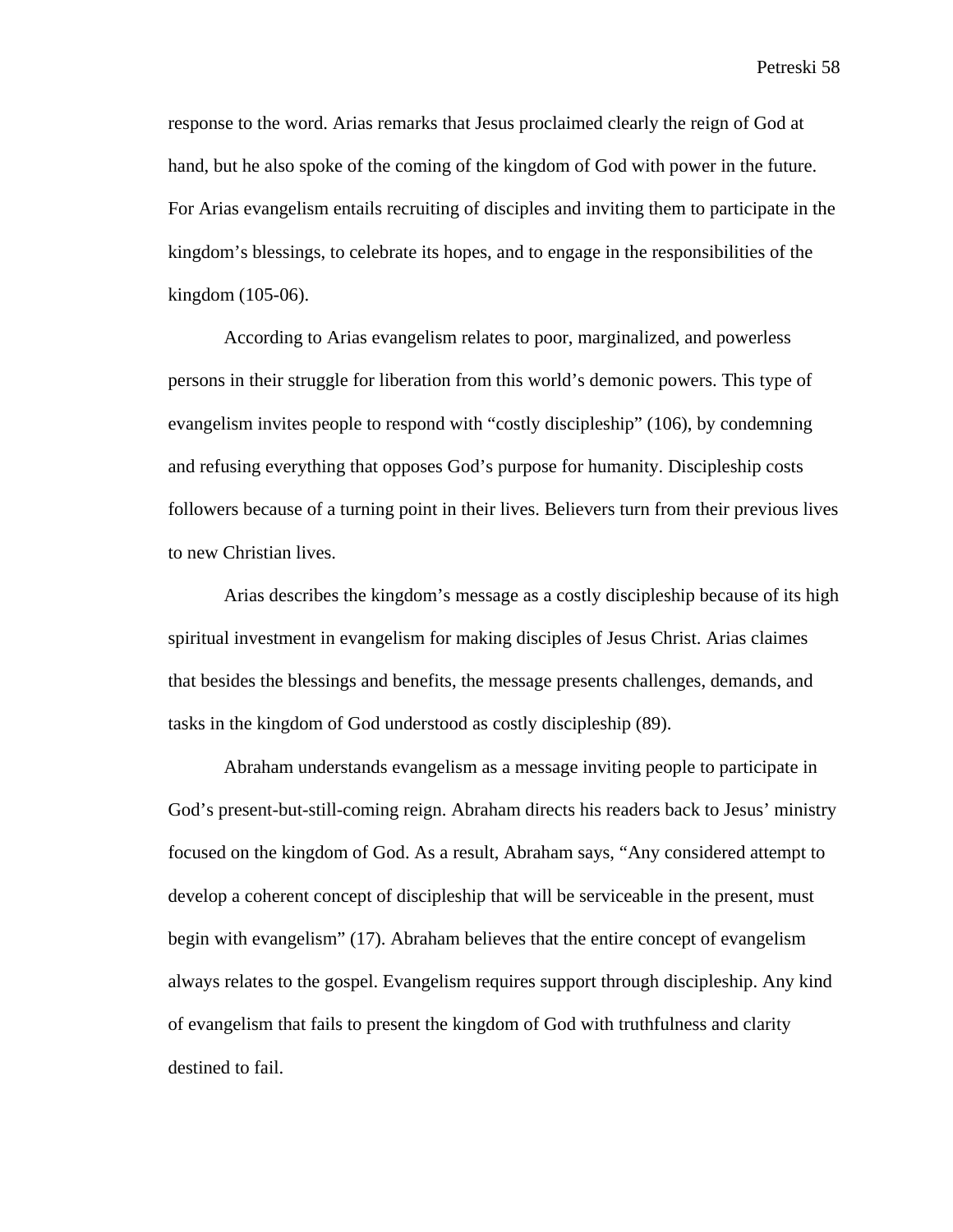response to the word. Arias remarks that Jesus proclaimed clearly the reign of God at hand, but he also spoke of the coming of the kingdom of God with power in the future. For Arias evangelism entails recruiting of disciples and inviting them to participate in the kingdom's blessings, to celebrate its hopes, and to engage in the responsibilities of the kingdom (105-06).

According to Arias evangelism relates to poor, marginalized, and powerless persons in their struggle for liberation from this world's demonic powers. This type of evangelism invites people to respond with "costly discipleship" (106), by condemning and refusing everything that opposes God's purpose for humanity. Discipleship costs followers because of a turning point in their lives. Believers turn from their previous lives to new Christian lives.

Arias describes the kingdom's message as a costly discipleship because of its high spiritual investment in evangelism for making disciples of Jesus Christ. Arias claimes that besides the blessings and benefits, the message presents challenges, demands, and tasks in the kingdom of God understood as costly discipleship (89).

Abraham understands evangelism as a message inviting people to participate in God's present-but-still-coming reign. Abraham directs his readers back to Jesus' ministry focused on the kingdom of God. As a result, Abraham says, "Any considered attempt to develop a coherent concept of discipleship that will be serviceable in the present, must begin with evangelism" (17). Abraham believes that the entire concept of evangelism always relates to the gospel. Evangelism requires support through discipleship. Any kind of evangelism that fails to present the kingdom of God with truthfulness and clarity destined to fail.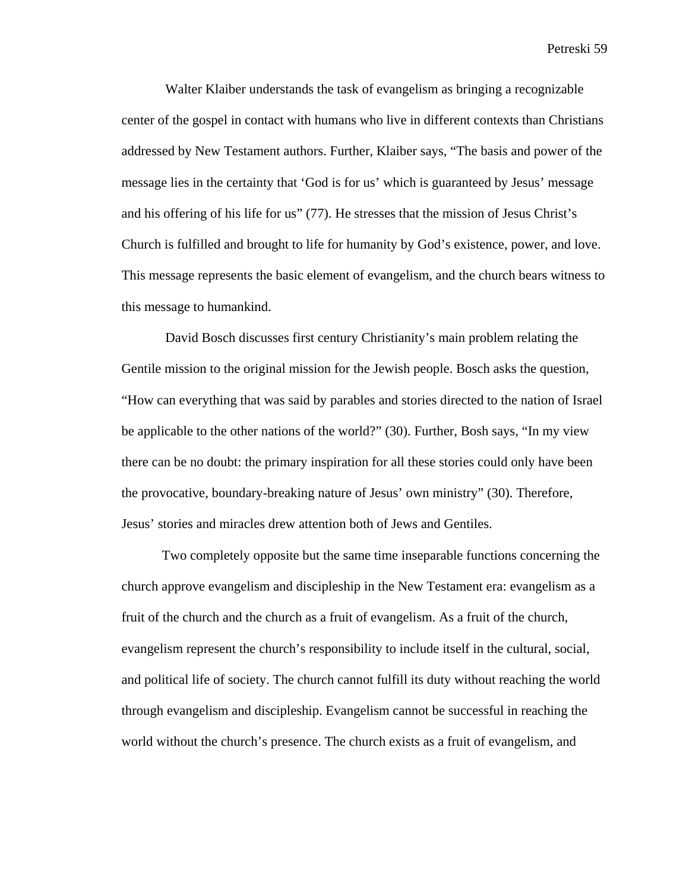Walter Klaiber understands the task of evangelism as bringing a recognizable center of the gospel in contact with humans who live in different contexts than Christians addressed by New Testament authors. Further, Klaiber says, "The basis and power of the message lies in the certainty that 'God is for us' which is guaranteed by Jesus' message and his offering of his life for us" (77). He stresses that the mission of Jesus Christ's Church is fulfilled and brought to life for humanity by God's existence, power, and love. This message represents the basic element of evangelism, and the church bears witness to this message to humankind.

David Bosch discusses first century Christianity's main problem relating the Gentile mission to the original mission for the Jewish people. Bosch asks the question, "How can everything that was said by parables and stories directed to the nation of Israel be applicable to the other nations of the world?" (30). Further, Bosh says, "In my view there can be no doubt: the primary inspiration for all these stories could only have been the provocative, boundary-breaking nature of Jesus' own ministry" (30). Therefore, Jesus' stories and miracles drew attention both of Jews and Gentiles.

Two completely opposite but the same time inseparable functions concerning the church approve evangelism and discipleship in the New Testament era: evangelism as a fruit of the church and the church as a fruit of evangelism. As a fruit of the church, evangelism represent the church's responsibility to include itself in the cultural, social, and political life of society. The church cannot fulfill its duty without reaching the world through evangelism and discipleship. Evangelism cannot be successful in reaching the world without the church's presence. The church exists as a fruit of evangelism, and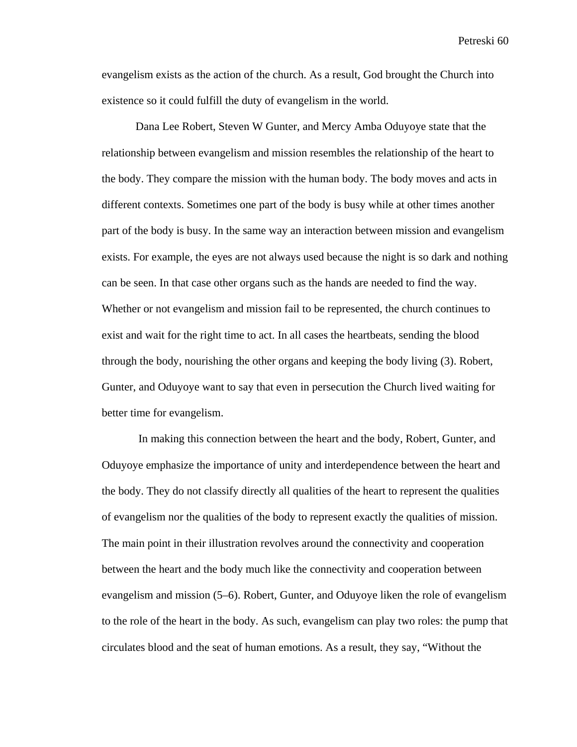evangelism exists as the action of the church. As a result, God brought the Church into existence so it could fulfill the duty of evangelism in the world.

Dana Lee Robert, Steven W Gunter, and Mercy Amba Oduyoye state that the relationship between evangelism and mission resembles the relationship of the heart to the body. They compare the mission with the human body. The body moves and acts in different contexts. Sometimes one part of the body is busy while at other times another part of the body is busy. In the same way an interaction between mission and evangelism exists. For example, the eyes are not always used because the night is so dark and nothing can be seen. In that case other organs such as the hands are needed to find the way. Whether or not evangelism and mission fail to be represented, the church continues to exist and wait for the right time to act. In all cases the heartbeats, sending the blood through the body, nourishing the other organs and keeping the body living (3). Robert, Gunter, and Oduyoye want to say that even in persecution the Church lived waiting for better time for evangelism.

In making this connection between the heart and the body, Robert, Gunter, and Oduyoye emphasize the importance of unity and interdependence between the heart and the body. They do not classify directly all qualities of the heart to represent the qualities of evangelism nor the qualities of the body to represent exactly the qualities of mission. The main point in their illustration revolves around the connectivity and cooperation between the heart and the body much like the connectivity and cooperation between evangelism and mission (5–6). Robert, Gunter, and Oduyoye liken the role of evangelism to the role of the heart in the body. As such, evangelism can play two roles: the pump that circulates blood and the seat of human emotions. As a result, they say, "Without the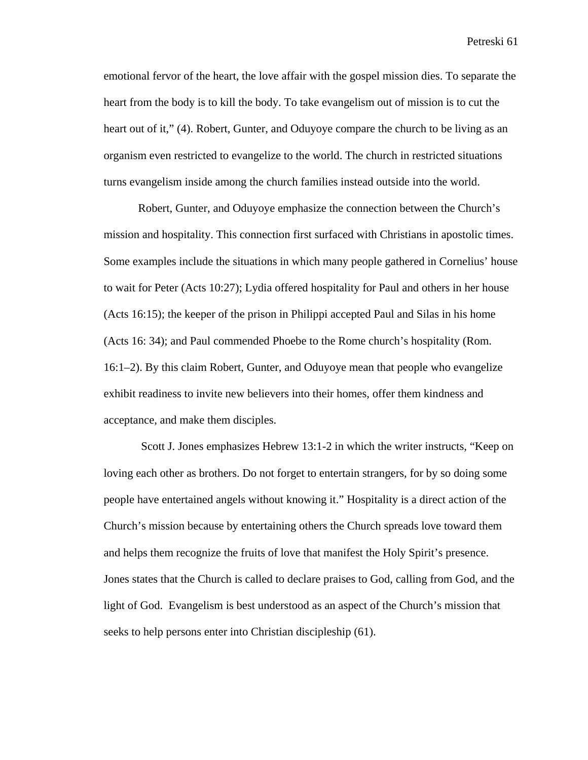emotional fervor of the heart, the love affair with the gospel mission dies. To separate the heart from the body is to kill the body. To take evangelism out of mission is to cut the heart out of it," (4). Robert, Gunter, and Oduyoye compare the church to be living as an organism even restricted to evangelize to the world. The church in restricted situations turns evangelism inside among the church families instead outside into the world.

Robert, Gunter, and Oduyoye emphasize the connection between the Church's mission and hospitality. This connection first surfaced with Christians in apostolic times. Some examples include the situations in which many people gathered in Cornelius' house to wait for Peter (Acts 10:27); Lydia offered hospitality for Paul and others in her house (Acts 16:15); the keeper of the prison in Philippi accepted Paul and Silas in his home (Acts 16: 34); and Paul commended Phoebe to the Rome church's hospitality (Rom. 16:1–2). By this claim Robert, Gunter, and Oduyoye mean that people who evangelize exhibit readiness to invite new believers into their homes, offer them kindness and acceptance, and make them disciples.

Scott J. Jones emphasizes Hebrew 13:1-2 in which the writer instructs, "Keep on loving each other as brothers. Do not forget to entertain strangers, for by so doing some people have entertained angels without knowing it." Hospitality is a direct action of the Church's mission because by entertaining others the Church spreads love toward them and helps them recognize the fruits of love that manifest the Holy Spirit's presence. Jones states that the Church is called to declare praises to God, calling from God, and the light of God. Evangelism is best understood as an aspect of the Church's mission that seeks to help persons enter into Christian discipleship (61).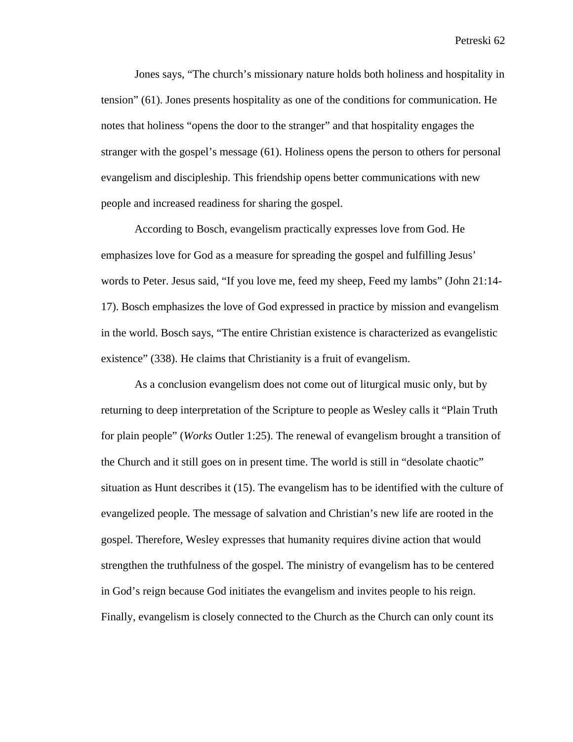Jones says, “The church’s missionary nature holds both holiness and hospitality in tension” (61). Jones presents hospitality as one of the conditions for communication. He notes that holiness “opens the door to the stranger” and that hospitality engages the stranger with the gospel’s message (61). Holiness opens the person to others for personal evangelism and discipleship. This friendship opens better communications with new people and increased readiness for sharing the gospel.

According to Bosch, evangelism practically expresses love from God. He emphasizes love for God as a measure for spreading the gospel and fulfilling Jesus’ words to Peter. Jesus said, “If you love me, feed my sheep, Feed my lambs” (John 21:14-17). Bosch emphasizes the love of God expressed in practice by mission and evangelism in the world. Bosch says, “The entire Christian existence is characterized as evangelistic existence” (338). He claims that Christianity is a fruit of evangelism.

As a conclusion evangelism does not come out of liturgical music only, but by returning to deep interpretation of the Scripture to people as Wesley calls it “Plain Truth for plain people” (*Works* Outler 1:25). The renewal of evangelism brought a transition of the Church and it still goes on in present time. The world is still in “desolate chaotic” situation as Hunt describes it (15). The evangelism has to be identified with the culture of evangelized people. The message of salvation and Christian’s new life are rooted in the gospel. Therefore, Wesley expresses that humanity requires divine action that would strengthen the truthfulness of the gospel. The ministry of evangelism has to be centered in God’s reign because God initiates the evangelism and invites people to his reign. Finally, evangelism is closely connected to the Church as the Church can only count its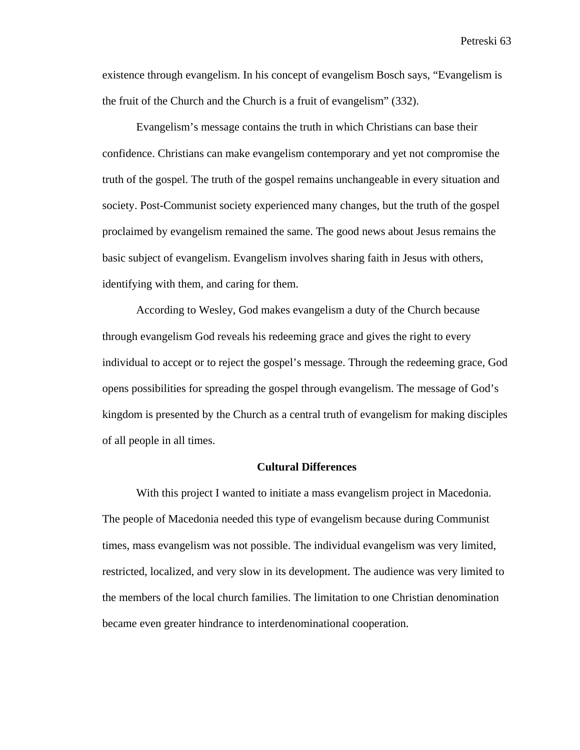existence through evangelism. In his concept of evangelism Bosch says, "Evangelism is the fruit of the Church and the Church is a fruit of evangelism" (332).

Evangelism's message contains the truth in which Christians can base their confidence. Christians can make evangelism contemporary and yet not compromise the truth of the gospel. The truth of the gospel remains unchangeable in every situation and society. Post-Communist society experienced many changes, but the truth of the gospel proclaimed by evangelism remained the same. The good news about Jesus remains the basic subject of evangelism. Evangelism involves sharing faith in Jesus with others, identifying with them, and caring for them.

According to Wesley, God makes evangelism a duty of the Church because through evangelism God reveals his redeeming grace and gives the right to every individual to accept or to reject the gospel's message. Through the redeeming grace, God opens possibilities for spreading the gospel through evangelism. The message of God's kingdom is presented by the Church as a central truth of evangelism for making disciples of all people in all times.

## Cultural Differences

With this project I wanted to initiate a mass evangelism project in Macedonia. The people of Macedonia needed this type of evangelism because during Communist times, mass evangelism was not possible. The individual evangelism was very limited, restricted, localized, and very slow in its development. The audience was very limited to the members of the local church families. The limitation to one Christian denomination became even greater hindrance to interdenominational cooperation.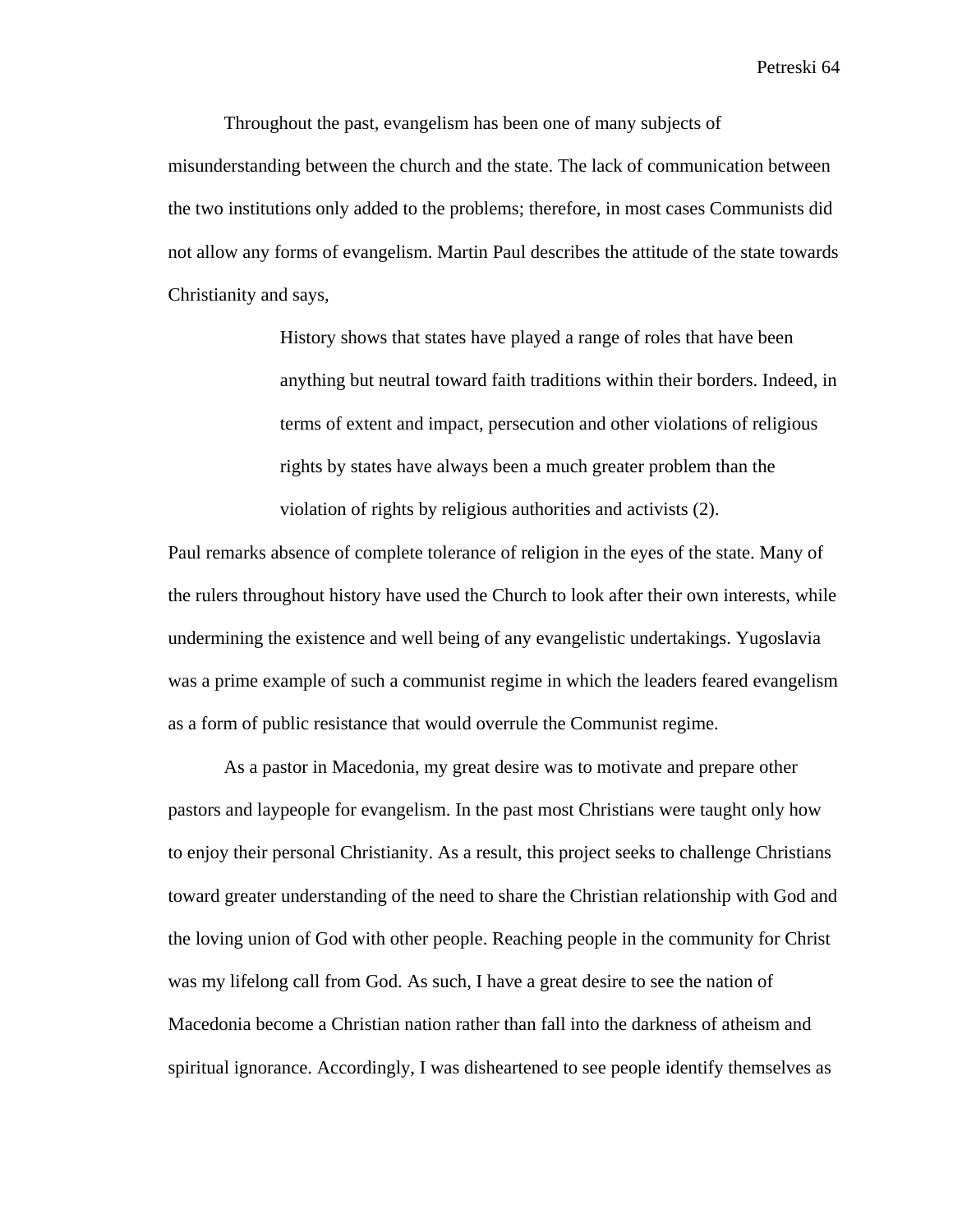Throughout the past, evangelism has been one of many subjects of misunderstanding between the church and the state. The lack of communication between the two institutions only added to the problems; therefore, in most cases Communists did not allow any forms of evangelism. Martin Paul describes the attitude of the state towards Christianity and says,

> History shows that states have played a range of roles that have been anything but neutral toward faith traditions within their borders. Indeed, in terms of extent and impact, persecution and other violations of religious rights by states have always been a much greater problem than the violation of rights by religious authorities and activists (2).

Paul remarks absence of complete tolerance of religion in the eyes of the state. Many of the rulers throughout history have used the Church to look after their own interests, while undermining the existence and well being of any evangelistic undertakings. Yugoslavia was a prime example of such a communist regime in which the leaders feared evangelism as a form of public resistance that would overrule the Communist regime.

As a pastor in Macedonia, my great desire was to motivate and prepare other pastors and laypeople for evangelism. In the past most Christians were taught only how to enjoy their personal Christianity. As a result, this project seeks to challenge Christians toward greater understanding of the need to share the Christian relationship with God and the loving union of God with other people. Reaching people in the community for Christ was my lifelong call from God. As such, I have a great desire to see the nation of Macedonia become a Christian nation rather than fall into the darkness of atheism and spiritual ignorance. Accordingly, I was disheartened to see people identify themselves as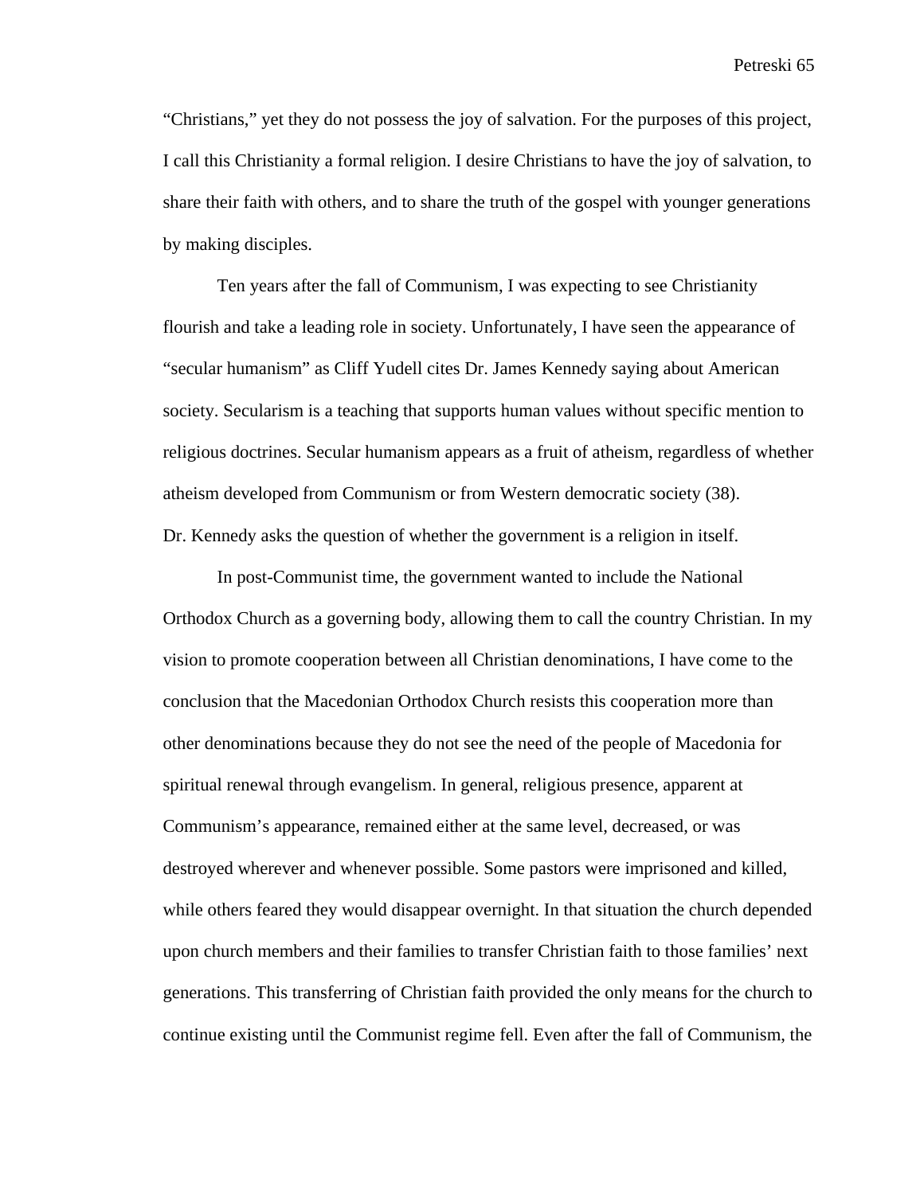"Christians," yet they do not possess the joy of salvation. For the purposes of this project, I call this Christianity a formal religion. I desire Christians to have the joy of salvation, to share their faith with others, and to share the truth of the gospel with younger generations by making disciples.

Ten years after the fall of Communism, I was expecting to see Christianity flourish and take a leading role in society. Unfortunately, I have seen the appearance of "secular humanism" as Cliff Yudell cites Dr. James Kennedy saying about American society. Secularism is a teaching that supports human values without specific mention to religious doctrines. Secular humanism appears as a fruit of atheism, regardless of whether atheism developed from Communism or from Western democratic society (38). Dr. Kennedy asks the question of whether the government is a religion in itself.

In post-Communist time, the government wanted to include the National Orthodox Church as a governing body, allowing them to call the country Christian. In my vision to promote cooperation between all Christian denominations, I have come to the conclusion that the Macedonian Orthodox Church resists this cooperation more than other denominations because they do not see the need of the people of Macedonia for spiritual renewal through evangelism. In general, religious presence, apparent at Communism's appearance, remained either at the same level, decreased, or was destroyed wherever and whenever possible. Some pastors were imprisoned and killed, while others feared they would disappear overnight. In that situation the church depended upon church members and their families to transfer Christian faith to those families' next generations. This transferring of Christian faith provided the only means for the church to continue existing until the Communist regime fell. Even after the fall of Communism, the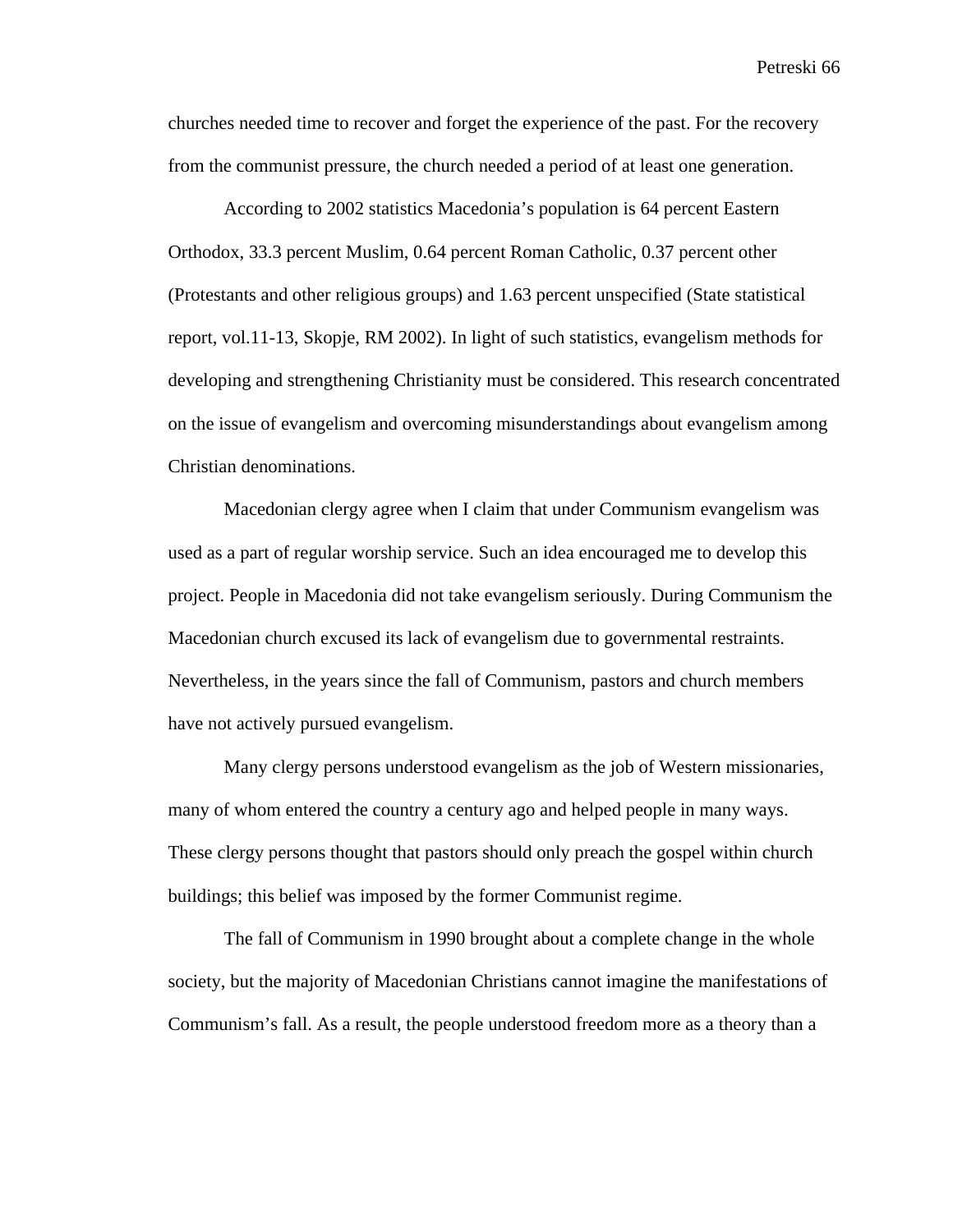churches needed time to recover and forget the experience of the past. For the recovery from the communist pressure, the church needed a period of at least one generation.

According to 2002 statistics Macedonia's population is 64 percent Eastern Orthodox, 33.3 percent Muslim, 0.64 percent Roman Catholic, 0.37 percent other (Protestants and other religious groups) and 1.63 percent unspecified (State statistical report, vol.11-13, Skopje, RM 2002). In light of such statistics, evangelism methods for developing and strengthening Christianity must be considered. This research concentrated on the issue of evangelism and overcoming misunderstandings about evangelism among Christian denominations.

Macedonian clergy agree when I claim that under Communism evangelism was used as a part of regular worship service. Such an idea encouraged me to develop this project. People in Macedonia did not take evangelism seriously. During Communism the Macedonian church excused its lack of evangelism due to governmental restraints. Nevertheless, in the years since the fall of Communism, pastors and church members have not actively pursued evangelism.

Many clergy persons understood evangelism as the job of Western missionaries, many of whom entered the country a century ago and helped people in many ways. These clergy persons thought that pastors should only preach the gospel within church buildings; this belief was imposed by the former Communist regime.

The fall of Communism in 1990 brought about a complete change in the whole society, but the majority of Macedonian Christians cannot imagine the manifestations of Communism's fall. As a result, the people understood freedom more as a theory than a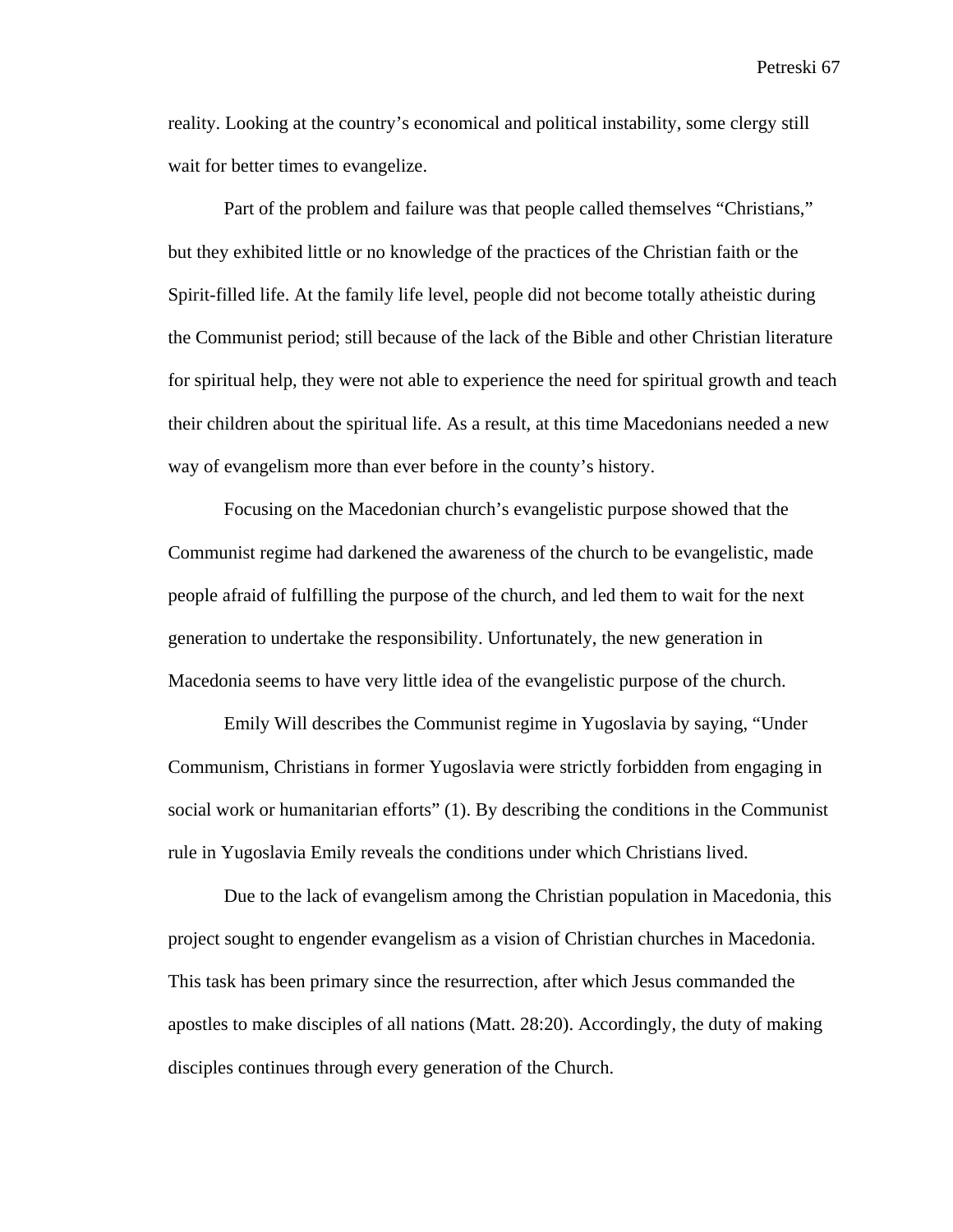reality. Looking at the country's economical and political instability, some clergy still wait for better times to evangelize.

Part of the problem and failure was that people called themselves "Christians," but they exhibited little or no knowledge of the practices of the Christian faith or the Spirit-filled life. At the family life level, people did not become totally atheistic during the Communist period; still because of the lack of the Bible and other Christian literature for spiritual help, they were not able to experience the need for spiritual growth and teach their children about the spiritual life. As a result, at this time Macedonians needed a new way of evangelism more than ever before in the county's history.

Focusing on the Macedonian church's evangelistic purpose showed that the Communist regime had darkened the awareness of the church to be evangelistic, made people afraid of fulfilling the purpose of the church, and led them to wait for the next generation to undertake the responsibility. Unfortunately, the new generation in Macedonia seems to have very little idea of the evangelistic purpose of the church.

Emily Will describes the Communist regime in Yugoslavia by saying, "Under Communism, Christians in former Yugoslavia were strictly forbidden from engaging in social work or humanitarian efforts" (1). By describing the conditions in the Communist rule in Yugoslavia Emily reveals the conditions under which Christians lived.

Due to the lack of evangelism among the Christian population in Macedonia, this project sought to engender evangelism as a vision of Christian churches in Macedonia. This task has been primary since the resurrection, after which Jesus commanded the apostles to make disciples of all nations (Matt. 28:20). Accordingly, the duty of making disciples continues through every generation of the Church.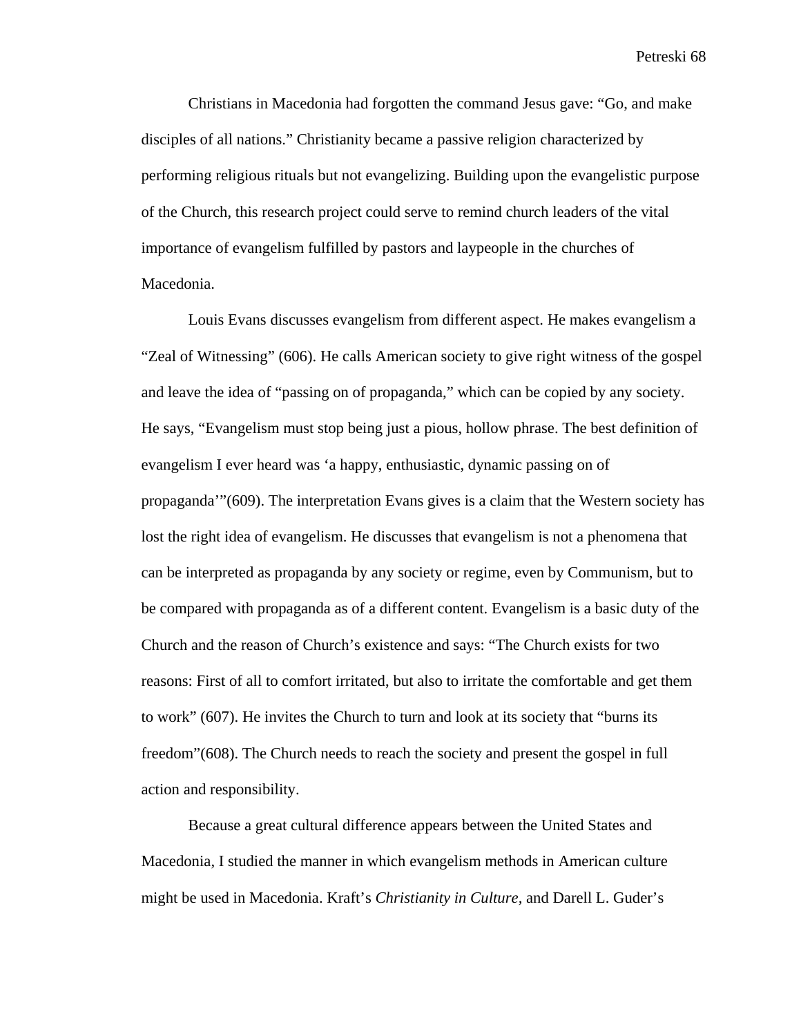Christians in Macedonia had forgotten the command Jesus gave: “Go, and make disciples of all nations.” Christianity became a passive religion characterized by performing religious rituals but not evangelizing. Building upon the evangelistic purpose of the Church, this research project could serve to remind church leaders of the vital importance of evangelism fulfilled by pastors and laypeople in the churches of Macedonia.

Louis Evans discusses evangelism from different aspect. He makes evangelism a “Zeal of Witnessing” (606). He calls American society to give right witness of the gospel and leave the idea of “passing on of propaganda,” which can be copied by any society. He says, “Evangelism must stop being just a pious, hollow phrase. The best definition of evangelism I ever heard was ‘a happy, enthusiastic, dynamic passing on of propaganda’”(609). The interpretation Evans gives is a claim that the Western society has lost the right idea of evangelism. He discusses that evangelism is not a phenomena that can be interpreted as propaganda by any society or regime, even by Communism, but to be compared with propaganda as of a different content. Evangelism is a basic duty of the Church and the reason of Church’s existence and says: “The Church exists for two reasons: First of all to comfort irritated, but also to irritate the comfortable and get them to work” (607). He invites the Church to turn and look at its society that “burns its freedom”(608). The Church needs to reach the society and present the gospel in full action and responsibility.

Because a great cultural difference appears between the United States and Macedonia, I studied the manner in which evangelism methods in American culture might be used in Macedonia. Kraft’s *Christianity in Culture,* and Darell L. Guder’s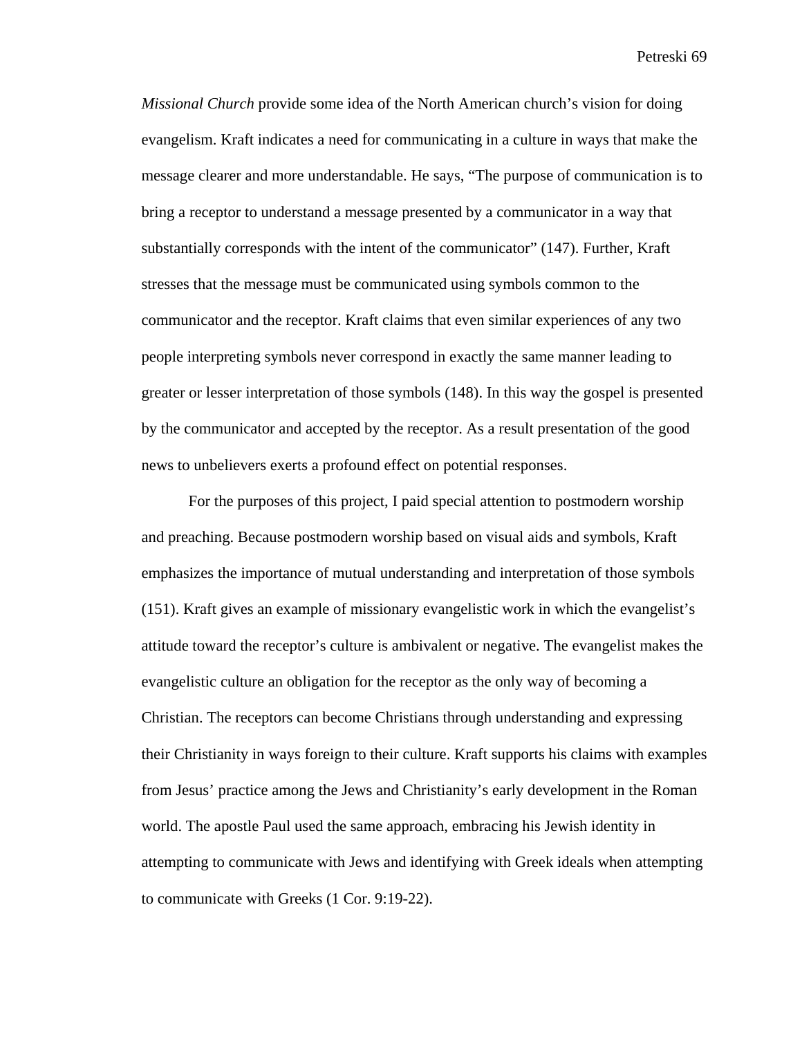*Missional Church* provide some idea of the North American church's vision for doing evangelism. Kraft indicates a need for communicating in a culture in ways that make the message clearer and more understandable. He says, "The purpose of communication is to bring a receptor to understand a message presented by a communicator in a way that substantially corresponds with the intent of the communicator" (147). Further, Kraft stresses that the message must be communicated using symbols common to the communicator and the receptor. Kraft claims that even similar experiences of any two people interpreting symbols never correspond in exactly the same manner leading to greater or lesser interpretation of those symbols (148). In this way the gospel is presented by the communicator and accepted by the receptor. As a result presentation of the good news to unbelievers exerts a profound effect on potential responses.

For the purposes of this project, I paid special attention to postmodern worship and preaching. Because postmodern worship based on visual aids and symbols, Kraft emphasizes the importance of mutual understanding and interpretation of those symbols (151). Kraft gives an example of missionary evangelistic work in which the evangelist's attitude toward the receptor's culture is ambivalent or negative. The evangelist makes the evangelistic culture an obligation for the receptor as the only way of becoming a Christian. The receptors can become Christians through understanding and expressing their Christianity in ways foreign to their culture. Kraft supports his claims with examples from Jesus' practice among the Jews and Christianity's early development in the Roman world. The apostle Paul used the same approach, embracing his Jewish identity in attempting to communicate with Jews and identifying with Greek ideals when attempting to communicate with Greeks (1 Cor. 9:19-22).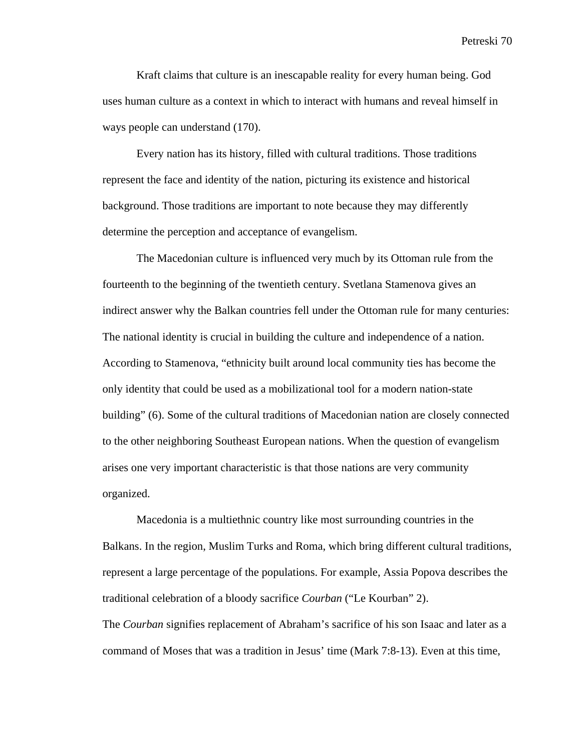Kraft claims that culture is an inescapable reality for every human being. God uses human culture as a context in which to interact with humans and reveal himself in ways people can understand (170).

Every nation has its history, filled with cultural traditions. Those traditions represent the face and identity of the nation, picturing its existence and historical background. Those traditions are important to note because they may differently determine the perception and acceptance of evangelism.

The Macedonian culture is influenced very much by its Ottoman rule from the fourteenth to the beginning of the twentieth century. Svetlana Stamenova gives an indirect answer why the Balkan countries fell under the Ottoman rule for many centuries: The national identity is crucial in building the culture and independence of a nation. According to Stamenova, "ethnicity built around local community ties has become the only identity that could be used as a mobilizational tool for a modern nation-state building" (6). Some of the cultural traditions of Macedonian nation are closely connected to the other neighboring Southeast European nations. When the question of evangelism arises one very important characteristic is that those nations are very community organized.

Macedonia is a multiethnic country like most surrounding countries in the Balkans. In the region, Muslim Turks and Roma, which bring different cultural traditions, represent a large percentage of the populations. For example, Assia Popova describes the traditional celebration of a bloody sacrifice *Courban* ("Le Kourban" 2).
The *Courban* signifies replacement of Abraham's sacrifice of his son Isaac and later as a command of Moses that was a tradition in Jesus' time (Mark 7:8-13). Even at this time,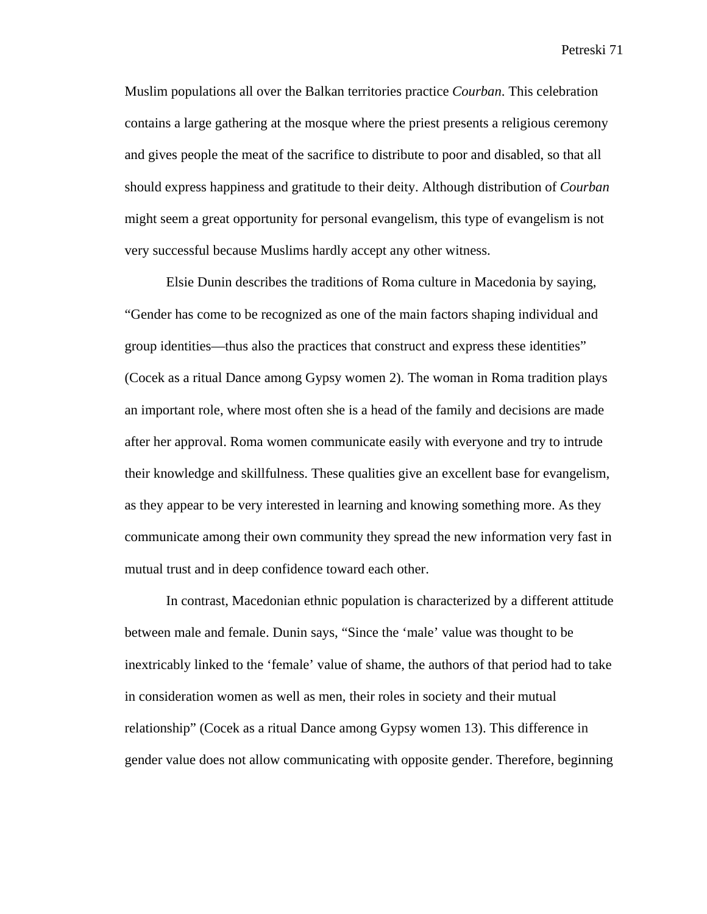Muslim populations all over the Balkan territories practice *Courban.* This celebration contains a large gathering at the mosque where the priest presents a religious ceremony and gives people the meat of the sacrifice to distribute to poor and disabled, so that all should express happiness and gratitude to their deity. Although distribution of *Courban* might seem a great opportunity for personal evangelism, this type of evangelism is not very successful because Muslims hardly accept any other witness.

Elsie Dunin describes the traditions of Roma culture in Macedonia by saying, "Gender has come to be recognized as one of the main factors shaping individual and group identities—thus also the practices that construct and express these identities" (Cocek as a ritual Dance among Gypsy women 2). The woman in Roma tradition plays an important role, where most often she is a head of the family and decisions are made after her approval. Roma women communicate easily with everyone and try to intrude their knowledge and skillfulness. These qualities give an excellent base for evangelism, as they appear to be very interested in learning and knowing something more. As they communicate among their own community they spread the new information very fast in mutual trust and in deep confidence toward each other.

In contrast, Macedonian ethnic population is characterized by a different attitude between male and female. Dunin says, "Since the 'male' value was thought to be inextricably linked to the 'female' value of shame, the authors of that period had to take in consideration women as well as men, their roles in society and their mutual relationship" (Cocek as a ritual Dance among Gypsy women 13). This difference in gender value does not allow communicating with opposite gender. Therefore, beginning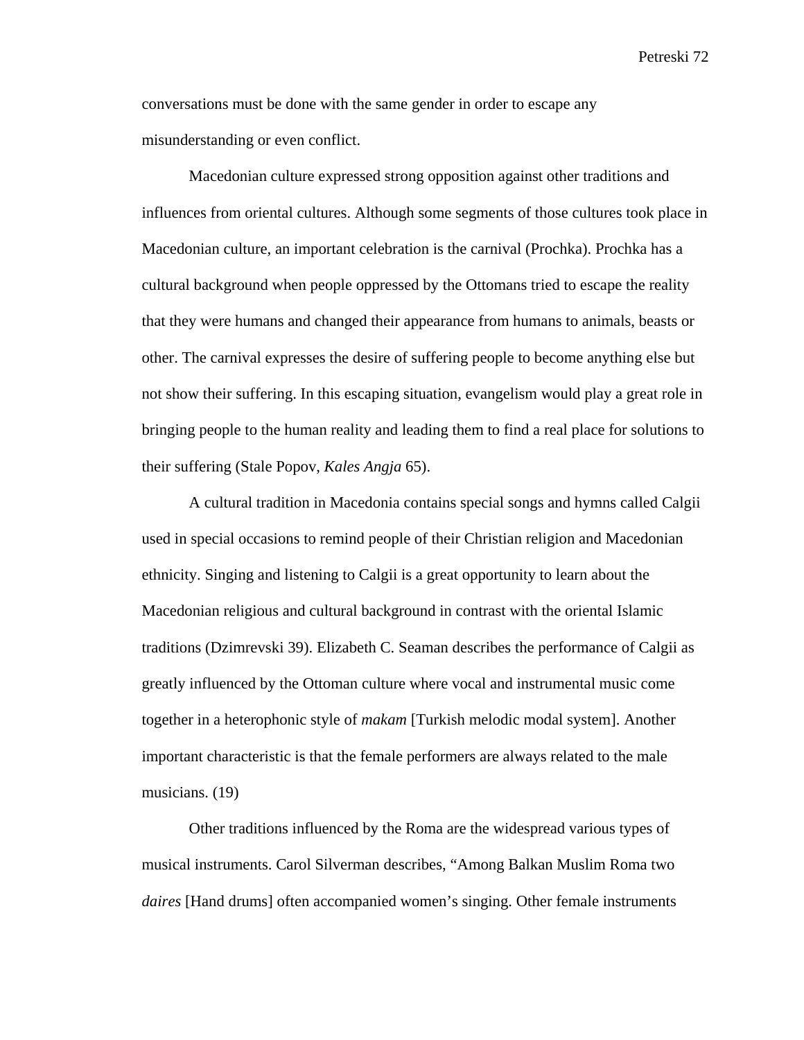conversations must be done with the same gender in order to escape any misunderstanding or even conflict.

Macedonian culture expressed strong opposition against other traditions and influences from oriental cultures. Although some segments of those cultures took place in Macedonian culture, an important celebration is the carnival (Prochka). Prochka has a cultural background when people oppressed by the Ottomans tried to escape the reality that they were humans and changed their appearance from humans to animals, beasts or other. The carnival expresses the desire of suffering people to become anything else but not show their suffering. In this escaping situation, evangelism would play a great role in bringing people to the human reality and leading them to find a real place for solutions to their suffering (Stale Popov, *Kales Angja* 65).

A cultural tradition in Macedonia contains special songs and hymns called Calgii used in special occasions to remind people of their Christian religion and Macedonian ethnicity. Singing and listening to Calgii is a great opportunity to learn about the Macedonian religious and cultural background in contrast with the oriental Islamic traditions (Dzimrevski 39). Elizabeth C. Seaman describes the performance of Calgii as greatly influenced by the Ottoman culture where vocal and instrumental music come together in a heterophonic style of *makam* [Turkish melodic modal system]. Another important characteristic is that the female performers are always related to the male musicians. (19)

Other traditions influenced by the Roma are the widespread various types of musical instruments. Carol Silverman describes, "Among Balkan Muslim Roma two *daires* [Hand drums] often accompanied women's singing. Other female instruments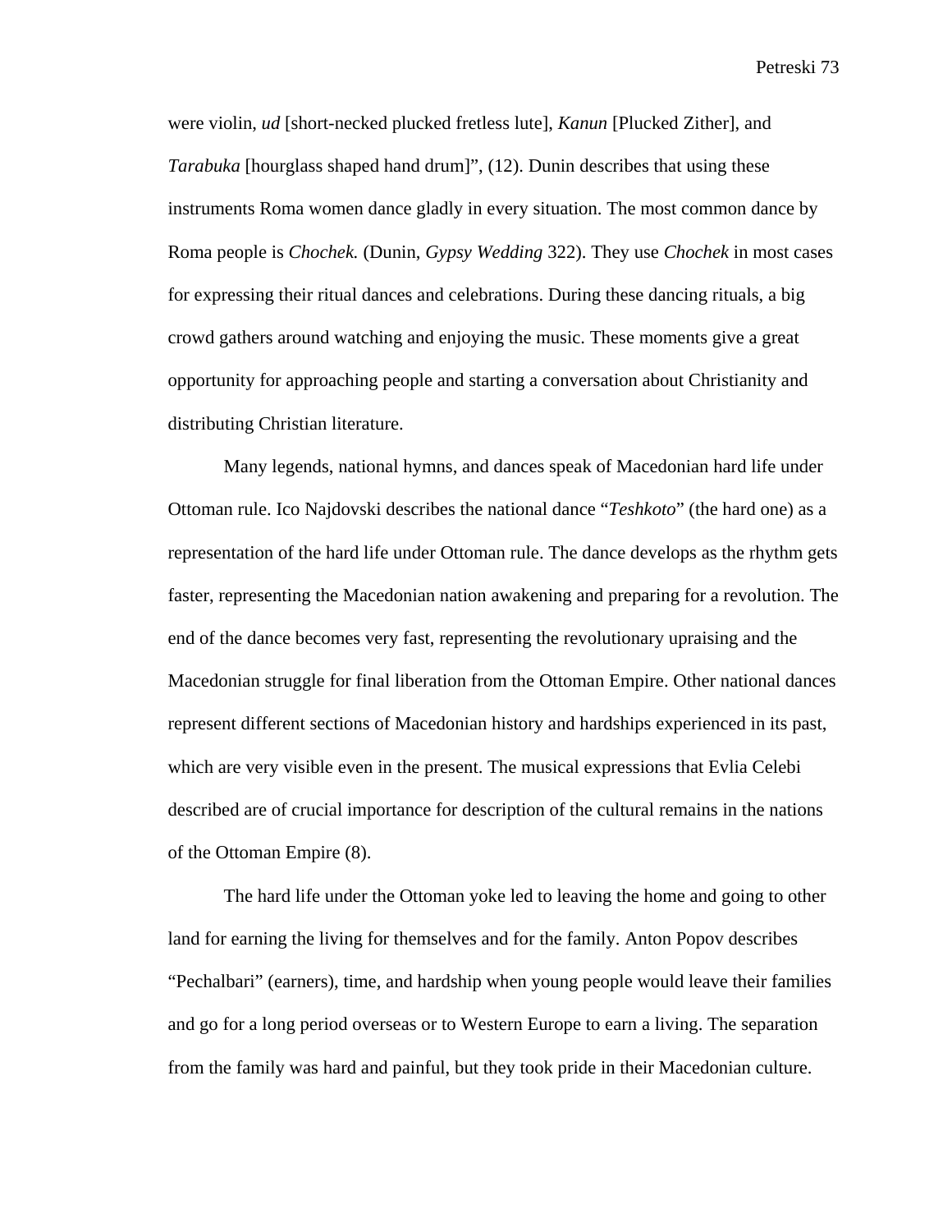were violin, *ud* [short-necked plucked fretless lute], *Kanun* [Plucked Zither], and *Tarabuka* [hourglass shaped hand drum]", (12). Dunin describes that using these instruments Roma women dance gladly in every situation. The most common dance by Roma people is *Chochek.* (Dunin, *Gypsy Wedding* 322). They use *Chochek* in most cases for expressing their ritual dances and celebrations. During these dancing rituals, a big crowd gathers around watching and enjoying the music. These moments give a great opportunity for approaching people and starting a conversation about Christianity and distributing Christian literature.

Many legends, national hymns, and dances speak of Macedonian hard life under Ottoman rule. Ico Najdovski describes the national dance "*Teshkoto*" (the hard one) as a representation of the hard life under Ottoman rule. The dance develops as the rhythm gets faster, representing the Macedonian nation awakening and preparing for a revolution. The end of the dance becomes very fast, representing the revolutionary upraising and the Macedonian struggle for final liberation from the Ottoman Empire. Other national dances represent different sections of Macedonian history and hardships experienced in its past, which are very visible even in the present. The musical expressions that Evlia Celebi described are of crucial importance for description of the cultural remains in the nations of the Ottoman Empire (8).

The hard life under the Ottoman yoke led to leaving the home and going to other land for earning the living for themselves and for the family. Anton Popov describes "Pechalbari" (earners), time, and hardship when young people would leave their families and go for a long period overseas or to Western Europe to earn a living. The separation from the family was hard and painful, but they took pride in their Macedonian culture.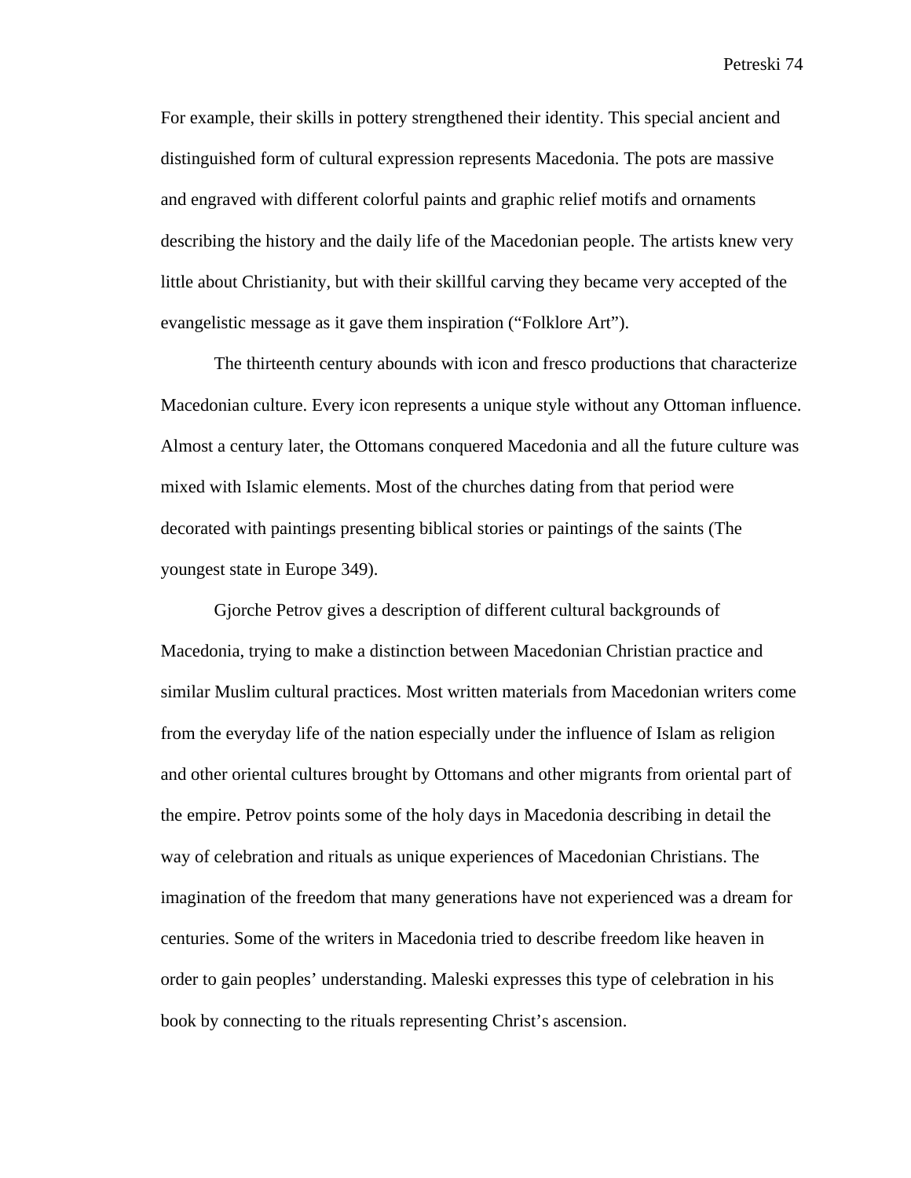For example, their skills in pottery strengthened their identity. This special ancient and distinguished form of cultural expression represents Macedonia. The pots are massive and engraved with different colorful paints and graphic relief motifs and ornaments describing the history and the daily life of the Macedonian people. The artists knew very little about Christianity, but with their skillful carving they became very accepted of the evangelistic message as it gave them inspiration ("Folklore Art").

The thirteenth century abounds with icon and fresco productions that characterize Macedonian culture. Every icon represents a unique style without any Ottoman influence. Almost a century later, the Ottomans conquered Macedonia and all the future culture was mixed with Islamic elements. Most of the churches dating from that period were decorated with paintings presenting biblical stories or paintings of the saints (The youngest state in Europe 349).

Gjorche Petrov gives a description of different cultural backgrounds of Macedonia, trying to make a distinction between Macedonian Christian practice and similar Muslim cultural practices. Most written materials from Macedonian writers come from the everyday life of the nation especially under the influence of Islam as religion and other oriental cultures brought by Ottomans and other migrants from oriental part of the empire. Petrov points some of the holy days in Macedonia describing in detail the way of celebration and rituals as unique experiences of Macedonian Christians. The imagination of the freedom that many generations have not experienced was a dream for centuries. Some of the writers in Macedonia tried to describe freedom like heaven in order to gain peoples' understanding. Maleski expresses this type of celebration in his book by connecting to the rituals representing Christ's ascension.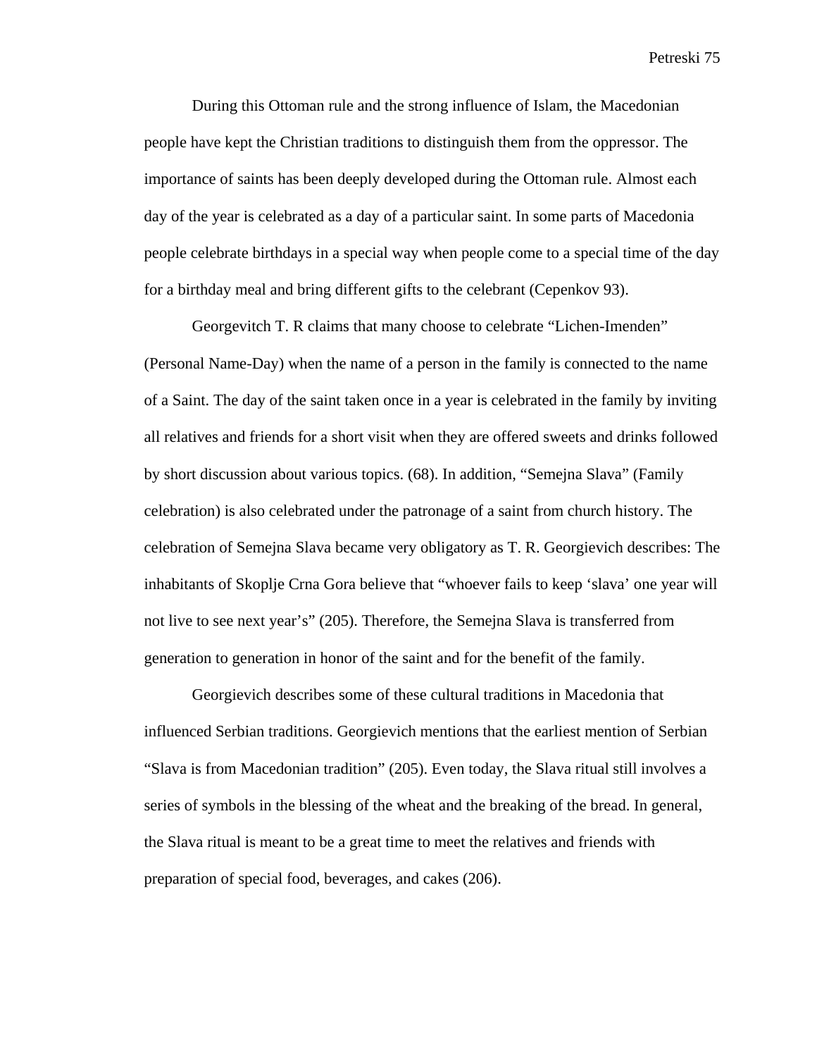During this Ottoman rule and the strong influence of Islam, the Macedonian people have kept the Christian traditions to distinguish them from the oppressor. The importance of saints has been deeply developed during the Ottoman rule. Almost each day of the year is celebrated as a day of a particular saint. In some parts of Macedonia people celebrate birthdays in a special way when people come to a special time of the day for a birthday meal and bring different gifts to the celebrant (Cepenkov 93).

Georgevitch T. R claims that many choose to celebrate “Lichen-Imenden” (Personal Name-Day) when the name of a person in the family is connected to the name of a Saint. The day of the saint taken once in a year is celebrated in the family by inviting all relatives and friends for a short visit when they are offered sweets and drinks followed by short discussion about various topics. (68). In addition, “Semejna Slava” (Family celebration) is also celebrated under the patronage of a saint from church history. The celebration of Semejna Slava became very obligatory as T. R. Georgievich describes: The inhabitants of Skoplje Crna Gora believe that “whoever fails to keep ‘slava’ one year will not live to see next year’s” (205). Therefore, the Semejna Slava is transferred from generation to generation in honor of the saint and for the benefit of the family.

Georgievich describes some of these cultural traditions in Macedonia that influenced Serbian traditions. Georgievich mentions that the earliest mention of Serbian “Slava is from Macedonian tradition” (205). Even today, the Slava ritual still involves a series of symbols in the blessing of the wheat and the breaking of the bread. In general, the Slava ritual is meant to be a great time to meet the relatives and friends with preparation of special food, beverages, and cakes (206).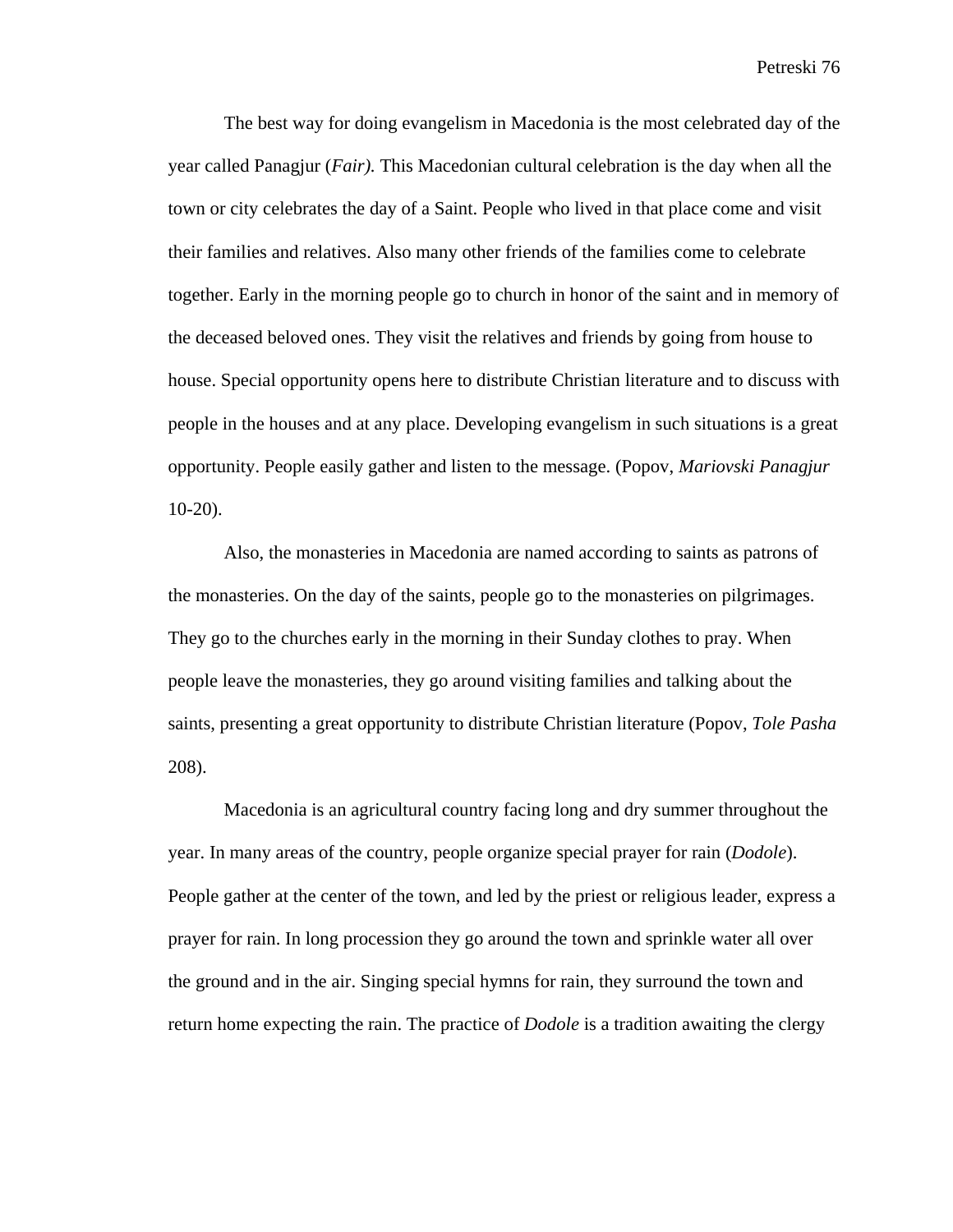The best way for doing evangelism in Macedonia is the most celebrated day of the year called Panagjur (*Fair).* This Macedonian cultural celebration is the day when all the town or city celebrates the day of a Saint. People who lived in that place come and visit their families and relatives. Also many other friends of the families come to celebrate together. Early in the morning people go to church in honor of the saint and in memory of the deceased beloved ones. They visit the relatives and friends by going from house to house. Special opportunity opens here to distribute Christian literature and to discuss with people in the houses and at any place. Developing evangelism in such situations is a great opportunity. People easily gather and listen to the message. (Popov, *Mariovski Panagjur* 10-20).

Also, the monasteries in Macedonia are named according to saints as patrons of the monasteries. On the day of the saints, people go to the monasteries on pilgrimages. They go to the churches early in the morning in their Sunday clothes to pray. When people leave the monasteries, they go around visiting families and talking about the saints, presenting a great opportunity to distribute Christian literature (Popov, *Tole Pasha* 208).

Macedonia is an agricultural country facing long and dry summer throughout the year. In many areas of the country, people organize special prayer for rain (*Dodole*). People gather at the center of the town, and led by the priest or religious leader, express a prayer for rain. In long procession they go around the town and sprinkle water all over the ground and in the air. Singing special hymns for rain, they surround the town and return home expecting the rain. The practice of *Dodole* is a tradition awaiting the clergy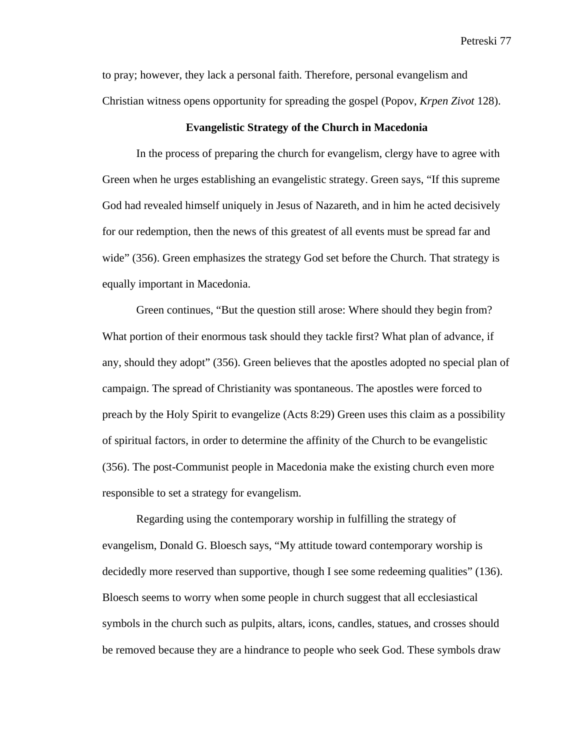to pray; however, they lack a personal faith. Therefore, personal evangelism and Christian witness opens opportunity for spreading the gospel (Popov, *Krpen Zivot* 128).

**Evangelistic Strategy of the Church in Macedonia**

In the process of preparing the church for evangelism, clergy have to agree with Green when he urges establishing an evangelistic strategy. Green says, “If this supreme God had revealed himself uniquely in Jesus of Nazareth, and in him he acted decisively for our redemption, then the news of this greatest of all events must be spread far and wide” (356). Green emphasizes the strategy God set before the Church. That strategy is equally important in Macedonia.

Green continues, “But the question still arose: Where should they begin from? What portion of their enormous task should they tackle first? What plan of advance, if any, should they adopt” (356). Green believes that the apostles adopted no special plan of campaign. The spread of Christianity was spontaneous. The apostles were forced to preach by the Holy Spirit to evangelize (Acts 8:29) Green uses this claim as a possibility of spiritual factors, in order to determine the affinity of the Church to be evangelistic (356). The post-Communist people in Macedonia make the existing church even more responsible to set a strategy for evangelism.

Regarding using the contemporary worship in fulfilling the strategy of evangelism, Donald G. Bloesch says, “My attitude toward contemporary worship is decidedly more reserved than supportive, though I see some redeeming qualities” (136). Bloesch seems to worry when some people in church suggest that all ecclesiastical symbols in the church such as pulpits, altars, icons, candles, statues, and crosses should be removed because they are a hindrance to people who seek God. These symbols draw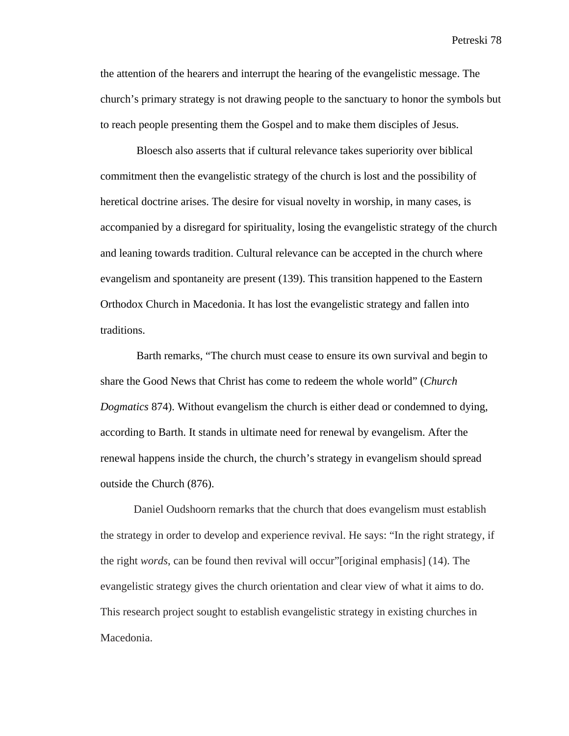the attention of the hearers and interrupt the hearing of the evangelistic message. The church's primary strategy is not drawing people to the sanctuary to honor the symbols but to reach people presenting them the Gospel and to make them disciples of Jesus.

Bloesch also asserts that if cultural relevance takes superiority over biblical commitment then the evangelistic strategy of the church is lost and the possibility of heretical doctrine arises. The desire for visual novelty in worship, in many cases, is accompanied by a disregard for spirituality, losing the evangelistic strategy of the church and leaning towards tradition. Cultural relevance can be accepted in the church where evangelism and spontaneity are present (139). This transition happened to the Eastern Orthodox Church in Macedonia. It has lost the evangelistic strategy and fallen into traditions.

Barth remarks, "The church must cease to ensure its own survival and begin to share the Good News that Christ has come to redeem the whole world" (*Church Dogmatics* 874). Without evangelism the church is either dead or condemned to dying, according to Barth. It stands in ultimate need for renewal by evangelism. After the renewal happens inside the church, the church's strategy in evangelism should spread outside the Church (876).

Daniel Oudshoorn remarks that the church that does evangelism must establish the strategy in order to develop and experience revival. He says: "In the right strategy, if the right *words*, can be found then revival will occur"[original emphasis] (14). The evangelistic strategy gives the church orientation and clear view of what it aims to do. This research project sought to establish evangelistic strategy in existing churches in Macedonia.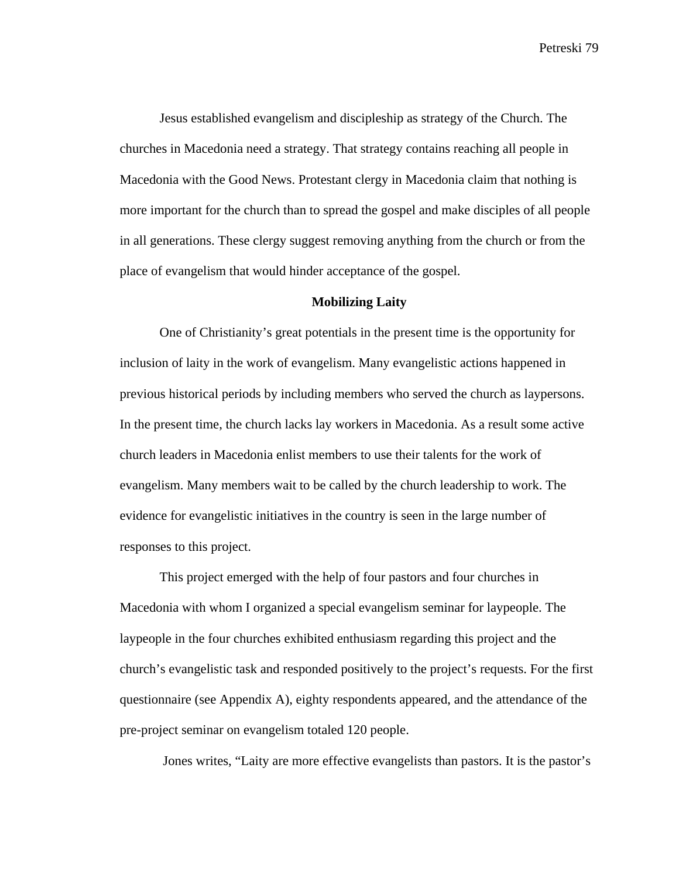Jesus established evangelism and discipleship as strategy of the Church. The churches in Macedonia need a strategy. That strategy contains reaching all people in Macedonia with the Good News. Protestant clergy in Macedonia claim that nothing is more important for the church than to spread the gospel and make disciples of all people in all generations. These clergy suggest removing anything from the church or from the place of evangelism that would hinder acceptance of the gospel.

## Mobilizing Laity

One of Christianity's great potentials in the present time is the opportunity for inclusion of laity in the work of evangelism. Many evangelistic actions happened in previous historical periods by including members who served the church as laypersons. In the present time, the church lacks lay workers in Macedonia. As a result some active church leaders in Macedonia enlist members to use their talents for the work of evangelism. Many members wait to be called by the church leadership to work. The evidence for evangelistic initiatives in the country is seen in the large number of responses to this project.

This project emerged with the help of four pastors and four churches in Macedonia with whom I organized a special evangelism seminar for laypeople. The laypeople in the four churches exhibited enthusiasm regarding this project and the church's evangelistic task and responded positively to the project's requests. For the first questionnaire (see Appendix A), eighty respondents appeared, and the attendance of the pre-project seminar on evangelism totaled 120 people.

Jones writes, "Laity are more effective evangelists than pastors. It is the pastor's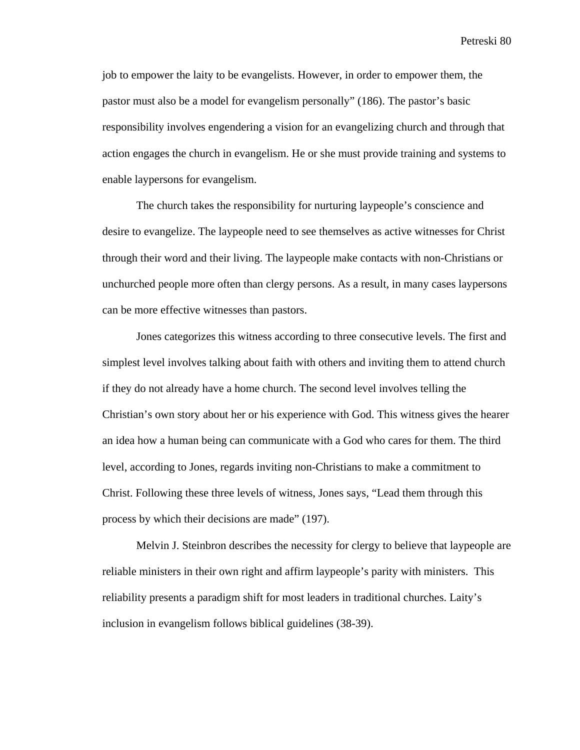job to empower the laity to be evangelists. However, in order to empower them, the pastor must also be a model for evangelism personally" (186). The pastor's basic responsibility involves engendering a vision for an evangelizing church and through that action engages the church in evangelism. He or she must provide training and systems to enable laypersons for evangelism.

The church takes the responsibility for nurturing laypeople's conscience and desire to evangelize. The laypeople need to see themselves as active witnesses for Christ through their word and their living. The laypeople make contacts with non-Christians or unchurched people more often than clergy persons. As a result, in many cases laypersons can be more effective witnesses than pastors.

Jones categorizes this witness according to three consecutive levels. The first and simplest level involves talking about faith with others and inviting them to attend church if they do not already have a home church. The second level involves telling the Christian's own story about her or his experience with God. This witness gives the hearer an idea how a human being can communicate with a God who cares for them. The third level, according to Jones, regards inviting non-Christians to make a commitment to Christ. Following these three levels of witness, Jones says, "Lead them through this process by which their decisions are made" (197).

Melvin J. Steinbron describes the necessity for clergy to believe that laypeople are reliable ministers in their own right and affirm laypeople's parity with ministers. This reliability presents a paradigm shift for most leaders in traditional churches. Laity's inclusion in evangelism follows biblical guidelines (38-39).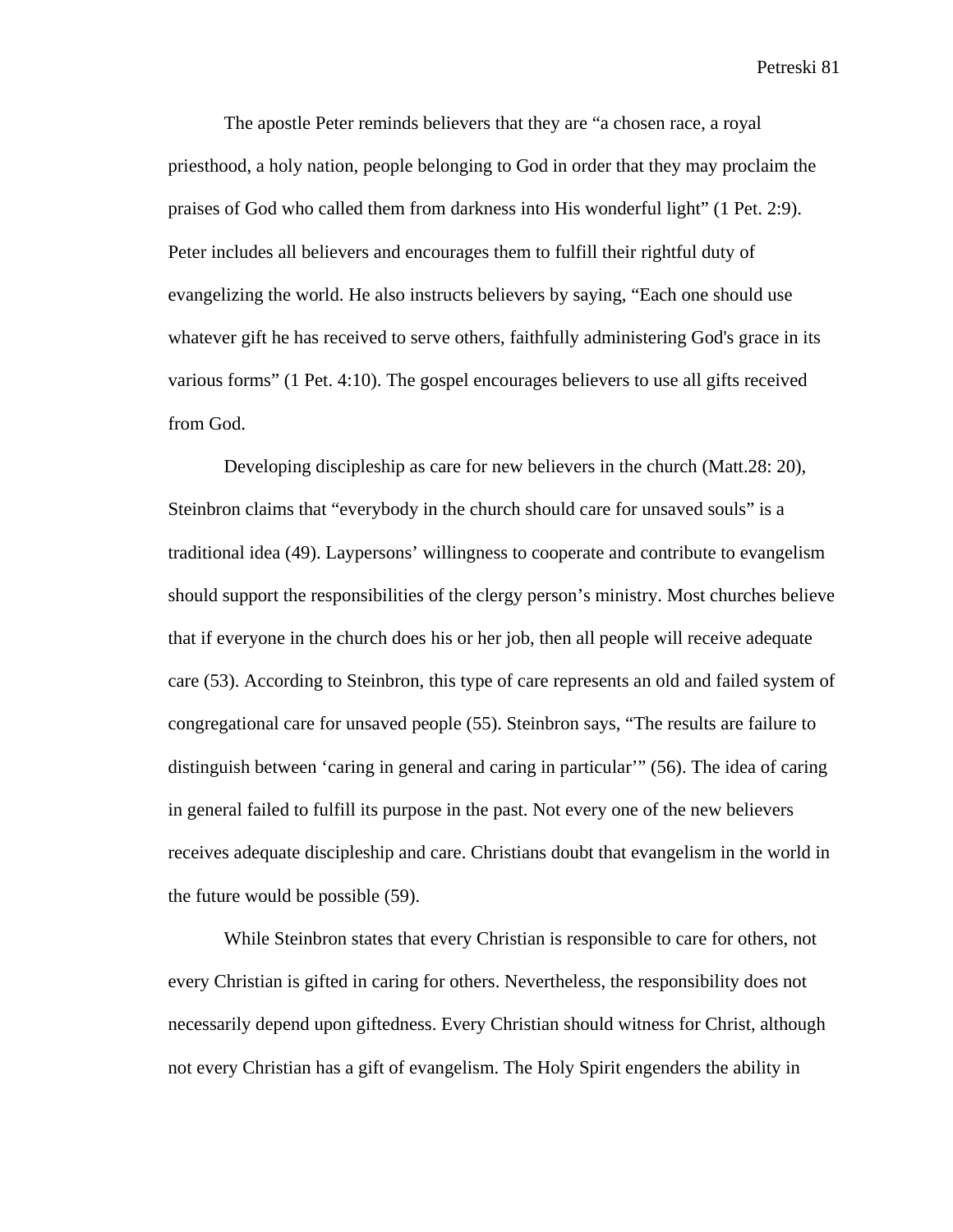The apostle Peter reminds believers that they are "a chosen race, a royal priesthood, a holy nation, people belonging to God in order that they may proclaim the praises of God who called them from darkness into His wonderful light" (1 Pet. 2:9). Peter includes all believers and encourages them to fulfill their rightful duty of evangelizing the world. He also instructs believers by saying, "Each one should use whatever gift he has received to serve others, faithfully administering God's grace in its various forms" (1 Pet. 4:10). The gospel encourages believers to use all gifts received from God.

Developing discipleship as care for new believers in the church (Matt.28: 20), Steinbron claims that "everybody in the church should care for unsaved souls" is a traditional idea (49). Laypersons' willingness to cooperate and contribute to evangelism should support the responsibilities of the clergy person's ministry. Most churches believe that if everyone in the church does his or her job, then all people will receive adequate care (53). According to Steinbron, this type of care represents an old and failed system of congregational care for unsaved people (55). Steinbron says, "The results are failure to distinguish between 'caring in general and caring in particular'" (56). The idea of caring in general failed to fulfill its purpose in the past. Not every one of the new believers receives adequate discipleship and care. Christians doubt that evangelism in the world in the future would be possible (59).

While Steinbron states that every Christian is responsible to care for others, not every Christian is gifted in caring for others. Nevertheless, the responsibility does not necessarily depend upon giftedness. Every Christian should witness for Christ, although not every Christian has a gift of evangelism. The Holy Spirit engenders the ability in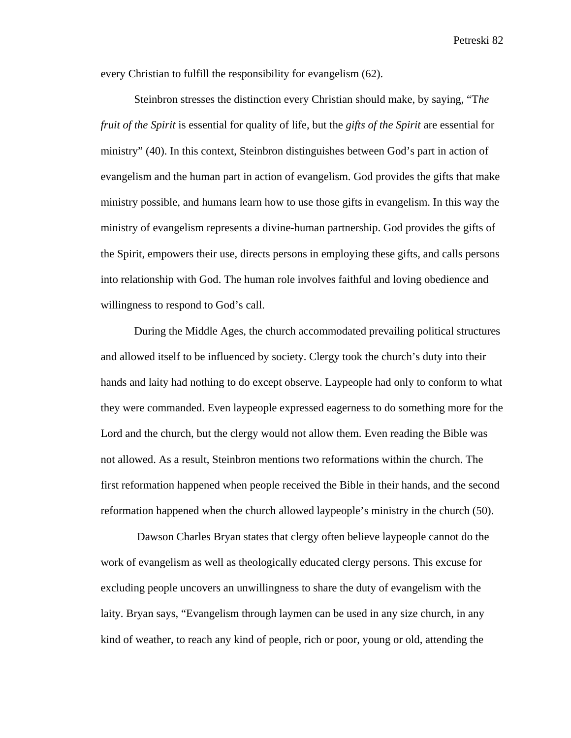every Christian to fulfill the responsibility for evangelism (62).

Steinbron stresses the distinction every Christian should make, by saying, "T*he fruit of the Spirit* is essential for quality of life, but the *gifts of the Spirit* are essential for ministry" (40). In this context, Steinbron distinguishes between God's part in action of evangelism and the human part in action of evangelism. God provides the gifts that make ministry possible, and humans learn how to use those gifts in evangelism. In this way the ministry of evangelism represents a divine-human partnership. God provides the gifts of the Spirit, empowers their use, directs persons in employing these gifts, and calls persons into relationship with God. The human role involves faithful and loving obedience and willingness to respond to God's call.

During the Middle Ages, the church accommodated prevailing political structures and allowed itself to be influenced by society. Clergy took the church's duty into their hands and laity had nothing to do except observe. Laypeople had only to conform to what they were commanded. Even laypeople expressed eagerness to do something more for the Lord and the church, but the clergy would not allow them. Even reading the Bible was not allowed. As a result, Steinbron mentions two reformations within the church. The first reformation happened when people received the Bible in their hands, and the second reformation happened when the church allowed laypeople's ministry in the church (50).

Dawson Charles Bryan states that clergy often believe laypeople cannot do the work of evangelism as well as theologically educated clergy persons. This excuse for excluding people uncovers an unwillingness to share the duty of evangelism with the laity. Bryan says, "Evangelism through laymen can be used in any size church, in any kind of weather, to reach any kind of people, rich or poor, young or old, attending the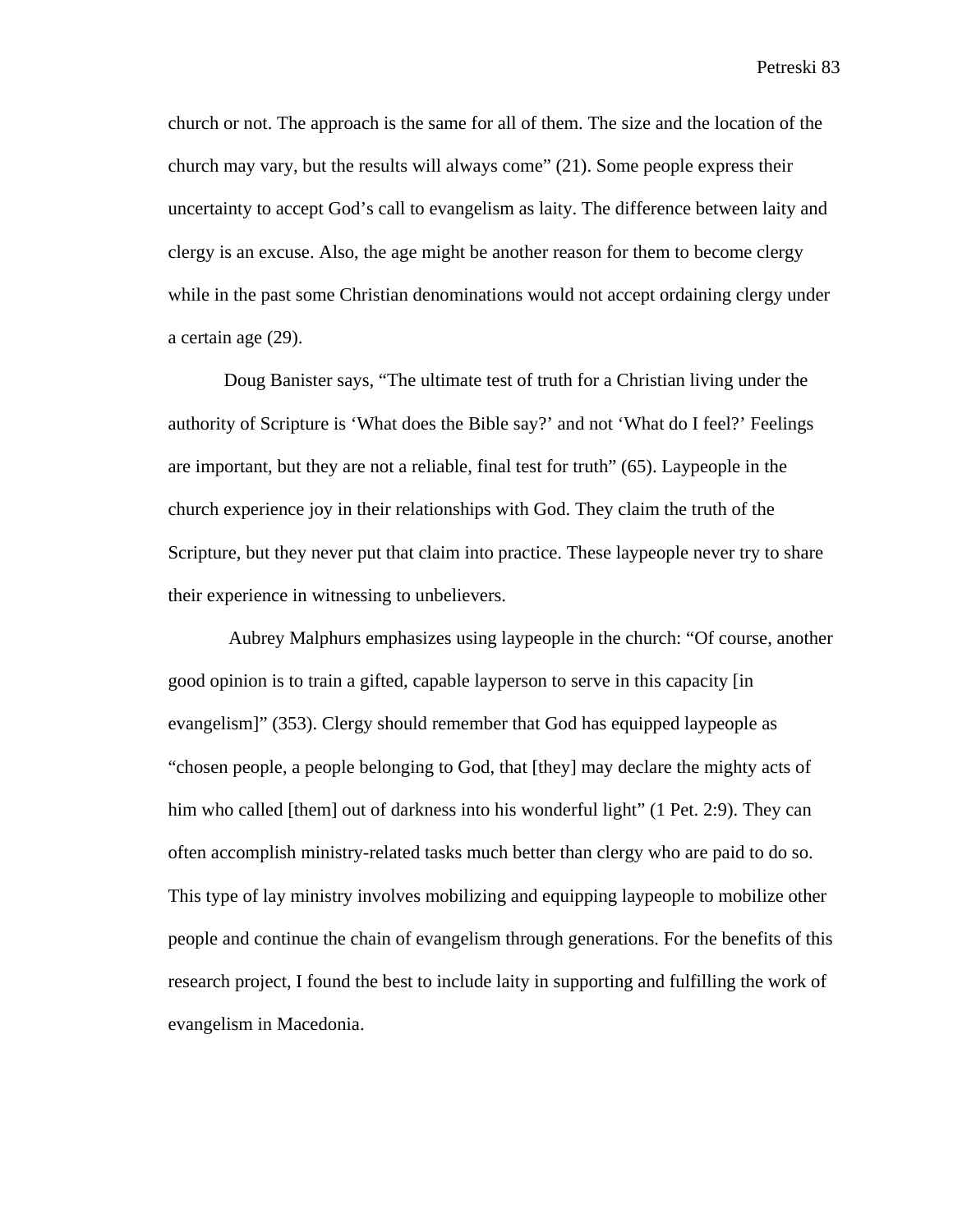church or not. The approach is the same for all of them. The size and the location of the church may vary, but the results will always come" (21). Some people express their uncertainty to accept God's call to evangelism as laity. The difference between laity and clergy is an excuse. Also, the age might be another reason for them to become clergy while in the past some Christian denominations would not accept ordaining clergy under a certain age (29).

Doug Banister says, "The ultimate test of truth for a Christian living under the authority of Scripture is 'What does the Bible say?' and not 'What do I feel?' Feelings are important, but they are not a reliable, final test for truth" (65). Laypeople in the church experience joy in their relationships with God. They claim the truth of the Scripture, but they never put that claim into practice. These laypeople never try to share their experience in witnessing to unbelievers.

Aubrey Malphurs emphasizes using laypeople in the church: "Of course, another good opinion is to train a gifted, capable layperson to serve in this capacity [in evangelism]" (353). Clergy should remember that God has equipped laypeople as "chosen people, a people belonging to God, that [they] may declare the mighty acts of him who called [them] out of darkness into his wonderful light" (1 Pet. 2:9). They can often accomplish ministry-related tasks much better than clergy who are paid to do so. This type of lay ministry involves mobilizing and equipping laypeople to mobilize other people and continue the chain of evangelism through generations. For the benefits of this research project, I found the best to include laity in supporting and fulfilling the work of evangelism in Macedonia.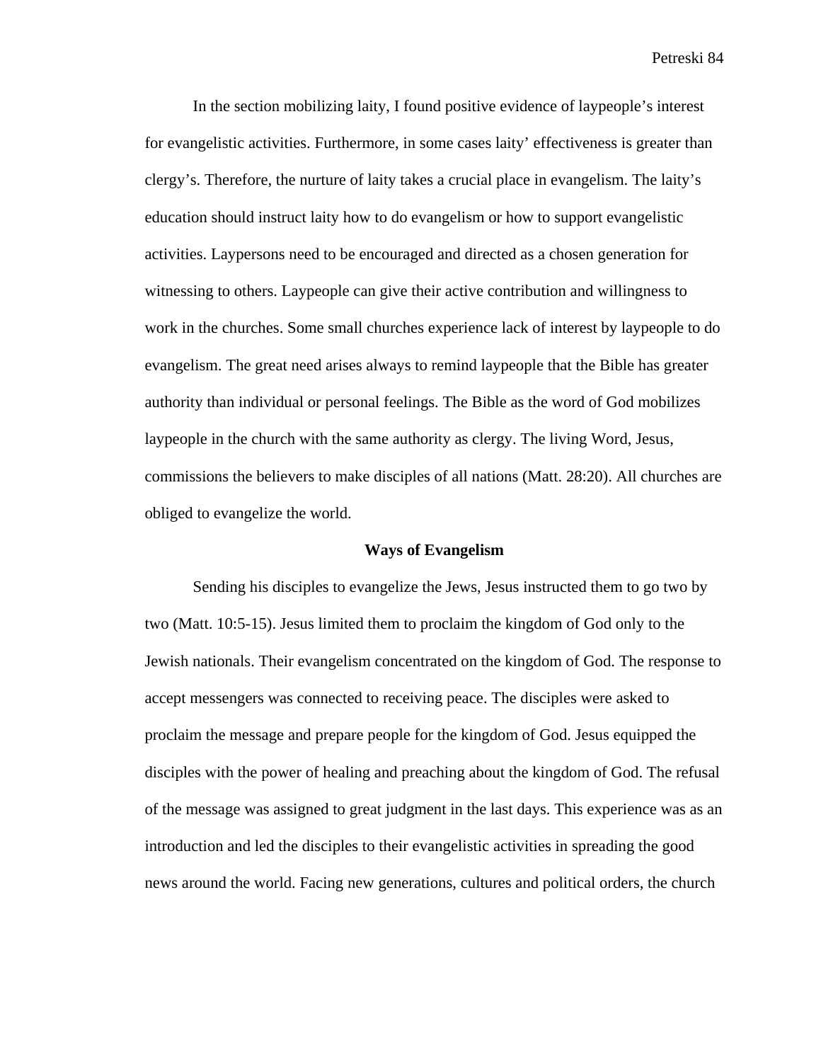In the section mobilizing laity, I found positive evidence of laypeople's interest for evangelistic activities. Furthermore, in some cases laity' effectiveness is greater than clergy's. Therefore, the nurture of laity takes a crucial place in evangelism. The laity's education should instruct laity how to do evangelism or how to support evangelistic activities. Laypersons need to be encouraged and directed as a chosen generation for witnessing to others. Laypeople can give their active contribution and willingness to work in the churches. Some small churches experience lack of interest by laypeople to do evangelism. The great need arises always to remind laypeople that the Bible has greater authority than individual or personal feelings. The Bible as the word of God mobilizes laypeople in the church with the same authority as clergy. The living Word, Jesus, commissions the believers to make disciples of all nations (Matt. 28:20). All churches are obliged to evangelize the world.

## Ways of Evangelism

Sending his disciples to evangelize the Jews, Jesus instructed them to go two by two (Matt. 10:5-15). Jesus limited them to proclaim the kingdom of God only to the Jewish nationals. Their evangelism concentrated on the kingdom of God. The response to accept messengers was connected to receiving peace. The disciples were asked to proclaim the message and prepare people for the kingdom of God. Jesus equipped the disciples with the power of healing and preaching about the kingdom of God. The refusal of the message was assigned to great judgment in the last days. This experience was as an introduction and led the disciples to their evangelistic activities in spreading the good news around the world. Facing new generations, cultures and political orders, the church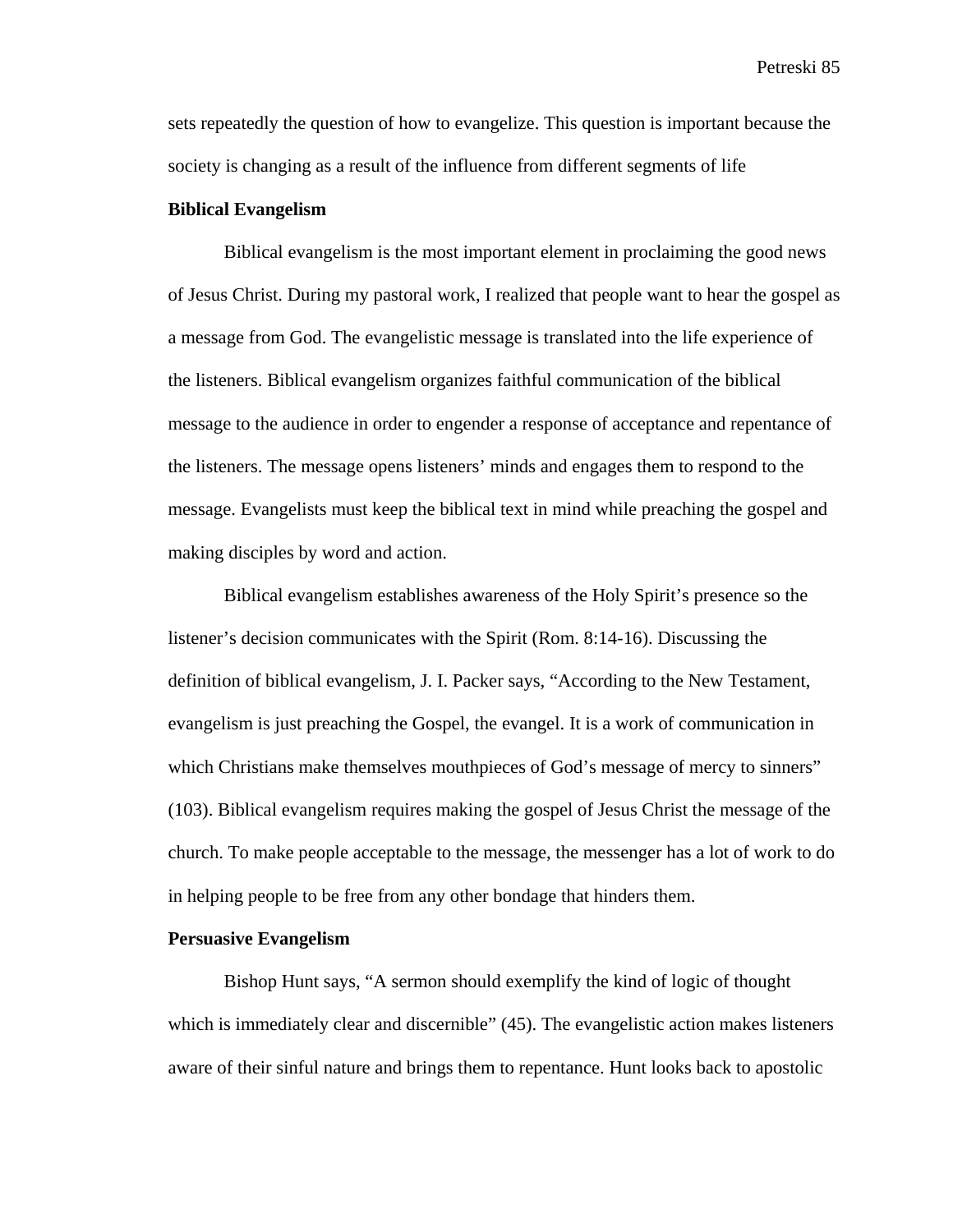sets repeatedly the question of how to evangelize. This question is important because the society is changing as a result of the influence from different segments of life

**Biblical Evangelism**

Biblical evangelism is the most important element in proclaiming the good news of Jesus Christ. During my pastoral work, I realized that people want to hear the gospel as a message from God. The evangelistic message is translated into the life experience of the listeners. Biblical evangelism organizes faithful communication of the biblical message to the audience in order to engender a response of acceptance and repentance of the listeners. The message opens listeners' minds and engages them to respond to the message. Evangelists must keep the biblical text in mind while preaching the gospel and making disciples by word and action.

Biblical evangelism establishes awareness of the Holy Spirit's presence so the listener's decision communicates with the Spirit (Rom. 8:14-16). Discussing the definition of biblical evangelism, J. I. Packer says, "According to the New Testament, evangelism is just preaching the Gospel, the evangel. It is a work of communication in which Christians make themselves mouthpieces of God's message of mercy to sinners" (103). Biblical evangelism requires making the gospel of Jesus Christ the message of the church. To make people acceptable to the message, the messenger has a lot of work to do in helping people to be free from any other bondage that hinders them.

**Persuasive Evangelism**

Bishop Hunt says, "A sermon should exemplify the kind of logic of thought which is immediately clear and discernible" (45). The evangelistic action makes listeners aware of their sinful nature and brings them to repentance. Hunt looks back to apostolic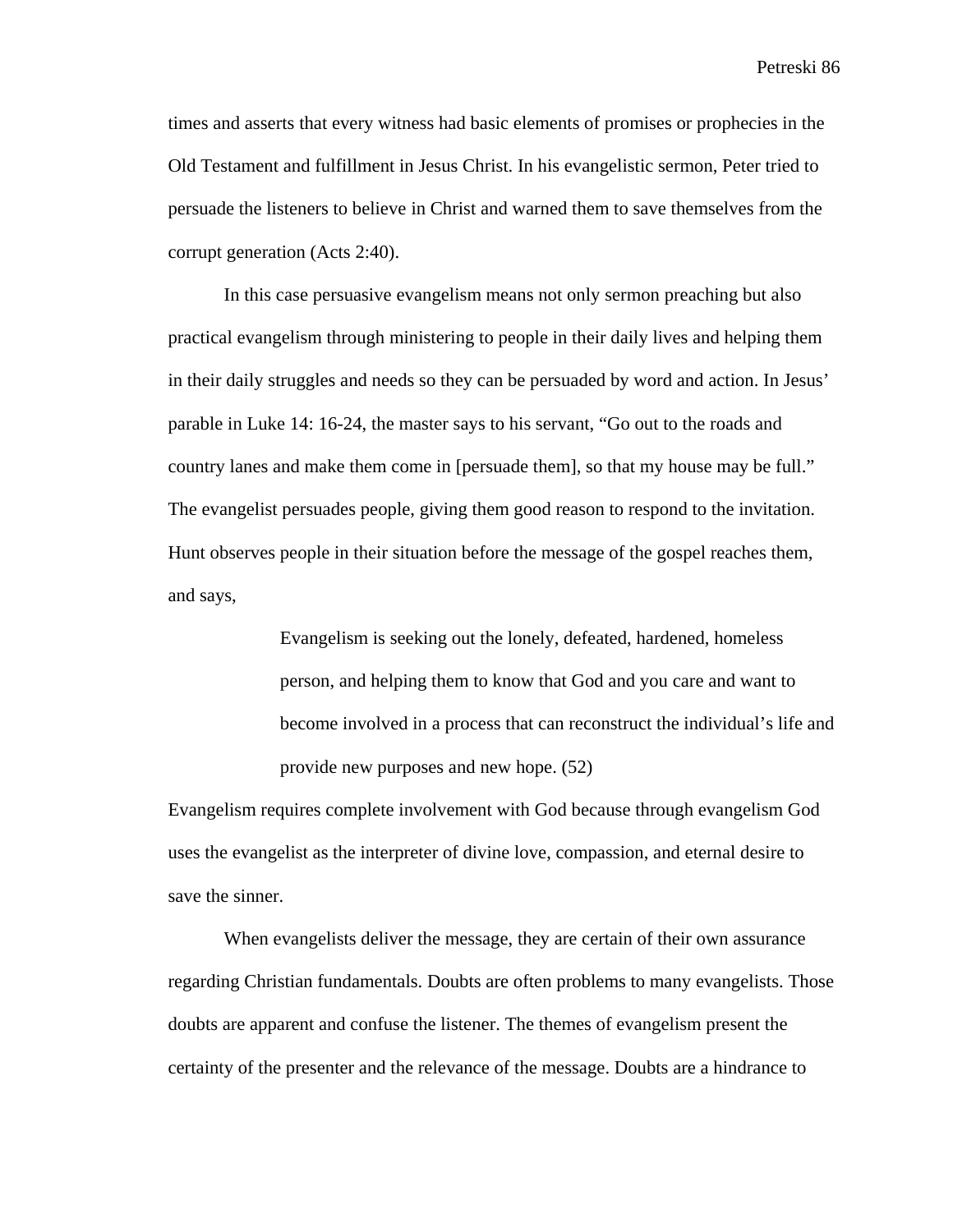times and asserts that every witness had basic elements of promises or prophecies in the Old Testament and fulfillment in Jesus Christ. In his evangelistic sermon, Peter tried to persuade the listeners to believe in Christ and warned them to save themselves from the corrupt generation (Acts 2:40).

In this case persuasive evangelism means not only sermon preaching but also practical evangelism through ministering to people in their daily lives and helping them in their daily struggles and needs so they can be persuaded by word and action. In Jesus' parable in Luke 14: 16-24, the master says to his servant, "Go out to the roads and country lanes and make them come in [persuade them], so that my house may be full." The evangelist persuades people, giving them good reason to respond to the invitation. Hunt observes people in their situation before the message of the gospel reaches them, and says,

> Evangelism is seeking out the lonely, defeated, hardened, homeless person, and helping them to know that God and you care and want to become involved in a process that can reconstruct the individual's life and provide new purposes and new hope. (52)

Evangelism requires complete involvement with God because through evangelism God uses the evangelist as the interpreter of divine love, compassion, and eternal desire to save the sinner.

When evangelists deliver the message, they are certain of their own assurance regarding Christian fundamentals. Doubts are often problems to many evangelists. Those doubts are apparent and confuse the listener. The themes of evangelism present the certainty of the presenter and the relevance of the message. Doubts are a hindrance to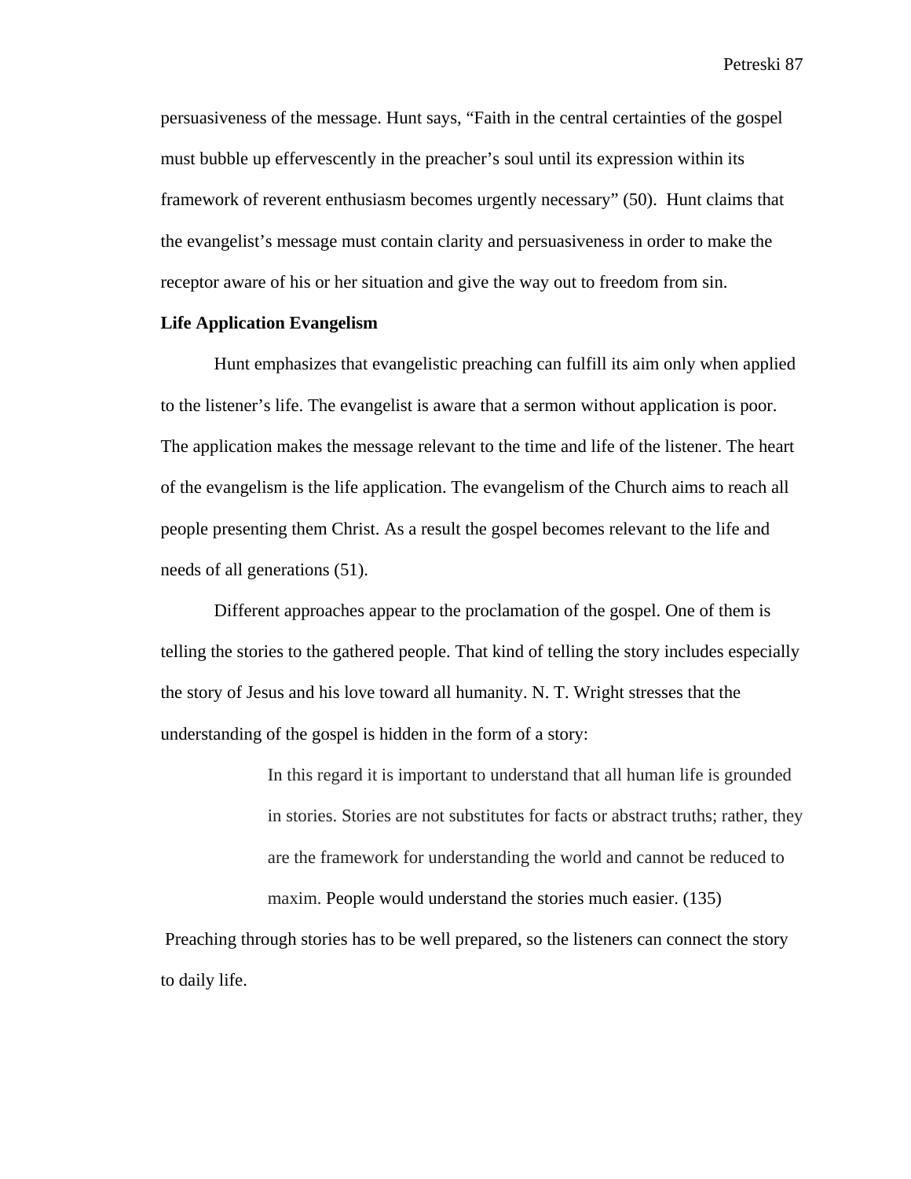persuasiveness of the message. Hunt says, “Faith in the central certainties of the gospel must bubble up effervescently in the preacher’s soul until its expression within its framework of reverent enthusiasm becomes urgently necessary” (50). Hunt claims that the evangelist’s message must contain clarity and persuasiveness in order to make the receptor aware of his or her situation and give the way out to freedom from sin.

**Life Application Evangelism**

Hunt emphasizes that evangelistic preaching can fulfill its aim only when applied to the listener’s life. The evangelist is aware that a sermon without application is poor. The application makes the message relevant to the time and life of the listener. The heart of the evangelism is the life application. The evangelism of the Church aims to reach all people presenting them Christ. As a result the gospel becomes relevant to the life and needs of all generations (51).

Different approaches appear to the proclamation of the gospel. One of them is telling the stories to the gathered people. That kind of telling the story includes especially the story of Jesus and his love toward all humanity. N. T. Wright stresses that the understanding of the gospel is hidden in the form of a story:

> In this regard it is important to understand that all human life is grounded in stories. Stories are not substitutes for facts or abstract truths; rather, they are the framework for understanding the world and cannot be reduced to maxim. People would understand the stories much easier. (135)

Preaching through stories has to be well prepared, so the listeners can connect the story to daily life.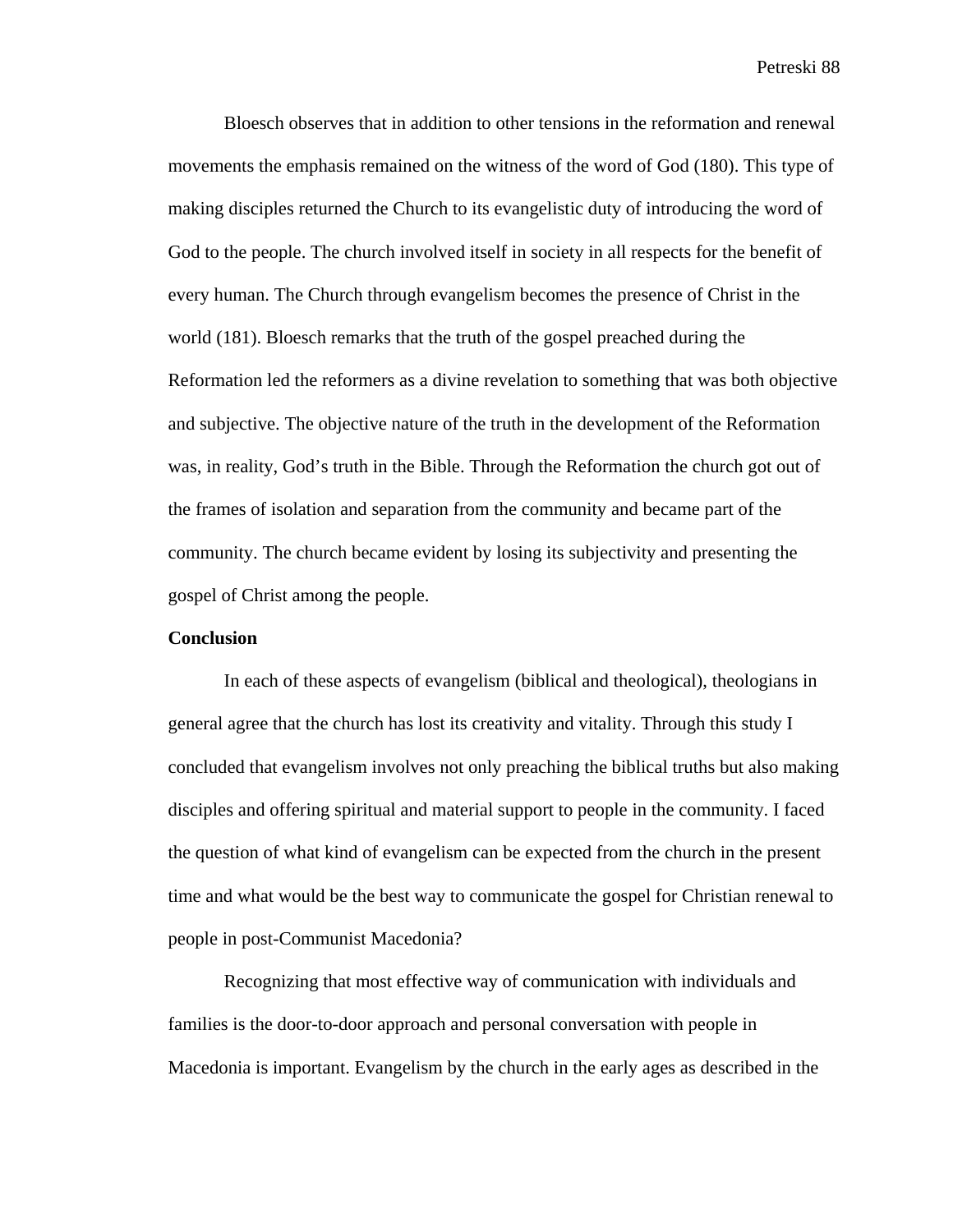Bloesch observes that in addition to other tensions in the reformation and renewal movements the emphasis remained on the witness of the word of God (180). This type of making disciples returned the Church to its evangelistic duty of introducing the word of God to the people. The church involved itself in society in all respects for the benefit of every human. The Church through evangelism becomes the presence of Christ in the world (181). Bloesch remarks that the truth of the gospel preached during the Reformation led the reformers as a divine revelation to something that was both objective and subjective. The objective nature of the truth in the development of the Reformation was, in reality, God's truth in the Bible. Through the Reformation the church got out of the frames of isolation and separation from the community and became part of the community. The church became evident by losing its subjectivity and presenting the gospel of Christ among the people.

**Conclusion**

In each of these aspects of evangelism (biblical and theological), theologians in general agree that the church has lost its creativity and vitality. Through this study I concluded that evangelism involves not only preaching the biblical truths but also making disciples and offering spiritual and material support to people in the community. I faced the question of what kind of evangelism can be expected from the church in the present time and what would be the best way to communicate the gospel for Christian renewal to people in post-Communist Macedonia?

Recognizing that most effective way of communication with individuals and families is the door-to-door approach and personal conversation with people in Macedonia is important. Evangelism by the church in the early ages as described in the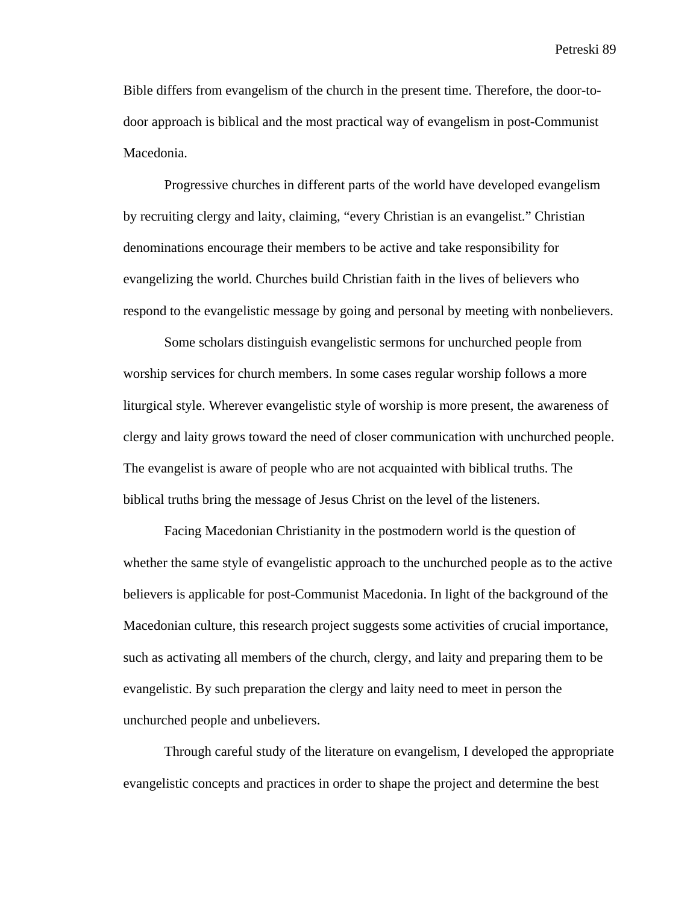Bible differs from evangelism of the church in the present time. Therefore, the door-to-door approach is biblical and the most practical way of evangelism in post-Communist Macedonia.

Progressive churches in different parts of the world have developed evangelism by recruiting clergy and laity, claiming, “every Christian is an evangelist.” Christian denominations encourage their members to be active and take responsibility for evangelizing the world. Churches build Christian faith in the lives of believers who respond to the evangelistic message by going and personal by meeting with nonbelievers.

Some scholars distinguish evangelistic sermons for unchurched people from worship services for church members. In some cases regular worship follows a more liturgical style. Wherever evangelistic style of worship is more present, the awareness of clergy and laity grows toward the need of closer communication with unchurched people. The evangelist is aware of people who are not acquainted with biblical truths. The biblical truths bring the message of Jesus Christ on the level of the listeners.

Facing Macedonian Christianity in the postmodern world is the question of whether the same style of evangelistic approach to the unchurched people as to the active believers is applicable for post-Communist Macedonia. In light of the background of the Macedonian culture, this research project suggests some activities of crucial importance, such as activating all members of the church, clergy, and laity and preparing them to be evangelistic. By such preparation the clergy and laity need to meet in person the unchurched people and unbelievers.

Through careful study of the literature on evangelism, I developed the appropriate evangelistic concepts and practices in order to shape the project and determine the best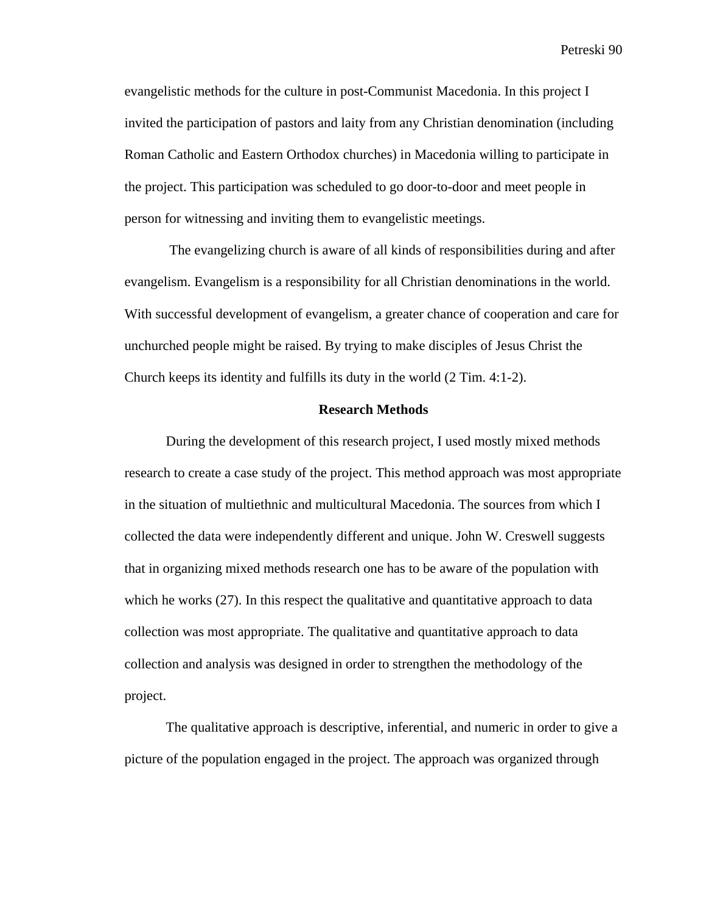evangelistic methods for the culture in post-Communist Macedonia. In this project I invited the participation of pastors and laity from any Christian denomination (including Roman Catholic and Eastern Orthodox churches) in Macedonia willing to participate in the project. This participation was scheduled to go door-to-door and meet people in person for witnessing and inviting them to evangelistic meetings.

The evangelizing church is aware of all kinds of responsibilities during and after evangelism. Evangelism is a responsibility for all Christian denominations in the world. With successful development of evangelism, a greater chance of cooperation and care for unchurched people might be raised. By trying to make disciples of Jesus Christ the Church keeps its identity and fulfills its duty in the world (2 Tim. 4:1-2).

**Research Methods**

During the development of this research project, I used mostly mixed methods research to create a case study of the project. This method approach was most appropriate in the situation of multiethnic and multicultural Macedonia. The sources from which I collected the data were independently different and unique. John W. Creswell suggests that in organizing mixed methods research one has to be aware of the population with which he works (27). In this respect the qualitative and quantitative approach to data collection was most appropriate. The qualitative and quantitative approach to data collection and analysis was designed in order to strengthen the methodology of the project.

The qualitative approach is descriptive, inferential, and numeric in order to give a picture of the population engaged in the project. The approach was organized through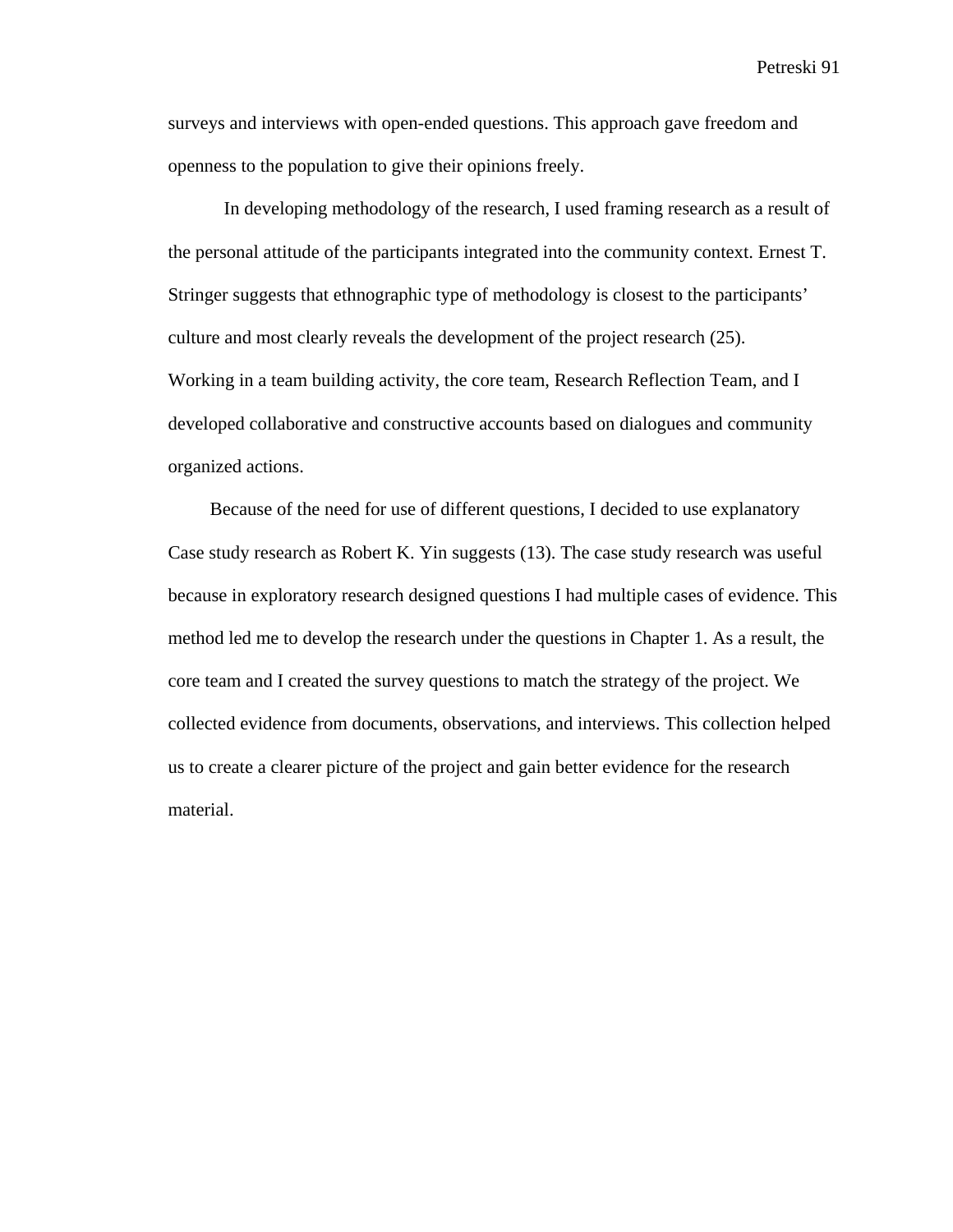surveys and interviews with open-ended questions. This approach gave freedom and openness to the population to give their opinions freely.

In developing methodology of the research, I used framing research as a result of the personal attitude of the participants integrated into the community context. Ernest T. Stringer suggests that ethnographic type of methodology is closest to the participants' culture and most clearly reveals the development of the project research (25). Working in a team building activity, the core team, Research Reflection Team, and I developed collaborative and constructive accounts based on dialogues and community organized actions.

Because of the need for use of different questions, I decided to use explanatory Case study research as Robert K. Yin suggests (13). The case study research was useful because in exploratory research designed questions I had multiple cases of evidence. This method led me to develop the research under the questions in Chapter 1. As a result, the core team and I created the survey questions to match the strategy of the project. We collected evidence from documents, observations, and interviews. This collection helped us to create a clearer picture of the project and gain better evidence for the research material.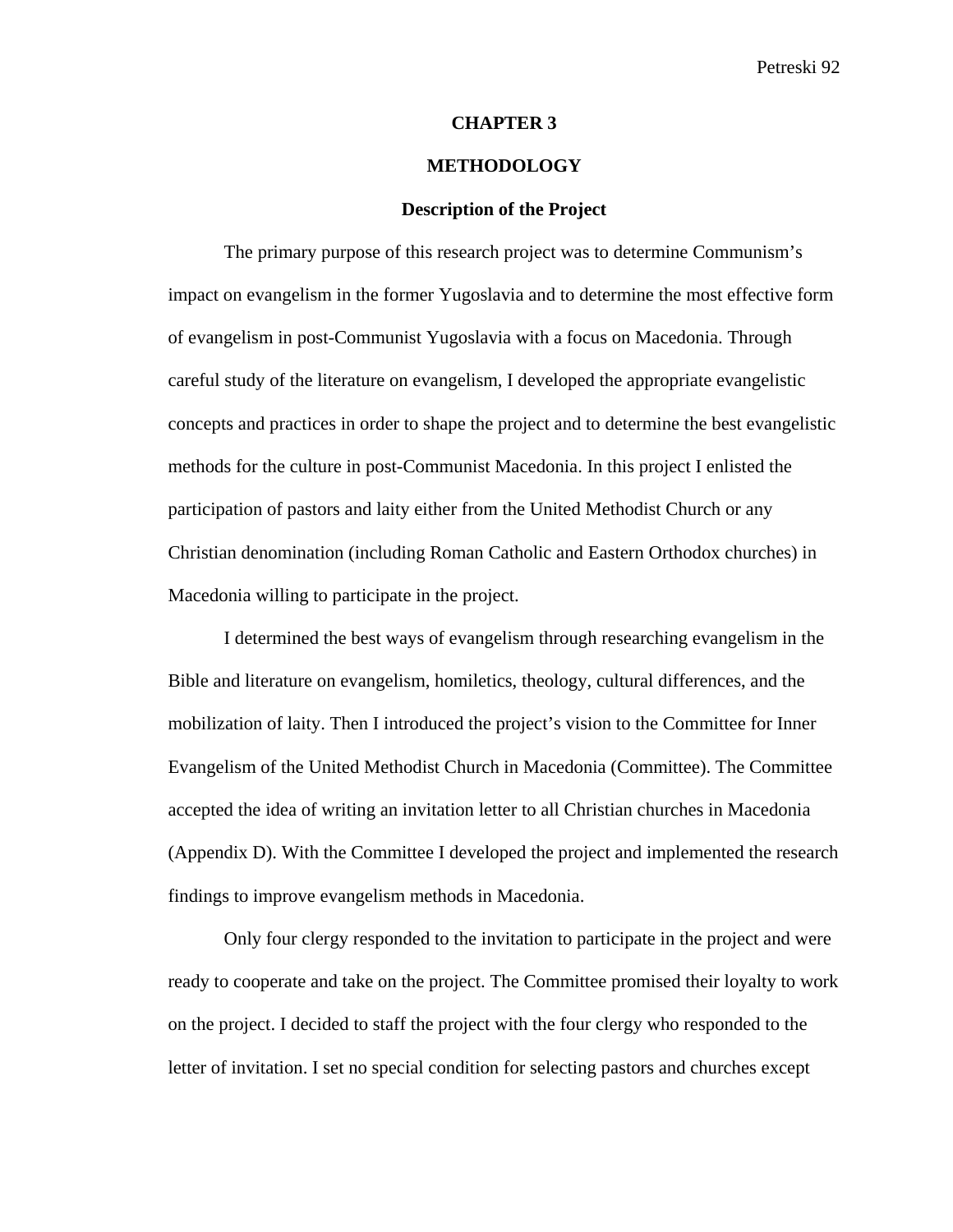# CHAPTER 3

# METHODOLOGY

## Description of the Project

The primary purpose of this research project was to determine Communism's impact on evangelism in the former Yugoslavia and to determine the most effective form of evangelism in post-Communist Yugoslavia with a focus on Macedonia. Through careful study of the literature on evangelism, I developed the appropriate evangelistic concepts and practices in order to shape the project and to determine the best evangelistic methods for the culture in post-Communist Macedonia. In this project I enlisted the participation of pastors and laity either from the United Methodist Church or any Christian denomination (including Roman Catholic and Eastern Orthodox churches) in Macedonia willing to participate in the project.

I determined the best ways of evangelism through researching evangelism in the Bible and literature on evangelism, homiletics, theology, cultural differences, and the mobilization of laity. Then I introduced the project's vision to the Committee for Inner Evangelism of the United Methodist Church in Macedonia (Committee). The Committee accepted the idea of writing an invitation letter to all Christian churches in Macedonia (Appendix D). With the Committee I developed the project and implemented the research findings to improve evangelism methods in Macedonia.

Only four clergy responded to the invitation to participate in the project and were ready to cooperate and take on the project. The Committee promised their loyalty to work on the project. I decided to staff the project with the four clergy who responded to the letter of invitation. I set no special condition for selecting pastors and churches except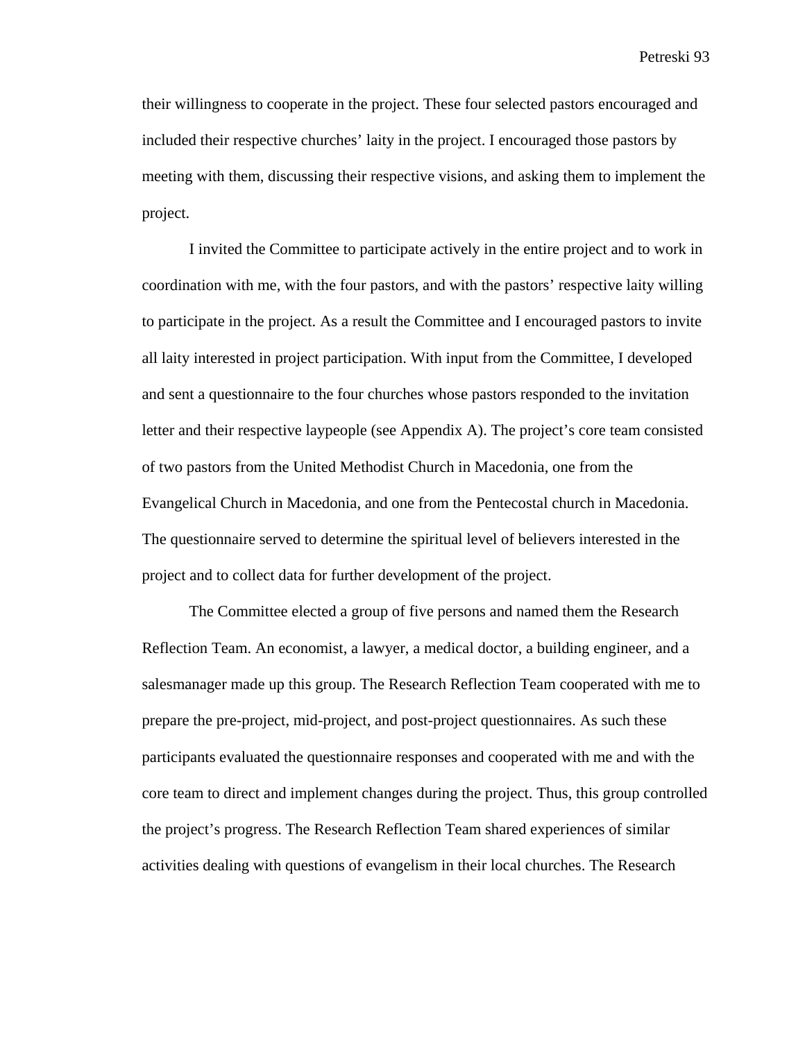their willingness to cooperate in the project. These four selected pastors encouraged and included their respective churches' laity in the project. I encouraged those pastors by meeting with them, discussing their respective visions, and asking them to implement the project.

I invited the Committee to participate actively in the entire project and to work in coordination with me, with the four pastors, and with the pastors' respective laity willing to participate in the project. As a result the Committee and I encouraged pastors to invite all laity interested in project participation. With input from the Committee, I developed and sent a questionnaire to the four churches whose pastors responded to the invitation letter and their respective laypeople (see Appendix A). The project's core team consisted of two pastors from the United Methodist Church in Macedonia, one from the Evangelical Church in Macedonia, and one from the Pentecostal church in Macedonia. The questionnaire served to determine the spiritual level of believers interested in the project and to collect data for further development of the project.

The Committee elected a group of five persons and named them the Research Reflection Team. An economist, a lawyer, a medical doctor, a building engineer, and a salesmanager made up this group. The Research Reflection Team cooperated with me to prepare the pre-project, mid-project, and post-project questionnaires. As such these participants evaluated the questionnaire responses and cooperated with me and with the core team to direct and implement changes during the project. Thus, this group controlled the project's progress. The Research Reflection Team shared experiences of similar activities dealing with questions of evangelism in their local churches. The Research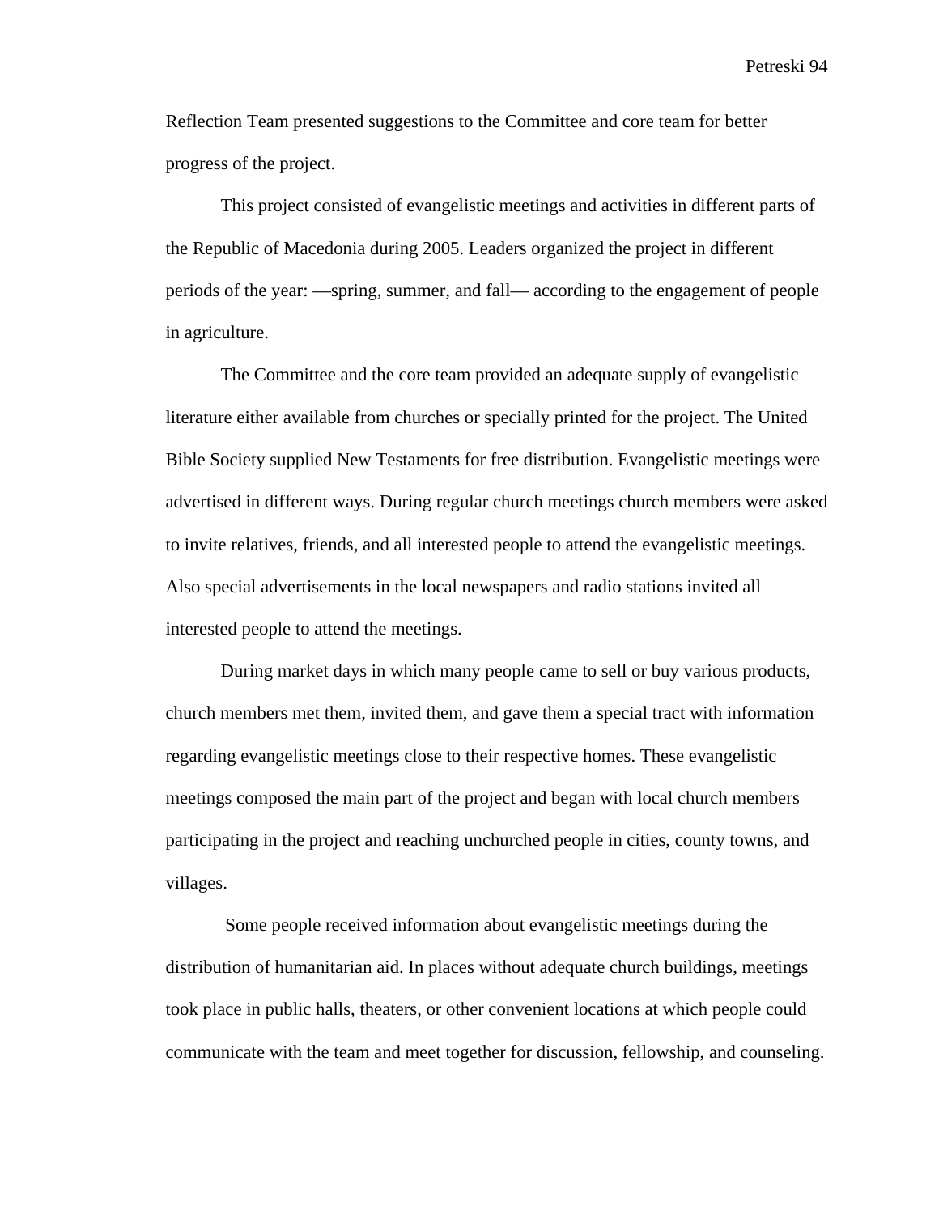Reflection Team presented suggestions to the Committee and core team for better progress of the project.

This project consisted of evangelistic meetings and activities in different parts of the Republic of Macedonia during 2005. Leaders organized the project in different periods of the year: —spring, summer, and fall— according to the engagement of people in agriculture.

The Committee and the core team provided an adequate supply of evangelistic literature either available from churches or specially printed for the project. The United Bible Society supplied New Testaments for free distribution. Evangelistic meetings were advertised in different ways. During regular church meetings church members were asked to invite relatives, friends, and all interested people to attend the evangelistic meetings. Also special advertisements in the local newspapers and radio stations invited all interested people to attend the meetings.

During market days in which many people came to sell or buy various products, church members met them, invited them, and gave them a special tract with information regarding evangelistic meetings close to their respective homes. These evangelistic meetings composed the main part of the project and began with local church members participating in the project and reaching unchurched people in cities, county towns, and villages.

Some people received information about evangelistic meetings during the distribution of humanitarian aid. In places without adequate church buildings, meetings took place in public halls, theaters, or other convenient locations at which people could communicate with the team and meet together for discussion, fellowship, and counseling.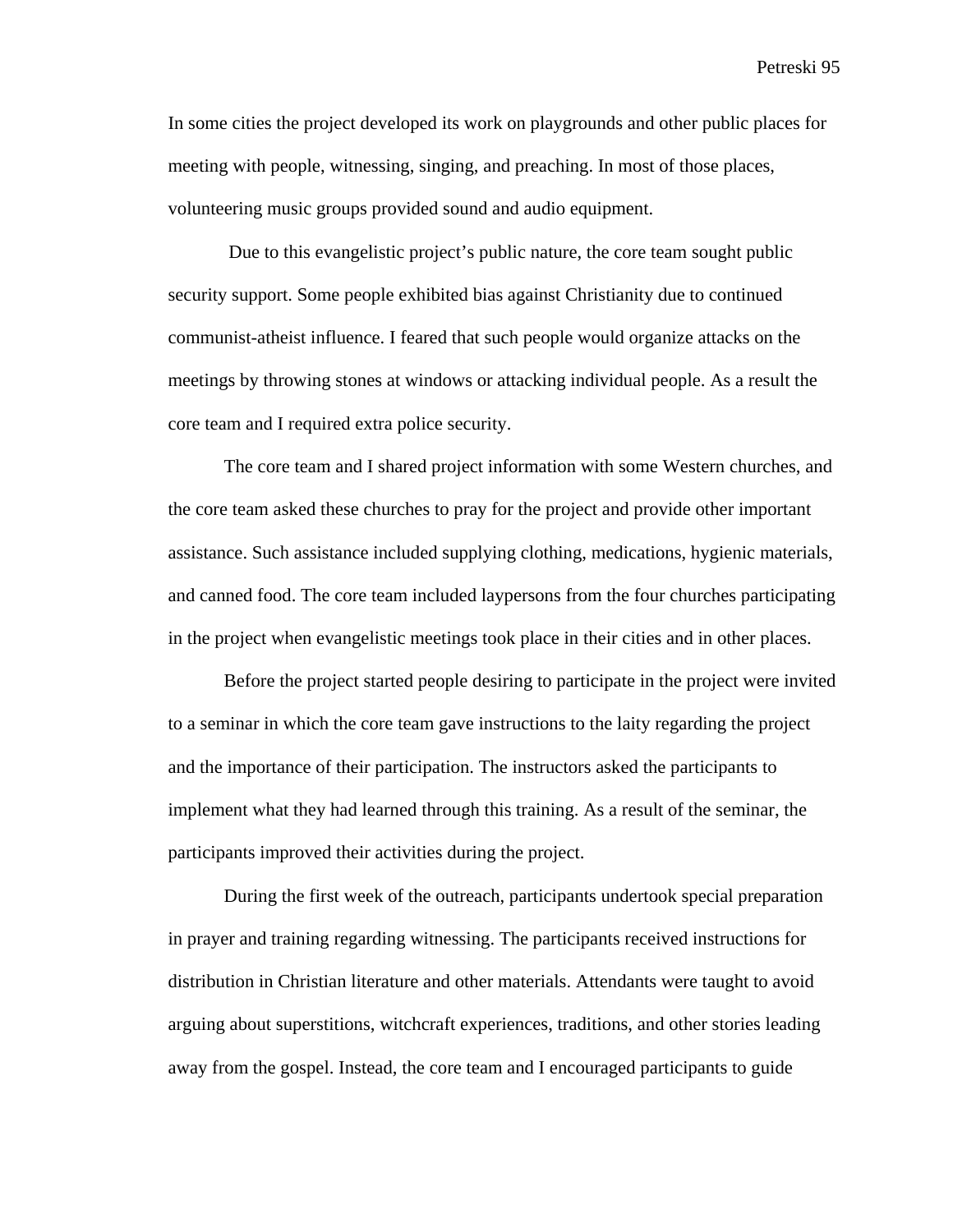In some cities the project developed its work on playgrounds and other public places for meeting with people, witnessing, singing, and preaching. In most of those places, volunteering music groups provided sound and audio equipment.

Due to this evangelistic project's public nature, the core team sought public security support. Some people exhibited bias against Christianity due to continued communist-atheist influence. I feared that such people would organize attacks on the meetings by throwing stones at windows or attacking individual people. As a result the core team and I required extra police security.

The core team and I shared project information with some Western churches, and the core team asked these churches to pray for the project and provide other important assistance. Such assistance included supplying clothing, medications, hygienic materials, and canned food. The core team included laypersons from the four churches participating in the project when evangelistic meetings took place in their cities and in other places.

Before the project started people desiring to participate in the project were invited to a seminar in which the core team gave instructions to the laity regarding the project and the importance of their participation. The instructors asked the participants to implement what they had learned through this training. As a result of the seminar, the participants improved their activities during the project.

During the first week of the outreach, participants undertook special preparation in prayer and training regarding witnessing. The participants received instructions for distribution in Christian literature and other materials. Attendants were taught to avoid arguing about superstitions, witchcraft experiences, traditions, and other stories leading away from the gospel. Instead, the core team and I encouraged participants to guide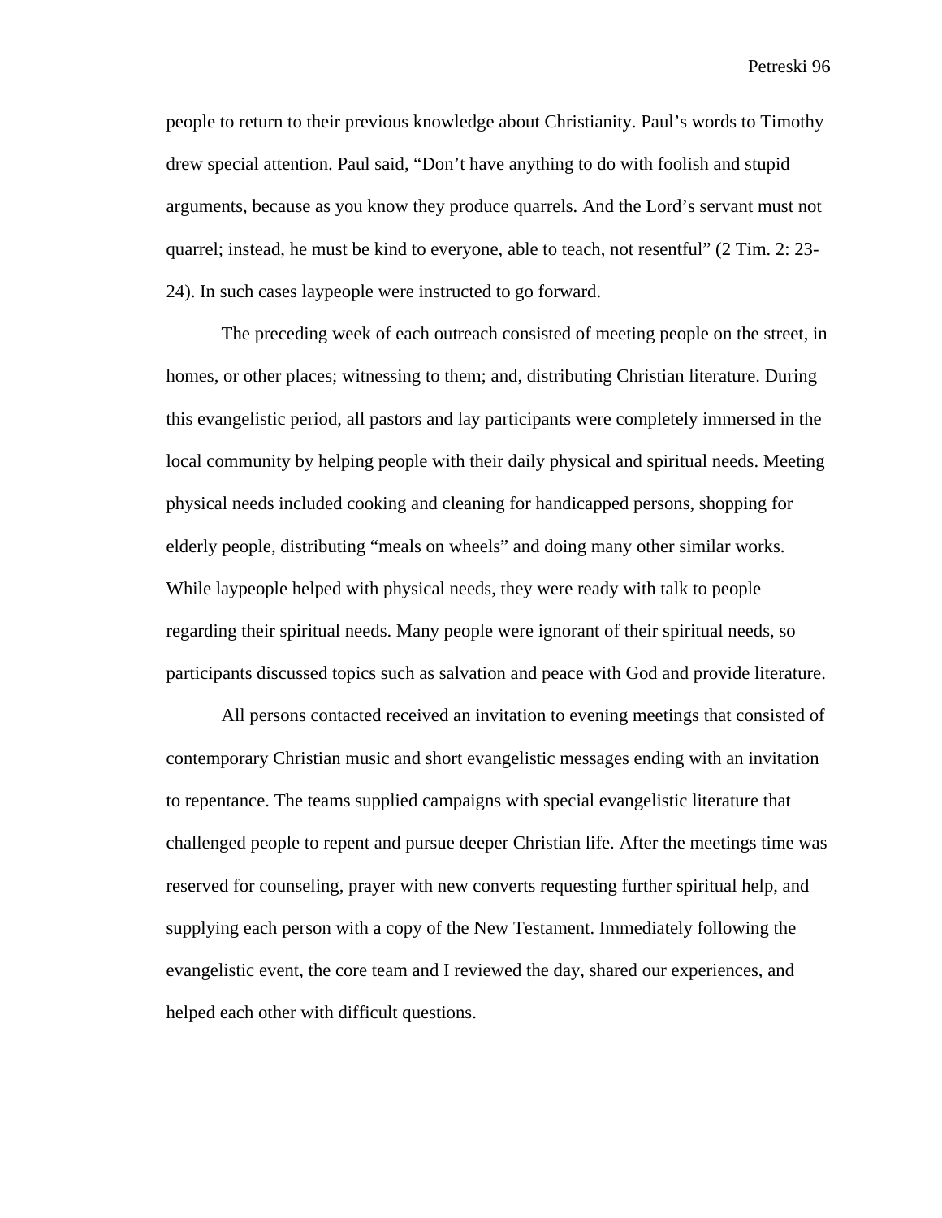people to return to their previous knowledge about Christianity. Paul's words to Timothy drew special attention. Paul said, "Don't have anything to do with foolish and stupid arguments, because as you know they produce quarrels. And the Lord's servant must not quarrel; instead, he must be kind to everyone, able to teach, not resentful" (2 Tim. 2: 23-24). In such cases laypeople were instructed to go forward.

The preceding week of each outreach consisted of meeting people on the street, in homes, or other places; witnessing to them; and, distributing Christian literature. During this evangelistic period, all pastors and lay participants were completely immersed in the local community by helping people with their daily physical and spiritual needs. Meeting physical needs included cooking and cleaning for handicapped persons, shopping for elderly people, distributing "meals on wheels" and doing many other similar works. While laypeople helped with physical needs, they were ready with talk to people regarding their spiritual needs. Many people were ignorant of their spiritual needs, so participants discussed topics such as salvation and peace with God and provide literature.

All persons contacted received an invitation to evening meetings that consisted of contemporary Christian music and short evangelistic messages ending with an invitation to repentance. The teams supplied campaigns with special evangelistic literature that challenged people to repent and pursue deeper Christian life. After the meetings time was reserved for counseling, prayer with new converts requesting further spiritual help, and supplying each person with a copy of the New Testament. Immediately following the evangelistic event, the core team and I reviewed the day, shared our experiences, and helped each other with difficult questions.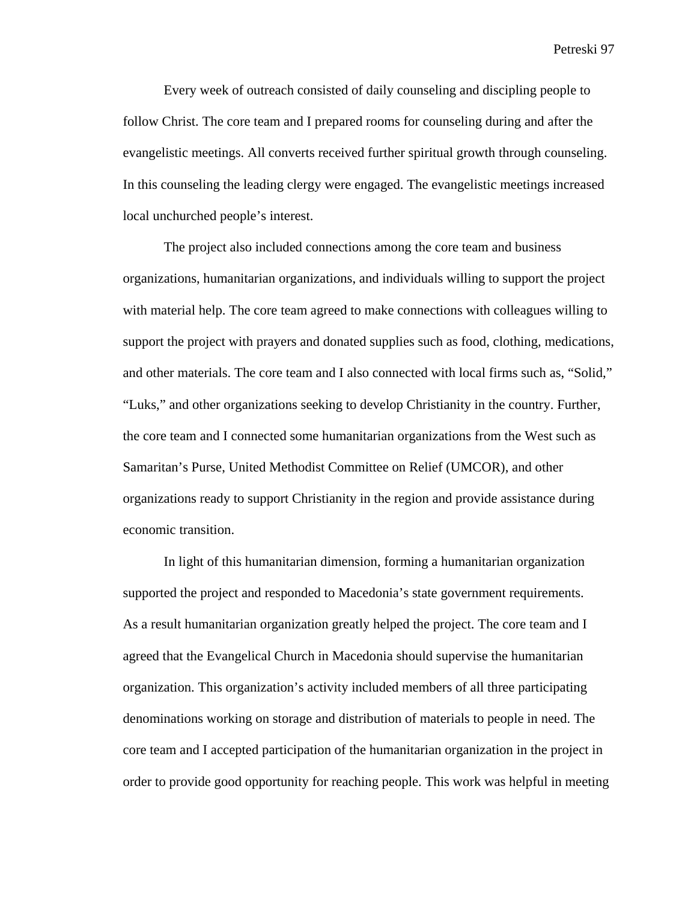Every week of outreach consisted of daily counseling and discipling people to follow Christ. The core team and I prepared rooms for counseling during and after the evangelistic meetings. All converts received further spiritual growth through counseling. In this counseling the leading clergy were engaged. The evangelistic meetings increased local unchurched people's interest.

The project also included connections among the core team and business organizations, humanitarian organizations, and individuals willing to support the project with material help. The core team agreed to make connections with colleagues willing to support the project with prayers and donated supplies such as food, clothing, medications, and other materials. The core team and I also connected with local firms such as, "Solid," "Luks," and other organizations seeking to develop Christianity in the country. Further, the core team and I connected some humanitarian organizations from the West such as Samaritan's Purse, United Methodist Committee on Relief (UMCOR), and other organizations ready to support Christianity in the region and provide assistance during economic transition.

In light of this humanitarian dimension, forming a humanitarian organization supported the project and responded to Macedonia's state government requirements. As a result humanitarian organization greatly helped the project. The core team and I agreed that the Evangelical Church in Macedonia should supervise the humanitarian organization. This organization's activity included members of all three participating denominations working on storage and distribution of materials to people in need. The core team and I accepted participation of the humanitarian organization in the project in order to provide good opportunity for reaching people. This work was helpful in meeting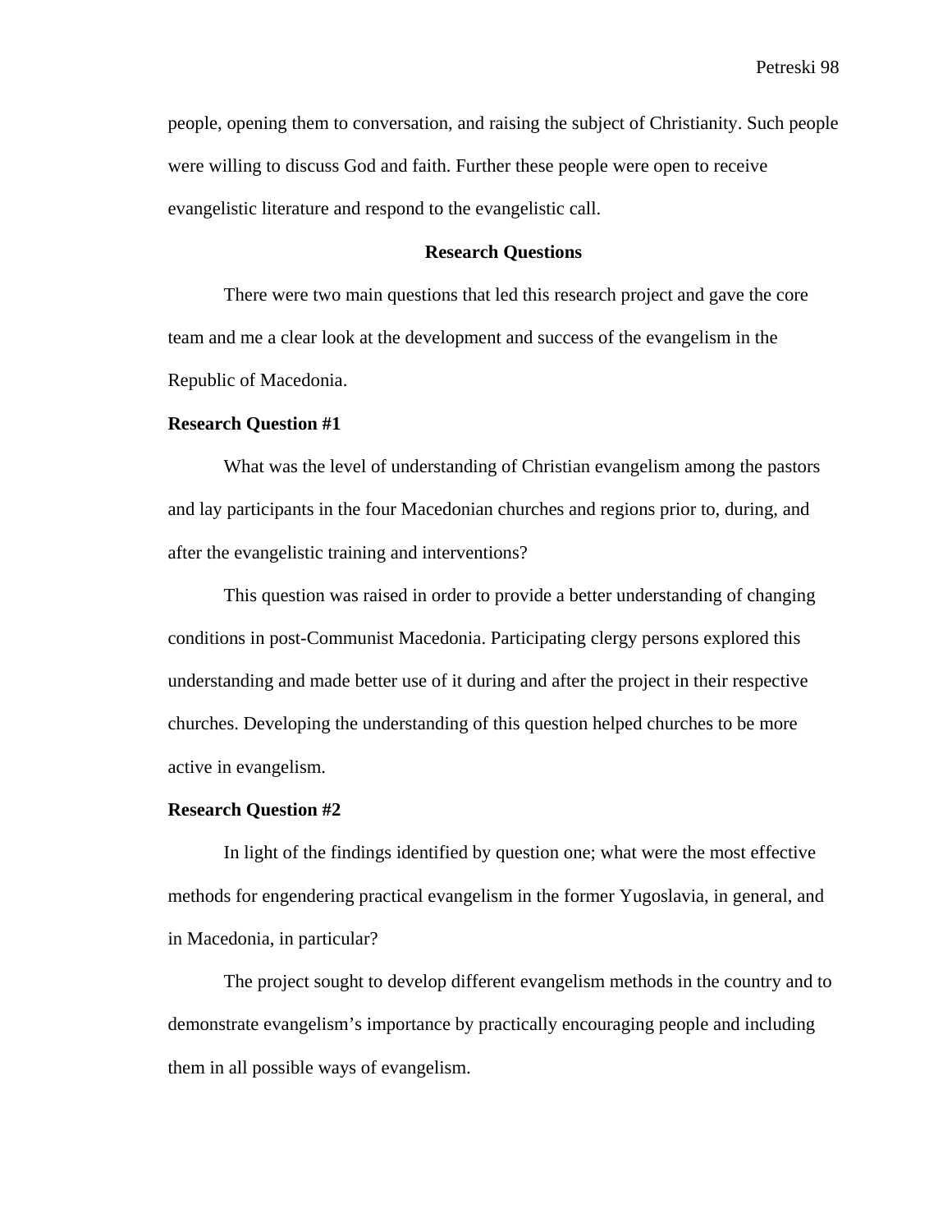people, opening them to conversation, and raising the subject of Christianity. Such people were willing to discuss God and faith. Further these people were open to receive evangelistic literature and respond to the evangelistic call.

## Research Questions

There were two main questions that led this research project and gave the core team and me a clear look at the development and success of the evangelism in the Republic of Macedonia.

### Research Question #1

What was the level of understanding of Christian evangelism among the pastors and lay participants in the four Macedonian churches and regions prior to, during, and after the evangelistic training and interventions?

This question was raised in order to provide a better understanding of changing conditions in post-Communist Macedonia. Participating clergy persons explored this understanding and made better use of it during and after the project in their respective churches. Developing the understanding of this question helped churches to be more active in evangelism.

### Research Question #2

In light of the findings identified by question one; what were the most effective methods for engendering practical evangelism in the former Yugoslavia, in general, and in Macedonia, in particular?

The project sought to develop different evangelism methods in the country and to demonstrate evangelism's importance by practically encouraging people and including them in all possible ways of evangelism.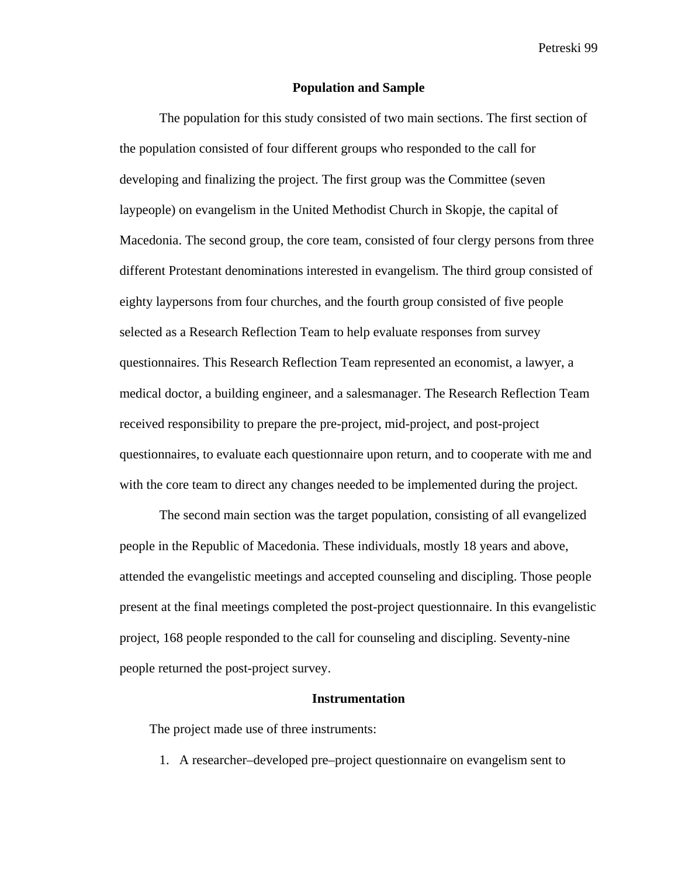## Population and Sample

The population for this study consisted of two main sections. The first section of the population consisted of four different groups who responded to the call for developing and finalizing the project. The first group was the Committee (seven laypeople) on evangelism in the United Methodist Church in Skopje, the capital of Macedonia. The second group, the core team, consisted of four clergy persons from three different Protestant denominations interested in evangelism. The third group consisted of eighty laypersons from four churches, and the fourth group consisted of five people selected as a Research Reflection Team to help evaluate responses from survey questionnaires. This Research Reflection Team represented an economist, a lawyer, a medical doctor, a building engineer, and a salesmanager. The Research Reflection Team received responsibility to prepare the pre-project, mid-project, and post-project questionnaires, to evaluate each questionnaire upon return, and to cooperate with me and with the core team to direct any changes needed to be implemented during the project.

The second main section was the target population, consisting of all evangelized people in the Republic of Macedonia. These individuals, mostly 18 years and above, attended the evangelistic meetings and accepted counseling and discipling. Those people present at the final meetings completed the post-project questionnaire. In this evangelistic project, 168 people responded to the call for counseling and discipling. Seventy-nine people returned the post-project survey.

## Instrumentation

The project made use of three instruments:

1. A researcher–developed pre–project questionnaire on evangelism sent to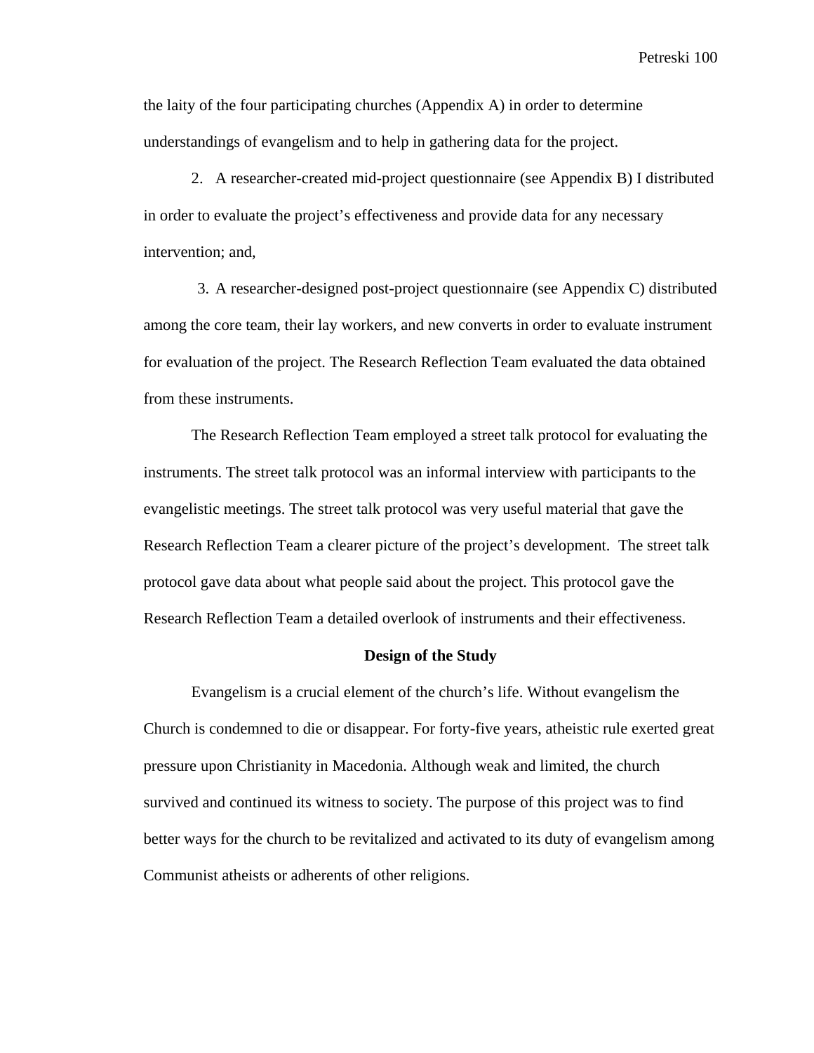the laity of the four participating churches (Appendix A) in order to determine understandings of evangelism and to help in gathering data for the project.

2. A researcher-created mid-project questionnaire (see Appendix B) I distributed in order to evaluate the project's effectiveness and provide data for any necessary intervention; and,

3. A researcher-designed post-project questionnaire (see Appendix C) distributed among the core team, their lay workers, and new converts in order to evaluate instrument for evaluation of the project. The Research Reflection Team evaluated the data obtained from these instruments.

The Research Reflection Team employed a street talk protocol for evaluating the instruments. The street talk protocol was an informal interview with participants to the evangelistic meetings. The street talk protocol was very useful material that gave the Research Reflection Team a clearer picture of the project's development. The street talk protocol gave data about what people said about the project. This protocol gave the Research Reflection Team a detailed overlook of instruments and their effectiveness.

## Design of the Study

Evangelism is a crucial element of the church's life. Without evangelism the Church is condemned to die or disappear. For forty-five years, atheistic rule exerted great pressure upon Christianity in Macedonia. Although weak and limited, the church survived and continued its witness to society. The purpose of this project was to find better ways for the church to be revitalized and activated to its duty of evangelism among Communist atheists or adherents of other religions.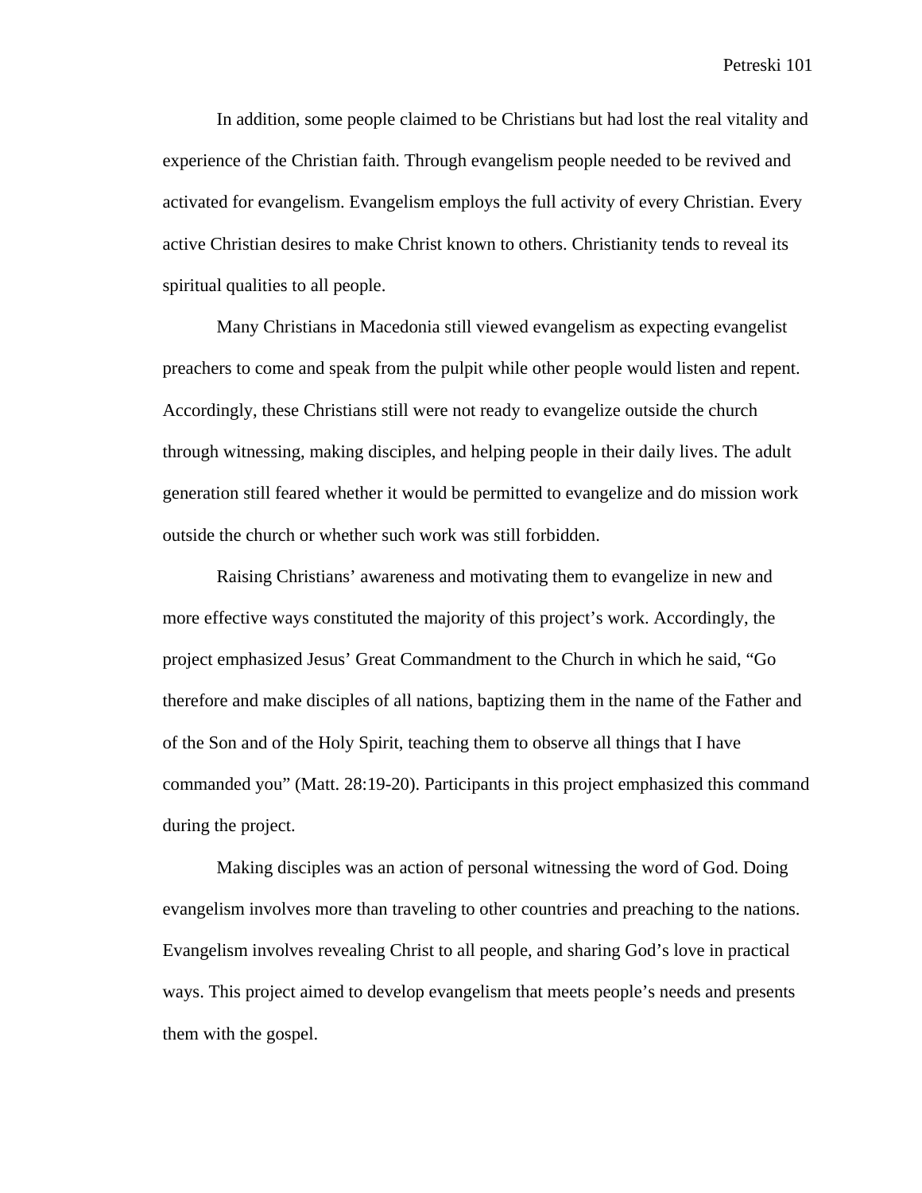In addition, some people claimed to be Christians but had lost the real vitality and experience of the Christian faith. Through evangelism people needed to be revived and activated for evangelism. Evangelism employs the full activity of every Christian. Every active Christian desires to make Christ known to others. Christianity tends to reveal its spiritual qualities to all people.

Many Christians in Macedonia still viewed evangelism as expecting evangelist preachers to come and speak from the pulpit while other people would listen and repent. Accordingly, these Christians still were not ready to evangelize outside the church through witnessing, making disciples, and helping people in their daily lives. The adult generation still feared whether it would be permitted to evangelize and do mission work outside the church or whether such work was still forbidden.

Raising Christians' awareness and motivating them to evangelize in new and more effective ways constituted the majority of this project's work. Accordingly, the project emphasized Jesus' Great Commandment to the Church in which he said, "Go therefore and make disciples of all nations, baptizing them in the name of the Father and of the Son and of the Holy Spirit, teaching them to observe all things that I have commanded you" (Matt. 28:19-20). Participants in this project emphasized this command during the project.

Making disciples was an action of personal witnessing the word of God. Doing evangelism involves more than traveling to other countries and preaching to the nations. Evangelism involves revealing Christ to all people, and sharing God's love in practical ways. This project aimed to develop evangelism that meets people's needs and presents them with the gospel.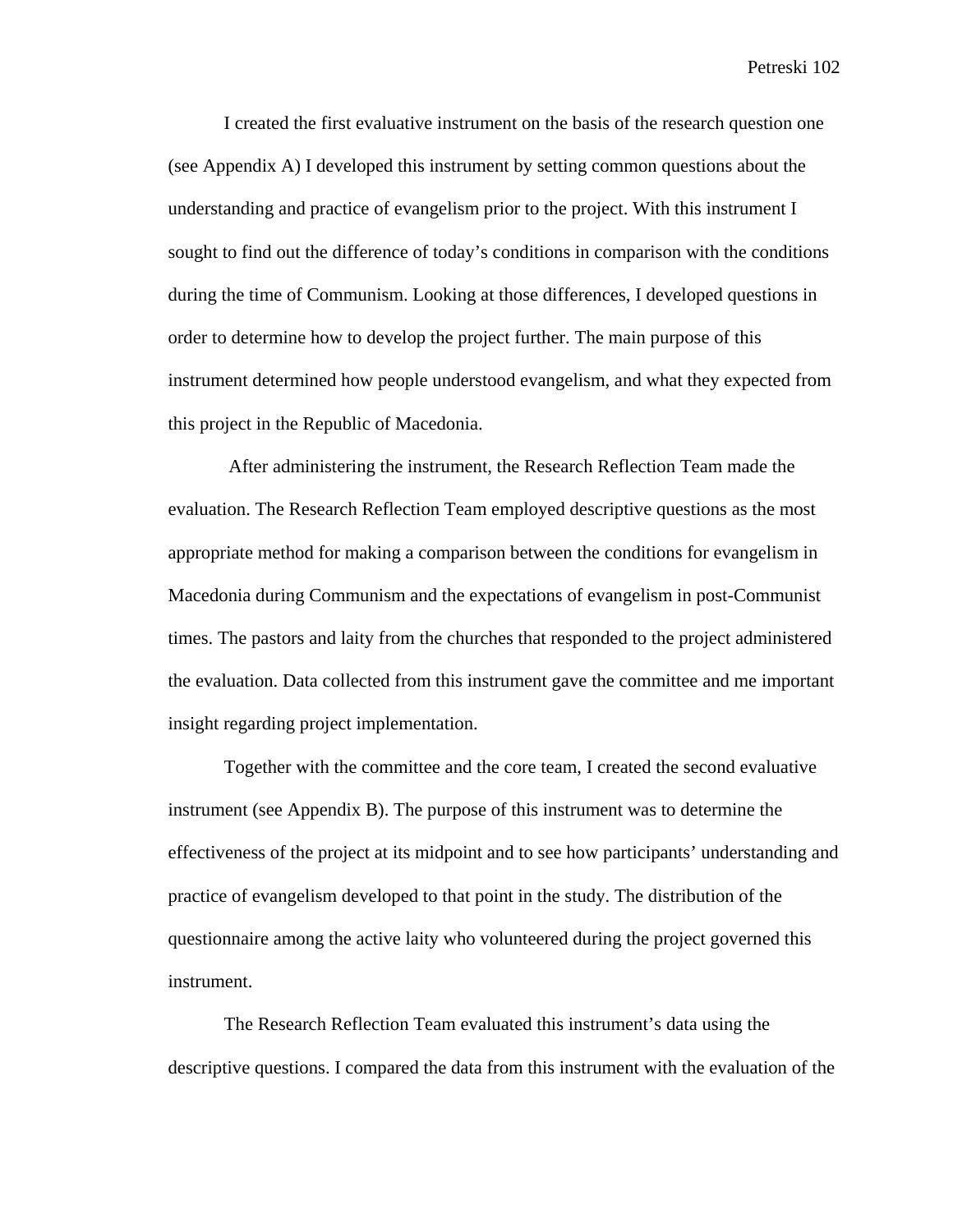I created the first evaluative instrument on the basis of the research question one (see Appendix A) I developed this instrument by setting common questions about the understanding and practice of evangelism prior to the project. With this instrument I sought to find out the difference of today's conditions in comparison with the conditions during the time of Communism. Looking at those differences, I developed questions in order to determine how to develop the project further. The main purpose of this instrument determined how people understood evangelism, and what they expected from this project in the Republic of Macedonia.

After administering the instrument, the Research Reflection Team made the evaluation. The Research Reflection Team employed descriptive questions as the most appropriate method for making a comparison between the conditions for evangelism in Macedonia during Communism and the expectations of evangelism in post-Communist times. The pastors and laity from the churches that responded to the project administered the evaluation. Data collected from this instrument gave the committee and me important insight regarding project implementation.

Together with the committee and the core team, I created the second evaluative instrument (see Appendix B). The purpose of this instrument was to determine the effectiveness of the project at its midpoint and to see how participants' understanding and practice of evangelism developed to that point in the study. The distribution of the questionnaire among the active laity who volunteered during the project governed this instrument.

The Research Reflection Team evaluated this instrument's data using the descriptive questions. I compared the data from this instrument with the evaluation of the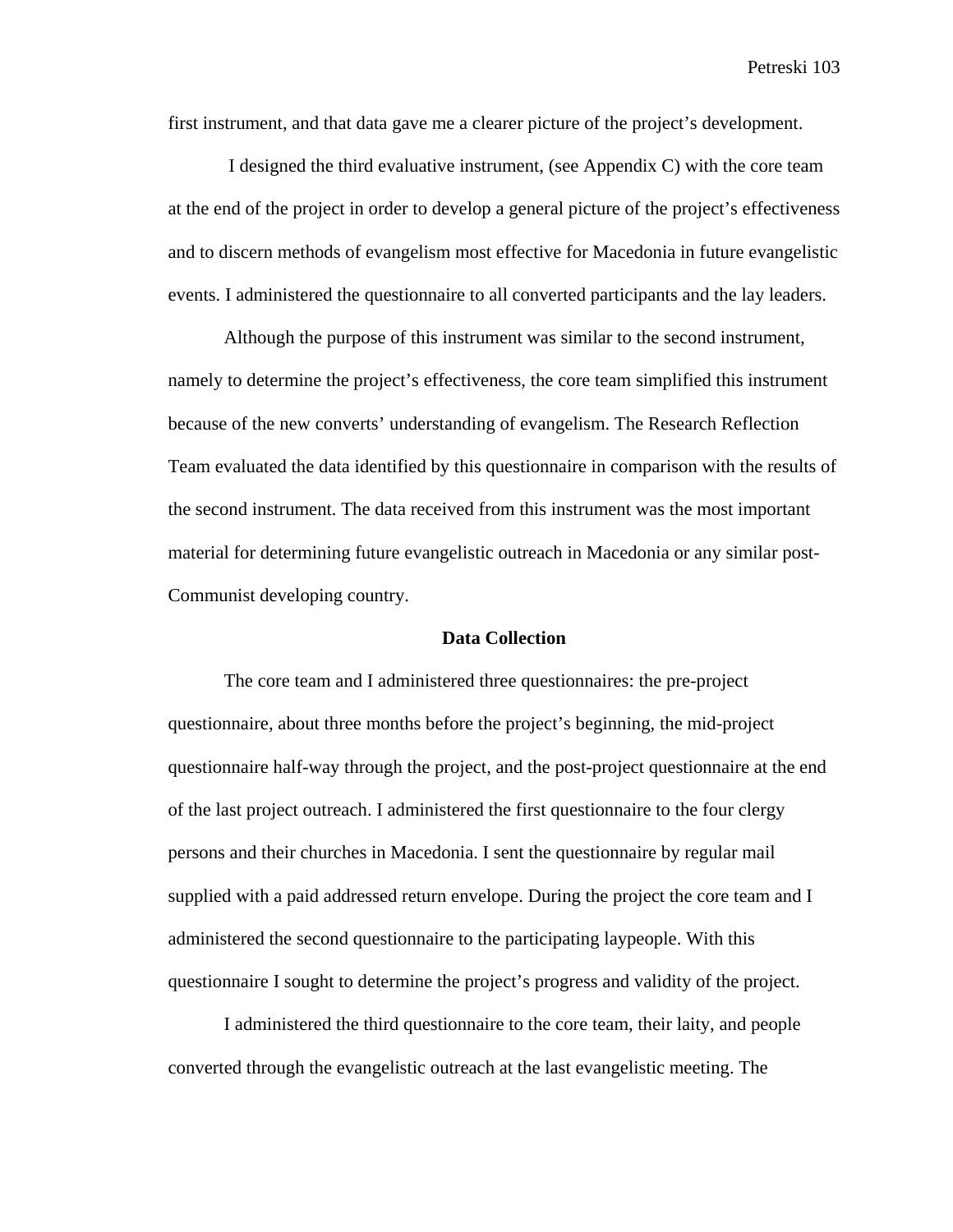first instrument, and that data gave me a clearer picture of the project's development.

I designed the third evaluative instrument, (see Appendix C) with the core team at the end of the project in order to develop a general picture of the project's effectiveness and to discern methods of evangelism most effective for Macedonia in future evangelistic events. I administered the questionnaire to all converted participants and the lay leaders.

Although the purpose of this instrument was similar to the second instrument, namely to determine the project's effectiveness, the core team simplified this instrument because of the new converts' understanding of evangelism. The Research Reflection Team evaluated the data identified by this questionnaire in comparison with the results of the second instrument. The data received from this instrument was the most important material for determining future evangelistic outreach in Macedonia or any similar post-Communist developing country.

**Data Collection**

The core team and I administered three questionnaires: the pre-project questionnaire, about three months before the project's beginning, the mid-project questionnaire half-way through the project, and the post-project questionnaire at the end of the last project outreach. I administered the first questionnaire to the four clergy persons and their churches in Macedonia. I sent the questionnaire by regular mail supplied with a paid addressed return envelope. During the project the core team and I administered the second questionnaire to the participating laypeople. With this questionnaire I sought to determine the project's progress and validity of the project.

I administered the third questionnaire to the core team, their laity, and people converted through the evangelistic outreach at the last evangelistic meeting. The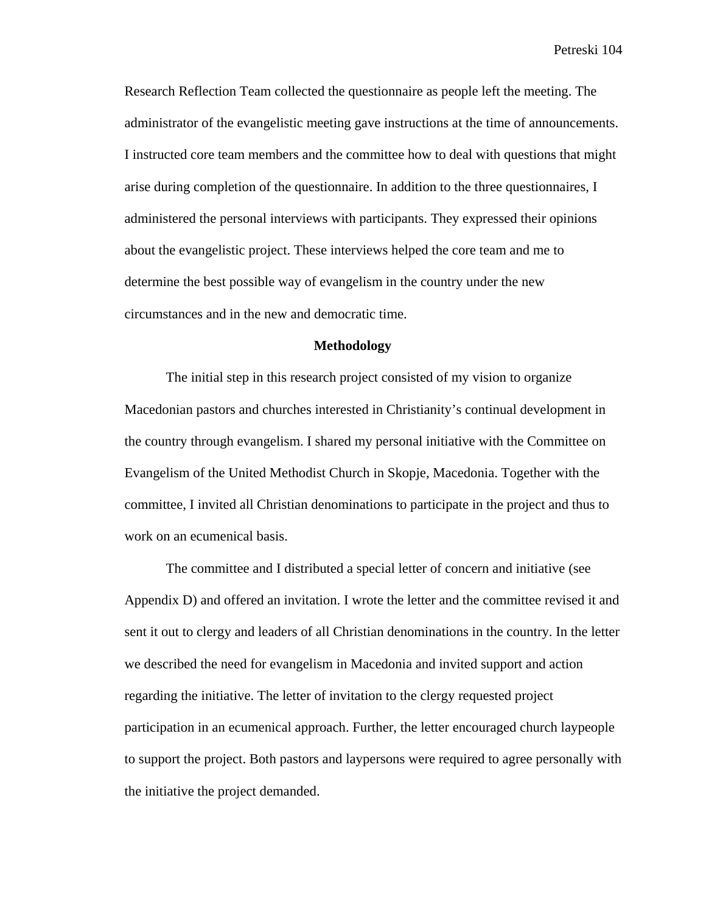Research Reflection Team collected the questionnaire as people left the meeting. The administrator of the evangelistic meeting gave instructions at the time of announcements. I instructed core team members and the committee how to deal with questions that might arise during completion of the questionnaire. In addition to the three questionnaires, I administered the personal interviews with participants. They expressed their opinions about the evangelistic project. These interviews helped the core team and me to determine the best possible way of evangelism in the country under the new circumstances and in the new and democratic time.

## Methodology

The initial step in this research project consisted of my vision to organize Macedonian pastors and churches interested in Christianity's continual development in the country through evangelism. I shared my personal initiative with the Committee on Evangelism of the United Methodist Church in Skopje, Macedonia. Together with the committee, I invited all Christian denominations to participate in the project and thus to work on an ecumenical basis.

The committee and I distributed a special letter of concern and initiative (see Appendix D) and offered an invitation. I wrote the letter and the committee revised it and sent it out to clergy and leaders of all Christian denominations in the country. In the letter we described the need for evangelism in Macedonia and invited support and action regarding the initiative. The letter of invitation to the clergy requested project participation in an ecumenical approach. Further, the letter encouraged church laypeople to support the project. Both pastors and laypersons were required to agree personally with the initiative the project demanded.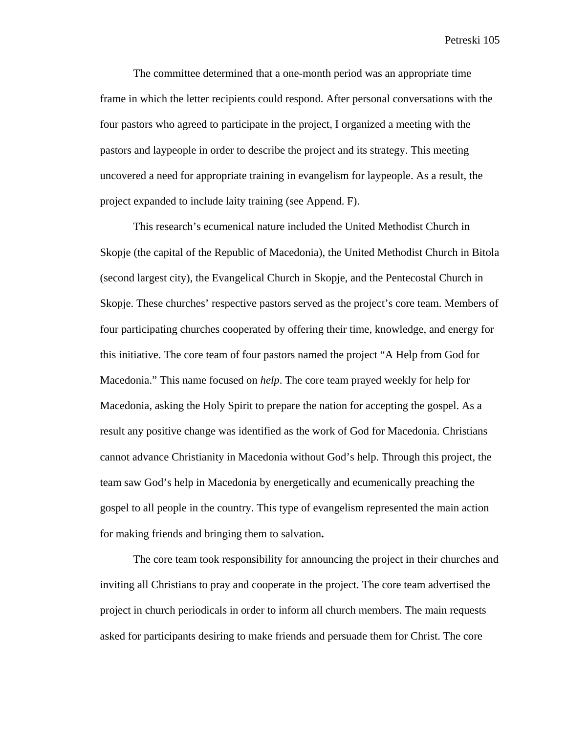The committee determined that a one-month period was an appropriate time frame in which the letter recipients could respond. After personal conversations with the four pastors who agreed to participate in the project, I organized a meeting with the pastors and laypeople in order to describe the project and its strategy. This meeting uncovered a need for appropriate training in evangelism for laypeople. As a result, the project expanded to include laity training (see Append. F).

This research's ecumenical nature included the United Methodist Church in Skopje (the capital of the Republic of Macedonia), the United Methodist Church in Bitola (second largest city), the Evangelical Church in Skopje, and the Pentecostal Church in Skopje. These churches' respective pastors served as the project's core team. Members of four participating churches cooperated by offering their time, knowledge, and energy for this initiative. The core team of four pastors named the project "A Help from God for Macedonia." This name focused on *help*. The core team prayed weekly for help for Macedonia, asking the Holy Spirit to prepare the nation for accepting the gospel. As a result any positive change was identified as the work of God for Macedonia. Christians cannot advance Christianity in Macedonia without God's help. Through this project, the team saw God's help in Macedonia by energetically and ecumenically preaching the gospel to all people in the country. This type of evangelism represented the main action for making friends and bringing them to salvation**.**

The core team took responsibility for announcing the project in their churches and inviting all Christians to pray and cooperate in the project. The core team advertised the project in church periodicals in order to inform all church members. The main requests asked for participants desiring to make friends and persuade them for Christ. The core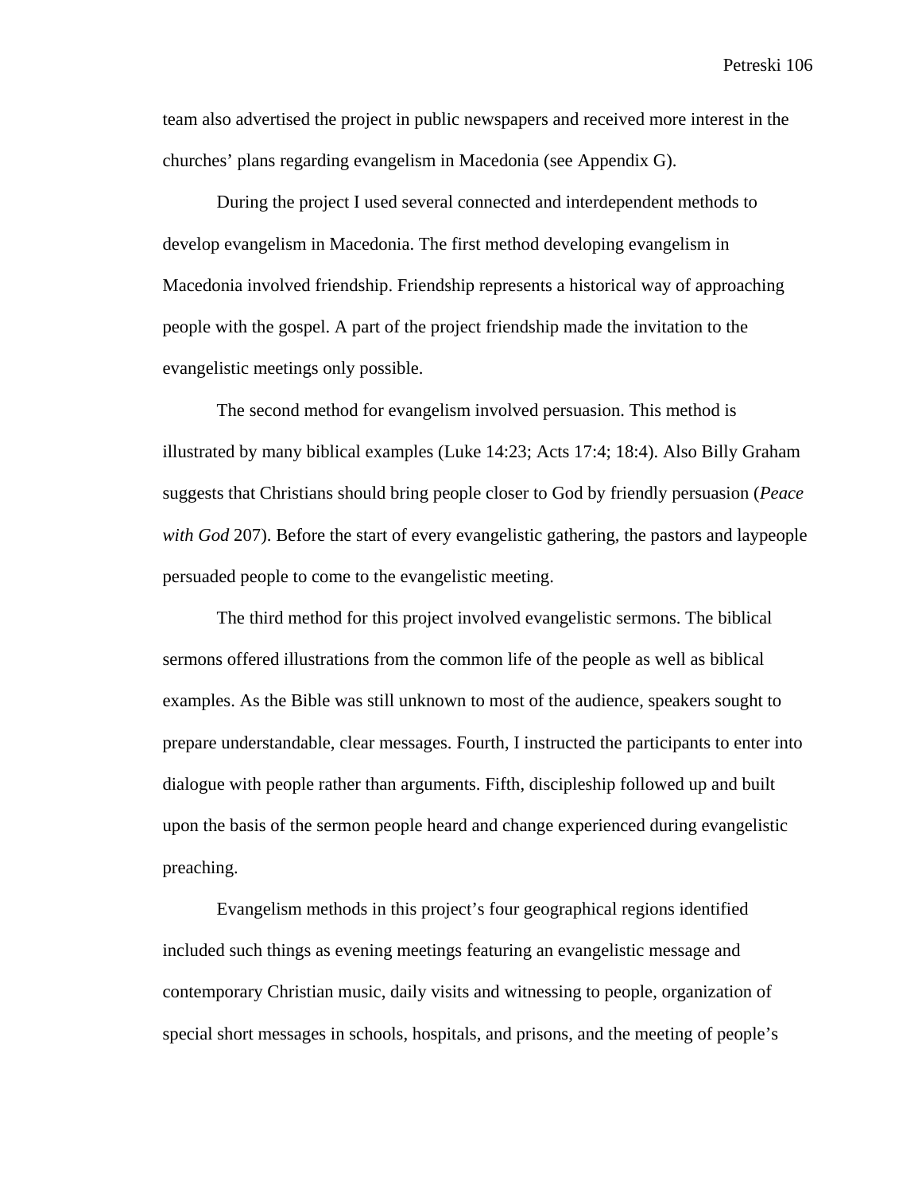team also advertised the project in public newspapers and received more interest in the churches' plans regarding evangelism in Macedonia (see Appendix G).

During the project I used several connected and interdependent methods to develop evangelism in Macedonia. The first method developing evangelism in Macedonia involved friendship. Friendship represents a historical way of approaching people with the gospel. A part of the project friendship made the invitation to the evangelistic meetings only possible.

The second method for evangelism involved persuasion. This method is illustrated by many biblical examples (Luke 14:23; Acts 17:4; 18:4). Also Billy Graham suggests that Christians should bring people closer to God by friendly persuasion (*Peace with God* 207). Before the start of every evangelistic gathering, the pastors and laypeople persuaded people to come to the evangelistic meeting.

The third method for this project involved evangelistic sermons. The biblical sermons offered illustrations from the common life of the people as well as biblical examples. As the Bible was still unknown to most of the audience, speakers sought to prepare understandable, clear messages. Fourth, I instructed the participants to enter into dialogue with people rather than arguments. Fifth, discipleship followed up and built upon the basis of the sermon people heard and change experienced during evangelistic preaching.

Evangelism methods in this project's four geographical regions identified included such things as evening meetings featuring an evangelistic message and contemporary Christian music, daily visits and witnessing to people, organization of special short messages in schools, hospitals, and prisons, and the meeting of people's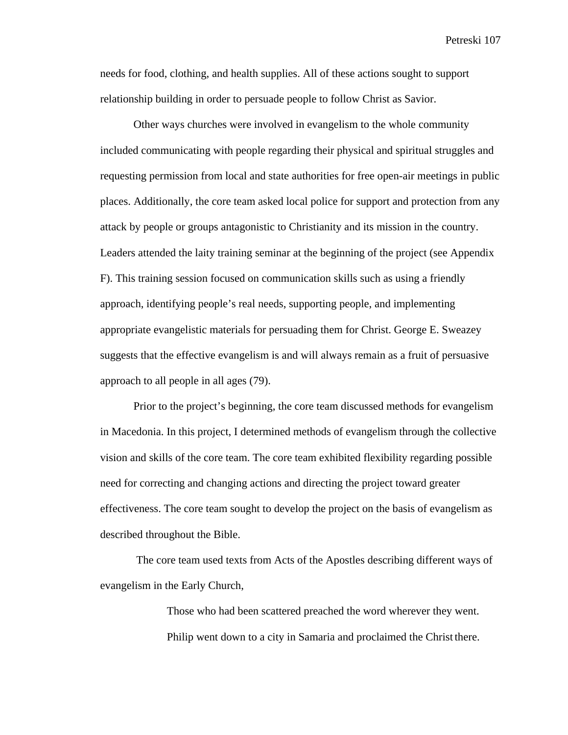needs for food, clothing, and health supplies. All of these actions sought to support relationship building in order to persuade people to follow Christ as Savior.

Other ways churches were involved in evangelism to the whole community included communicating with people regarding their physical and spiritual struggles and requesting permission from local and state authorities for free open-air meetings in public places. Additionally, the core team asked local police for support and protection from any attack by people or groups antagonistic to Christianity and its mission in the country. Leaders attended the laity training seminar at the beginning of the project (see Appendix F). This training session focused on communication skills such as using a friendly approach, identifying people's real needs, supporting people, and implementing appropriate evangelistic materials for persuading them for Christ. George E. Sweazey suggests that the effective evangelism is and will always remain as a fruit of persuasive approach to all people in all ages (79).

Prior to the project's beginning, the core team discussed methods for evangelism in Macedonia. In this project, I determined methods of evangelism through the collective vision and skills of the core team. The core team exhibited flexibility regarding possible need for correcting and changing actions and directing the project toward greater effectiveness. The core team sought to develop the project on the basis of evangelism as described throughout the Bible.

The core team used texts from Acts of the Apostles describing different ways of evangelism in the Early Church,

> Those who had been scattered preached the word wherever they went. Philip went down to a city in Samaria and proclaimed the Christ there.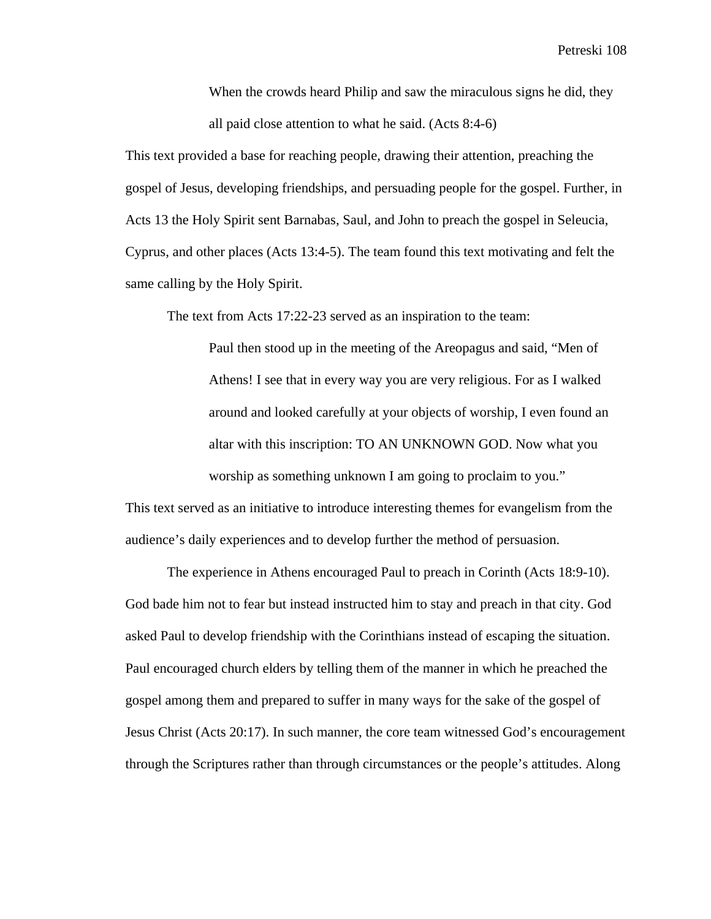> When the crowds heard Philip and saw the miraculous signs he did, they all paid close attention to what he said. (Acts 8:4-6)

This text provided a base for reaching people, drawing their attention, preaching the gospel of Jesus, developing friendships, and persuading people for the gospel. Further, in Acts 13 the Holy Spirit sent Barnabas, Saul, and John to preach the gospel in Seleucia, Cyprus, and other places (Acts 13:4-5). The team found this text motivating and felt the same calling by the Holy Spirit.

The text from Acts 17:22-23 served as an inspiration to the team:

> Paul then stood up in the meeting of the Areopagus and said, "Men of Athens! I see that in every way you are very religious. For as I walked around and looked carefully at your objects of worship, I even found an altar with this inscription: TO AN UNKNOWN GOD. Now what you worship as something unknown I am going to proclaim to you."

This text served as an initiative to introduce interesting themes for evangelism from the audience's daily experiences and to develop further the method of persuasion.

The experience in Athens encouraged Paul to preach in Corinth (Acts 18:9-10). God bade him not to fear but instead instructed him to stay and preach in that city. God asked Paul to develop friendship with the Corinthians instead of escaping the situation. Paul encouraged church elders by telling them of the manner in which he preached the gospel among them and prepared to suffer in many ways for the sake of the gospel of Jesus Christ (Acts 20:17). In such manner, the core team witnessed God's encouragement through the Scriptures rather than through circumstances or the people's attitudes. Along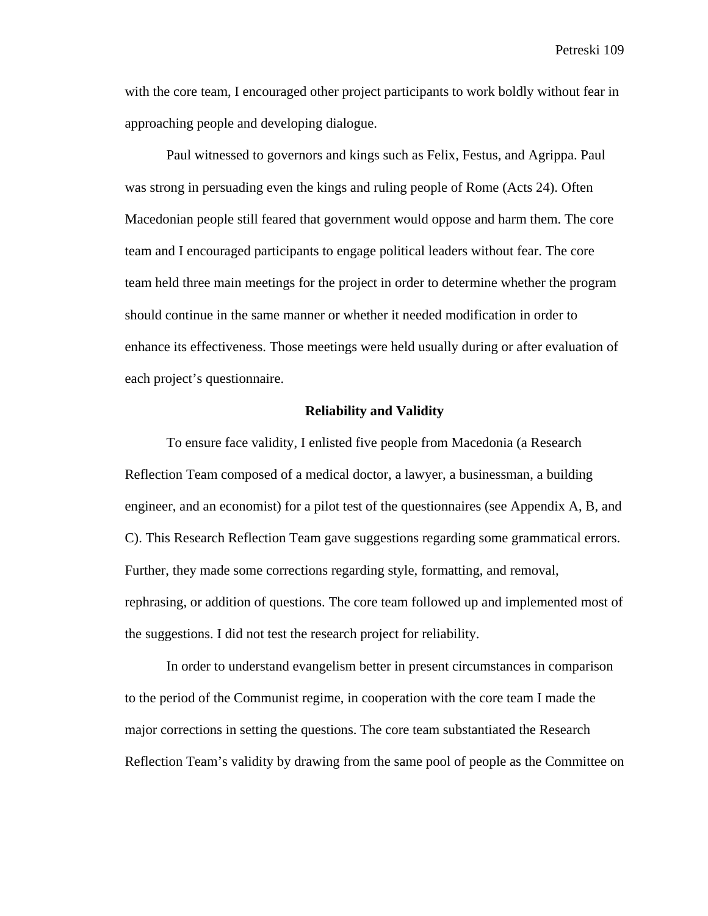with the core team, I encouraged other project participants to work boldly without fear in approaching people and developing dialogue.

Paul witnessed to governors and kings such as Felix, Festus, and Agrippa. Paul was strong in persuading even the kings and ruling people of Rome (Acts 24). Often Macedonian people still feared that government would oppose and harm them. The core team and I encouraged participants to engage political leaders without fear. The core team held three main meetings for the project in order to determine whether the program should continue in the same manner or whether it needed modification in order to enhance its effectiveness. Those meetings were held usually during or after evaluation of each project's questionnaire.

## Reliability and Validity

To ensure face validity, I enlisted five people from Macedonia (a Research Reflection Team composed of a medical doctor, a lawyer, a businessman, a building engineer, and an economist) for a pilot test of the questionnaires (see Appendix A, B, and C). This Research Reflection Team gave suggestions regarding some grammatical errors. Further, they made some corrections regarding style, formatting, and removal, rephrasing, or addition of questions. The core team followed up and implemented most of the suggestions. I did not test the research project for reliability.

In order to understand evangelism better in present circumstances in comparison to the period of the Communist regime, in cooperation with the core team I made the major corrections in setting the questions. The core team substantiated the Research Reflection Team's validity by drawing from the same pool of people as the Committee on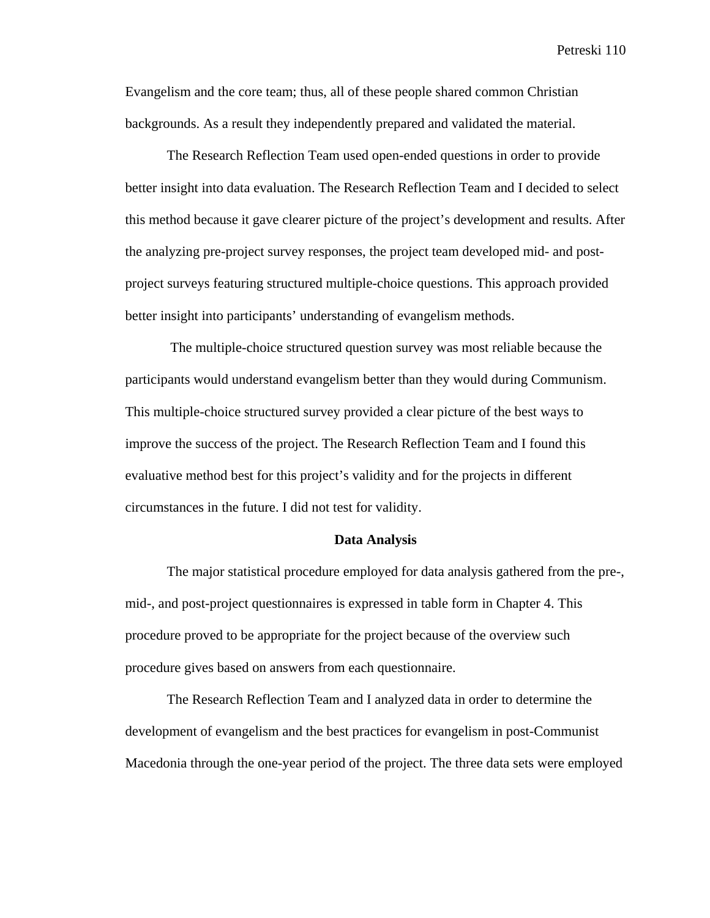Evangelism and the core team; thus, all of these people shared common Christian backgrounds. As a result they independently prepared and validated the material.

The Research Reflection Team used open-ended questions in order to provide better insight into data evaluation. The Research Reflection Team and I decided to select this method because it gave clearer picture of the project's development and results. After the analyzing pre-project survey responses, the project team developed mid- and post-project surveys featuring structured multiple-choice questions. This approach provided better insight into participants' understanding of evangelism methods.

The multiple-choice structured question survey was most reliable because the participants would understand evangelism better than they would during Communism. This multiple-choice structured survey provided a clear picture of the best ways to improve the success of the project. The Research Reflection Team and I found this evaluative method best for this project's validity and for the projects in different circumstances in the future. I did not test for validity.

**Data Analysis**

The major statistical procedure employed for data analysis gathered from the pre-, mid-, and post-project questionnaires is expressed in table form in Chapter 4. This procedure proved to be appropriate for the project because of the overview such procedure gives based on answers from each questionnaire.

The Research Reflection Team and I analyzed data in order to determine the development of evangelism and the best practices for evangelism in post-Communist Macedonia through the one-year period of the project. The three data sets were employed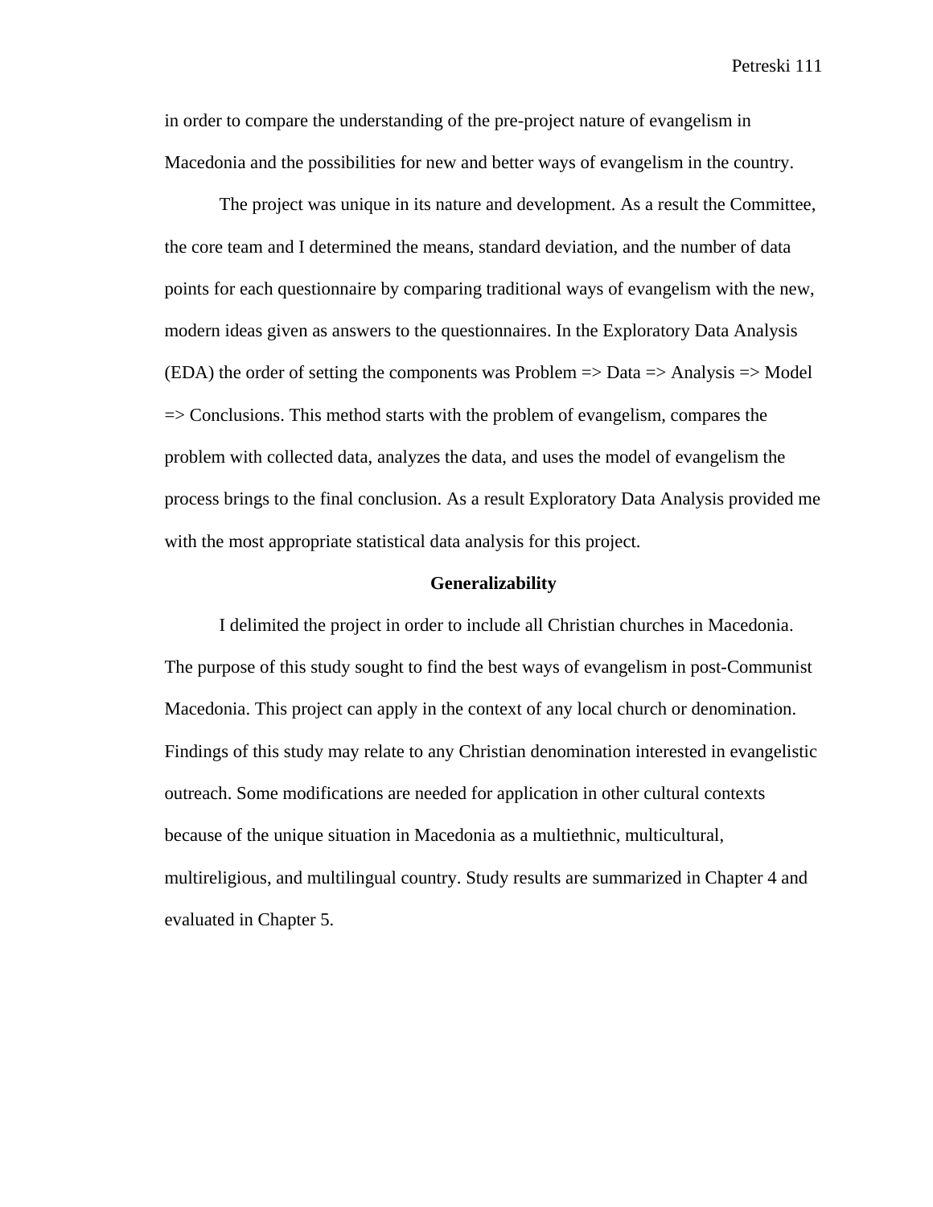in order to compare the understanding of the pre-project nature of evangelism in Macedonia and the possibilities for new and better ways of evangelism in the country.

The project was unique in its nature and development. As a result the Committee, the core team and I determined the means, standard deviation, and the number of data points for each questionnaire by comparing traditional ways of evangelism with the new, modern ideas given as answers to the questionnaires. In the Exploratory Data Analysis (EDA) the order of setting the components was Problem => Data => Analysis => Model => Conclusions. This method starts with the problem of evangelism, compares the problem with collected data, analyzes the data, and uses the model of evangelism the process brings to the final conclusion. As a result Exploratory Data Analysis provided me with the most appropriate statistical data analysis for this project.

## Generalizability

I delimited the project in order to include all Christian churches in Macedonia. The purpose of this study sought to find the best ways of evangelism in post-Communist Macedonia. This project can apply in the context of any local church or denomination. Findings of this study may relate to any Christian denomination interested in evangelistic outreach. Some modifications are needed for application in other cultural contexts because of the unique situation in Macedonia as a multiethnic, multicultural, multireligious, and multilingual country. Study results are summarized in Chapter 4 and evaluated in Chapter 5.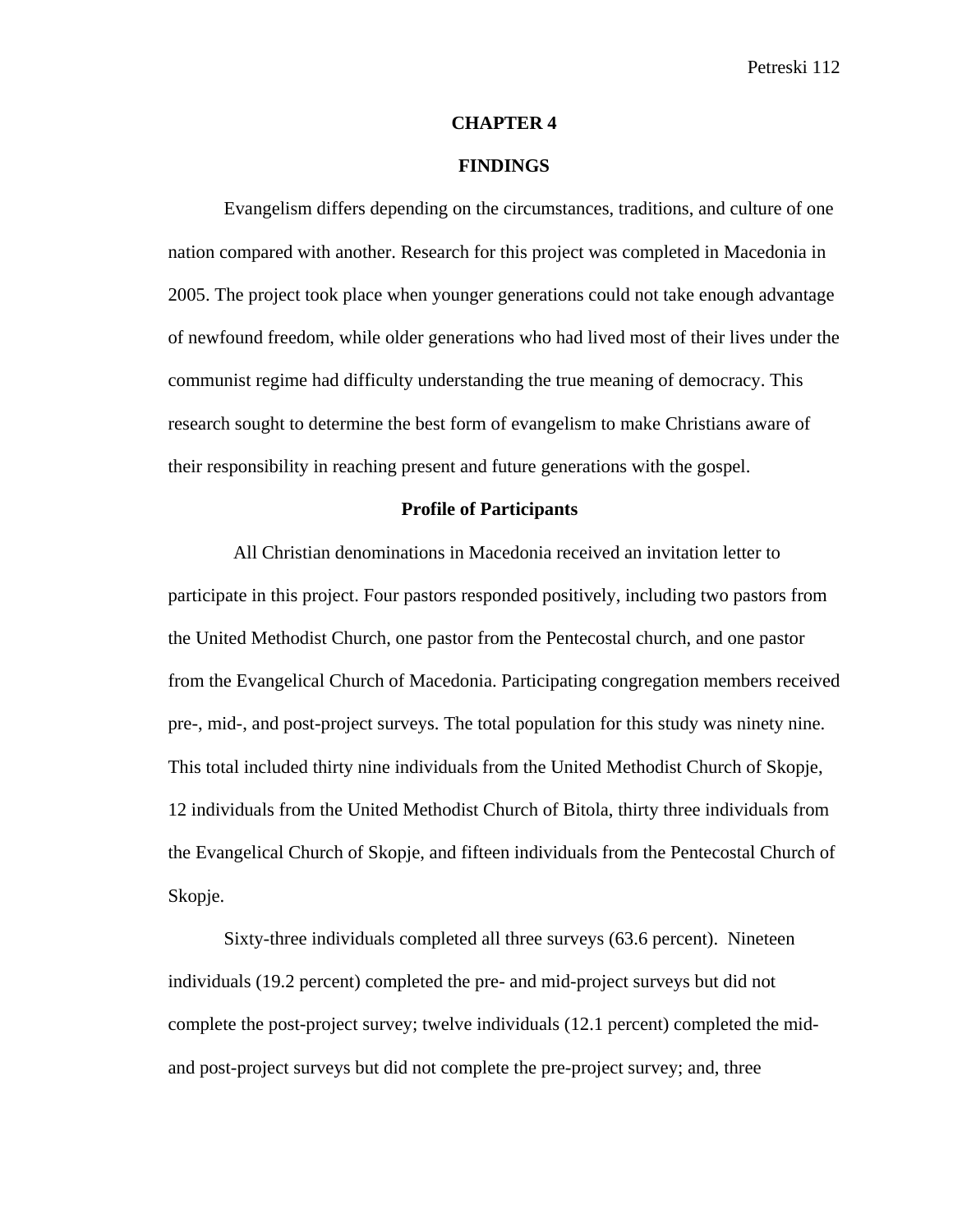# CHAPTER 4

# FINDINGS

Evangelism differs depending on the circumstances, traditions, and culture of one nation compared with another. Research for this project was completed in Macedonia in 2005. The project took place when younger generations could not take enough advantage of newfound freedom, while older generations who had lived most of their lives under the communist regime had difficulty understanding the true meaning of democracy. This research sought to determine the best form of evangelism to make Christians aware of their responsibility in reaching present and future generations with the gospel.

## Profile of Participants

All Christian denominations in Macedonia received an invitation letter to participate in this project. Four pastors responded positively, including two pastors from the United Methodist Church, one pastor from the Pentecostal church, and one pastor from the Evangelical Church of Macedonia. Participating congregation members received pre-, mid-, and post-project surveys. The total population for this study was ninety nine. This total included thirty nine individuals from the United Methodist Church of Skopje, 12 individuals from the United Methodist Church of Bitola, thirty three individuals from the Evangelical Church of Skopje, and fifteen individuals from the Pentecostal Church of Skopje.

Sixty-three individuals completed all three surveys (63.6 percent). Nineteen individuals (19.2 percent) completed the pre- and mid-project surveys but did not complete the post-project survey; twelve individuals (12.1 percent) completed the mid- and post-project surveys but did not complete the pre-project survey; and, three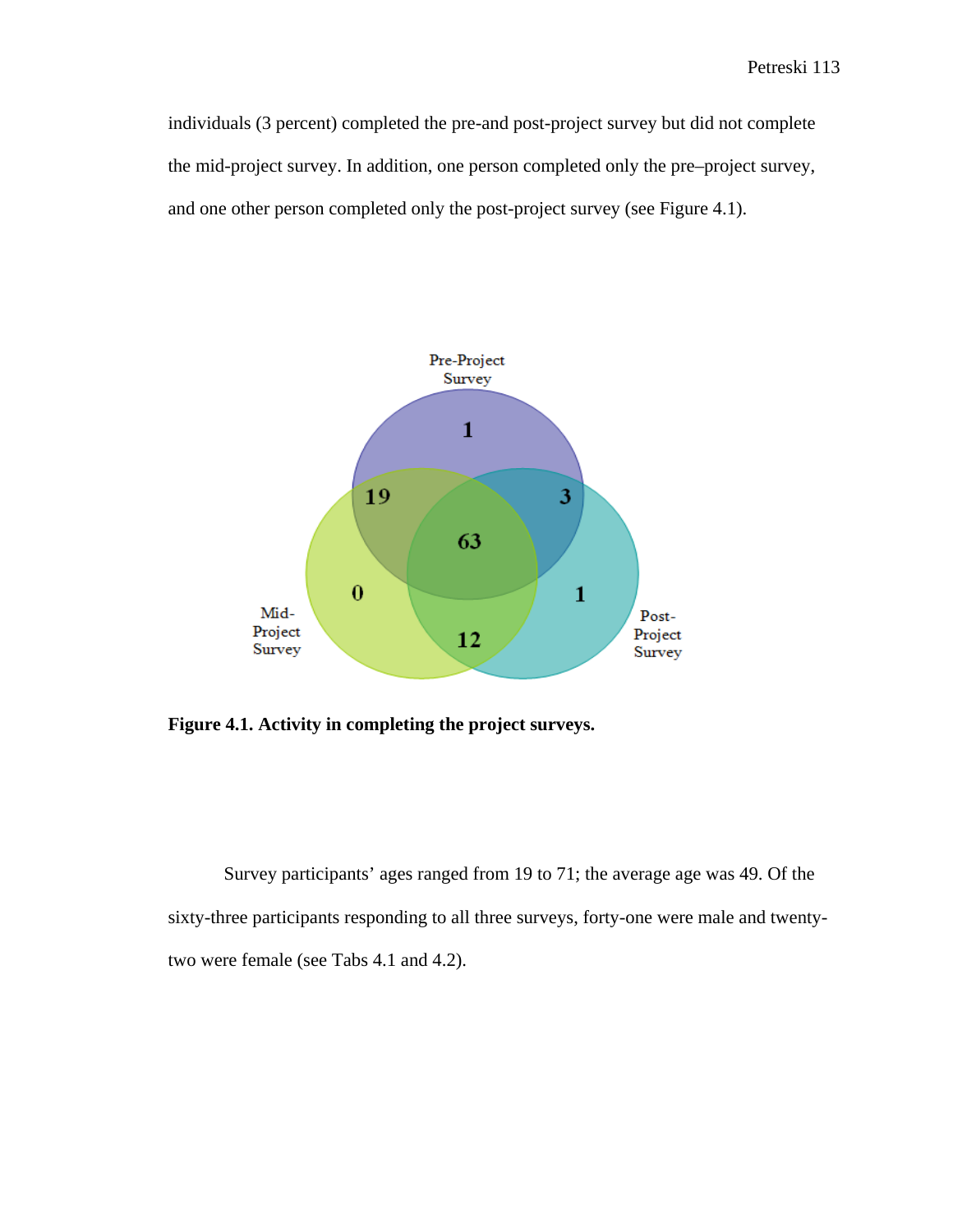individuals (3 percent) completed the pre-and post-project survey but did not complete the mid-project survey. In addition, one person completed only the pre–project survey, and one other person completed only the post-project survey (see Figure 4.1).

**Figure 4.1. Activity in completing the project surveys.**

Survey participants' ages ranged from 19 to 71; the average age was 49. Of the sixty-three participants responding to all three surveys, forty-one were male and twenty-two were female (see Tabs 4.1 and 4.2).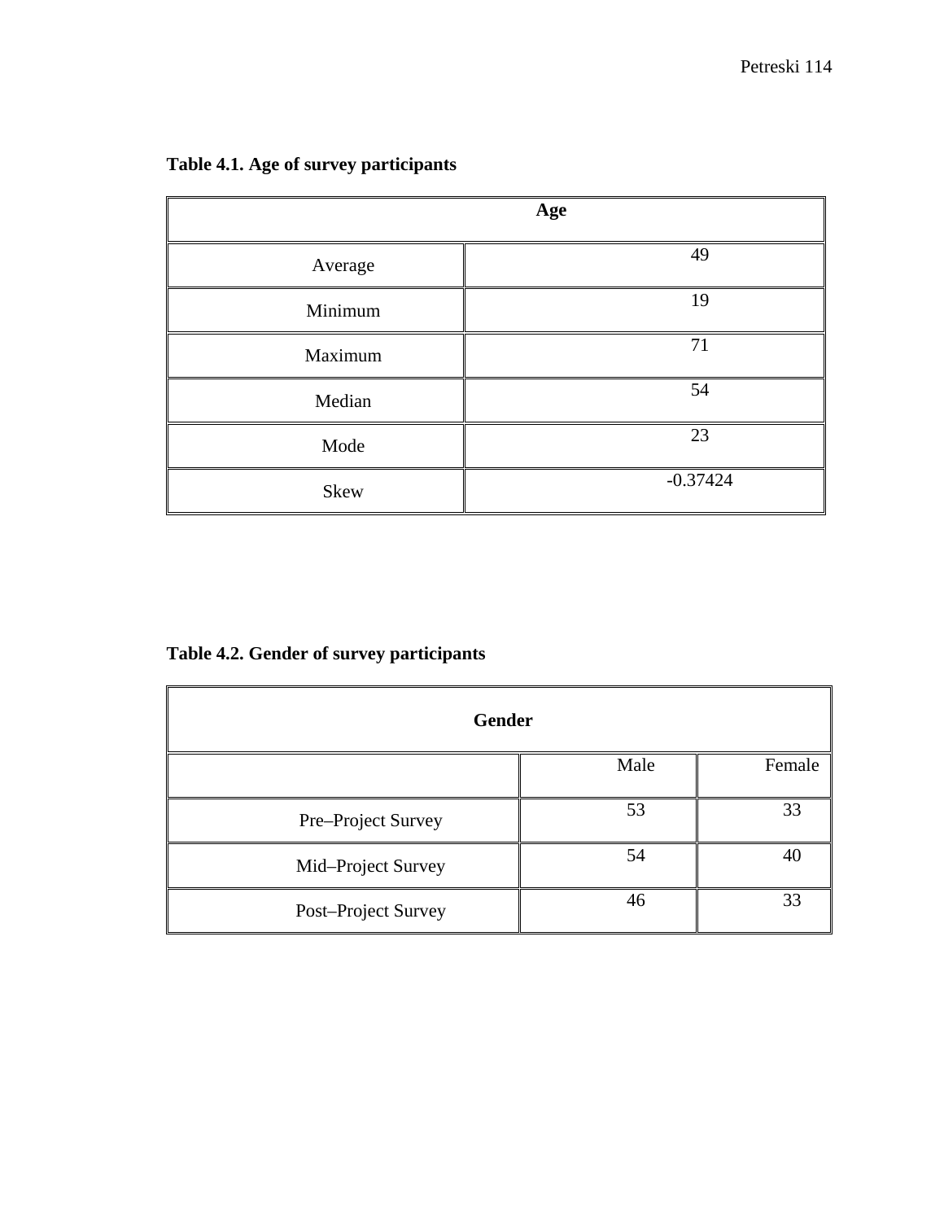**Table 4.1. Age of survey participants**

| Age | |
|---|---|
| Average | 49 |
| Minimum | 19 |
| Maximum | 71 |
| Median | 54 |
| Mode | 23 |
| Skew | -0.37424 |

**Table 4.2. Gender of survey participants**

| Gender | | |
|---|---|---|
| | Male | Female |
| Pre–Project Survey | 53 | 33 |
| Mid–Project Survey | 54 | 40 |
| Post–Project Survey | 46 | 33 |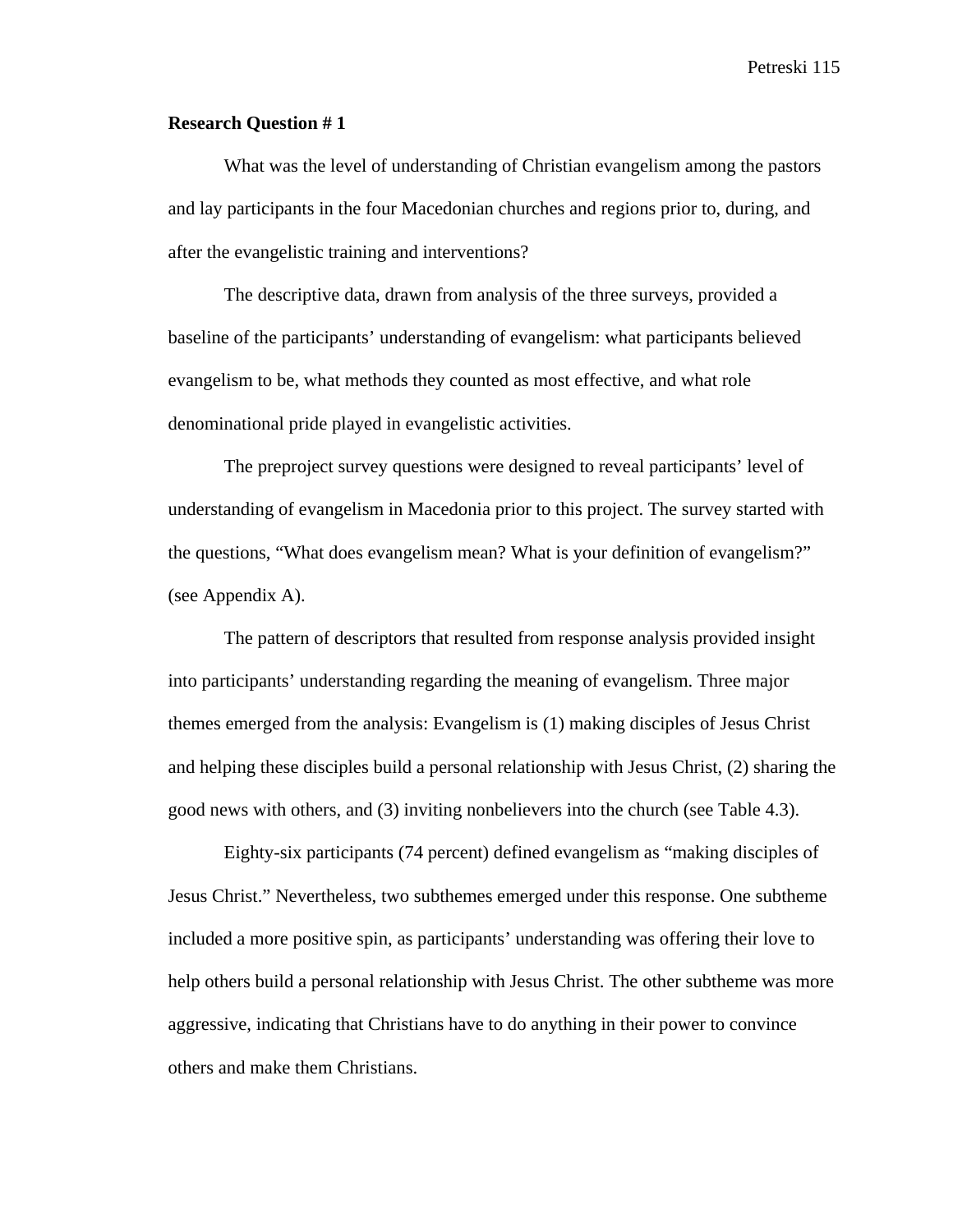**Research Question # 1**

What was the level of understanding of Christian evangelism among the pastors and lay participants in the four Macedonian churches and regions prior to, during, and after the evangelistic training and interventions?

The descriptive data, drawn from analysis of the three surveys, provided a baseline of the participants' understanding of evangelism: what participants believed evangelism to be, what methods they counted as most effective, and what role denominational pride played in evangelistic activities.

The preproject survey questions were designed to reveal participants' level of understanding of evangelism in Macedonia prior to this project. The survey started with the questions, "What does evangelism mean? What is your definition of evangelism?" (see Appendix A).

The pattern of descriptors that resulted from response analysis provided insight into participants' understanding regarding the meaning of evangelism. Three major themes emerged from the analysis: Evangelism is (1) making disciples of Jesus Christ and helping these disciples build a personal relationship with Jesus Christ, (2) sharing the good news with others, and (3) inviting nonbelievers into the church (see Table 4.3).

Eighty-six participants (74 percent) defined evangelism as "making disciples of Jesus Christ." Nevertheless, two subthemes emerged under this response. One subtheme included a more positive spin, as participants' understanding was offering their love to help others build a personal relationship with Jesus Christ. The other subtheme was more aggressive, indicating that Christians have to do anything in their power to convince others and make them Christians.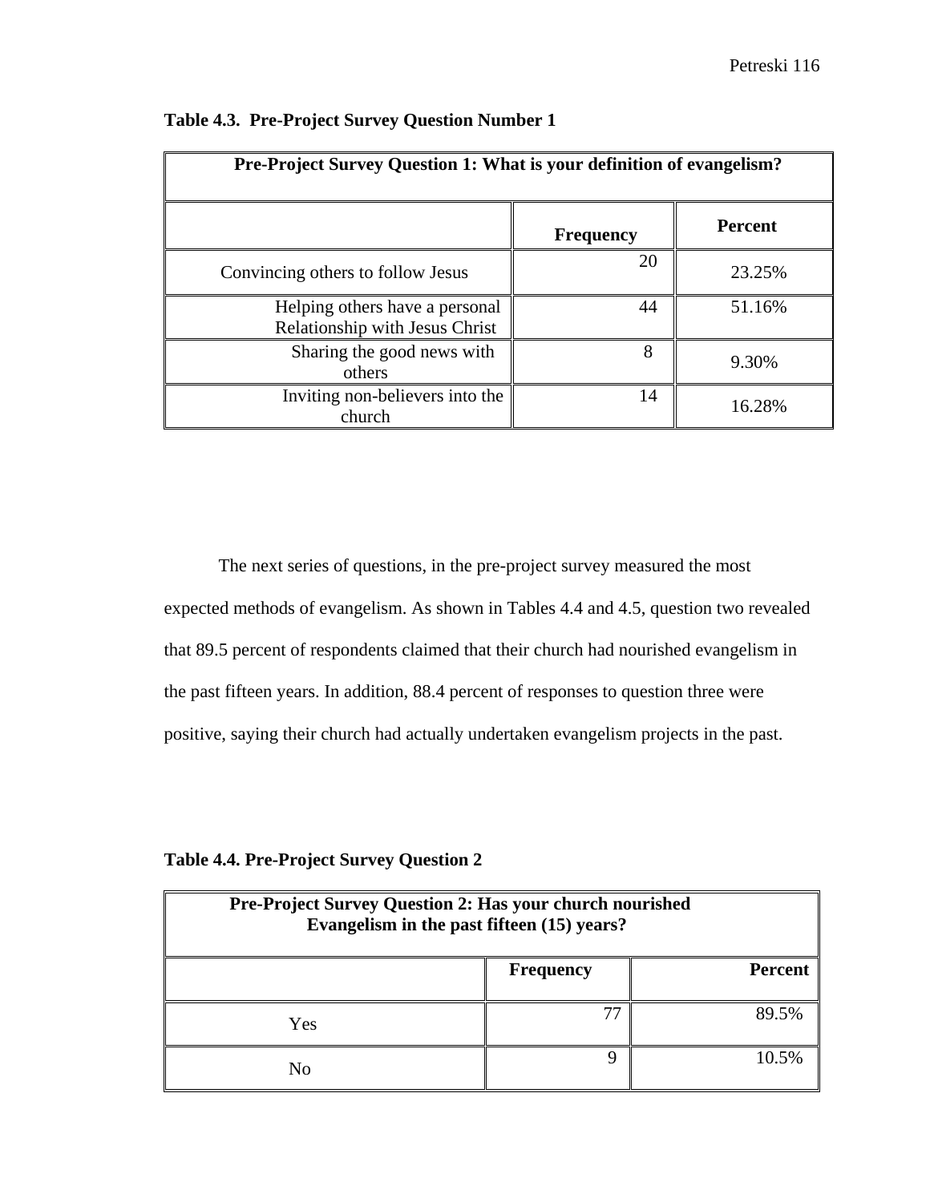**Table 4.3. Pre-Project Survey Question Number 1**

| Pre-Project Survey Question 1: What is your definition of evangelism? | | |
|---|---|---|
| | **Frequency** | **Percent** |
| Convincing others to follow Jesus | 20 | 23.25% |
| Helping others have a personal Relationship with Jesus Christ | 44 | 51.16% |
| Sharing the good news with others | 8 | 9.30% |
| Inviting non-believers into the church | 14 | 16.28% |

The next series of questions, in the pre-project survey measured the most expected methods of evangelism. As shown in Tables 4.4 and 4.5, question two revealed that 89.5 percent of respondents claimed that their church had nourished evangelism in the past fifteen years. In addition, 88.4 percent of responses to question three were positive, saying their church had actually undertaken evangelism projects in the past.

**Table 4.4. Pre-Project Survey Question 2**

| Pre-Project Survey Question 2: Has your church nourished Evangelism in the past fifteen (15) years? | | |
|---|---|---|
| | **Frequency** | **Percent** |
| Yes | 77 | 89.5% |
| No | 9 | 10.5% |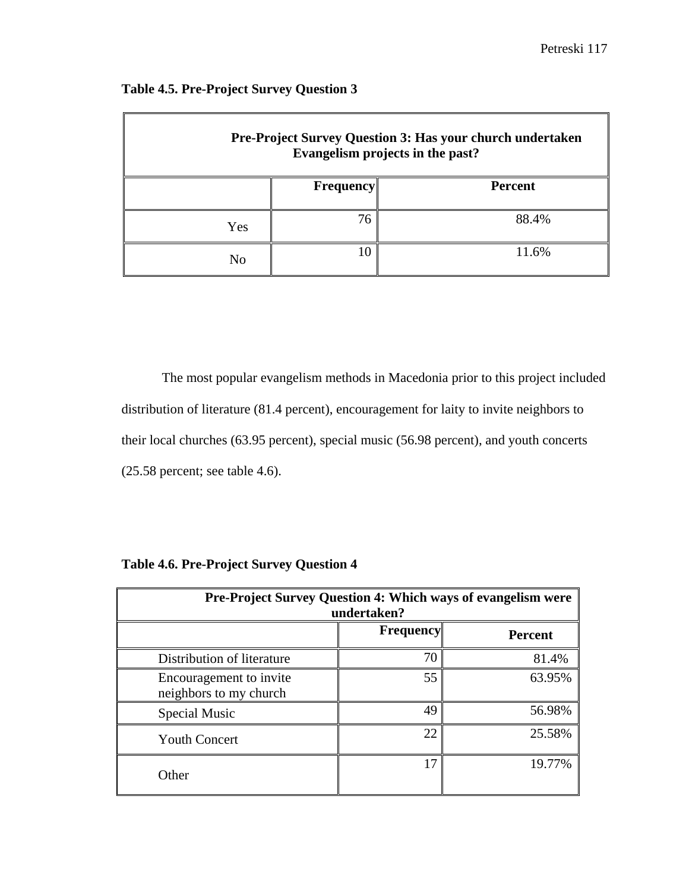**Table 4.5. Pre-Project Survey Question 3**

| Pre-Project Survey Question 3: Has your church undertaken Evangelism projects in the past? | | |
|---|---|---|
| | **Frequency** | **Percent** |
| Yes | 76 | 88.4% |
| No | 10 | 11.6% |

The most popular evangelism methods in Macedonia prior to this project included distribution of literature (81.4 percent), encouragement for laity to invite neighbors to their local churches (63.95 percent), special music (56.98 percent), and youth concerts (25.58 percent; see table 4.6).

**Table 4.6. Pre-Project Survey Question 4**

| Pre-Project Survey Question 4: Which ways of evangelism were undertaken? | | |
|---|---|---|
| | **Frequency** | **Percent** |
| Distribution of literature | 70 | 81.4% |
| Encouragement to invite neighbors to my church | 55 | 63.95% |
| Special Music | 49 | 56.98% |
| Youth Concert | 22 | 25.58% |
| Other | 17 | 19.77% |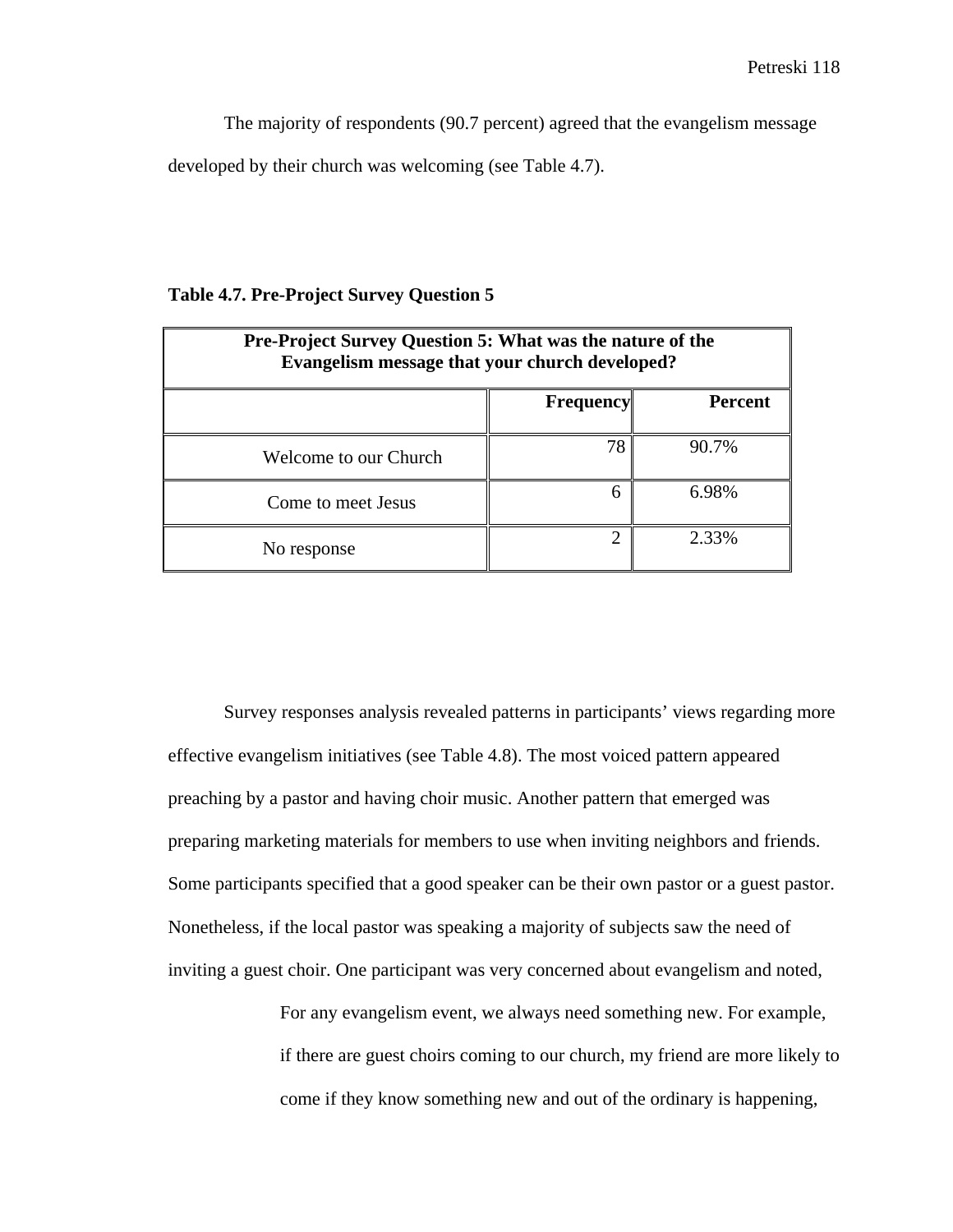The majority of respondents (90.7 percent) agreed that the evangelism message developed by their church was welcoming (see Table 4.7).

**Table 4.7. Pre-Project Survey Question 5**

| Pre-Project Survey Question 5: What was the nature of the Evangelism message that your church developed? | | |
|---|---|---|
| | **Frequency** | **Percent** |
| Welcome to our Church | 78 | 90.7% |
| Come to meet Jesus | 6 | 6.98% |
| No response | 2 | 2.33% |

Survey responses analysis revealed patterns in participants' views regarding more effective evangelism initiatives (see Table 4.8). The most voiced pattern appeared preaching by a pastor and having choir music. Another pattern that emerged was preparing marketing materials for members to use when inviting neighbors and friends. Some participants specified that a good speaker can be their own pastor or a guest pastor. Nonetheless, if the local pastor was speaking a majority of subjects saw the need of inviting a guest choir. One participant was very concerned about evangelism and noted,

> For any evangelism event, we always need something new. For example, if there are guest choirs coming to our church, my friend are more likely to come if they know something new and out of the ordinary is happening,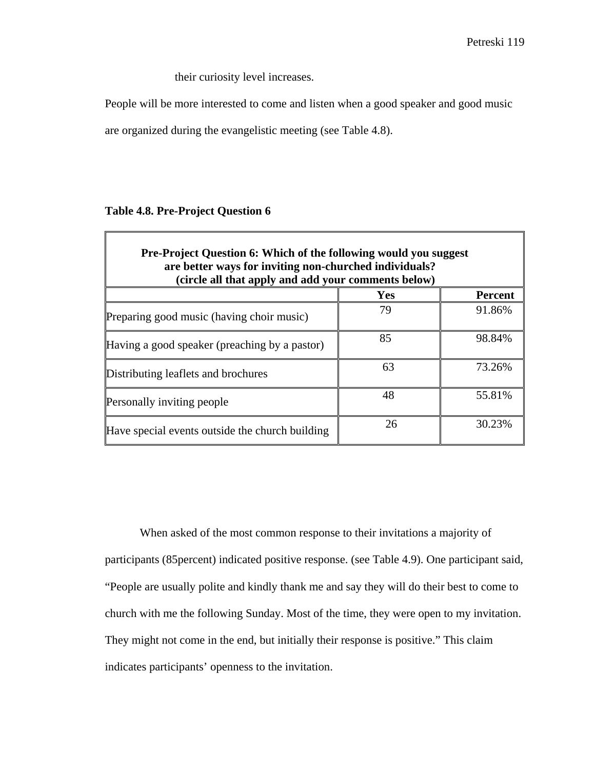their curiosity level increases.

People will be more interested to come and listen when a good speaker and good music are organized during the evangelistic meeting (see Table 4.8).

**Table 4.8. Pre-Project Question 6**

| **Pre-Project Question 6: Which of the following would you suggest are better ways for inviting non-churched individuals? (circle all that apply and add your comments below)** | | |
|---|---|---|
| | **Yes** | **Percent** |
| Preparing good music (having choir music) | 79 | 91.86% |
| Having a good speaker (preaching by a pastor) | 85 | 98.84% |
| Distributing leaflets and brochures | 63 | 73.26% |
| Personally inviting people | 48 | 55.81% |
| Have special events outside the church building | 26 | 30.23% |

When asked of the most common response to their invitations a majority of participants (85percent) indicated positive response. (see Table 4.9). One participant said, "People are usually polite and kindly thank me and say they will do their best to come to church with me the following Sunday. Most of the time, they were open to my invitation. They might not come in the end, but initially their response is positive." This claim indicates participants' openness to the invitation.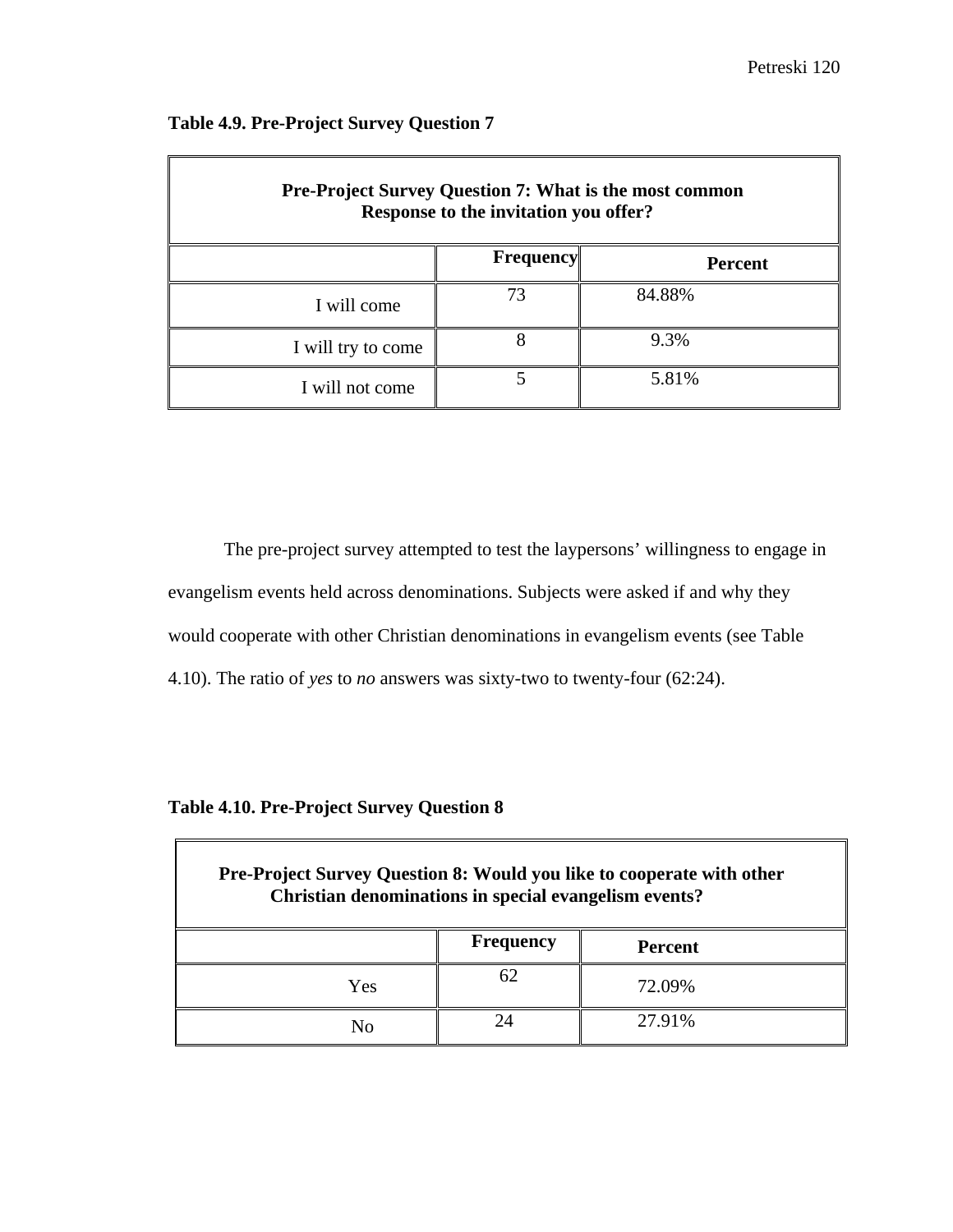**Table 4.9. Pre-Project Survey Question 7**

| **Pre-Project Survey Question 7: What is the most common Response to the invitation you offer?** | | |
|---|---|---|
| | **Frequency** | **Percent** |
| I will come | 73 | 84.88% |
| I will try to come | 8 | 9.3% |
| I will not come | 5 | 5.81% |

The pre-project survey attempted to test the laypersons' willingness to engage in evangelism events held across denominations. Subjects were asked if and why they would cooperate with other Christian denominations in evangelism events (see Table 4.10). The ratio of *yes* to *no* answers was sixty-two to twenty-four (62:24).

**Table 4.10. Pre-Project Survey Question 8**

| **Pre-Project Survey Question 8: Would you like to cooperate with other Christian denominations in special evangelism events?** | | |
|---|---|---|
| | **Frequency** | **Percent** |
| Yes | 62 | 72.09% |
| No | 24 | 27.91% |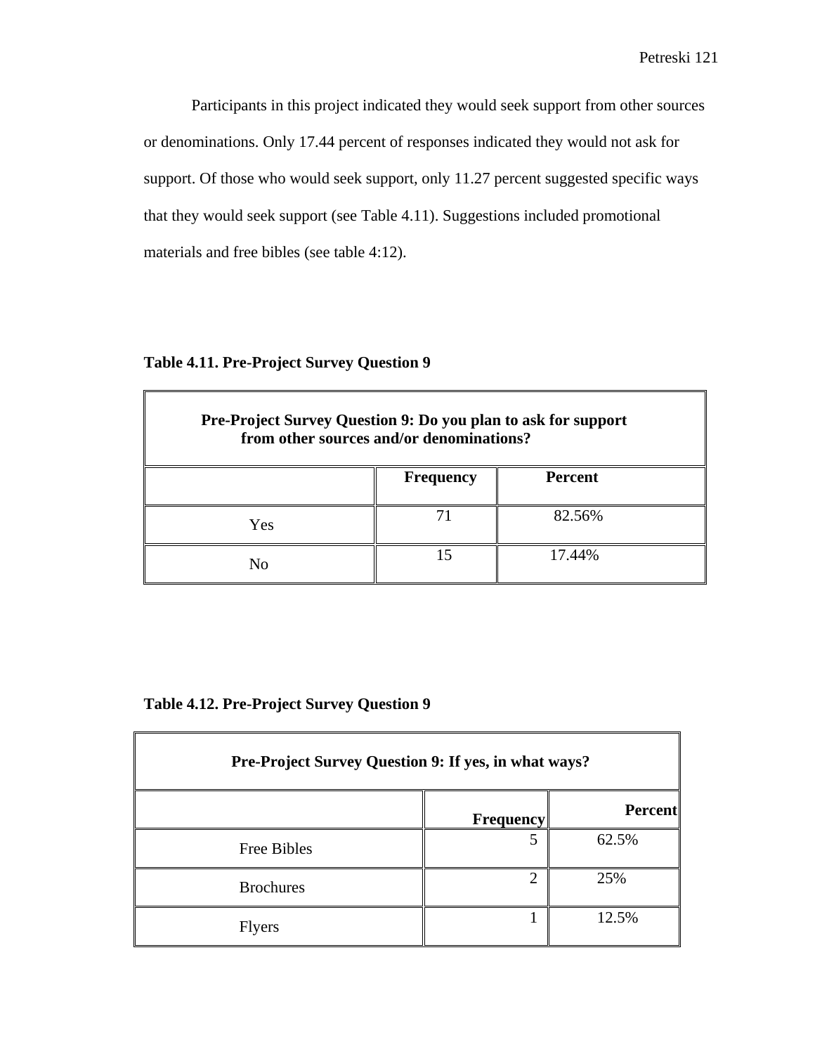Participants in this project indicated they would seek support from other sources or denominations. Only 17.44 percent of responses indicated they would not ask for support. Of those who would seek support, only 11.27 percent suggested specific ways that they would seek support (see Table 4.11). Suggestions included promotional materials and free bibles (see table 4:12).

**Table 4.11. Pre-Project Survey Question 9**

| **Pre-Project Survey Question 9: Do you plan to ask for support from other sources and/or denominations?** | | |
|---|---|---|
| | **Frequency** | **Percent** |
| Yes | 71 | 82.56% |
| No | 15 | 17.44% |

**Table 4.12. Pre-Project Survey Question 9**

| **Pre-Project Survey Question 9: If yes, in what ways?** | | |
|---|---|---|
| | **Frequency** | **Percent** |
| Free Bibles | 5 | 62.5% |
| Brochures | 2 | 25% |
| Flyers | 1 | 12.5% |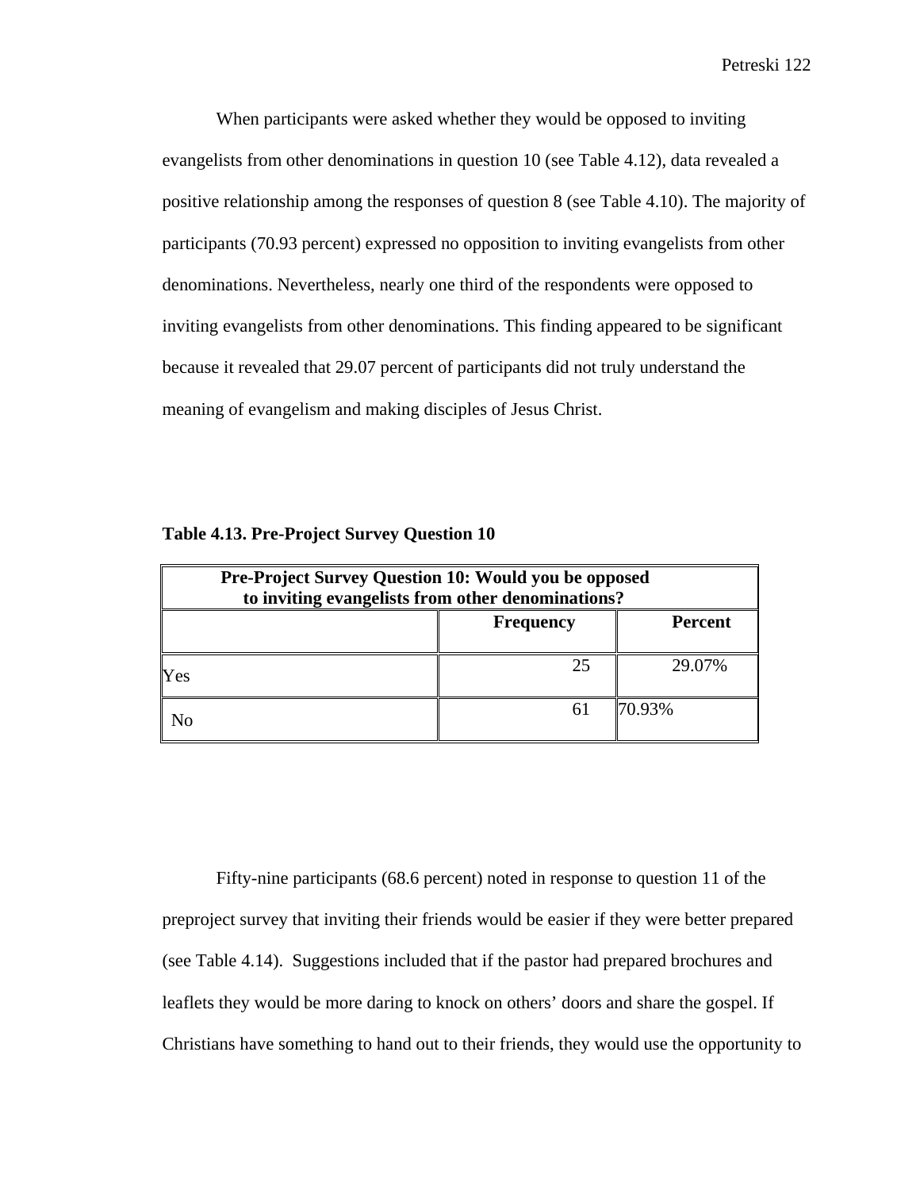When participants were asked whether they would be opposed to inviting evangelists from other denominations in question 10 (see Table 4.12), data revealed a positive relationship among the responses of question 8 (see Table 4.10). The majority of participants (70.93 percent) expressed no opposition to inviting evangelists from other denominations. Nevertheless, nearly one third of the respondents were opposed to inviting evangelists from other denominations. This finding appeared to be significant because it revealed that 29.07 percent of participants did not truly understand the meaning of evangelism and making disciples of Jesus Christ.

**Table 4.13. Pre-Project Survey Question 10**

| Pre-Project Survey Question 10: Would you be opposed to inviting evangelists from other denominations? | | |
|---|---|---|
| | **Frequency** | **Percent** |
| Yes | 25 | 29.07% |
| No | 61 | 70.93% |

Fifty-nine participants (68.6 percent) noted in response to question 11 of the preproject survey that inviting their friends would be easier if they were better prepared (see Table 4.14). Suggestions included that if the pastor had prepared brochures and leaflets they would be more daring to knock on others' doors and share the gospel. If Christians have something to hand out to their friends, they would use the opportunity to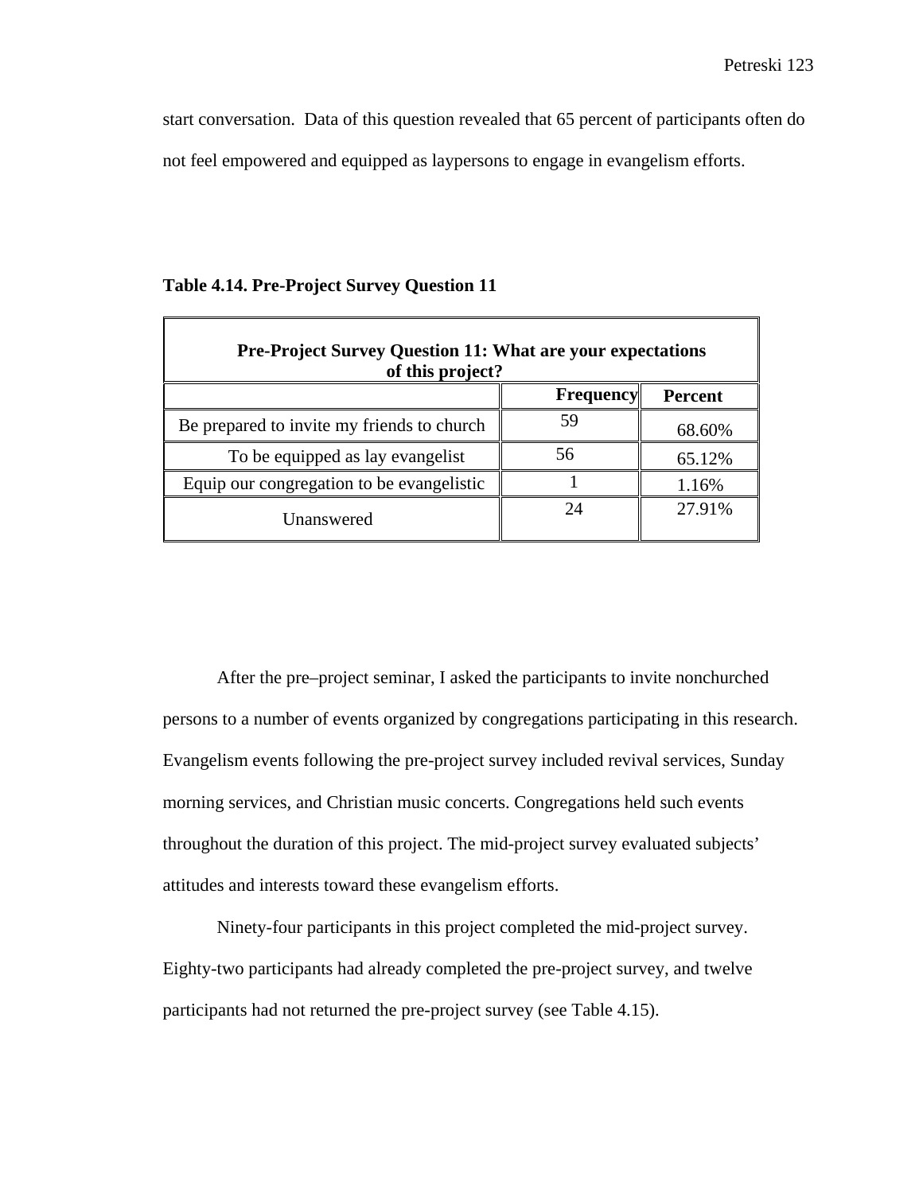start conversation. Data of this question revealed that 65 percent of participants often do not feel empowered and equipped as laypersons to engage in evangelism efforts.

**Table 4.14. Pre-Project Survey Question 11**

| **Pre-Project Survey Question 11: What are your expectations of this project?** | | |
|---|---|---|
| | **Frequency** | **Percent** |
| Be prepared to invite my friends to church | 59 | 68.60% |
| To be equipped as lay evangelist | 56 | 65.12% |
| Equip our congregation to be evangelistic | 1 | 1.16% |
| Unanswered | 24 | 27.91% |

After the pre–project seminar, I asked the participants to invite nonchurched persons to a number of events organized by congregations participating in this research. Evangelism events following the pre-project survey included revival services, Sunday morning services, and Christian music concerts. Congregations held such events throughout the duration of this project. The mid-project survey evaluated subjects' attitudes and interests toward these evangelism efforts.

Ninety-four participants in this project completed the mid-project survey. Eighty-two participants had already completed the pre-project survey, and twelve participants had not returned the pre-project survey (see Table 4.15).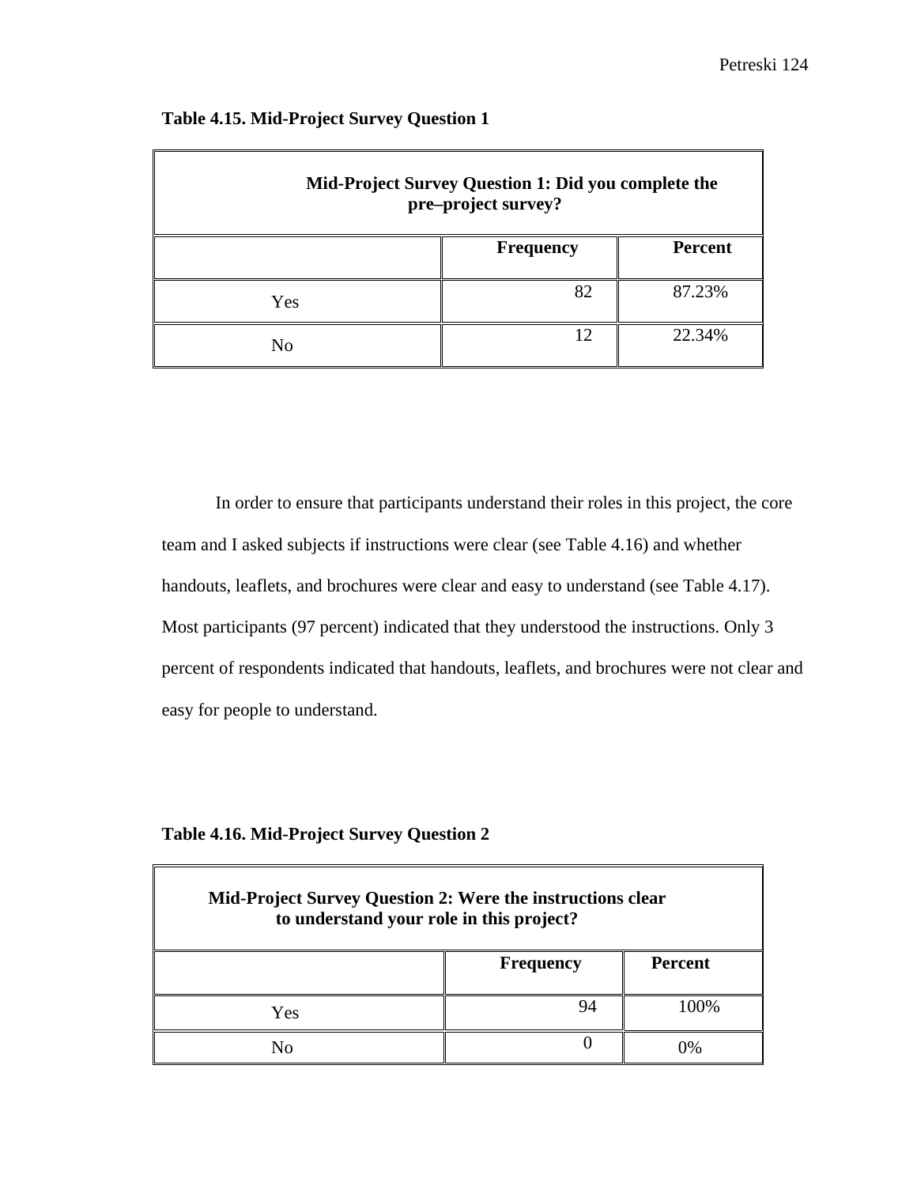**Table 4.15. Mid-Project Survey Question 1**

| Mid-Project Survey Question 1: Did you complete the pre–project survey? | | |
|---|---|---|
| | **Frequency** | **Percent** |
| Yes | 82 | 87.23% |
| No | 12 | 22.34% |

In order to ensure that participants understand their roles in this project, the core team and I asked subjects if instructions were clear (see Table 4.16) and whether handouts, leaflets, and brochures were clear and easy to understand (see Table 4.17). Most participants (97 percent) indicated that they understood the instructions. Only 3 percent of respondents indicated that handouts, leaflets, and brochures were not clear and easy for people to understand.

**Table 4.16. Mid-Project Survey Question 2**

| Mid-Project Survey Question 2: Were the instructions clear to understand your role in this project? | | |
|---|---|---|
| | **Frequency** | **Percent** |
| Yes | 94 | 100% |
| No | 0 | 0% |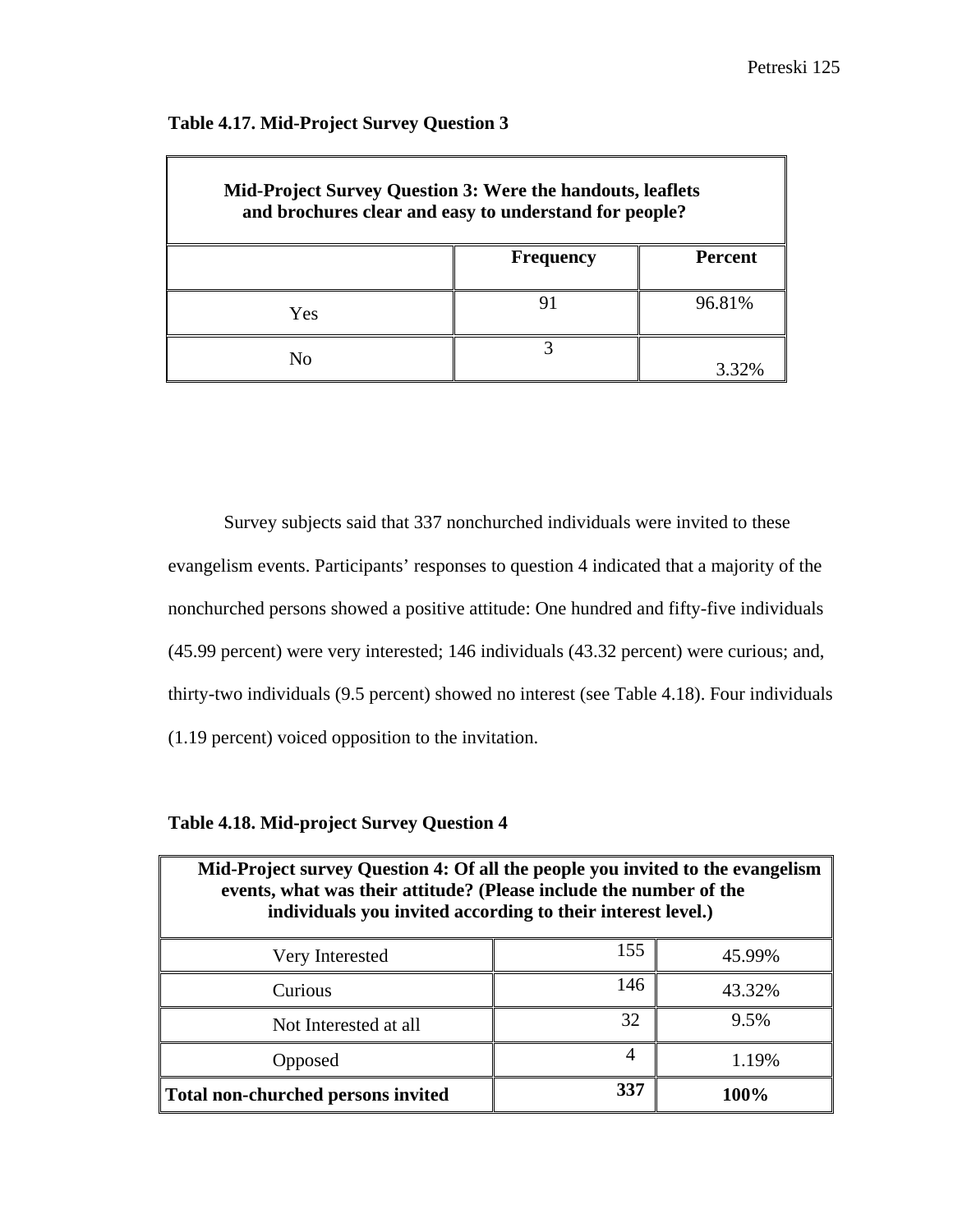**Table 4.17. Mid-Project Survey Question 3**

| Mid-Project Survey Question 3: Were the handouts, leaflets and brochures clear and easy to understand for people? | | |
|---|---|---|
| | **Frequency** | **Percent** |
| Yes | 91 | 96.81% |
| No | 3 | 3.32% |

Survey subjects said that 337 nonchurched individuals were invited to these evangelism events. Participants' responses to question 4 indicated that a majority of the nonchurched persons showed a positive attitude: One hundred and fifty-five individuals (45.99 percent) were very interested; 146 individuals (43.32 percent) were curious; and, thirty-two individuals (9.5 percent) showed no interest (see Table 4.18). Four individuals (1.19 percent) voiced opposition to the invitation.

**Table 4.18. Mid-project Survey Question 4**

| Mid-Project survey Question 4: Of all the people you invited to the evangelism events, what was their attitude? (Please include the number of the individuals you invited according to their interest level.) | | |
|---|---|---|
| Very Interested | 155 | 45.99% |
| Curious | 146 | 43.32% |
| Not Interested at all | 32 | 9.5% |
| Opposed | 4 | 1.19% |
| **Total non-churched persons invited** | **337** | **100%** |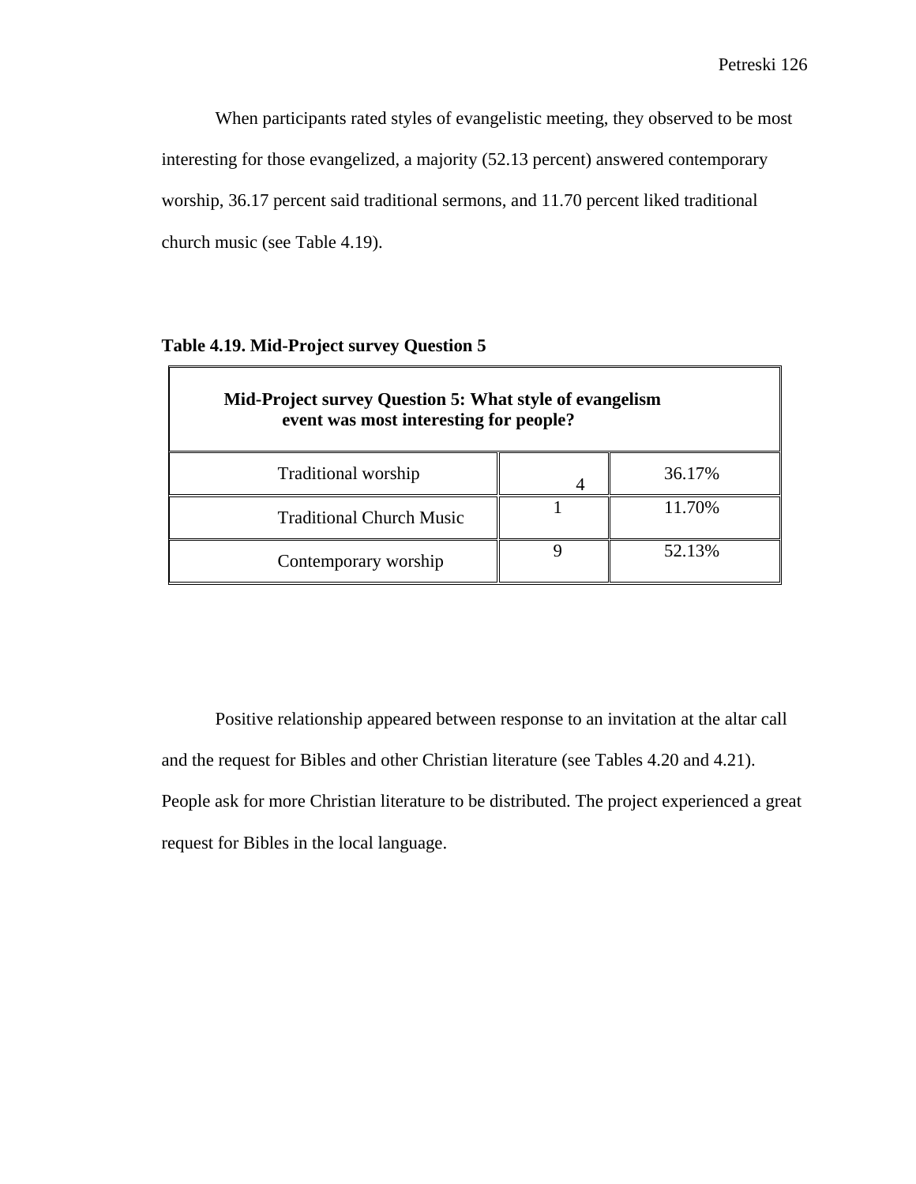When participants rated styles of evangelistic meeting, they observed to be most interesting for those evangelized, a majority (52.13 percent) answered contemporary worship, 36.17 percent said traditional sermons, and 11.70 percent liked traditional church music (see Table 4.19).

**Table 4.19. Mid-Project survey Question 5**

| **Mid-Project survey Question 5: What style of evangelism event was most interesting for people?** | | |
|---|---|---|
| Traditional worship | 4 | 36.17% |
| Traditional Church Music | 1 | 11.70% |
| Contemporary worship | 9 | 52.13% |

Positive relationship appeared between response to an invitation at the altar call and the request for Bibles and other Christian literature (see Tables 4.20 and 4.21). People ask for more Christian literature to be distributed. The project experienced a great request for Bibles in the local language.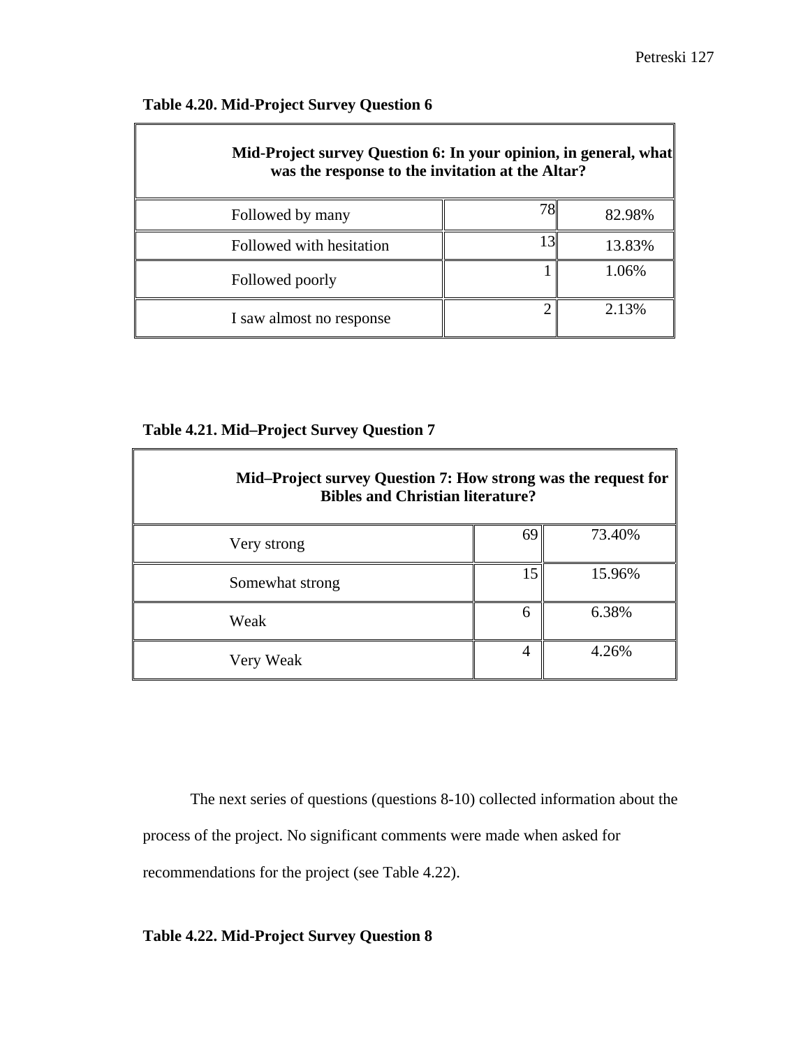**Table 4.20. Mid-Project Survey Question 6**

| Mid-Project survey Question 6: In your opinion, in general, what was the response to the invitation at the Altar? | | |
|---|---|---|
| Followed by many | 78 | 82.98% |
| Followed with hesitation | 13 | 13.83% |
| Followed poorly | 1 | 1.06% |
| I saw almost no response | 2 | 2.13% |

**Table 4.21. Mid–Project Survey Question 7**

| Mid–Project survey Question 7: How strong was the request for Bibles and Christian literature? | | |
|---|---|---|
| Very strong | 69 | 73.40% |
| Somewhat strong | 15 | 15.96% |
| Weak | 6 | 6.38% |
| Very Weak | 4 | 4.26% |

The next series of questions (questions 8-10) collected information about the process of the project. No significant comments were made when asked for recommendations for the project (see Table 4.22).

**Table 4.22. Mid-Project Survey Question 8**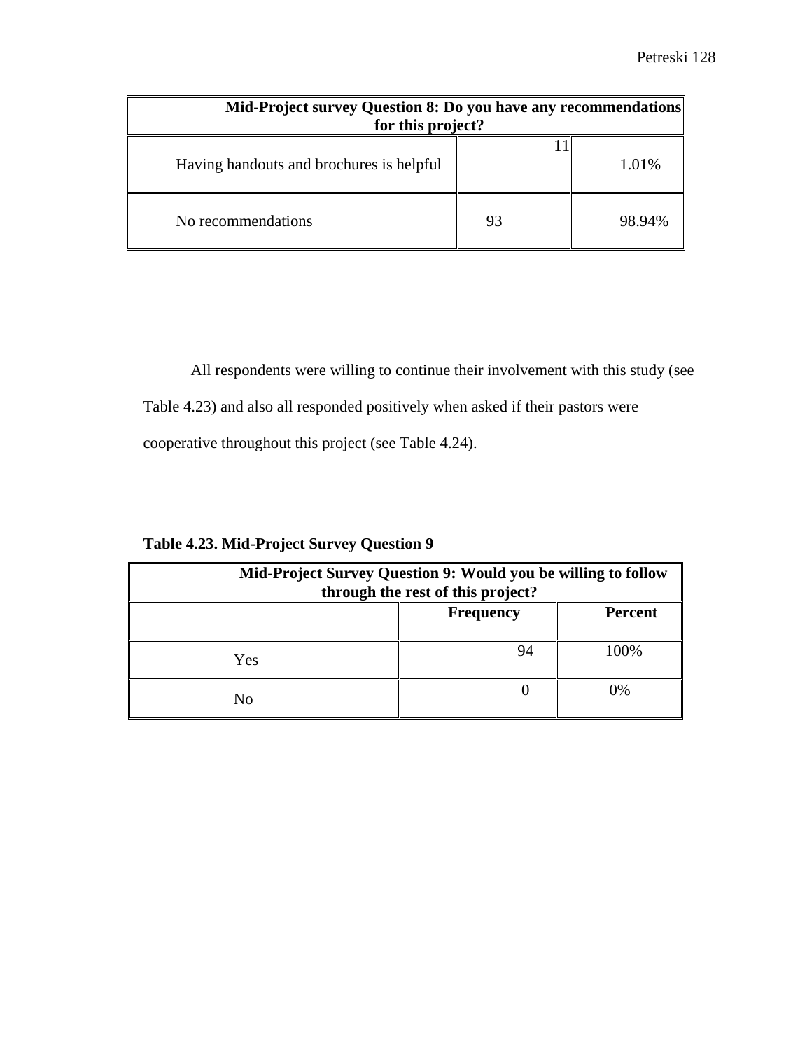| Mid-Project survey Question 8: Do you have any recommendations for this project? | | |
|---|---|---|
| Having handouts and brochures is helpful | 11 | 1.01% |
| No recommendations | 93 | 98.94% |

All respondents were willing to continue their involvement with this study (see Table 4.23) and also all responded positively when asked if their pastors were cooperative throughout this project (see Table 4.24).

**Table 4.23. Mid-Project Survey Question 9**

| Mid-Project Survey Question 9: Would you be willing to follow through the rest of this project? | | |
|---|---|---|
| | **Frequency** | **Percent** |
| Yes | 94 | 100% |
| No | 0 | 0% |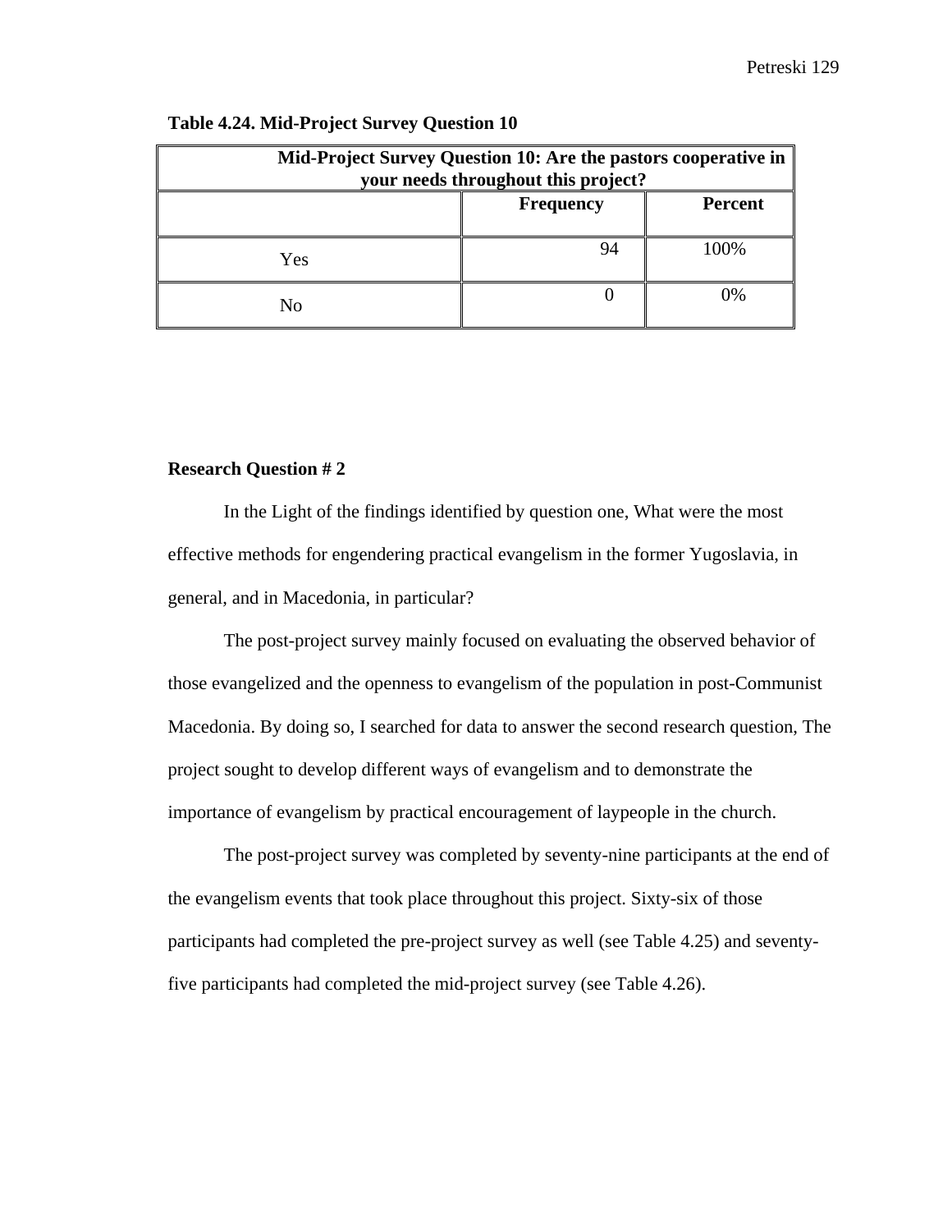**Table 4.24. Mid-Project Survey Question 10**

| Mid-Project Survey Question 10: Are the pastors cooperative in your needs throughout this project? | | |
|---|---|---|
| | Frequency | Percent |
| Yes | 94 | 100% |
| No | 0 | 0% |

**Research Question # 2**

In the Light of the findings identified by question one, What were the most effective methods for engendering practical evangelism in the former Yugoslavia, in general, and in Macedonia, in particular?

The post-project survey mainly focused on evaluating the observed behavior of those evangelized and the openness to evangelism of the population in post-Communist Macedonia. By doing so, I searched for data to answer the second research question, The project sought to develop different ways of evangelism and to demonstrate the importance of evangelism by practical encouragement of laypeople in the church.

The post-project survey was completed by seventy-nine participants at the end of the evangelism events that took place throughout this project. Sixty-six of those participants had completed the pre-project survey as well (see Table 4.25) and seventy-five participants had completed the mid-project survey (see Table 4.26).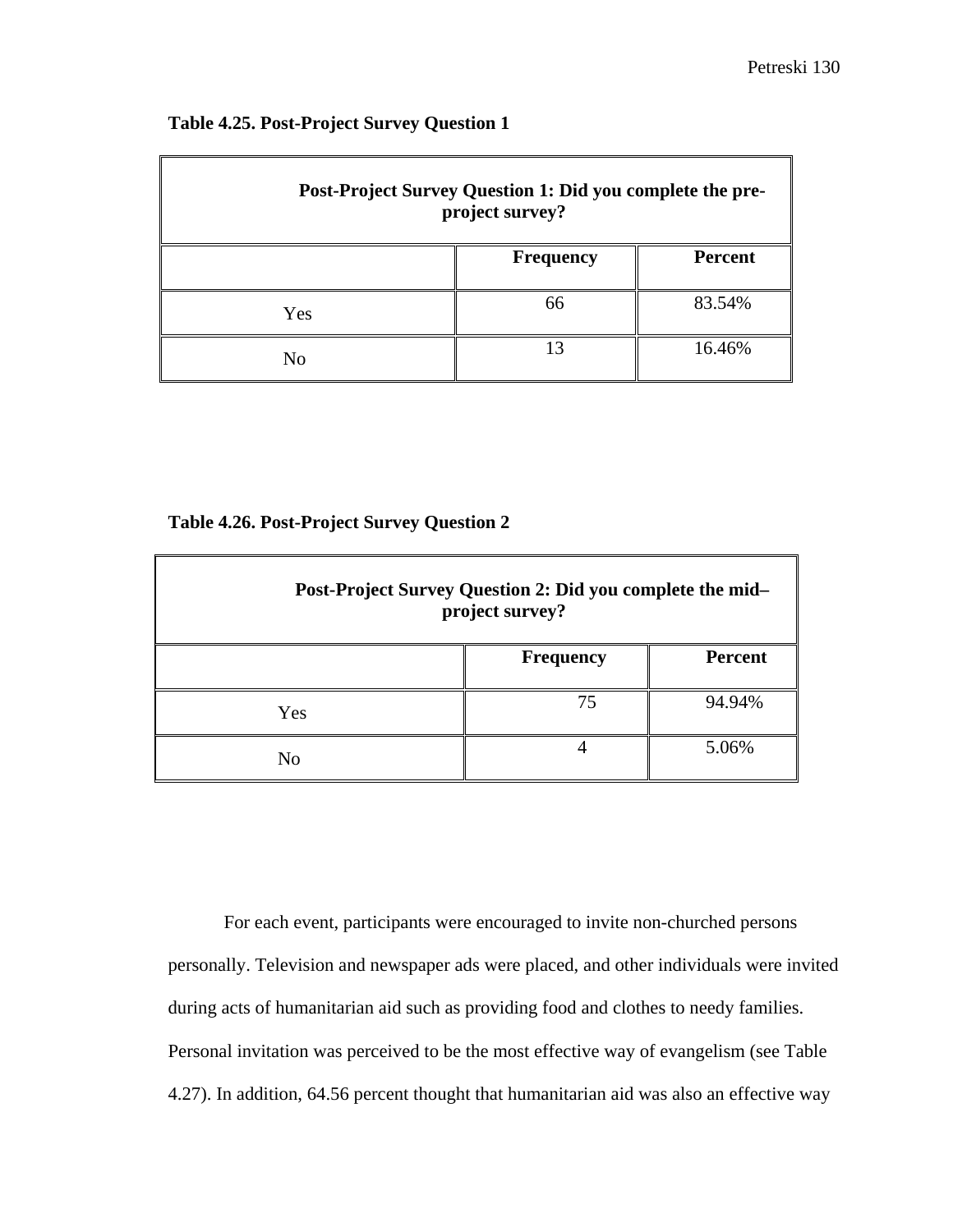**Table 4.25. Post-Project Survey Question 1**

| Post-Project Survey Question 1: Did you complete the pre-project survey? | | |
|---|---|---|
| | **Frequency** | **Percent** |
| Yes | 66 | 83.54% |
| No | 13 | 16.46% |

**Table 4.26. Post-Project Survey Question 2**

| Post-Project Survey Question 2: Did you complete the mid–project survey? | | |
|---|---|---|
| | **Frequency** | **Percent** |
| Yes | 75 | 94.94% |
| No | 4 | 5.06% |

For each event, participants were encouraged to invite non-churched persons personally. Television and newspaper ads were placed, and other individuals were invited during acts of humanitarian aid such as providing food and clothes to needy families. Personal invitation was perceived to be the most effective way of evangelism (see Table 4.27). In addition, 64.56 percent thought that humanitarian aid was also an effective way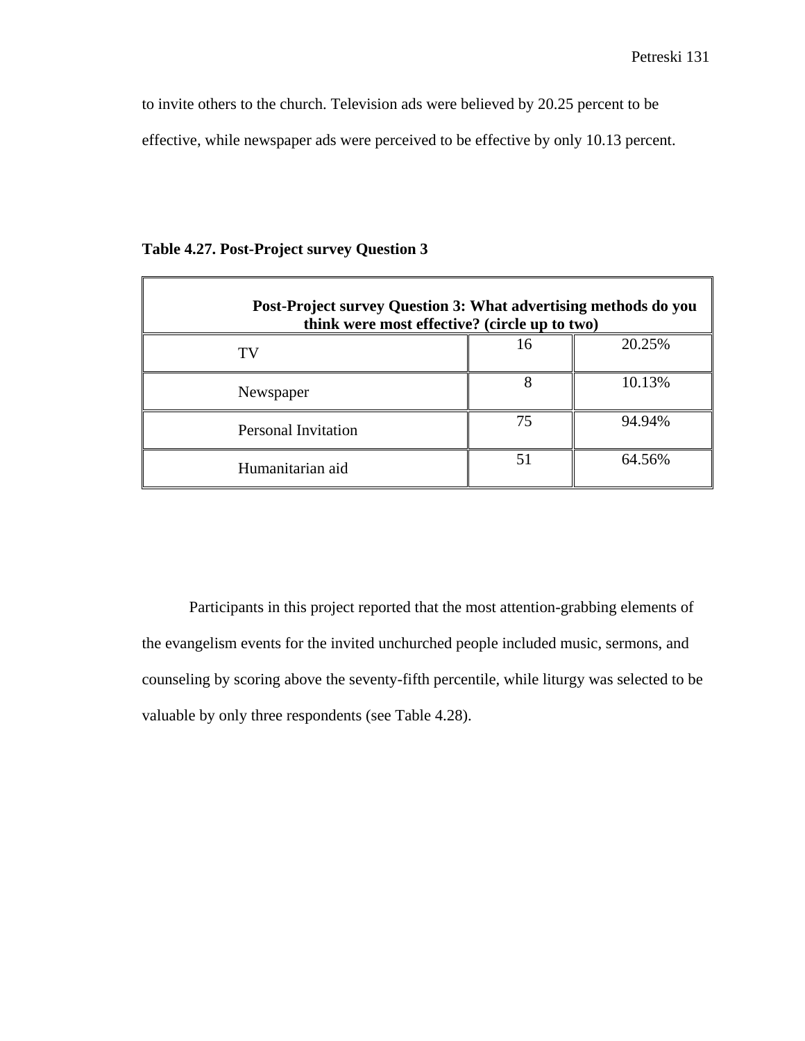to invite others to the church. Television ads were believed by 20.25 percent to be effective, while newspaper ads were perceived to be effective by only 10.13 percent.

**Table 4.27. Post-Project survey Question 3**

| Post-Project survey Question 3: What advertising methods do you think were most effective? (circle up to two) | | |
|---|---|---|
| TV | 16 | 20.25% |
| Newspaper | 8 | 10.13% |
| Personal Invitation | 75 | 94.94% |
| Humanitarian aid | 51 | 64.56% |

Participants in this project reported that the most attention-grabbing elements of the evangelism events for the invited unchurched people included music, sermons, and counseling by scoring above the seventy-fifth percentile, while liturgy was selected to be valuable by only three respondents (see Table 4.28).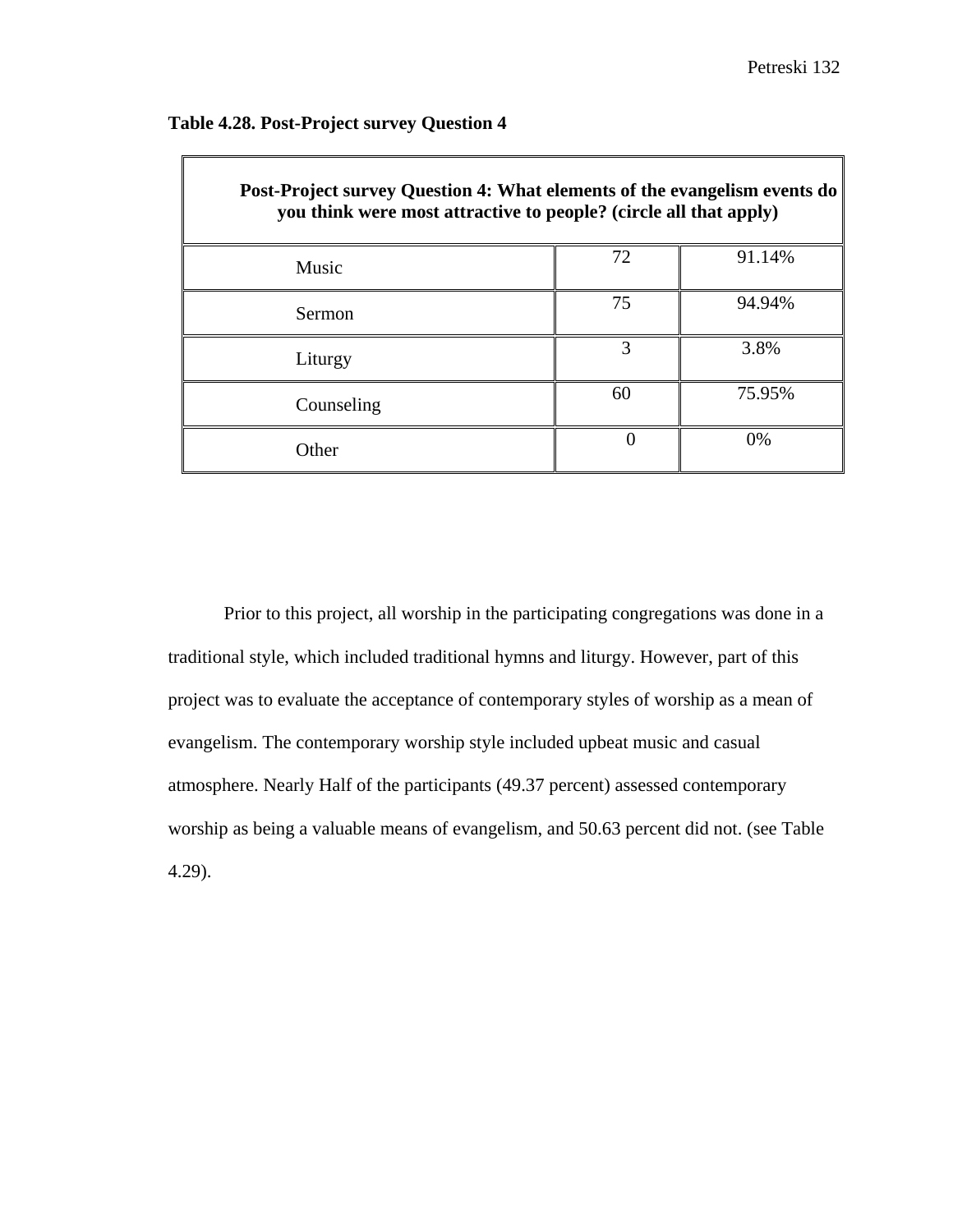**Table 4.28. Post-Project survey Question 4**

| Post-Project survey Question 4: What elements of the evangelism events do you think were most attractive to people? (circle all that apply) | | |
|---|---|---|
| Music | 72 | 91.14% |
| Sermon | 75 | 94.94% |
| Liturgy | 3 | 3.8% |
| Counseling | 60 | 75.95% |
| Other | 0 | 0% |

Prior to this project, all worship in the participating congregations was done in a traditional style, which included traditional hymns and liturgy. However, part of this project was to evaluate the acceptance of contemporary styles of worship as a mean of evangelism. The contemporary worship style included upbeat music and casual atmosphere. Nearly Half of the participants (49.37 percent) assessed contemporary worship as being a valuable means of evangelism, and 50.63 percent did not. (see Table 4.29).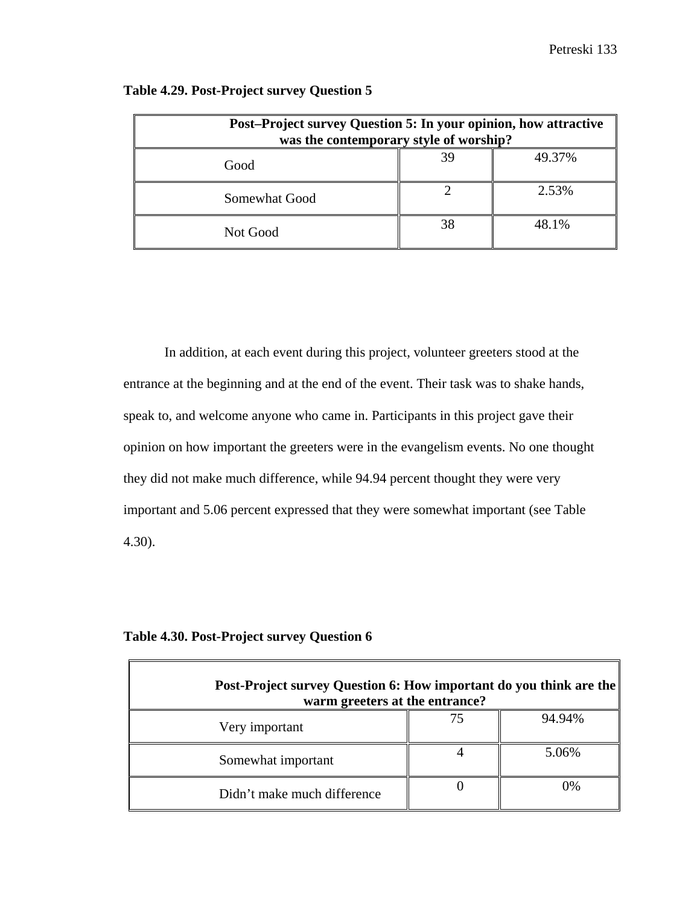**Table 4.29. Post-Project survey Question 5**

| Post–Project survey Question 5: In your opinion, how attractive was the contemporary style of worship? | | |
|---|---|---|
| Good | 39 | 49.37% |
| Somewhat Good | 2 | 2.53% |
| Not Good | 38 | 48.1% |

In addition, at each event during this project, volunteer greeters stood at the entrance at the beginning and at the end of the event. Their task was to shake hands, speak to, and welcome anyone who came in. Participants in this project gave their opinion on how important the greeters were in the evangelism events. No one thought they did not make much difference, while 94.94 percent thought they were very important and 5.06 percent expressed that they were somewhat important (see Table 4.30).

**Table 4.30. Post-Project survey Question 6**

| Post-Project survey Question 6: How important do you think are the warm greeters at the entrance? | | |
|---|---|---|
| Very important | 75 | 94.94% |
| Somewhat important | 4 | 5.06% |
| Didn't make much difference | 0 | 0% |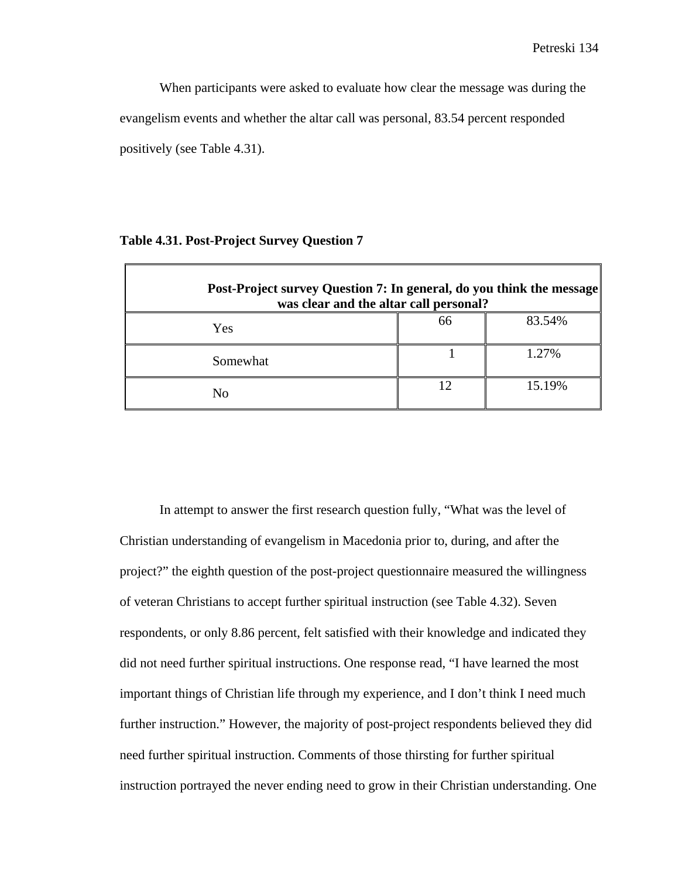When participants were asked to evaluate how clear the message was during the evangelism events and whether the altar call was personal, 83.54 percent responded positively (see Table 4.31).

**Table 4.31. Post-Project Survey Question 7**

| Post-Project survey Question 7: In general, do you think the message was clear and the altar call personal? | | |
|---|---|---|
| Yes | 66 | 83.54% |
| Somewhat | 1 | 1.27% |
| No | 12 | 15.19% |

In attempt to answer the first research question fully, "What was the level of Christian understanding of evangelism in Macedonia prior to, during, and after the project?" the eighth question of the post-project questionnaire measured the willingness of veteran Christians to accept further spiritual instruction (see Table 4.32). Seven respondents, or only 8.86 percent, felt satisfied with their knowledge and indicated they did not need further spiritual instructions. One response read, "I have learned the most important things of Christian life through my experience, and I don't think I need much further instruction." However, the majority of post-project respondents believed they did need further spiritual instruction. Comments of those thirsting for further spiritual instruction portrayed the never ending need to grow in their Christian understanding. One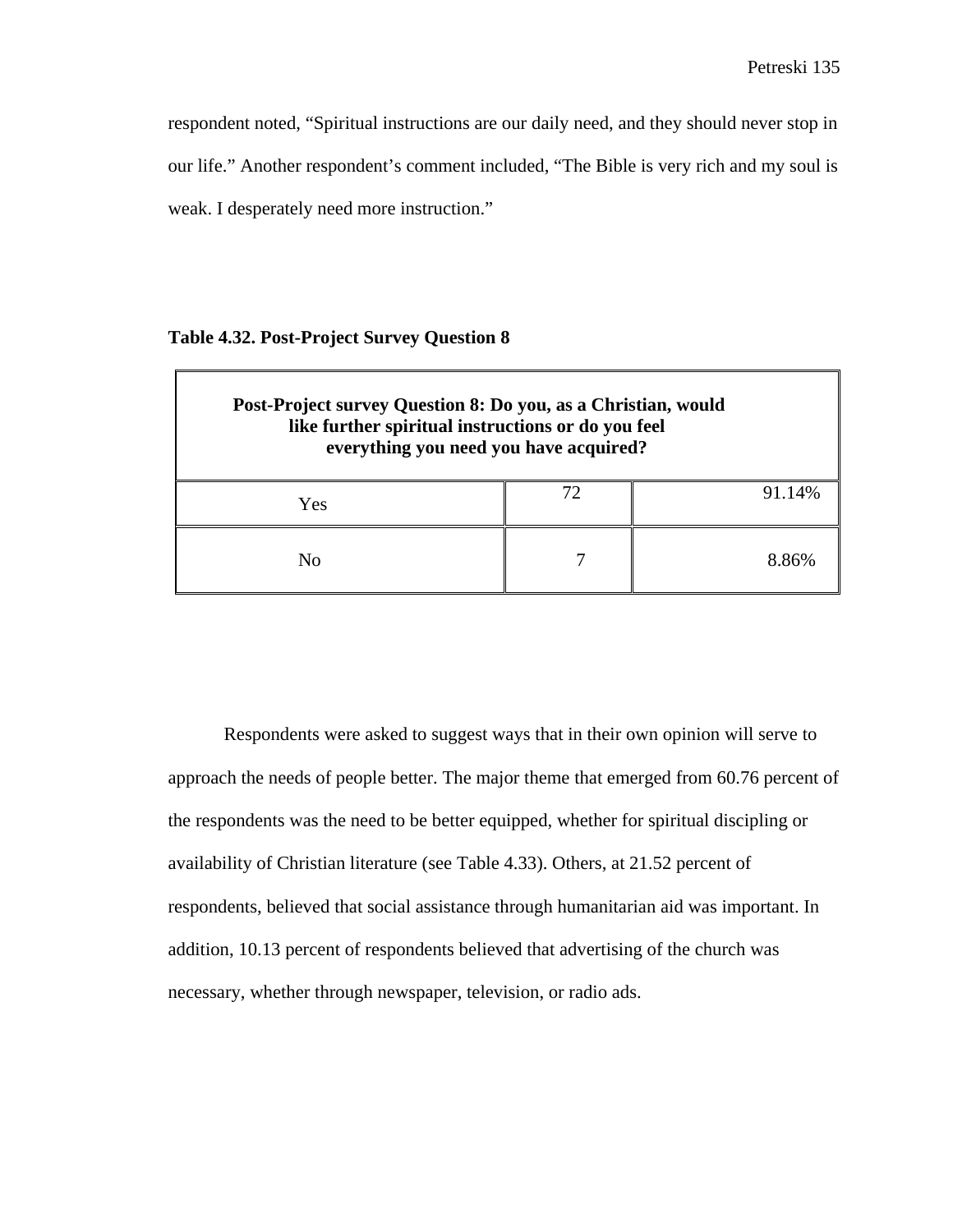respondent noted, “Spiritual instructions are our daily need, and they should never stop in our life.” Another respondent’s comment included, “The Bible is very rich and my soul is weak. I desperately need more instruction.”

**Table 4.32. Post-Project Survey Question 8**

| **Post-Project survey Question 8: Do you, as a Christian, would like further spiritual instructions or do you feel everything you need you have acquired?** | | |
|---|---|---|
| Yes | 72 | 91.14% |
| No | 7 | 8.86% |

Respondents were asked to suggest ways that in their own opinion will serve to approach the needs of people better. The major theme that emerged from 60.76 percent of the respondents was the need to be better equipped, whether for spiritual discipling or availability of Christian literature (see Table 4.33). Others, at 21.52 percent of respondents, believed that social assistance through humanitarian aid was important. In addition, 10.13 percent of respondents believed that advertising of the church was necessary, whether through newspaper, television, or radio ads.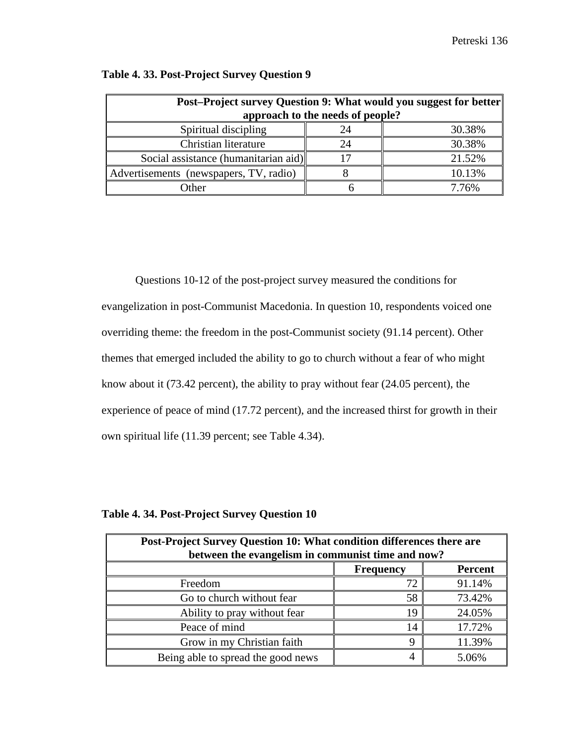**Table 4. 33. Post-Project Survey Question 9**

| Post–Project survey Question 9: What would you suggest for better approach to the needs of people? | | |
|---|---|---|
| Spiritual discipling | 24 | 30.38% |
| Christian literature | 24 | 30.38% |
| Social assistance (humanitarian aid) | 17 | 21.52% |
| Advertisements (newspapers, TV, radio) | 8 | 10.13% |
| Other | 6 | 7.76% |

Questions 10-12 of the post-project survey measured the conditions for evangelization in post-Communist Macedonia. In question 10, respondents voiced one overriding theme: the freedom in the post-Communist society (91.14 percent). Other themes that emerged included the ability to go to church without a fear of who might know about it (73.42 percent), the ability to pray without fear (24.05 percent), the experience of peace of mind (17.72 percent), and the increased thirst for growth in their own spiritual life (11.39 percent; see Table 4.34).

**Table 4. 34. Post-Project Survey Question 10**

| Post-Project Survey Question 10: What condition differences there are between the evangelism in communist time and now? | | |
|---|---|---|
| | **Frequency** | **Percent** |
| Freedom | 72 | 91.14% |
| Go to church without fear | 58 | 73.42% |
| Ability to pray without fear | 19 | 24.05% |
| Peace of mind | 14 | 17.72% |
| Grow in my Christian faith | 9 | 11.39% |
| Being able to spread the good news | 4 | 5.06% |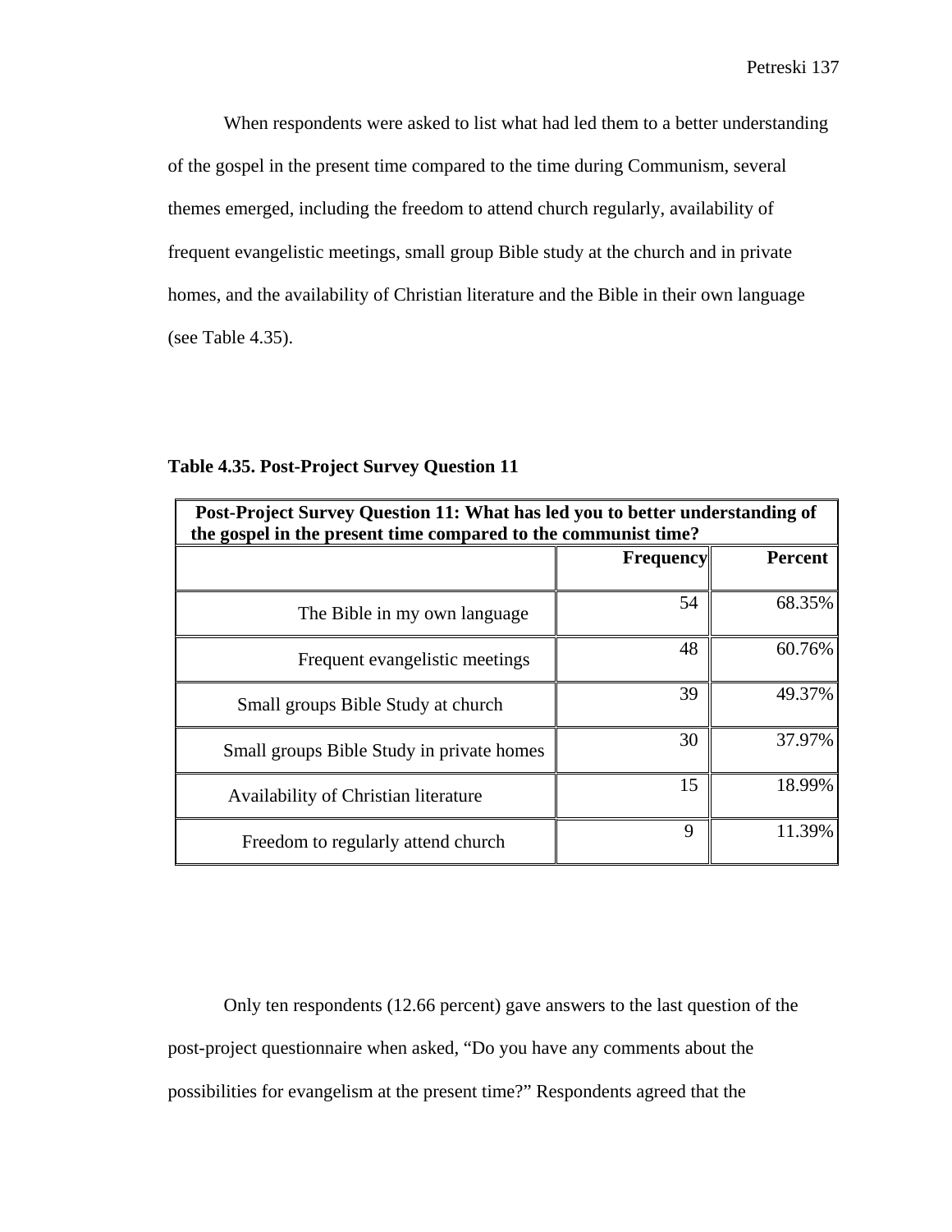When respondents were asked to list what had led them to a better understanding of the gospel in the present time compared to the time during Communism, several themes emerged, including the freedom to attend church regularly, availability of frequent evangelistic meetings, small group Bible study at the church and in private homes, and the availability of Christian literature and the Bible in their own language (see Table 4.35).

**Table 4.35. Post-Project Survey Question 11**

| **Post-Project Survey Question 11: What has led you to better understanding of the gospel in the present time compared to the communist time?** | | |
|---|---|---|
| | **Frequency** | **Percent** |
| The Bible in my own language | 54 | 68.35% |
| Frequent evangelistic meetings | 48 | 60.76% |
| Small groups Bible Study at church | 39 | 49.37% |
| Small groups Bible Study in private homes | 30 | 37.97% |
| Availability of Christian literature | 15 | 18.99% |
| Freedom to regularly attend church | 9 | 11.39% |

Only ten respondents (12.66 percent) gave answers to the last question of the post-project questionnaire when asked, "Do you have any comments about the possibilities for evangelism at the present time?" Respondents agreed that the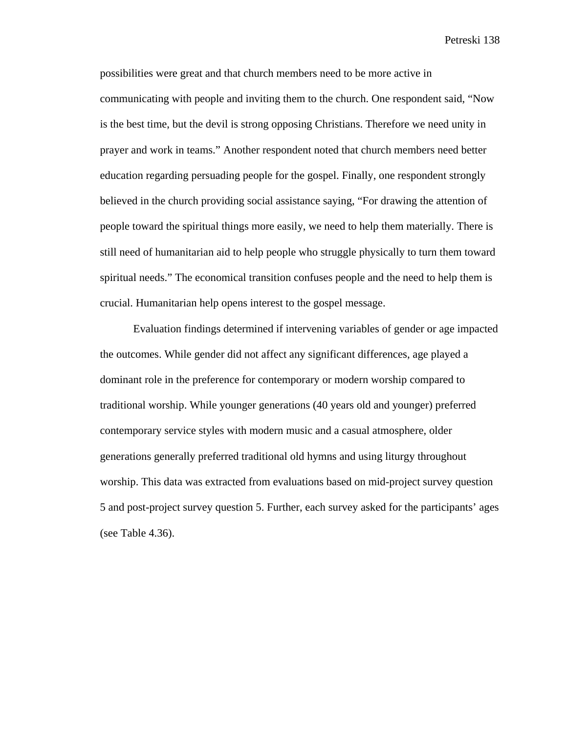possibilities were great and that church members need to be more active in communicating with people and inviting them to the church. One respondent said, “Now is the best time, but the devil is strong opposing Christians. Therefore we need unity in prayer and work in teams.” Another respondent noted that church members need better education regarding persuading people for the gospel. Finally, one respondent strongly believed in the church providing social assistance saying, “For drawing the attention of people toward the spiritual things more easily, we need to help them materially. There is still need of humanitarian aid to help people who struggle physically to turn them toward spiritual needs.” The economical transition confuses people and the need to help them is crucial. Humanitarian help opens interest to the gospel message.

Evaluation findings determined if intervening variables of gender or age impacted the outcomes. While gender did not affect any significant differences, age played a dominant role in the preference for contemporary or modern worship compared to traditional worship. While younger generations (40 years old and younger) preferred contemporary service styles with modern music and a casual atmosphere, older generations generally preferred traditional old hymns and using liturgy throughout worship. This data was extracted from evaluations based on mid-project survey question 5 and post-project survey question 5. Further, each survey asked for the participants’ ages (see Table 4.36).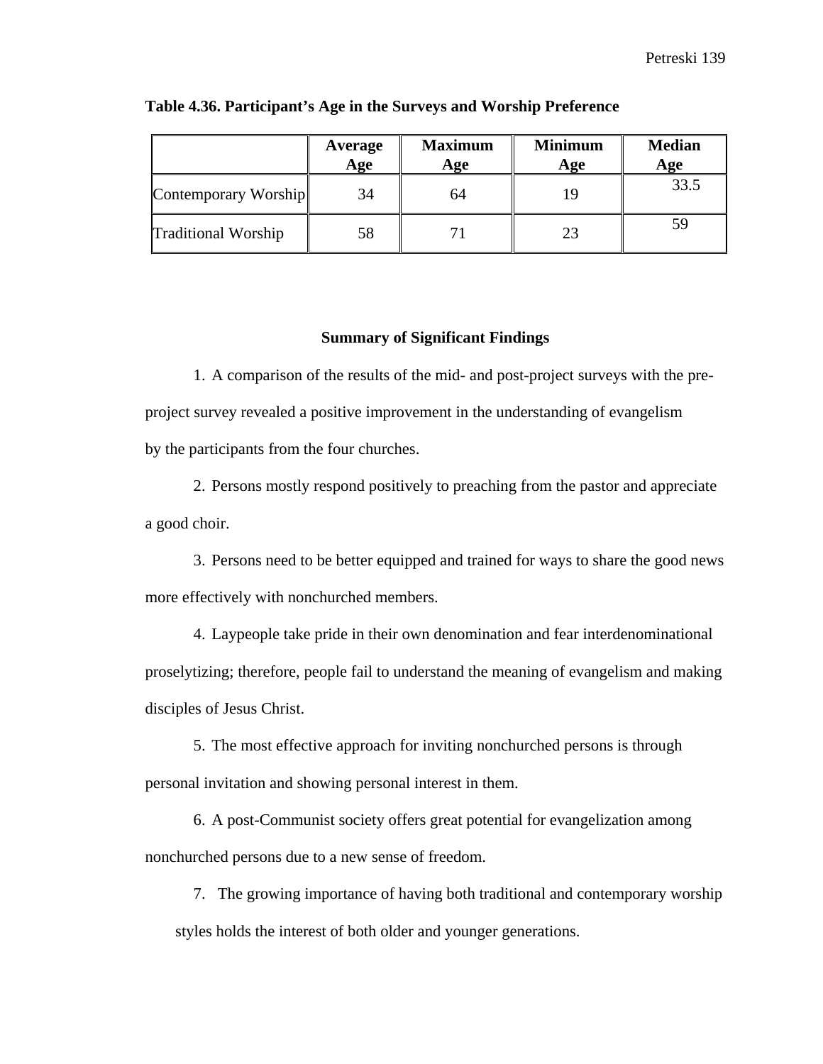**Table 4.36. Participant's Age in the Surveys and Worship Preference**

| | Average Age | Maximum Age | Minimum Age | Median Age |
|---|---|---|---|---|
| Contemporary Worship | 34 | 64 | 19 | 33.5 |
| Traditional Worship | 58 | 71 | 23 | 59 |

## Summary of Significant Findings

1. A comparison of the results of the mid- and post-project surveys with the pre-project survey revealed a positive improvement in the understanding of evangelism by the participants from the four churches.

2. Persons mostly respond positively to preaching from the pastor and appreciate a good choir.

3. Persons need to be better equipped and trained for ways to share the good news more effectively with nonchurched members.

4. Laypeople take pride in their own denomination and fear interdenominational proselytizing; therefore, people fail to understand the meaning of evangelism and making disciples of Jesus Christ.

5. The most effective approach for inviting nonchurched persons is through personal invitation and showing personal interest in them.

6. A post-Communist society offers great potential for evangelization among nonchurched persons due to a new sense of freedom.

7. The growing importance of having both traditional and contemporary worship styles holds the interest of both older and younger generations.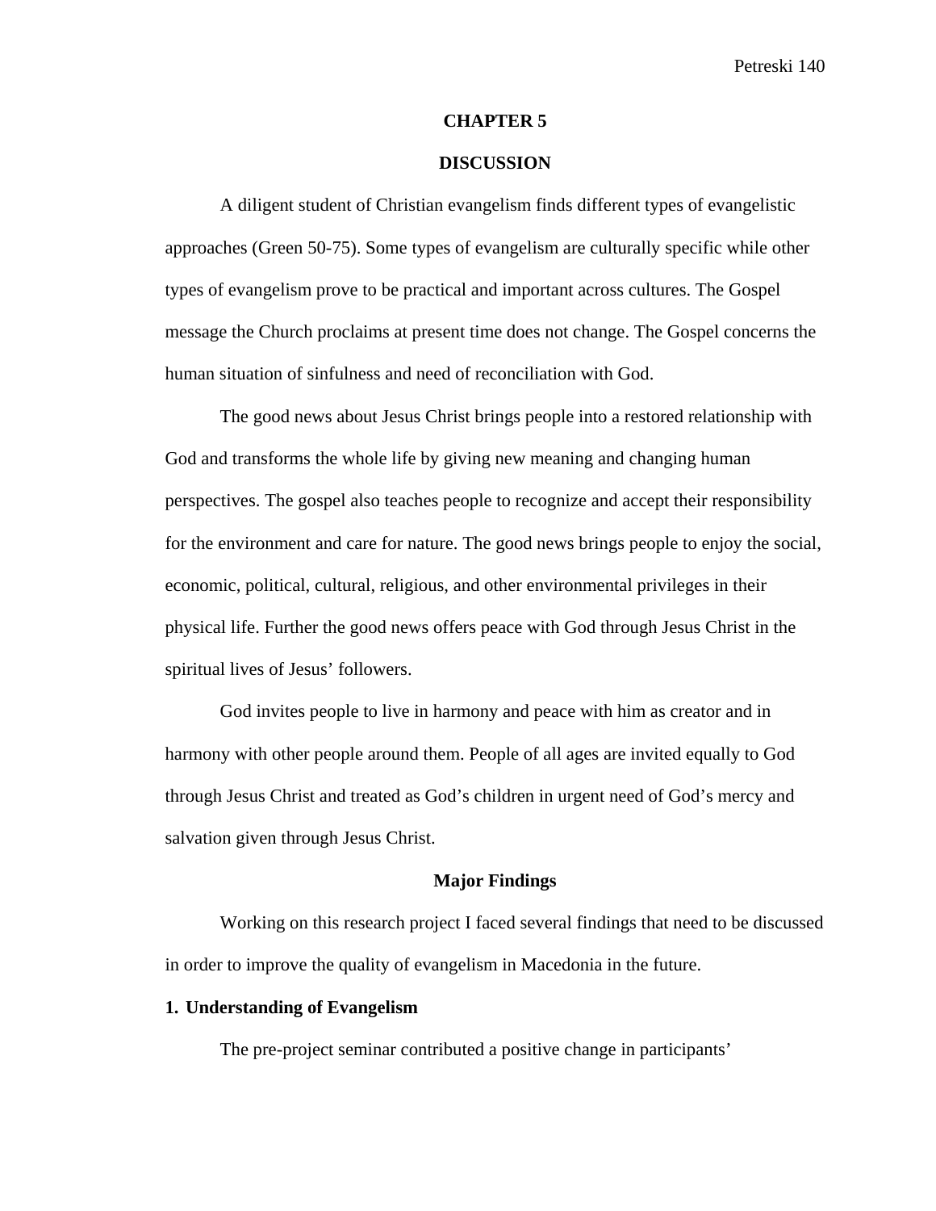# CHAPTER 5

# DISCUSSION

A diligent student of Christian evangelism finds different types of evangelistic approaches (Green 50-75). Some types of evangelism are culturally specific while other types of evangelism prove to be practical and important across cultures. The Gospel message the Church proclaims at present time does not change. The Gospel concerns the human situation of sinfulness and need of reconciliation with God.

The good news about Jesus Christ brings people into a restored relationship with God and transforms the whole life by giving new meaning and changing human perspectives. The gospel also teaches people to recognize and accept their responsibility for the environment and care for nature. The good news brings people to enjoy the social, economic, political, cultural, religious, and other environmental privileges in their physical life. Further the good news offers peace with God through Jesus Christ in the spiritual lives of Jesus' followers.

God invites people to live in harmony and peace with him as creator and in harmony with other people around them. People of all ages are invited equally to God through Jesus Christ and treated as God's children in urgent need of God's mercy and salvation given through Jesus Christ.

## Major Findings

Working on this research project I faced several findings that need to be discussed in order to improve the quality of evangelism in Macedonia in the future.

### 1. Understanding of Evangelism

The pre-project seminar contributed a positive change in participants'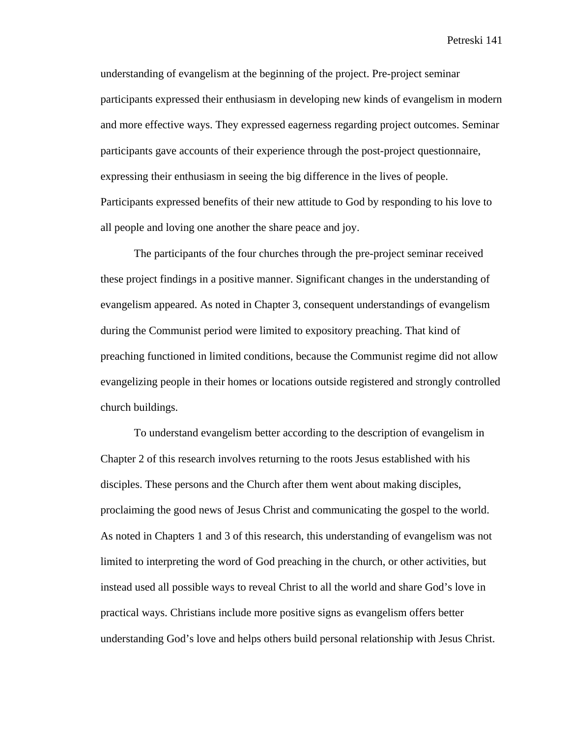understanding of evangelism at the beginning of the project. Pre-project seminar participants expressed their enthusiasm in developing new kinds of evangelism in modern and more effective ways. They expressed eagerness regarding project outcomes. Seminar participants gave accounts of their experience through the post-project questionnaire, expressing their enthusiasm in seeing the big difference in the lives of people. Participants expressed benefits of their new attitude to God by responding to his love to all people and loving one another the share peace and joy.

The participants of the four churches through the pre-project seminar received these project findings in a positive manner. Significant changes in the understanding of evangelism appeared. As noted in Chapter 3, consequent understandings of evangelism during the Communist period were limited to expository preaching. That kind of preaching functioned in limited conditions, because the Communist regime did not allow evangelizing people in their homes or locations outside registered and strongly controlled church buildings.

To understand evangelism better according to the description of evangelism in Chapter 2 of this research involves returning to the roots Jesus established with his disciples. These persons and the Church after them went about making disciples, proclaiming the good news of Jesus Christ and communicating the gospel to the world. As noted in Chapters 1 and 3 of this research, this understanding of evangelism was not limited to interpreting the word of God preaching in the church, or other activities, but instead used all possible ways to reveal Christ to all the world and share God's love in practical ways. Christians include more positive signs as evangelism offers better understanding God's love and helps others build personal relationship with Jesus Christ.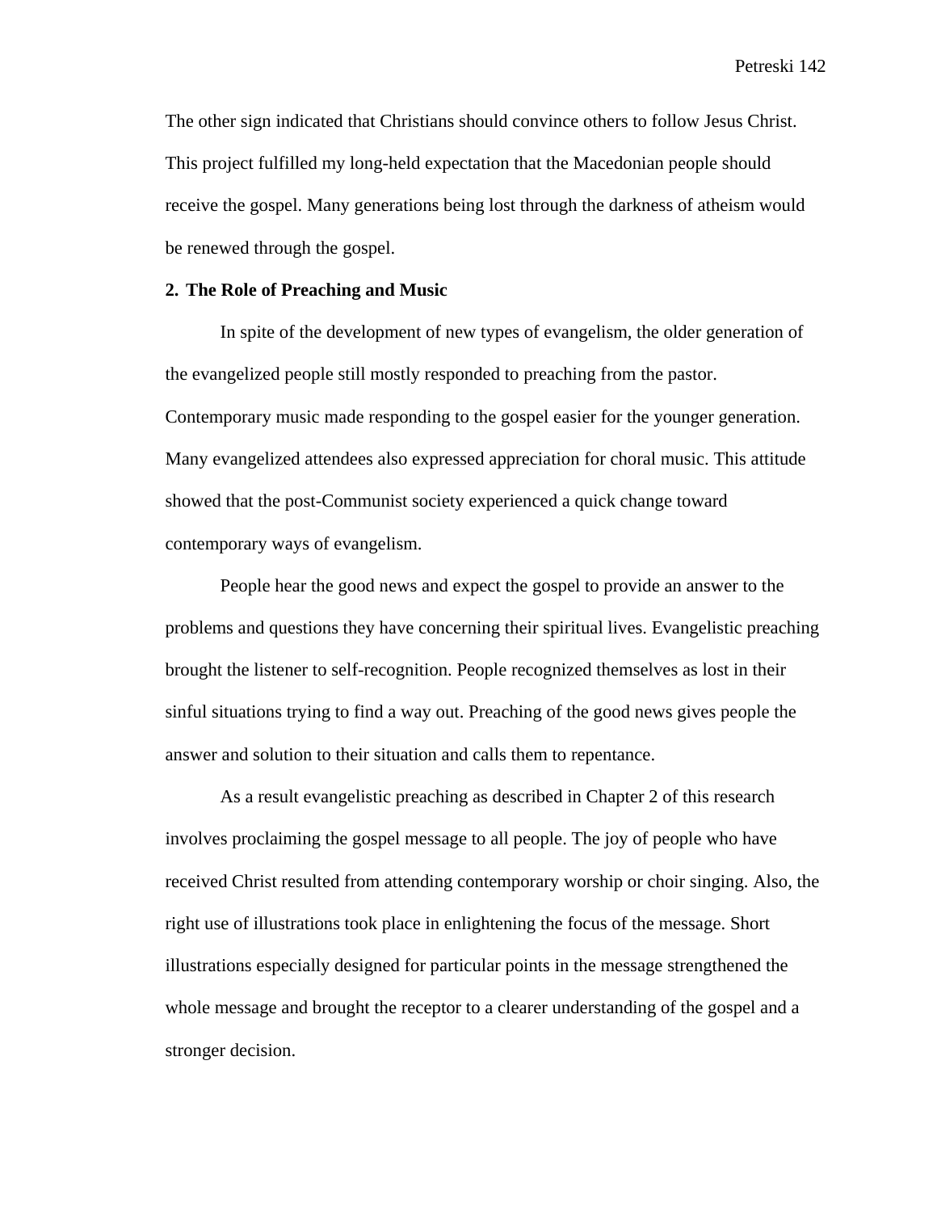The other sign indicated that Christians should convince others to follow Jesus Christ. This project fulfilled my long-held expectation that the Macedonian people should receive the gospel. Many generations being lost through the darkness of atheism would be renewed through the gospel.

**2. The Role of Preaching and Music**

In spite of the development of new types of evangelism, the older generation of the evangelized people still mostly responded to preaching from the pastor. Contemporary music made responding to the gospel easier for the younger generation. Many evangelized attendees also expressed appreciation for choral music. This attitude showed that the post-Communist society experienced a quick change toward contemporary ways of evangelism.

People hear the good news and expect the gospel to provide an answer to the problems and questions they have concerning their spiritual lives. Evangelistic preaching brought the listener to self-recognition. People recognized themselves as lost in their sinful situations trying to find a way out. Preaching of the good news gives people the answer and solution to their situation and calls them to repentance.

As a result evangelistic preaching as described in Chapter 2 of this research involves proclaiming the gospel message to all people. The joy of people who have received Christ resulted from attending contemporary worship or choir singing. Also, the right use of illustrations took place in enlightening the focus of the message. Short illustrations especially designed for particular points in the message strengthened the whole message and brought the receptor to a clearer understanding of the gospel and a stronger decision.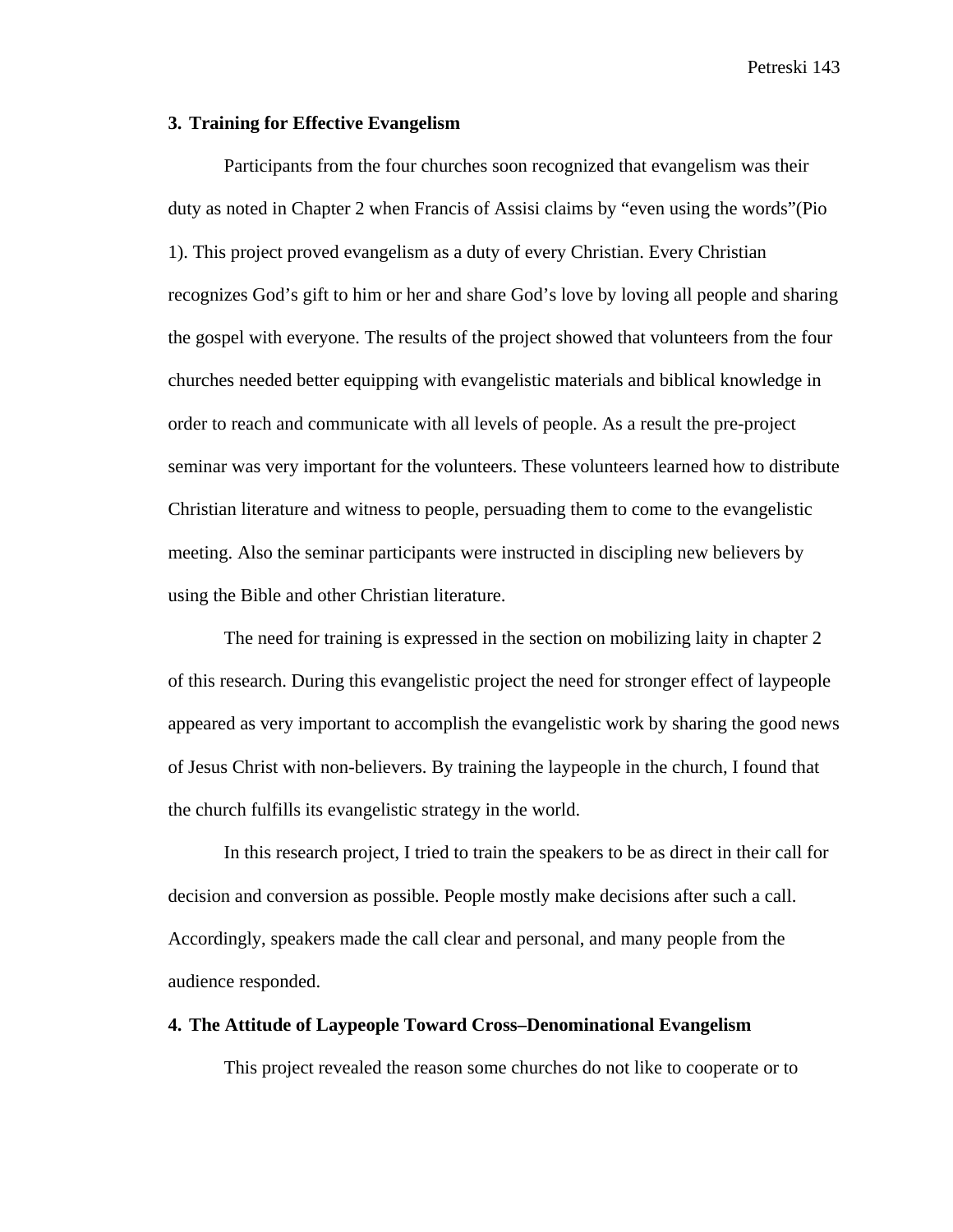### 3. Training for Effective Evangelism

Participants from the four churches soon recognized that evangelism was their duty as noted in Chapter 2 when Francis of Assisi claims by “even using the words”(Pio 1). This project proved evangelism as a duty of every Christian. Every Christian recognizes God’s gift to him or her and share God’s love by loving all people and sharing the gospel with everyone. The results of the project showed that volunteers from the four churches needed better equipping with evangelistic materials and biblical knowledge in order to reach and communicate with all levels of people. As a result the pre-project seminar was very important for the volunteers. These volunteers learned how to distribute Christian literature and witness to people, persuading them to come to the evangelistic meeting. Also the seminar participants were instructed in discipling new believers by using the Bible and other Christian literature.

The need for training is expressed in the section on mobilizing laity in chapter 2 of this research. During this evangelistic project the need for stronger effect of laypeople appeared as very important to accomplish the evangelistic work by sharing the good news of Jesus Christ with non-believers. By training the laypeople in the church, I found that the church fulfills its evangelistic strategy in the world.

In this research project, I tried to train the speakers to be as direct in their call for decision and conversion as possible. People mostly make decisions after such a call. Accordingly, speakers made the call clear and personal, and many people from the audience responded.

### 4. The Attitude of Laypeople Toward Cross–Denominational Evangelism

This project revealed the reason some churches do not like to cooperate or to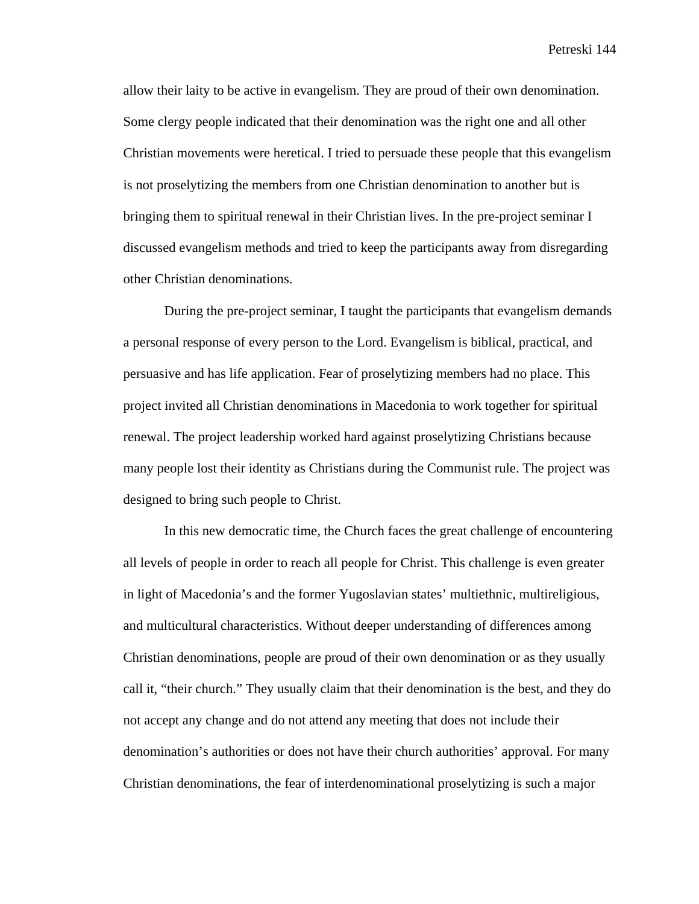allow their laity to be active in evangelism. They are proud of their own denomination. Some clergy people indicated that their denomination was the right one and all other Christian movements were heretical. I tried to persuade these people that this evangelism is not proselytizing the members from one Christian denomination to another but is bringing them to spiritual renewal in their Christian lives. In the pre-project seminar I discussed evangelism methods and tried to keep the participants away from disregarding other Christian denominations.

During the pre-project seminar, I taught the participants that evangelism demands a personal response of every person to the Lord. Evangelism is biblical, practical, and persuasive and has life application. Fear of proselytizing members had no place. This project invited all Christian denominations in Macedonia to work together for spiritual renewal. The project leadership worked hard against proselytizing Christians because many people lost their identity as Christians during the Communist rule. The project was designed to bring such people to Christ.

In this new democratic time, the Church faces the great challenge of encountering all levels of people in order to reach all people for Christ. This challenge is even greater in light of Macedonia's and the former Yugoslavian states' multiethnic, multireligious, and multicultural characteristics. Without deeper understanding of differences among Christian denominations, people are proud of their own denomination or as they usually call it, "their church." They usually claim that their denomination is the best, and they do not accept any change and do not attend any meeting that does not include their denomination's authorities or does not have their church authorities' approval. For many Christian denominations, the fear of interdenominational proselytizing is such a major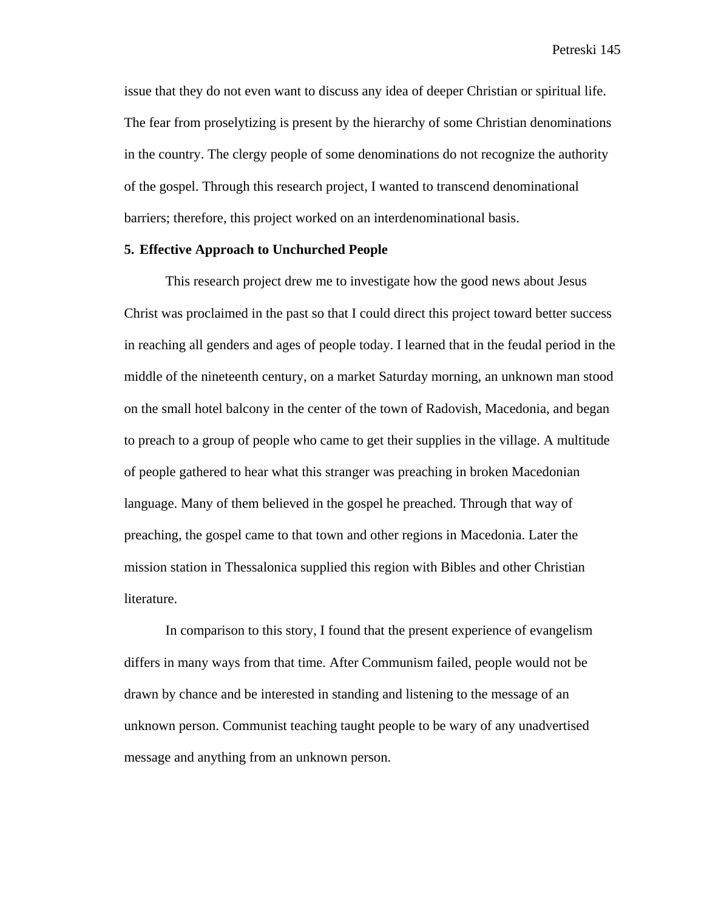issue that they do not even want to discuss any idea of deeper Christian or spiritual life. The fear from proselytizing is present by the hierarchy of some Christian denominations in the country. The clergy people of some denominations do not recognize the authority of the gospel. Through this research project, I wanted to transcend denominational barriers; therefore, this project worked on an interdenominational basis.

**5. Effective Approach to Unchurched People**

This research project drew me to investigate how the good news about Jesus Christ was proclaimed in the past so that I could direct this project toward better success in reaching all genders and ages of people today. I learned that in the feudal period in the middle of the nineteenth century, on a market Saturday morning, an unknown man stood on the small hotel balcony in the center of the town of Radovish, Macedonia, and began to preach to a group of people who came to get their supplies in the village. A multitude of people gathered to hear what this stranger was preaching in broken Macedonian language. Many of them believed in the gospel he preached. Through that way of preaching, the gospel came to that town and other regions in Macedonia. Later the mission station in Thessalonica supplied this region with Bibles and other Christian literature.

In comparison to this story, I found that the present experience of evangelism differs in many ways from that time. After Communism failed, people would not be drawn by chance and be interested in standing and listening to the message of an unknown person. Communist teaching taught people to be wary of any unadvertised message and anything from an unknown person.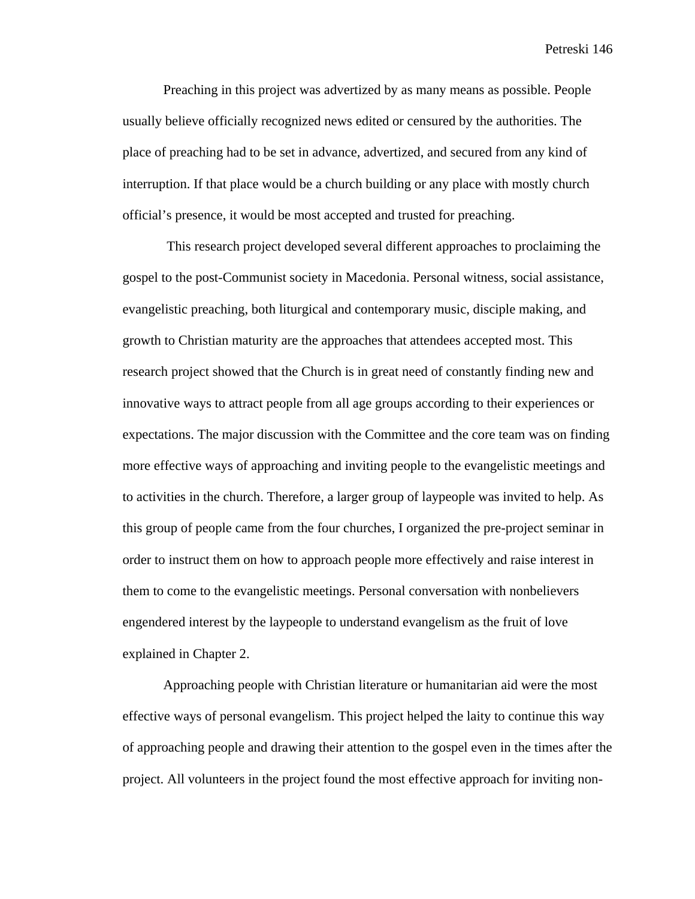Preaching in this project was advertized by as many means as possible. People usually believe officially recognized news edited or censured by the authorities. The place of preaching had to be set in advance, advertized, and secured from any kind of interruption. If that place would be a church building or any place with mostly church official's presence, it would be most accepted and trusted for preaching.

This research project developed several different approaches to proclaiming the gospel to the post-Communist society in Macedonia. Personal witness, social assistance, evangelistic preaching, both liturgical and contemporary music, disciple making, and growth to Christian maturity are the approaches that attendees accepted most. This research project showed that the Church is in great need of constantly finding new and innovative ways to attract people from all age groups according to their experiences or expectations. The major discussion with the Committee and the core team was on finding more effective ways of approaching and inviting people to the evangelistic meetings and to activities in the church. Therefore, a larger group of laypeople was invited to help. As this group of people came from the four churches, I organized the pre-project seminar in order to instruct them on how to approach people more effectively and raise interest in them to come to the evangelistic meetings. Personal conversation with nonbelievers engendered interest by the laypeople to understand evangelism as the fruit of love explained in Chapter 2.

Approaching people with Christian literature or humanitarian aid were the most effective ways of personal evangelism. This project helped the laity to continue this way of approaching people and drawing their attention to the gospel even in the times after the project. All volunteers in the project found the most effective approach for inviting non-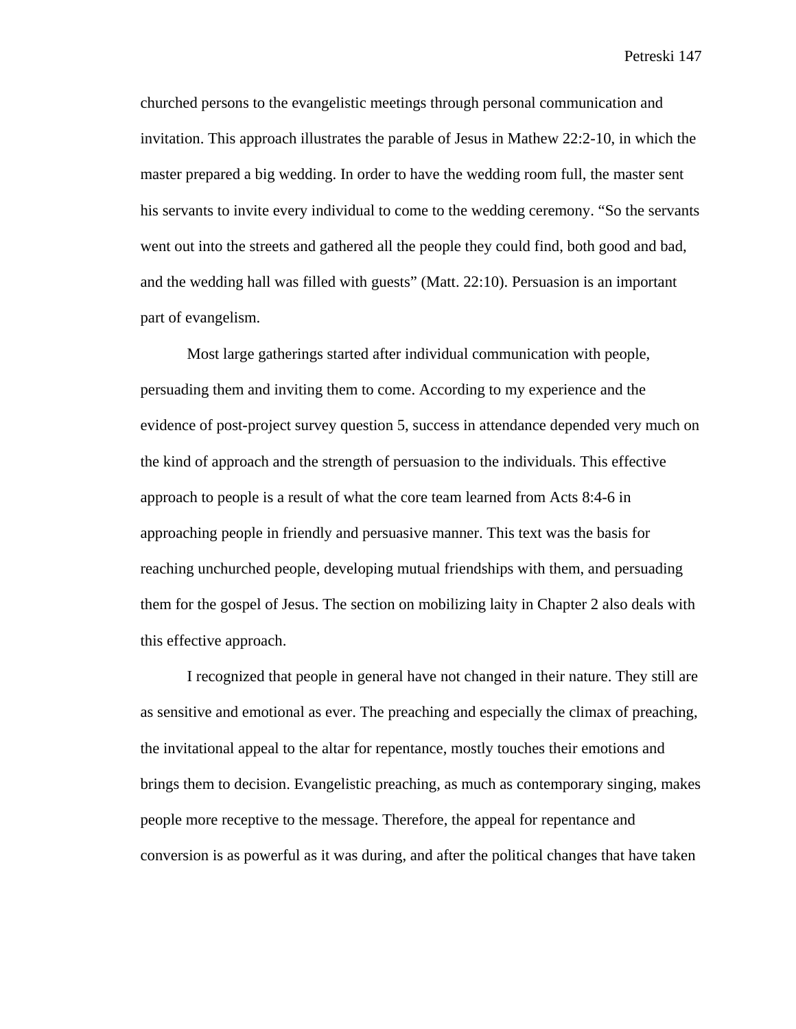churched persons to the evangelistic meetings through personal communication and invitation. This approach illustrates the parable of Jesus in Mathew 22:2-10, in which the master prepared a big wedding. In order to have the wedding room full, the master sent his servants to invite every individual to come to the wedding ceremony. “So the servants went out into the streets and gathered all the people they could find, both good and bad, and the wedding hall was filled with guests” (Matt. 22:10). Persuasion is an important part of evangelism.

Most large gatherings started after individual communication with people, persuading them and inviting them to come. According to my experience and the evidence of post-project survey question 5, success in attendance depended very much on the kind of approach and the strength of persuasion to the individuals. This effective approach to people is a result of what the core team learned from Acts 8:4-6 in approaching people in friendly and persuasive manner. This text was the basis for reaching unchurched people, developing mutual friendships with them, and persuading them for the gospel of Jesus. The section on mobilizing laity in Chapter 2 also deals with this effective approach.

I recognized that people in general have not changed in their nature. They still are as sensitive and emotional as ever. The preaching and especially the climax of preaching, the invitational appeal to the altar for repentance, mostly touches their emotions and brings them to decision. Evangelistic preaching, as much as contemporary singing, makes people more receptive to the message. Therefore, the appeal for repentance and conversion is as powerful as it was during, and after the political changes that have taken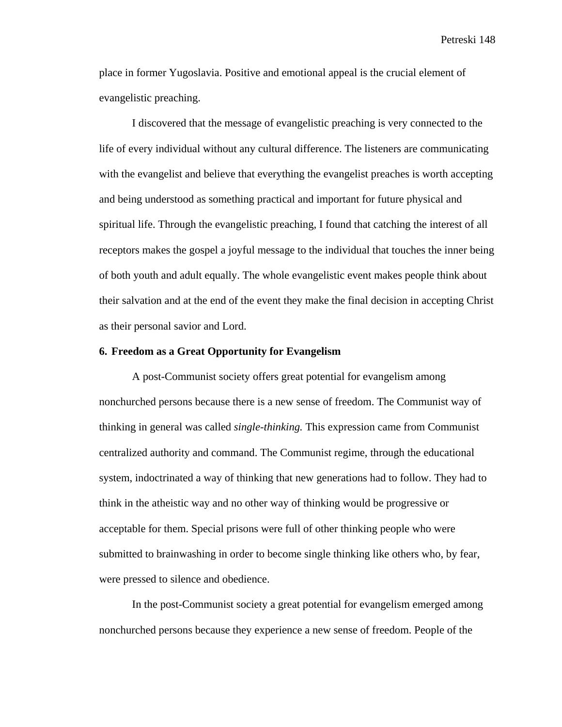place in former Yugoslavia. Positive and emotional appeal is the crucial element of evangelistic preaching.

I discovered that the message of evangelistic preaching is very connected to the life of every individual without any cultural difference. The listeners are communicating with the evangelist and believe that everything the evangelist preaches is worth accepting and being understood as something practical and important for future physical and spiritual life. Through the evangelistic preaching, I found that catching the interest of all receptors makes the gospel a joyful message to the individual that touches the inner being of both youth and adult equally. The whole evangelistic event makes people think about their salvation and at the end of the event they make the final decision in accepting Christ as their personal savior and Lord.

**6. Freedom as a Great Opportunity for Evangelism**

A post-Communist society offers great potential for evangelism among nonchurched persons because there is a new sense of freedom. The Communist way of thinking in general was called *single-thinking.* This expression came from Communist centralized authority and command. The Communist regime, through the educational system, indoctrinated a way of thinking that new generations had to follow. They had to think in the atheistic way and no other way of thinking would be progressive or acceptable for them. Special prisons were full of other thinking people who were submitted to brainwashing in order to become single thinking like others who, by fear, were pressed to silence and obedience.

In the post-Communist society a great potential for evangelism emerged among nonchurched persons because they experience a new sense of freedom. People of the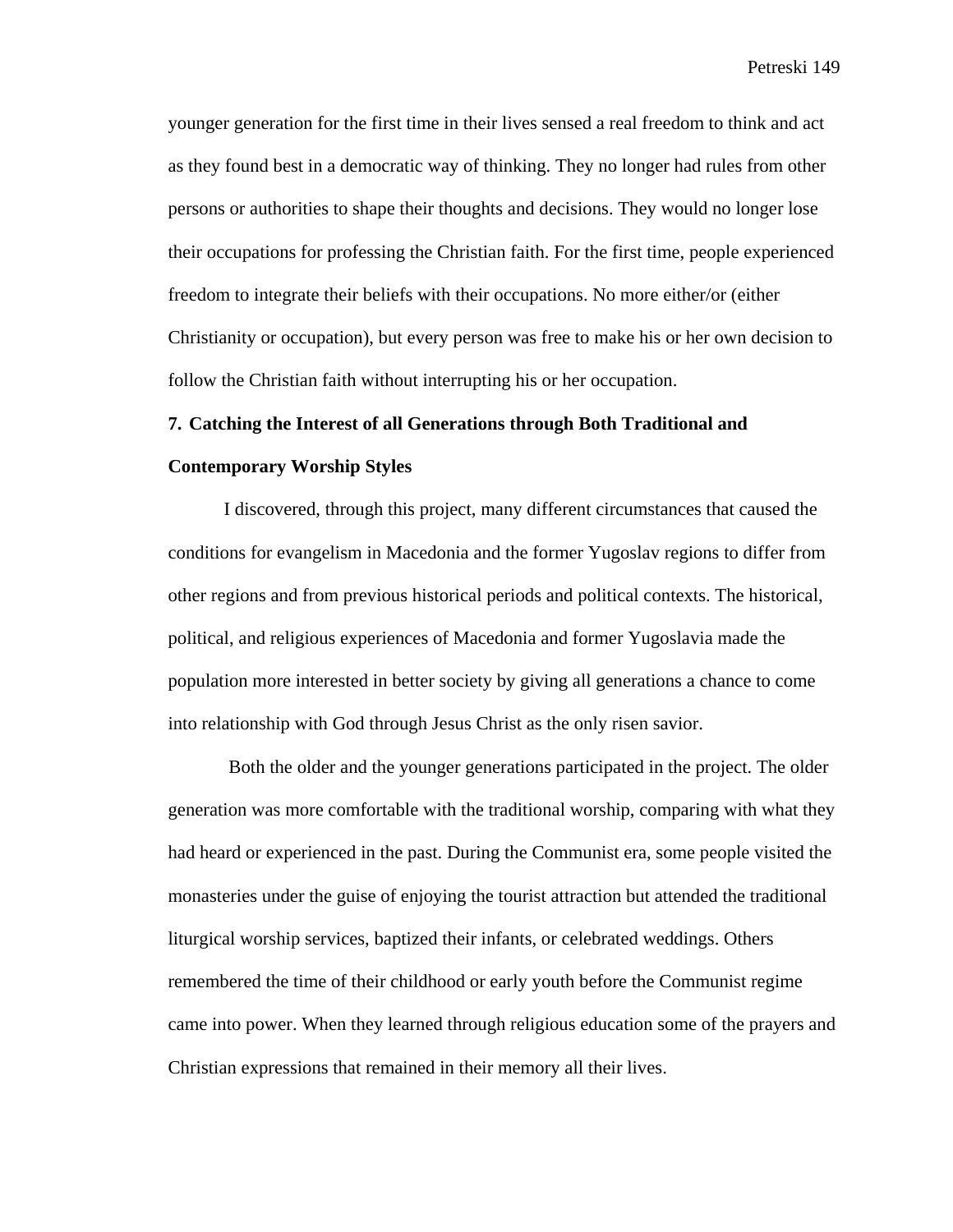younger generation for the first time in their lives sensed a real freedom to think and act as they found best in a democratic way of thinking. They no longer had rules from other persons or authorities to shape their thoughts and decisions. They would no longer lose their occupations for professing the Christian faith. For the first time, people experienced freedom to integrate their beliefs with their occupations. No more either/or (either Christianity or occupation), but every person was free to make his or her own decision to follow the Christian faith without interrupting his or her occupation.

### 7. Catching the Interest of all Generations through Both Traditional and Contemporary Worship Styles

I discovered, through this project, many different circumstances that caused the conditions for evangelism in Macedonia and the former Yugoslav regions to differ from other regions and from previous historical periods and political contexts. The historical, political, and religious experiences of Macedonia and former Yugoslavia made the population more interested in better society by giving all generations a chance to come into relationship with God through Jesus Christ as the only risen savior.

Both the older and the younger generations participated in the project. The older generation was more comfortable with the traditional worship, comparing with what they had heard or experienced in the past. During the Communist era, some people visited the monasteries under the guise of enjoying the tourist attraction but attended the traditional liturgical worship services, baptized their infants, or celebrated weddings. Others remembered the time of their childhood or early youth before the Communist regime came into power. When they learned through religious education some of the prayers and Christian expressions that remained in their memory all their lives.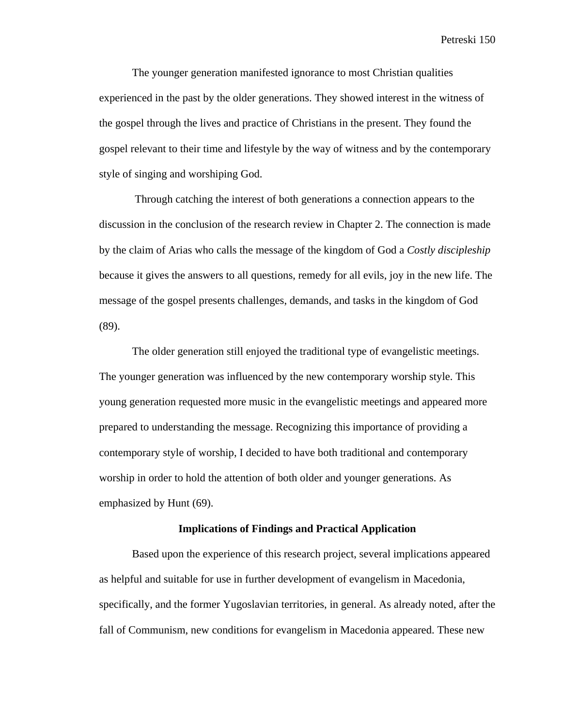The younger generation manifested ignorance to most Christian qualities experienced in the past by the older generations. They showed interest in the witness of the gospel through the lives and practice of Christians in the present. They found the gospel relevant to their time and lifestyle by the way of witness and by the contemporary style of singing and worshiping God.

Through catching the interest of both generations a connection appears to the discussion in the conclusion of the research review in Chapter 2. The connection is made by the claim of Arias who calls the message of the kingdom of God a *Costly discipleship* because it gives the answers to all questions, remedy for all evils, joy in the new life. The message of the gospel presents challenges, demands, and tasks in the kingdom of God (89).

The older generation still enjoyed the traditional type of evangelistic meetings. The younger generation was influenced by the new contemporary worship style. This young generation requested more music in the evangelistic meetings and appeared more prepared to understanding the message. Recognizing this importance of providing a contemporary style of worship, I decided to have both traditional and contemporary worship in order to hold the attention of both older and younger generations. As emphasized by Hunt (69).

## Implications of Findings and Practical Application

Based upon the experience of this research project, several implications appeared as helpful and suitable for use in further development of evangelism in Macedonia, specifically, and the former Yugoslavian territories, in general. As already noted, after the fall of Communism, new conditions for evangelism in Macedonia appeared. These new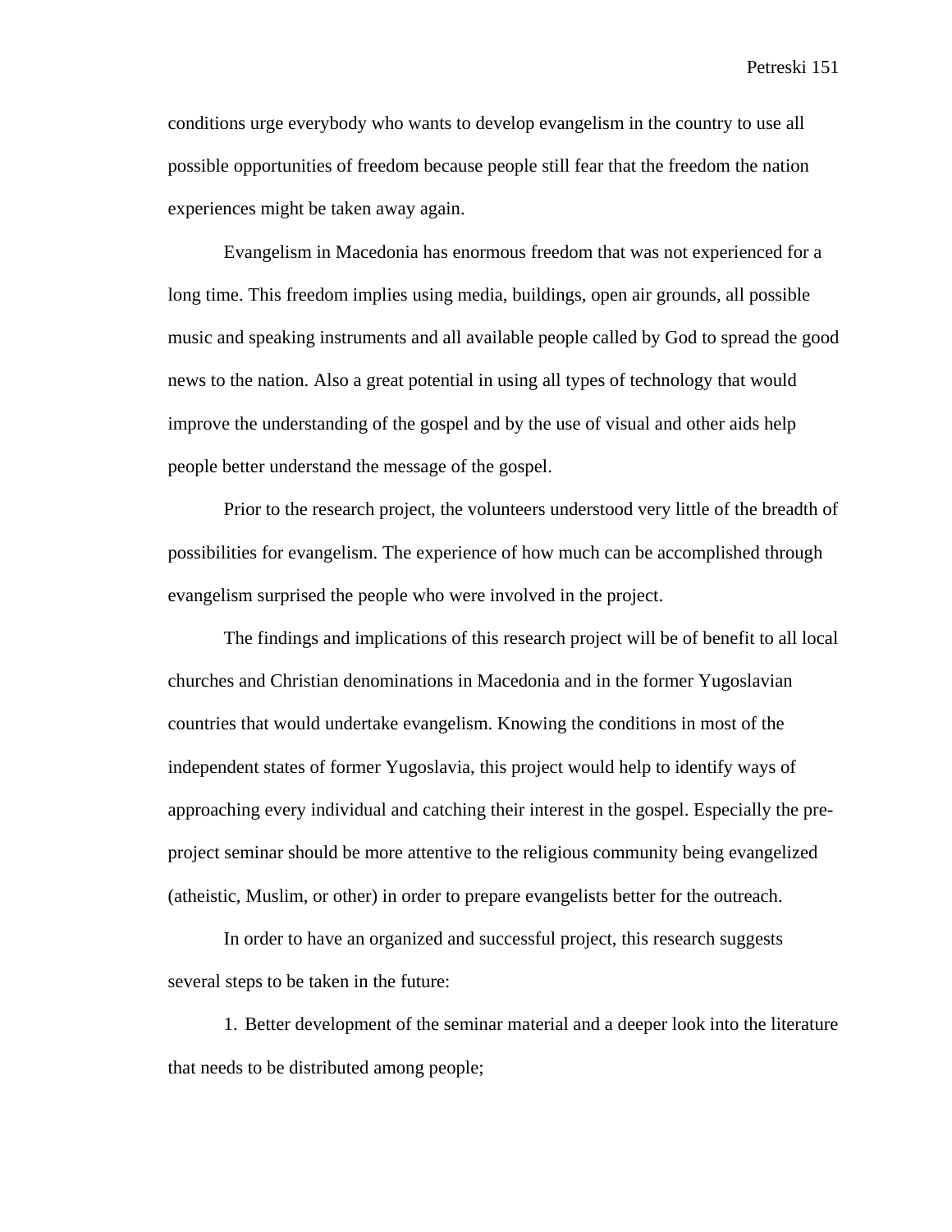conditions urge everybody who wants to develop evangelism in the country to use all possible opportunities of freedom because people still fear that the freedom the nation experiences might be taken away again.

Evangelism in Macedonia has enormous freedom that was not experienced for a long time. This freedom implies using media, buildings, open air grounds, all possible music and speaking instruments and all available people called by God to spread the good news to the nation. Also a great potential in using all types of technology that would improve the understanding of the gospel and by the use of visual and other aids help people better understand the message of the gospel.

Prior to the research project, the volunteers understood very little of the breadth of possibilities for evangelism. The experience of how much can be accomplished through evangelism surprised the people who were involved in the project.

The findings and implications of this research project will be of benefit to all local churches and Christian denominations in Macedonia and in the former Yugoslavian countries that would undertake evangelism. Knowing the conditions in most of the independent states of former Yugoslavia, this project would help to identify ways of approaching every individual and catching their interest in the gospel. Especially the pre-project seminar should be more attentive to the religious community being evangelized (atheistic, Muslim, or other) in order to prepare evangelists better for the outreach.

In order to have an organized and successful project, this research suggests several steps to be taken in the future:

1. Better development of the seminar material and a deeper look into the literature that needs to be distributed among people;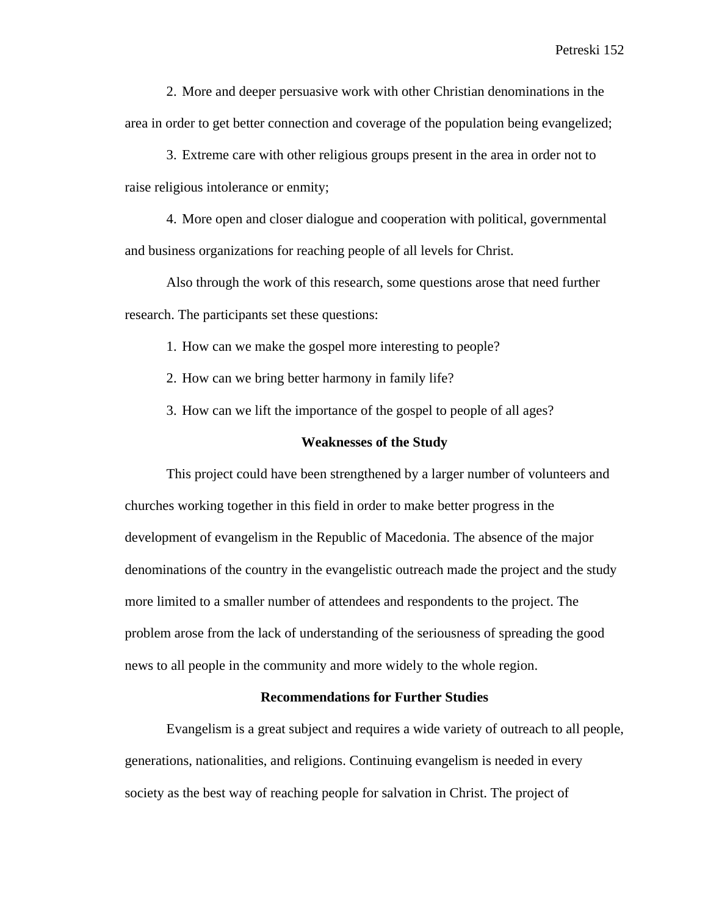2. More and deeper persuasive work with other Christian denominations in the area in order to get better connection and coverage of the population being evangelized;

3. Extreme care with other religious groups present in the area in order not to raise religious intolerance or enmity;

4. More open and closer dialogue and cooperation with political, governmental and business organizations for reaching people of all levels for Christ.

Also through the work of this research, some questions arose that need further research. The participants set these questions:

1. How can we make the gospel more interesting to people?
2. How can we bring better harmony in family life?
3. How can we lift the importance of the gospel to people of all ages?

## Weaknesses of the Study

This project could have been strengthened by a larger number of volunteers and churches working together in this field in order to make better progress in the development of evangelism in the Republic of Macedonia. The absence of the major denominations of the country in the evangelistic outreach made the project and the study more limited to a smaller number of attendees and respondents to the project. The problem arose from the lack of understanding of the seriousness of spreading the good news to all people in the community and more widely to the whole region.

## Recommendations for Further Studies

Evangelism is a great subject and requires a wide variety of outreach to all people, generations, nationalities, and religions. Continuing evangelism is needed in every society as the best way of reaching people for salvation in Christ. The project of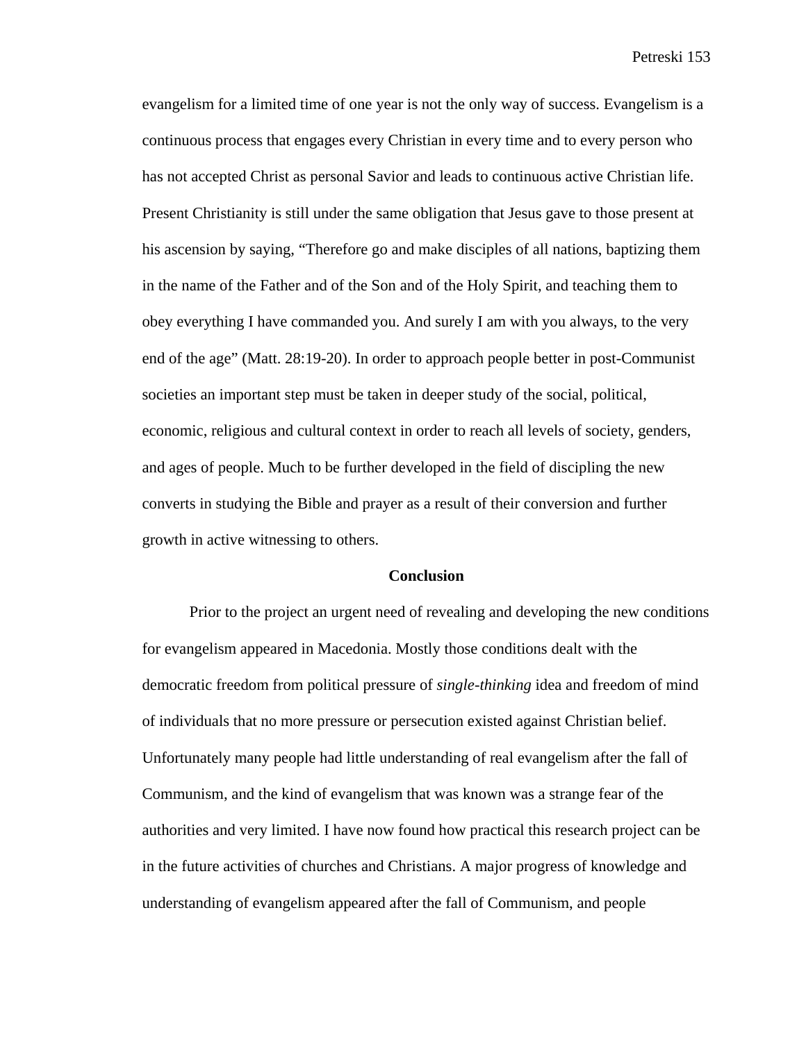evangelism for a limited time of one year is not the only way of success. Evangelism is a continuous process that engages every Christian in every time and to every person who has not accepted Christ as personal Savior and leads to continuous active Christian life. Present Christianity is still under the same obligation that Jesus gave to those present at his ascension by saying, "Therefore go and make disciples of all nations, baptizing them in the name of the Father and of the Son and of the Holy Spirit, and teaching them to obey everything I have commanded you. And surely I am with you always, to the very end of the age" (Matt. 28:19-20). In order to approach people better in post-Communist societies an important step must be taken in deeper study of the social, political, economic, religious and cultural context in order to reach all levels of society, genders, and ages of people. Much to be further developed in the field of discipling the new converts in studying the Bible and prayer as a result of their conversion and further growth in active witnessing to others.

## Conclusion

Prior to the project an urgent need of revealing and developing the new conditions for evangelism appeared in Macedonia. Mostly those conditions dealt with the democratic freedom from political pressure of *single-thinking* idea and freedom of mind of individuals that no more pressure or persecution existed against Christian belief. Unfortunately many people had little understanding of real evangelism after the fall of Communism, and the kind of evangelism that was known was a strange fear of the authorities and very limited. I have now found how practical this research project can be in the future activities of churches and Christians. A major progress of knowledge and understanding of evangelism appeared after the fall of Communism, and people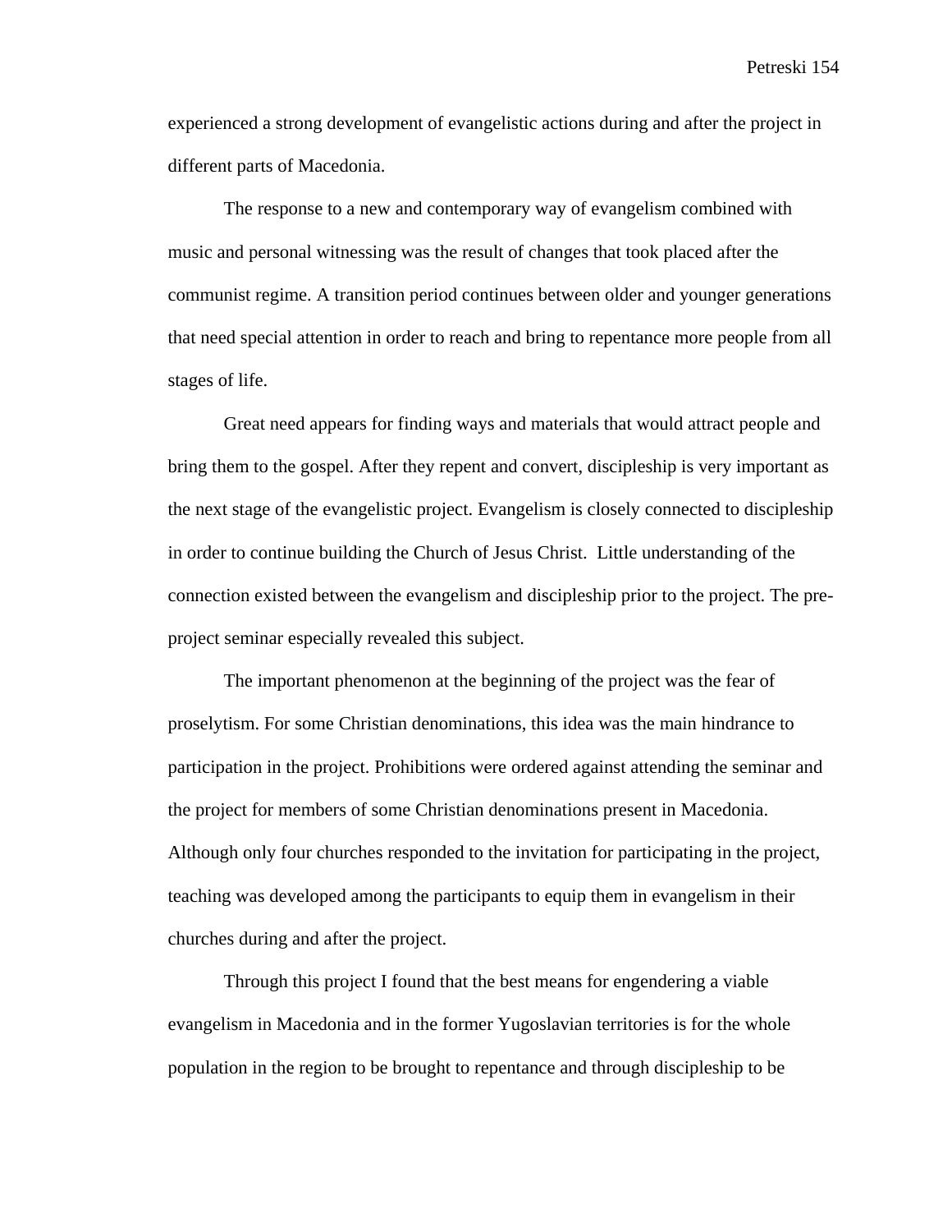experienced a strong development of evangelistic actions during and after the project in different parts of Macedonia.

The response to a new and contemporary way of evangelism combined with music and personal witnessing was the result of changes that took placed after the communist regime. A transition period continues between older and younger generations that need special attention in order to reach and bring to repentance more people from all stages of life.

Great need appears for finding ways and materials that would attract people and bring them to the gospel. After they repent and convert, discipleship is very important as the next stage of the evangelistic project. Evangelism is closely connected to discipleship in order to continue building the Church of Jesus Christ.  Little understanding of the connection existed between the evangelism and discipleship prior to the project. The pre-project seminar especially revealed this subject.

The important phenomenon at the beginning of the project was the fear of proselytism. For some Christian denominations, this idea was the main hindrance to participation in the project. Prohibitions were ordered against attending the seminar and the project for members of some Christian denominations present in Macedonia. Although only four churches responded to the invitation for participating in the project, teaching was developed among the participants to equip them in evangelism in their churches during and after the project.

Through this project I found that the best means for engendering a viable evangelism in Macedonia and in the former Yugoslavian territories is for the whole population in the region to be brought to repentance and through discipleship to be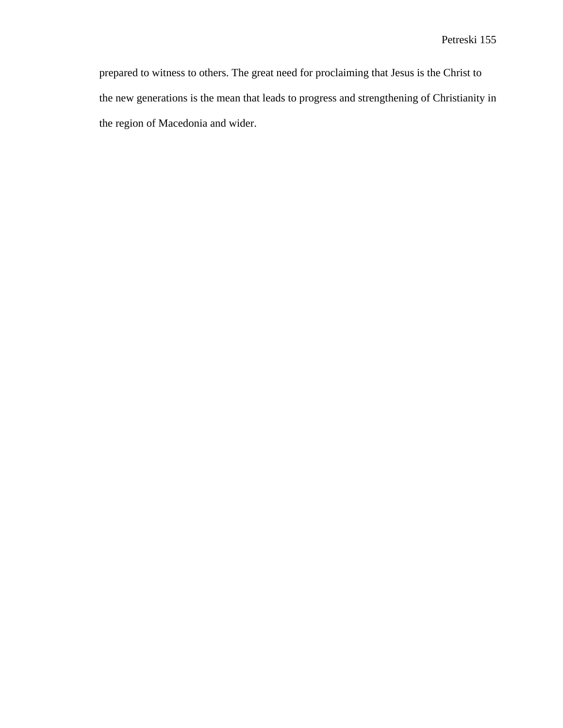prepared to witness to others. The great need for proclaiming that Jesus is the Christ to the new generations is the mean that leads to progress and strengthening of Christianity in the region of Macedonia and wider.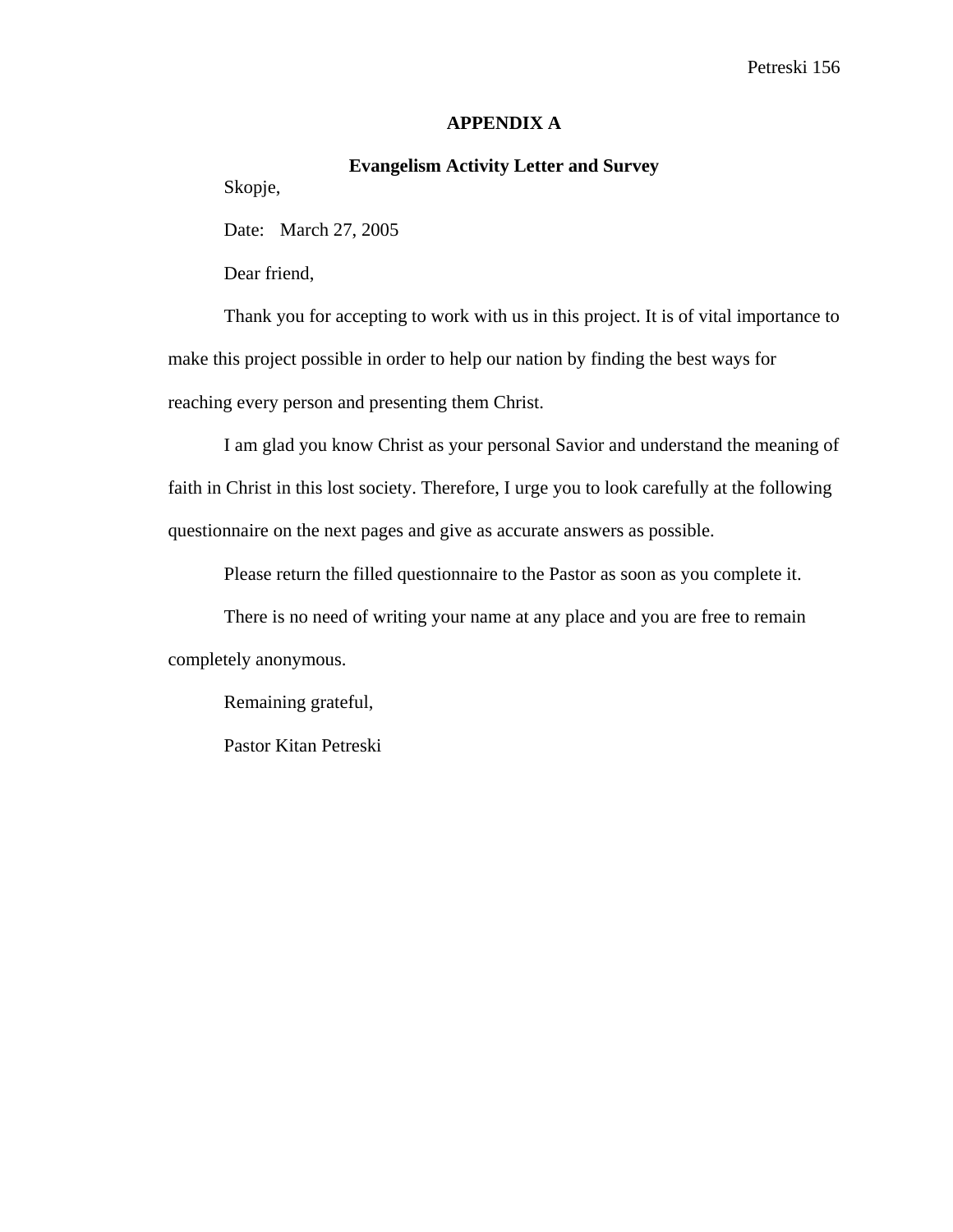# APPENDIX A

## Evangelism Activity Letter and Survey

Skopje,

Date: March 27, 2005

Dear friend,

Thank you for accepting to work with us in this project. It is of vital importance to make this project possible in order to help our nation by finding the best ways for reaching every person and presenting them Christ.

I am glad you know Christ as your personal Savior and understand the meaning of faith in Christ in this lost society. Therefore, I urge you to look carefully at the following questionnaire on the next pages and give as accurate answers as possible.

Please return the filled questionnaire to the Pastor as soon as you complete it.

There is no need of writing your name at any place and you are free to remain completely anonymous.

Remaining grateful,

Pastor Kitan Petreski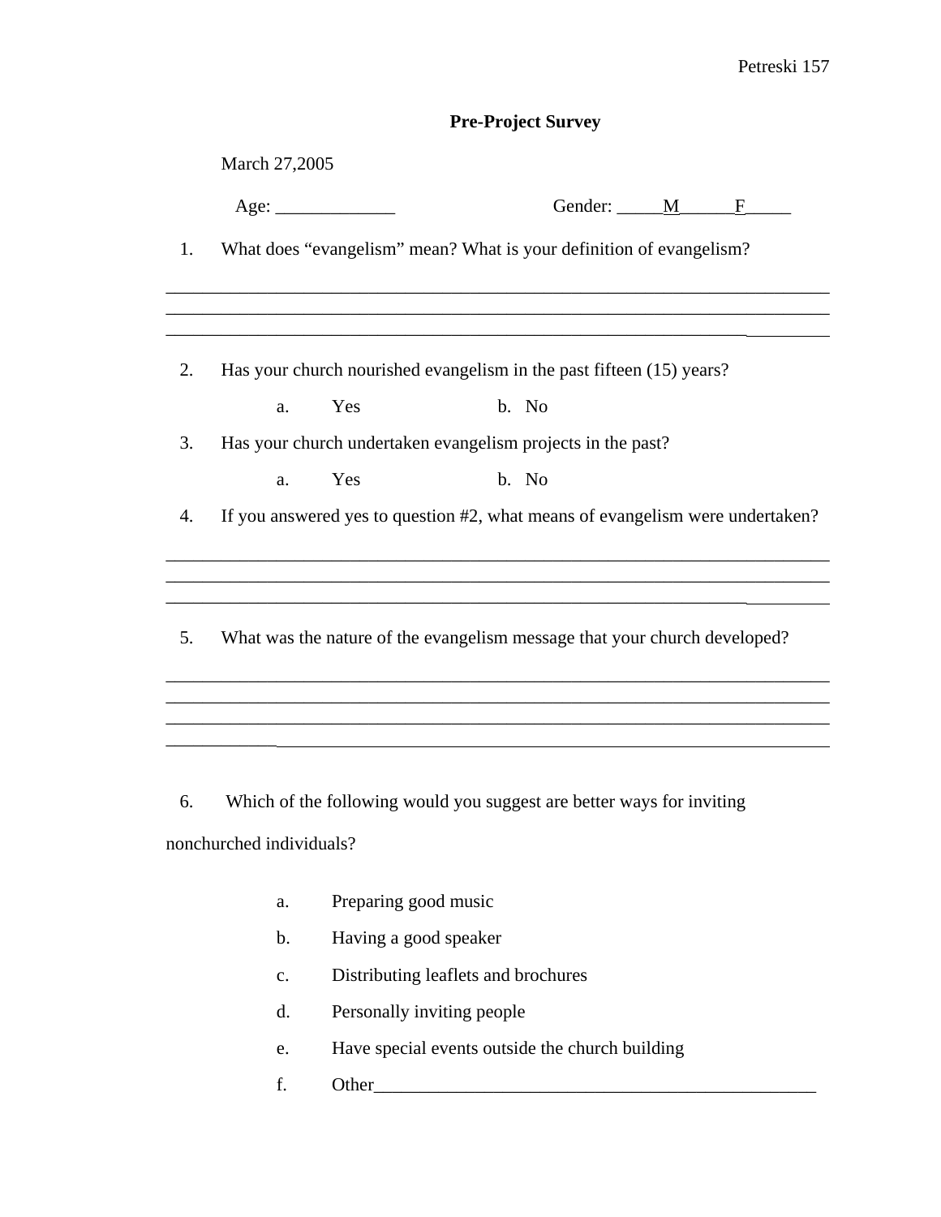**Pre-Project Survey**

March 27,2005

Age: _____________ Gender: _____M______F_____

1. What does "evangelism" mean? What is your definition of evangelism?

___________________________________________________________________________
___________________________________________________________________________
___________________________________________________________________________

2. Has your church nourished evangelism in the past fifteen (15) years?

   a. Yes b. No

3. Has your church undertaken evangelism projects in the past?

   a. Yes b. No

4. If you answered yes to question #2, what means of evangelism were undertaken?

___________________________________________________________________________
___________________________________________________________________________
___________________________________________________________________________

5. What was the nature of the evangelism message that your church developed?

___________________________________________________________________________
___________________________________________________________________________
___________________________________________________________________________
___________________________________________________________________________

6. Which of the following would you suggest are better ways for inviting nonchurched individuals?

   a. Preparing good music
   b. Having a good speaker
   c. Distributing leaflets and brochures
   d. Personally inviting people
   e. Have special events outside the church building
   f. Other_________________________________________________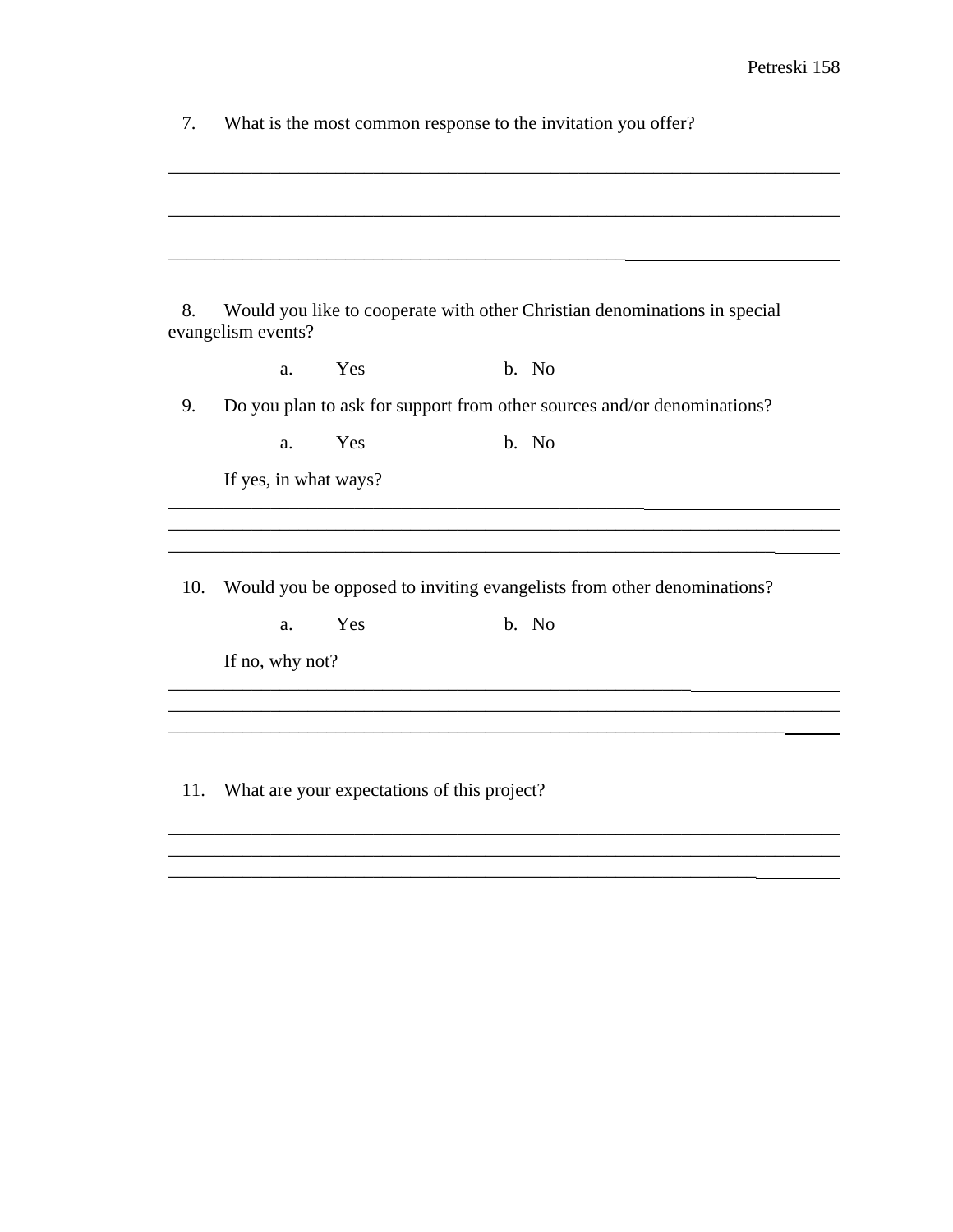7. What is the most common response to the invitation you offer?

___________________________________________________________________________

___________________________________________________________________________

___________________________________________________________________________

8. Would you like to cooperate with other Christian denominations in special evangelism events?

a. Yes  b. No

9. Do you plan to ask for support from other sources and/or denominations?

a. Yes  b. No

If yes, in what ways?

___________________________________________________________________________
___________________________________________________________________________
___________________________________________________________________________

10. Would you be opposed to inviting evangelists from other denominations?

a. Yes  b. No

If no, why not?

___________________________________________________________________________
___________________________________________________________________________
___________________________________________________________________________

11. What are your expectations of this project?

___________________________________________________________________________
___________________________________________________________________________
___________________________________________________________________________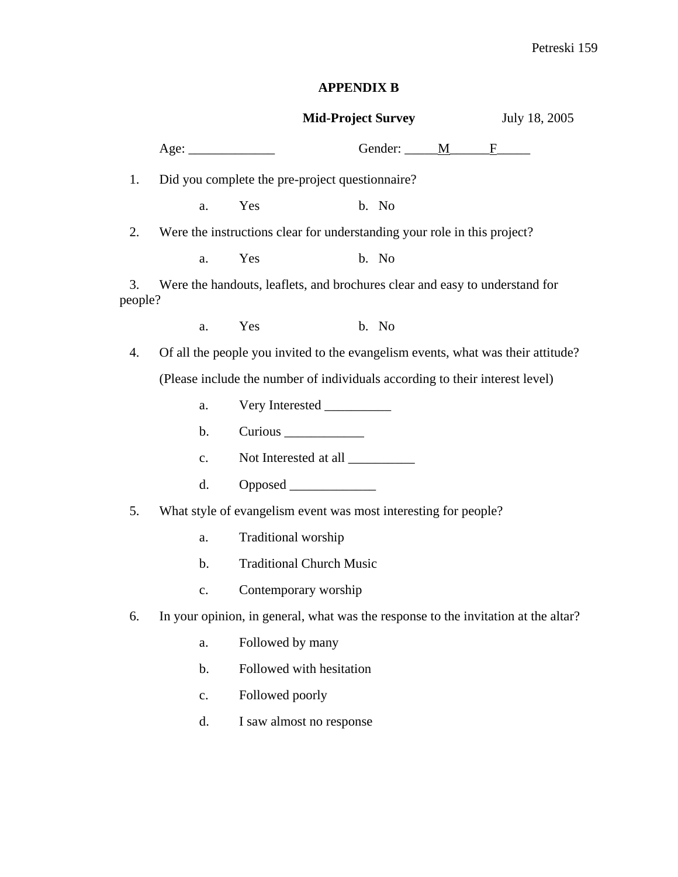## APPENDIX B

**Mid-Project Survey** July 18, 2005

Age: _____________ Gender: _____M______F_____

1. Did you complete the pre-project questionnaire?

   a. Yes b. No

2. Were the instructions clear for understanding your role in this project?

   a. Yes b. No

3. Were the handouts, leaflets, and brochures clear and easy to understand for people?

   a. Yes b. No

4. Of all the people you invited to the evangelism events, what was their attitude?

   (Please include the number of individuals according to their interest level)

   a. Very Interested __________

   b. Curious ____________

   c. Not Interested at all __________

   d. Opposed _____________

5. What style of evangelism event was most interesting for people?

   a. Traditional worship

   b. Traditional Church Music

   c. Contemporary worship

6. In your opinion, in general, what was the response to the invitation at the altar?

   a. Followed by many

   b. Followed with hesitation

   c. Followed poorly

   d. I saw almost no response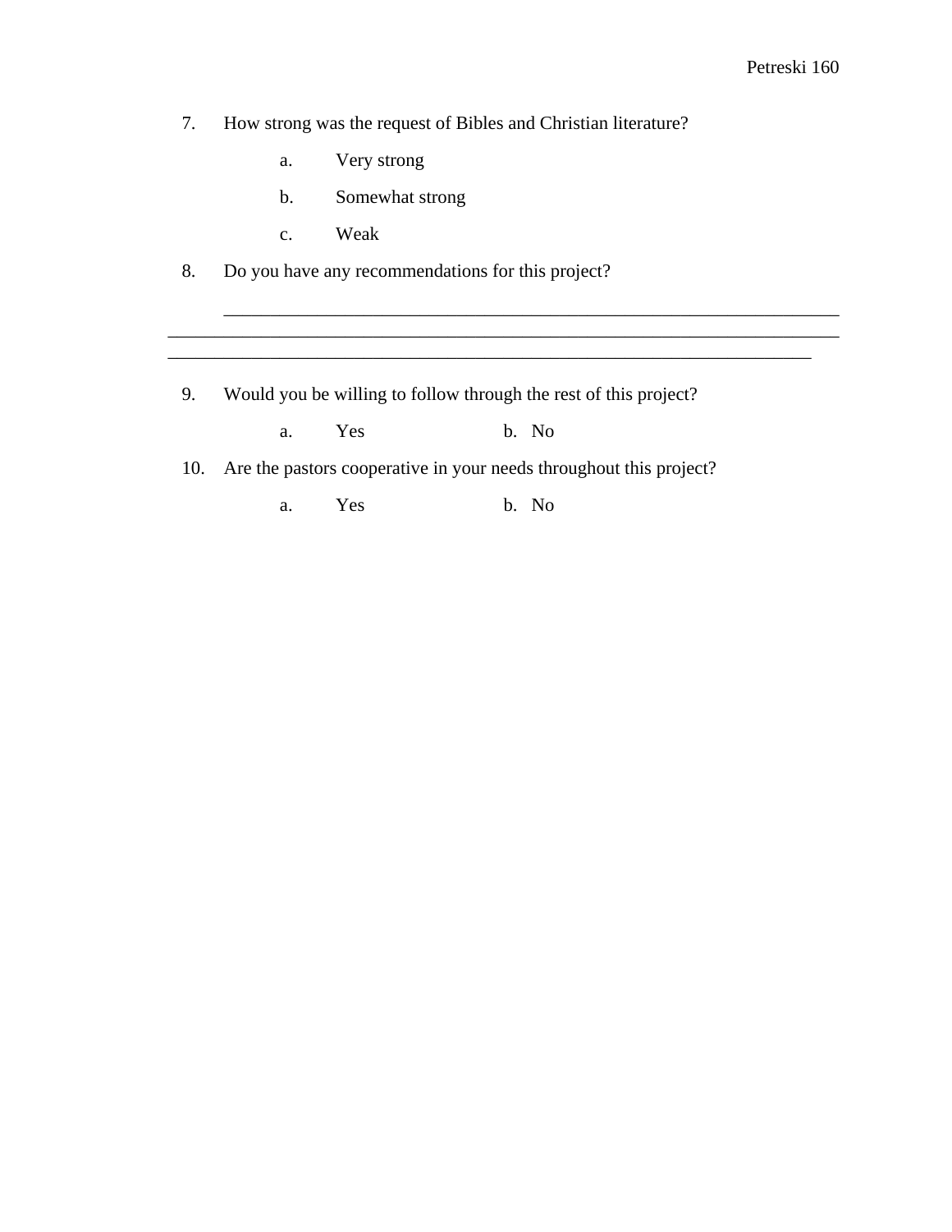7. How strong was the request of Bibles and Christian literature?

   a. Very strong

   b. Somewhat strong

   c. Weak

8. Do you have any recommendations for this project?

   ______________________________________________________________________
______________________________________________________________________________
_________________________________________________________________________

9. Would you be willing to follow through the rest of this project?

   a. Yes b. No

10. Are the pastors cooperative in your needs throughout this project?

   a. Yes b. No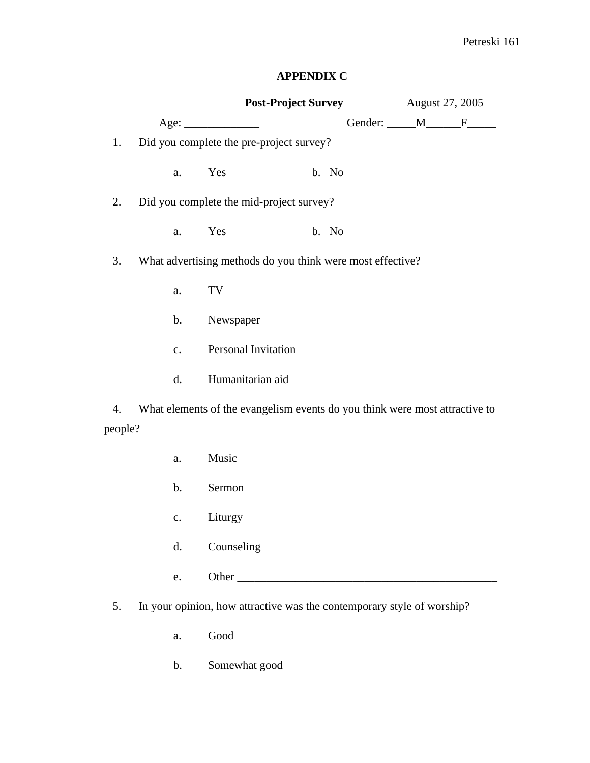# APPENDIX C

**Post-Project Survey** August 27, 2005

Age: _____________ Gender: _____M______F_____

1. Did you complete the pre-project survey?

   a. Yes b. No

2. Did you complete the mid-project survey?

   a. Yes b. No

3. What advertising methods do you think were most effective?

   a. TV

   b. Newspaper

   c. Personal Invitation

   d. Humanitarian aid

4. What elements of the evangelism events do you think were most attractive to people?

   a. Music

   b. Sermon

   c. Liturgy

   d. Counseling

   e. Other _______________________________________________

5. In your opinion, how attractive was the contemporary style of worship?

   a. Good

   b. Somewhat good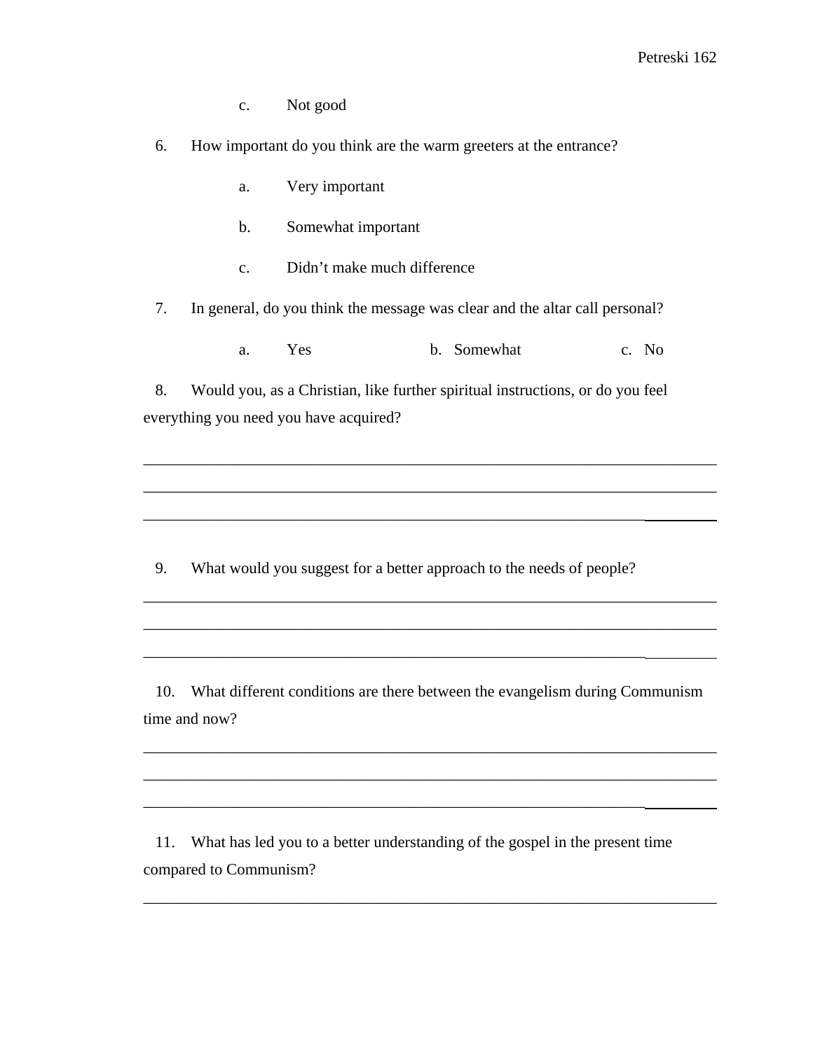c. Not good

6. How important do you think are the warm greeters at the entrance?

    a. Very important

    b. Somewhat important

    c. Didn’t make much difference

7. In general, do you think the message was clear and the altar call personal?

    a. Yes    b. Somewhat    c. No

8. Would you, as a Christian, like further spiritual instructions, or do you feel everything you need you have acquired?

___________________________________________________________________________

___________________________________________________________________________

___________________________________________________________________________

9. What would you suggest for a better approach to the needs of people?

___________________________________________________________________________

___________________________________________________________________________

___________________________________________________________________________

10. What different conditions are there between the evangelism during Communism time and now?

___________________________________________________________________________

___________________________________________________________________________

___________________________________________________________________________

11. What has led you to a better understanding of the gospel in the present time compared to Communism?

___________________________________________________________________________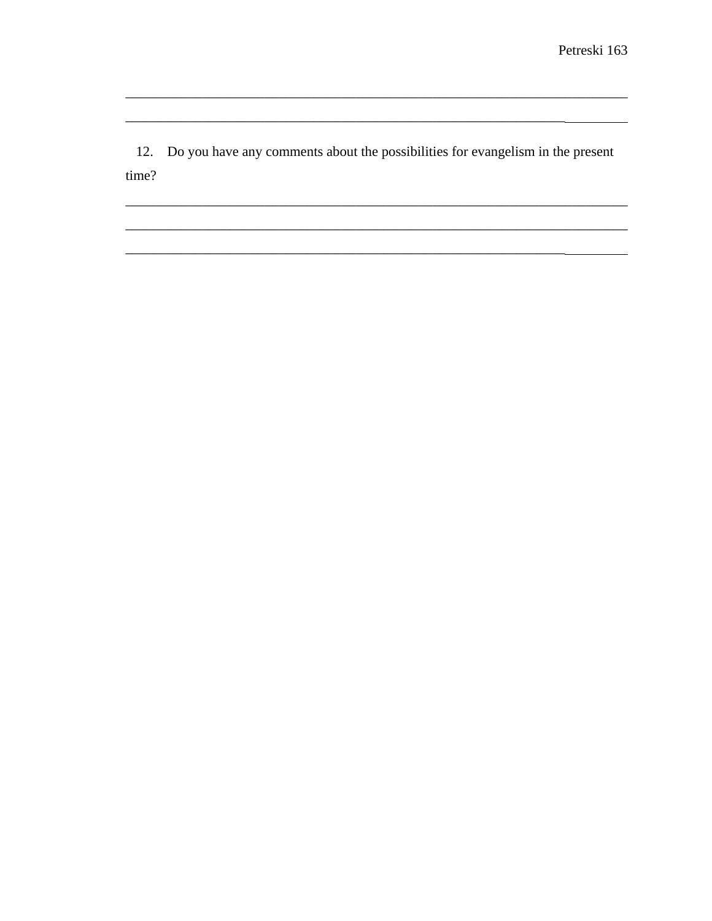\_\_\_\_\_\_\_\_\_\_\_\_\_\_\_\_\_\_\_\_\_\_\_\_\_\_\_\_\_\_\_\_\_\_\_\_\_\_\_\_\_\_\_\_\_\_\_\_\_\_\_\_\_\_\_\_\_\_\_\_\_\_\_\_\_\_\_\_\_\_\_\_\_\_

\_\_\_\_\_\_\_\_\_\_\_\_\_\_\_\_\_\_\_\_\_\_\_\_\_\_\_\_\_\_\_\_\_\_\_\_\_\_\_\_\_\_\_\_\_\_\_\_\_\_\_\_\_\_\_\_\_\_\_\_\_\_\_\_\_\_\_\_\_\_\_\_\_\_

12. Do you have any comments about the possibilities for evangelism in the present time?

\_\_\_\_\_\_\_\_\_\_\_\_\_\_\_\_\_\_\_\_\_\_\_\_\_\_\_\_\_\_\_\_\_\_\_\_\_\_\_\_\_\_\_\_\_\_\_\_\_\_\_\_\_\_\_\_\_\_\_\_\_\_\_\_\_\_\_\_\_\_\_\_\_\_

\_\_\_\_\_\_\_\_\_\_\_\_\_\_\_\_\_\_\_\_\_\_\_\_\_\_\_\_\_\_\_\_\_\_\_\_\_\_\_\_\_\_\_\_\_\_\_\_\_\_\_\_\_\_\_\_\_\_\_\_\_\_\_\_\_\_\_\_\_\_\_\_\_\_

\_\_\_\_\_\_\_\_\_\_\_\_\_\_\_\_\_\_\_\_\_\_\_\_\_\_\_\_\_\_\_\_\_\_\_\_\_\_\_\_\_\_\_\_\_\_\_\_\_\_\_\_\_\_\_\_\_\_\_\_\_\_\_\_\_\_\_\_\_\_\_\_\_\_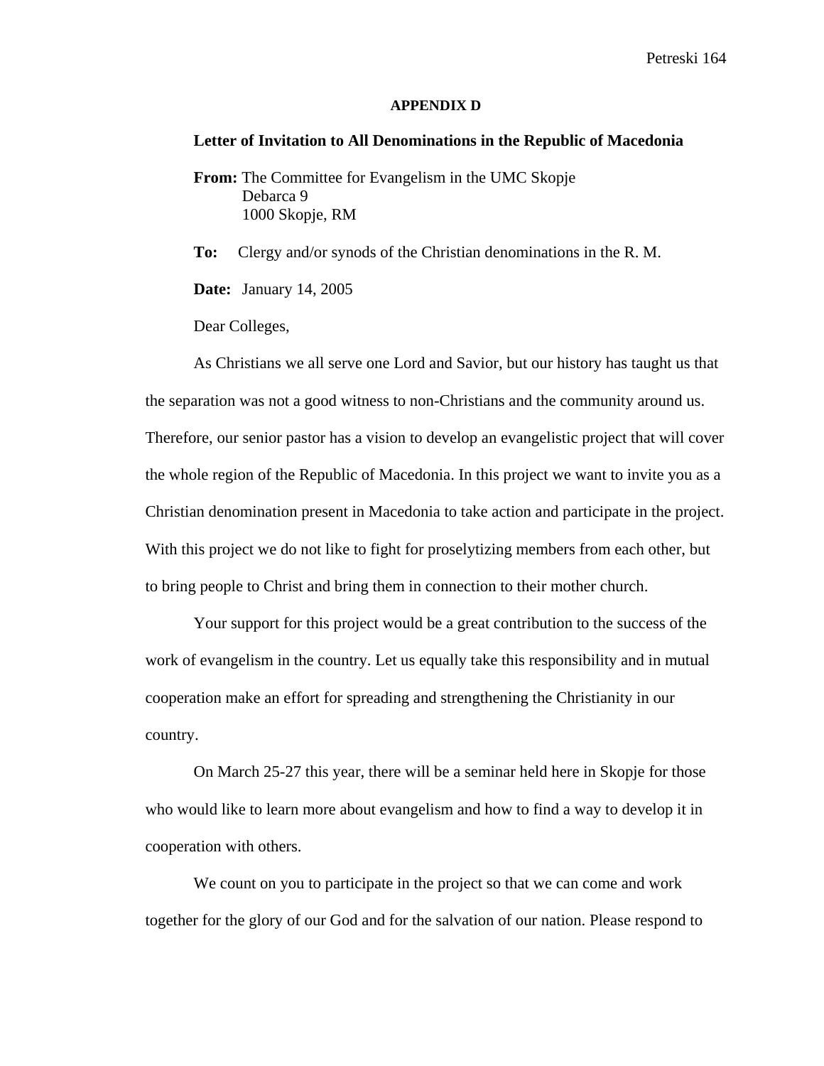## APPENDIX D

### Letter of Invitation to All Denominations in the Republic of Macedonia

**From:** The Committee for Evangelism in the UMC Skopje
Debarca 9
1000 Skopje, RM

**To:** Clergy and/or synods of the Christian denominations in the R. M.

**Date:** January 14, 2005

Dear Colleges,

As Christians we all serve one Lord and Savior, but our history has taught us that the separation was not a good witness to non-Christians and the community around us. Therefore, our senior pastor has a vision to develop an evangelistic project that will cover the whole region of the Republic of Macedonia. In this project we want to invite you as a Christian denomination present in Macedonia to take action and participate in the project. With this project we do not like to fight for proselytizing members from each other, but to bring people to Christ and bring them in connection to their mother church.

Your support for this project would be a great contribution to the success of the work of evangelism in the country. Let us equally take this responsibility and in mutual cooperation make an effort for spreading and strengthening the Christianity in our country.

On March 25-27 this year, there will be a seminar held here in Skopje for those who would like to learn more about evangelism and how to find a way to develop it in cooperation with others.

We count on you to participate in the project so that we can come and work together for the glory of our God and for the salvation of our nation. Please respond to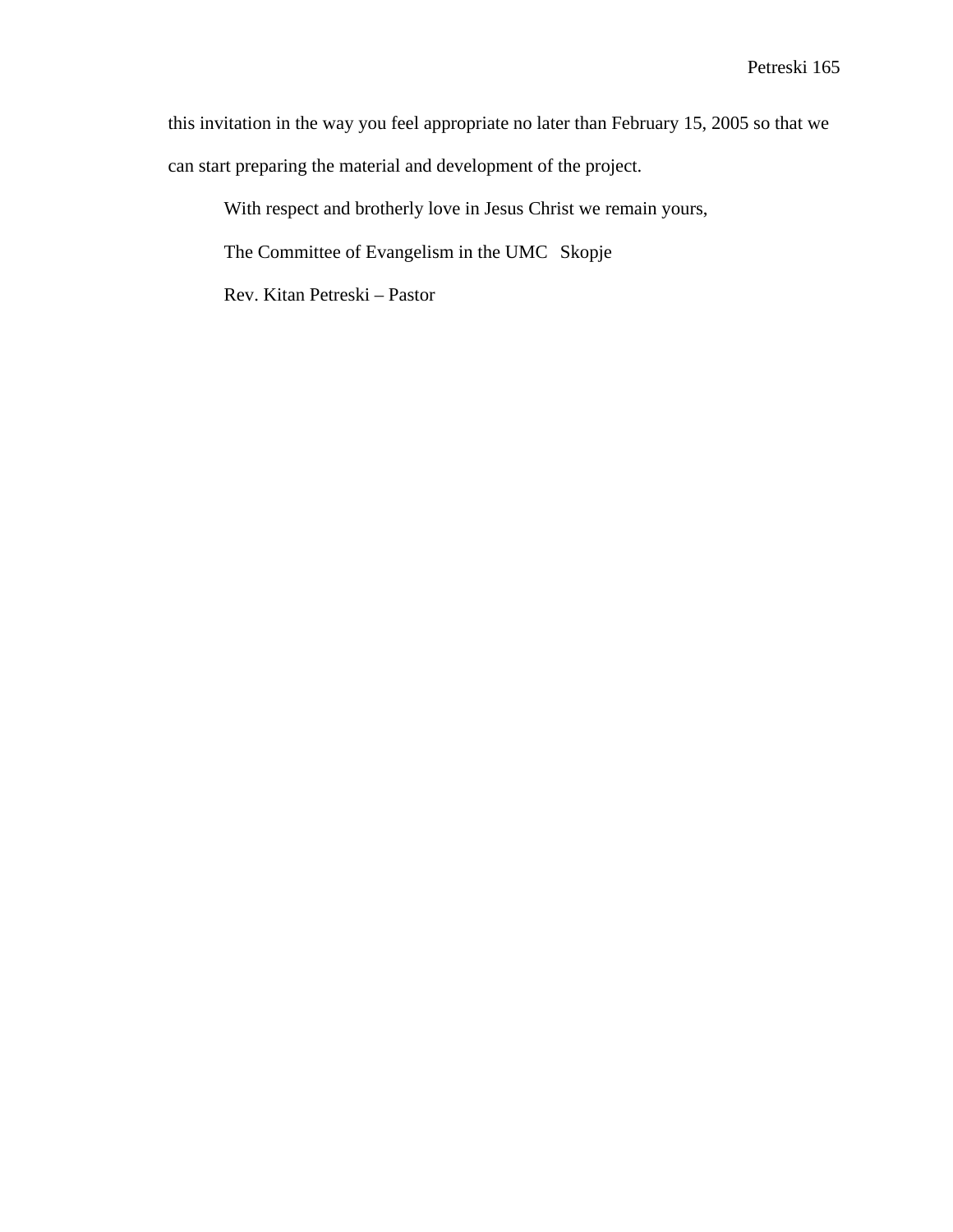this invitation in the way you feel appropriate no later than February 15, 2005 so that we can start preparing the material and development of the project.

With respect and brotherly love in Jesus Christ we remain yours,

The Committee of Evangelism in the UMC Skopje

Rev. Kitan Petreski – Pastor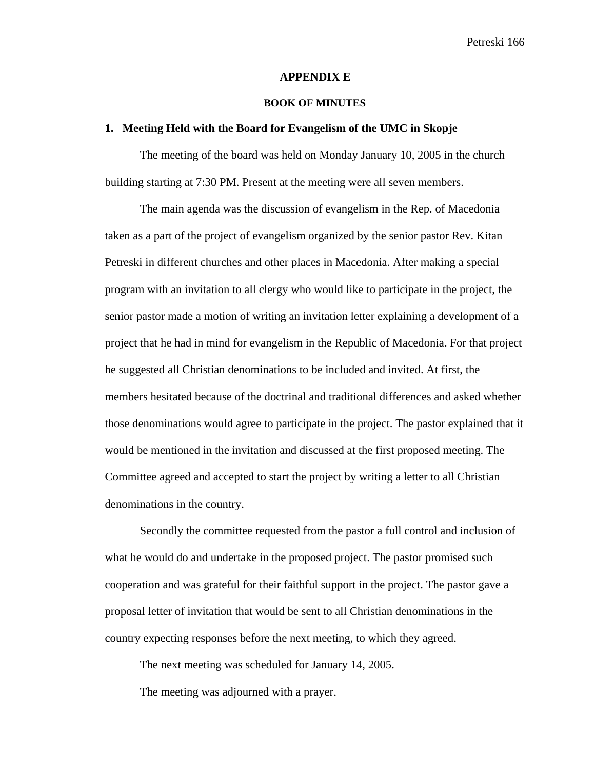# APPENDIX E

## BOOK OF MINUTES

### 1. Meeting Held with the Board for Evangelism of the UMC in Skopje

The meeting of the board was held on Monday January 10, 2005 in the church building starting at 7:30 PM. Present at the meeting were all seven members.

The main agenda was the discussion of evangelism in the Rep. of Macedonia taken as a part of the project of evangelism organized by the senior pastor Rev. Kitan Petreski in different churches and other places in Macedonia. After making a special program with an invitation to all clergy who would like to participate in the project, the senior pastor made a motion of writing an invitation letter explaining a development of a project that he had in mind for evangelism in the Republic of Macedonia. For that project he suggested all Christian denominations to be included and invited. At first, the members hesitated because of the doctrinal and traditional differences and asked whether those denominations would agree to participate in the project. The pastor explained that it would be mentioned in the invitation and discussed at the first proposed meeting. The Committee agreed and accepted to start the project by writing a letter to all Christian denominations in the country.

Secondly the committee requested from the pastor a full control and inclusion of what he would do and undertake in the proposed project. The pastor promised such cooperation and was grateful for their faithful support in the project. The pastor gave a proposal letter of invitation that would be sent to all Christian denominations in the country expecting responses before the next meeting, to which they agreed.

The next meeting was scheduled for January 14, 2005.

The meeting was adjourned with a prayer.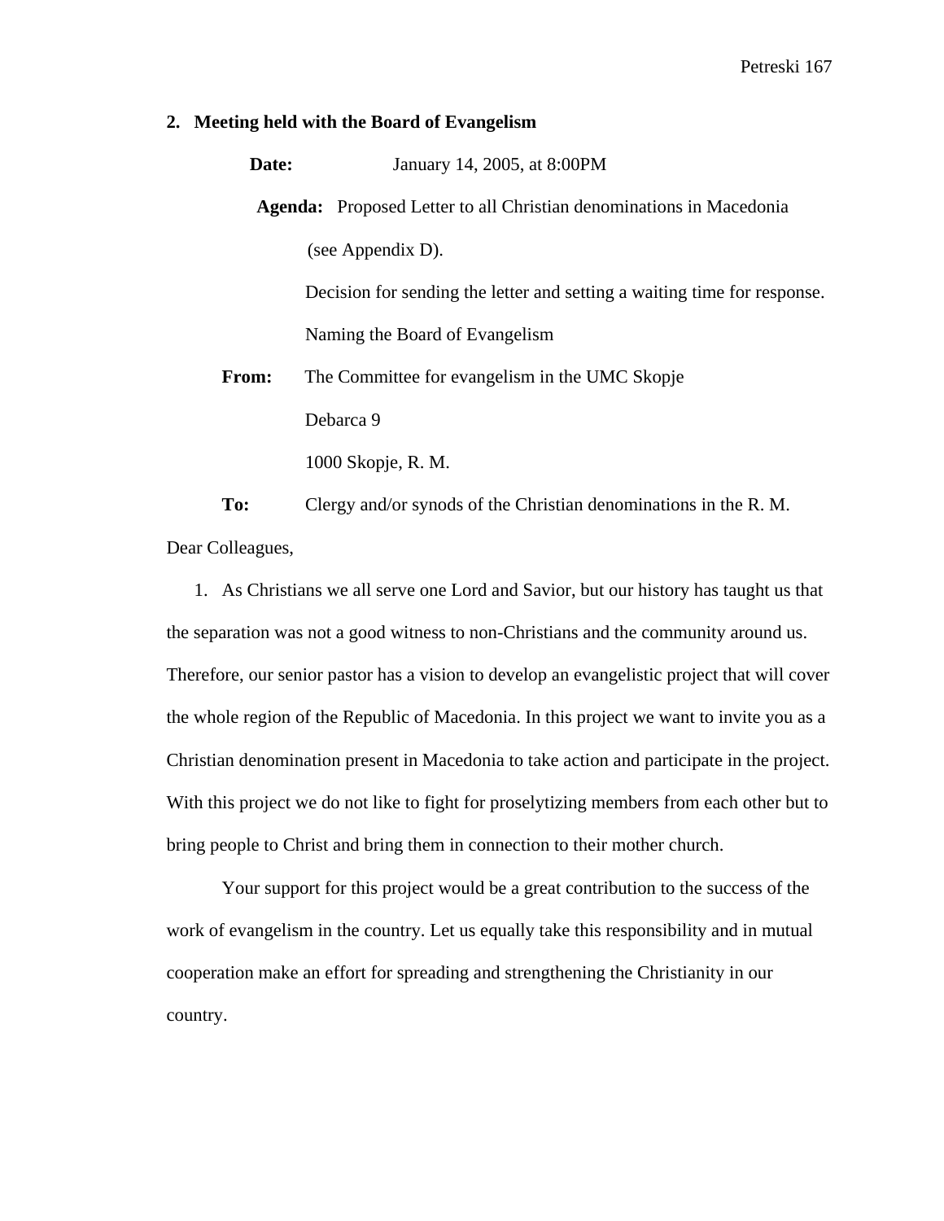**2. Meeting held with the Board of Evangelism**

**Date:** January 14, 2005, at 8:00PM

**Agenda:** Proposed Letter to all Christian denominations in Macedonia (see Appendix D).

Decision for sending the letter and setting a waiting time for response.

Naming the Board of Evangelism

**From:** The Committee for evangelism in the UMC Skopje

Debarca 9

1000 Skopje, R. M.

**To:** Clergy and/or synods of the Christian denominations in the R. M.

Dear Colleagues,

1. As Christians we all serve one Lord and Savior, but our history has taught us that the separation was not a good witness to non-Christians and the community around us. Therefore, our senior pastor has a vision to develop an evangelistic project that will cover the whole region of the Republic of Macedonia. In this project we want to invite you as a Christian denomination present in Macedonia to take action and participate in the project. With this project we do not like to fight for proselytizing members from each other but to bring people to Christ and bring them in connection to their mother church.

Your support for this project would be a great contribution to the success of the work of evangelism in the country. Let us equally take this responsibility and in mutual cooperation make an effort for spreading and strengthening the Christianity in our country.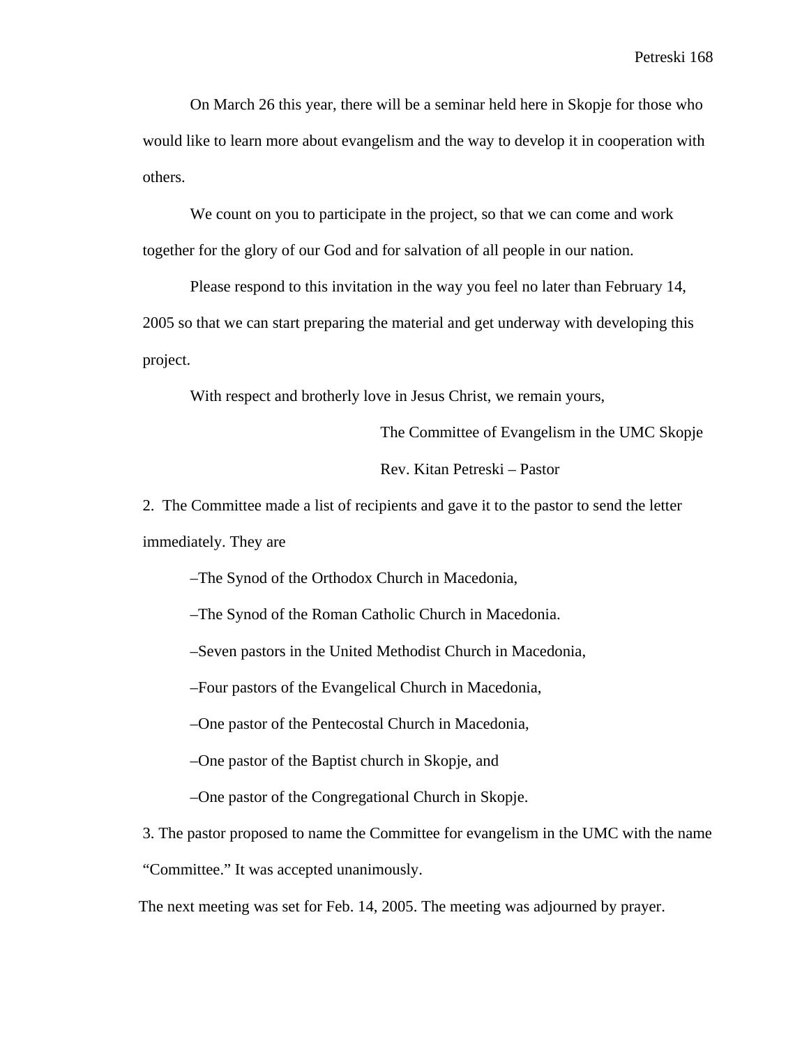On March 26 this year, there will be a seminar held here in Skopje for those who would like to learn more about evangelism and the way to develop it in cooperation with others.

We count on you to participate in the project, so that we can come and work together for the glory of our God and for salvation of all people in our nation.

Please respond to this invitation in the way you feel no later than February 14, 2005 so that we can start preparing the material and get underway with developing this project.

With respect and brotherly love in Jesus Christ, we remain yours,

The Committee of Evangelism in the UMC Skopje

Rev. Kitan Petreski – Pastor

2. The Committee made a list of recipients and gave it to the pastor to send the letter immediately. They are

–The Synod of the Orthodox Church in Macedonia,

–The Synod of the Roman Catholic Church in Macedonia.

–Seven pastors in the United Methodist Church in Macedonia,

–Four pastors of the Evangelical Church in Macedonia,

–One pastor of the Pentecostal Church in Macedonia,

–One pastor of the Baptist church in Skopje, and

–One pastor of the Congregational Church in Skopje.

3. The pastor proposed to name the Committee for evangelism in the UMC with the name "Committee." It was accepted unanimously.

The next meeting was set for Feb. 14, 2005. The meeting was adjourned by prayer.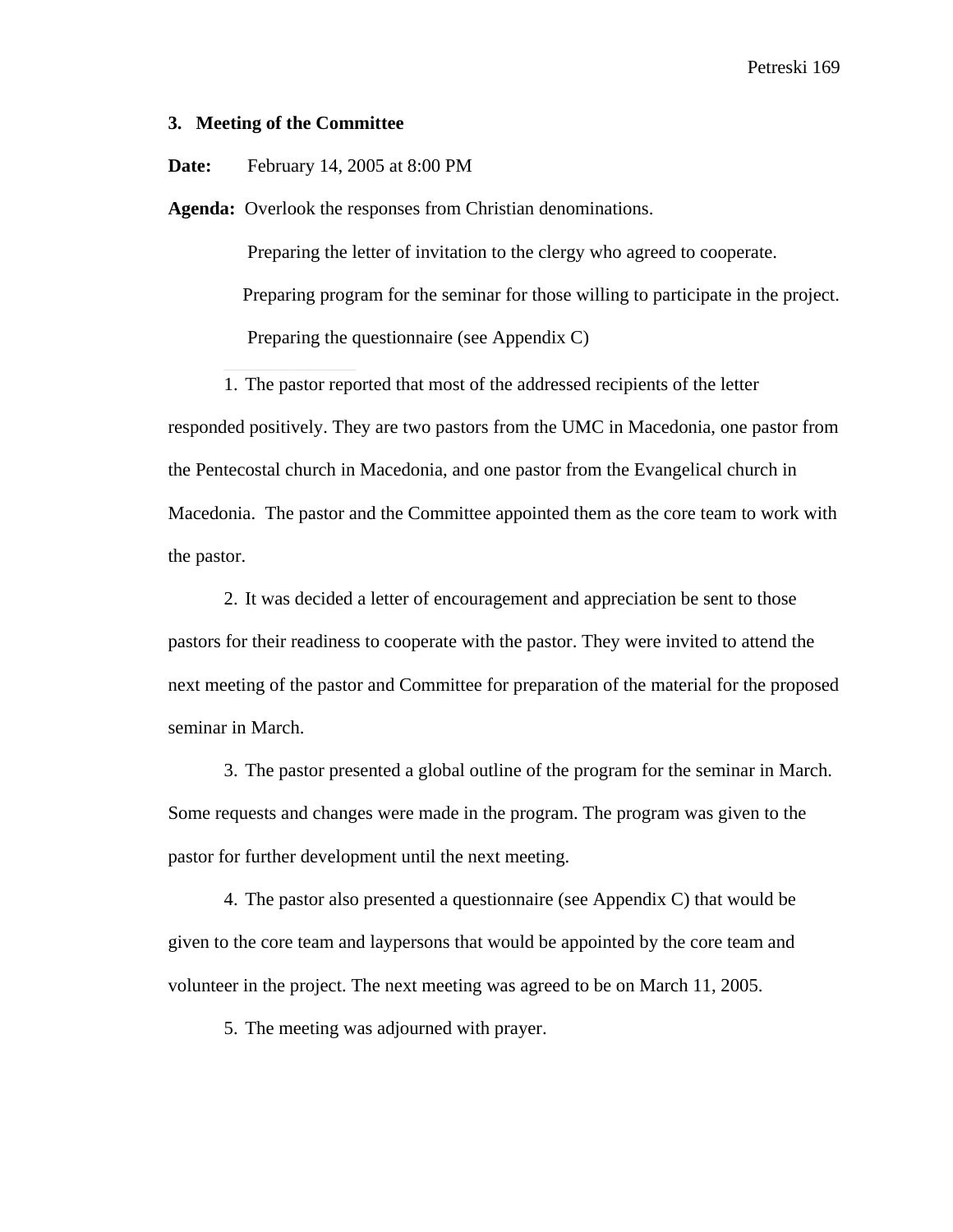### 3. Meeting of the Committee

**Date:** February 14, 2005 at 8:00 PM

**Agenda:** Overlook the responses from Christian denominations.

Preparing the letter of invitation to the clergy who agreed to cooperate.

Preparing program for the seminar for those willing to participate in the project.

Preparing the questionnaire (see Appendix C)

1. The pastor reported that most of the addressed recipients of the letter responded positively. They are two pastors from the UMC in Macedonia, one pastor from the Pentecostal church in Macedonia, and one pastor from the Evangelical church in Macedonia. The pastor and the Committee appointed them as the core team to work with the pastor.

2. It was decided a letter of encouragement and appreciation be sent to those pastors for their readiness to cooperate with the pastor. They were invited to attend the next meeting of the pastor and Committee for preparation of the material for the proposed seminar in March.

3. The pastor presented a global outline of the program for the seminar in March. Some requests and changes were made in the program. The program was given to the pastor for further development until the next meeting.

4. The pastor also presented a questionnaire (see Appendix C) that would be given to the core team and laypersons that would be appointed by the core team and volunteer in the project. The next meeting was agreed to be on March 11, 2005.

5. The meeting was adjourned with prayer.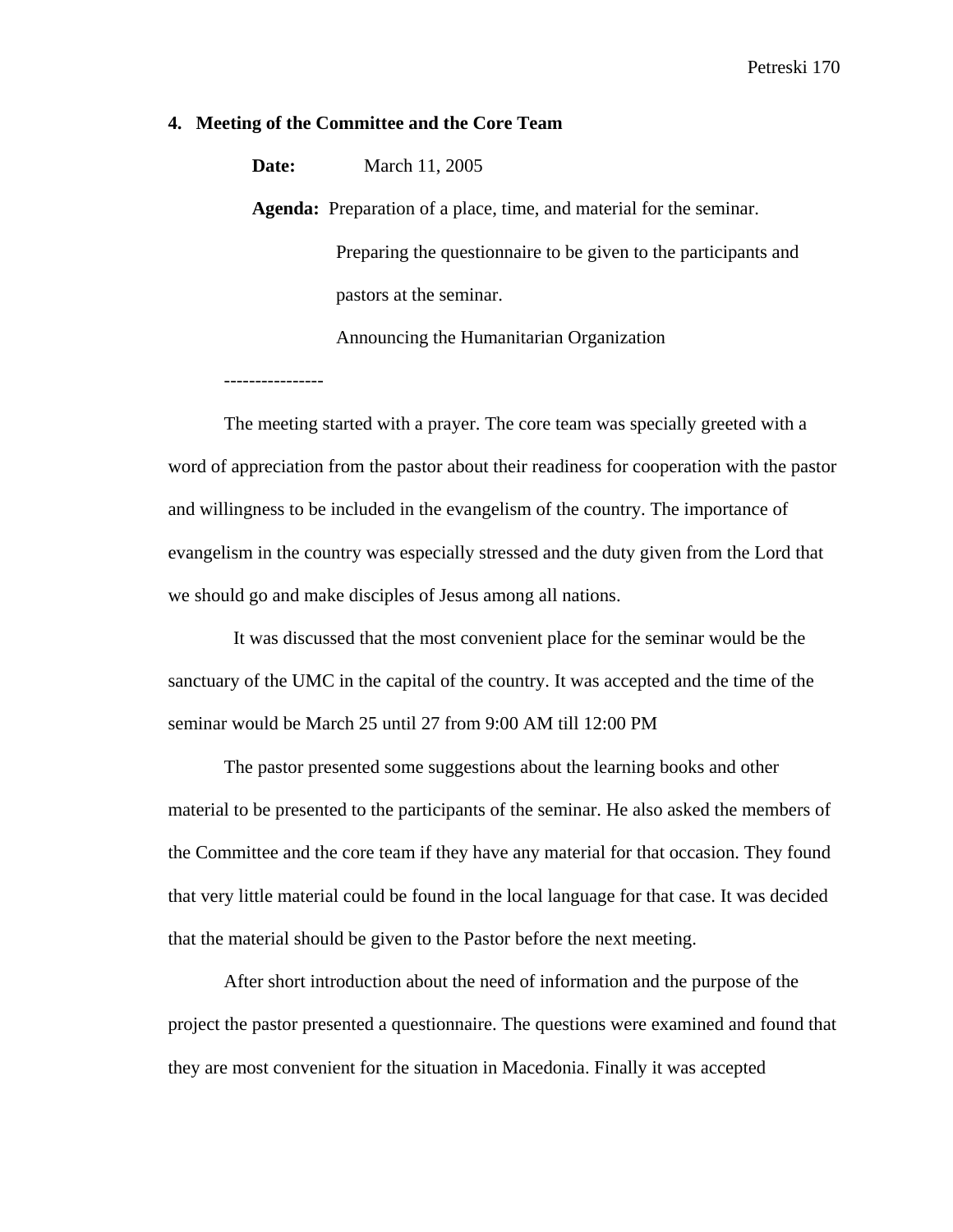**4. Meeting of the Committee and the Core Team**

**Date:** March 11, 2005

**Agenda:** Preparation of a place, time, and material for the seminar.

Preparing the questionnaire to be given to the participants and pastors at the seminar.

Announcing the Humanitarian Organization

----------------

The meeting started with a prayer. The core team was specially greeted with a word of appreciation from the pastor about their readiness for cooperation with the pastor and willingness to be included in the evangelism of the country. The importance of evangelism in the country was especially stressed and the duty given from the Lord that we should go and make disciples of Jesus among all nations.

It was discussed that the most convenient place for the seminar would be the sanctuary of the UMC in the capital of the country. It was accepted and the time of the seminar would be March 25 until 27 from 9:00 AM till 12:00 PM

The pastor presented some suggestions about the learning books and other material to be presented to the participants of the seminar. He also asked the members of the Committee and the core team if they have any material for that occasion. They found that very little material could be found in the local language for that case. It was decided that the material should be given to the Pastor before the next meeting.

After short introduction about the need of information and the purpose of the project the pastor presented a questionnaire. The questions were examined and found that they are most convenient for the situation in Macedonia. Finally it was accepted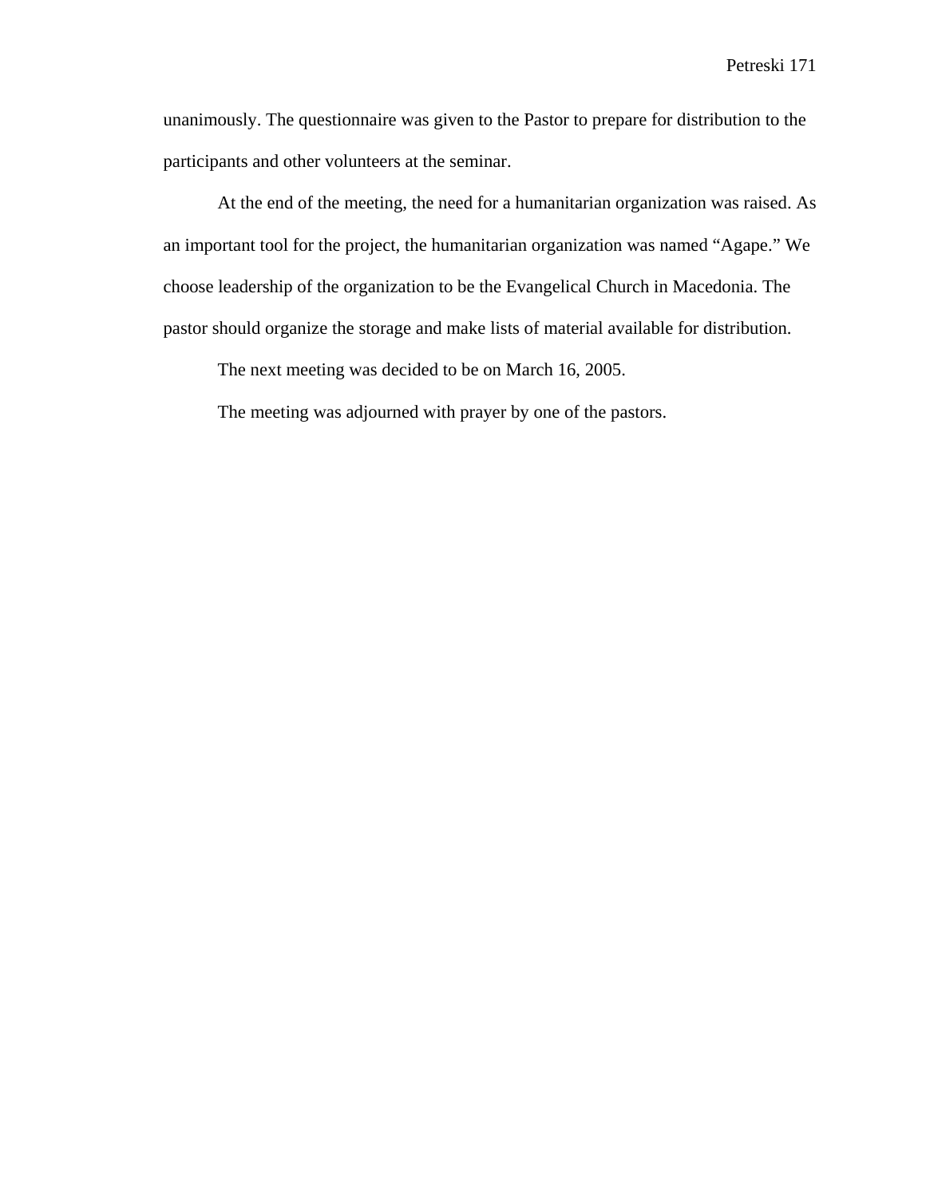unanimously. The questionnaire was given to the Pastor to prepare for distribution to the participants and other volunteers at the seminar.

At the end of the meeting, the need for a humanitarian organization was raised. As an important tool for the project, the humanitarian organization was named “Agape.” We choose leadership of the organization to be the Evangelical Church in Macedonia. The pastor should organize the storage and make lists of material available for distribution.

The next meeting was decided to be on March 16, 2005.

The meeting was adjourned with prayer by one of the pastors.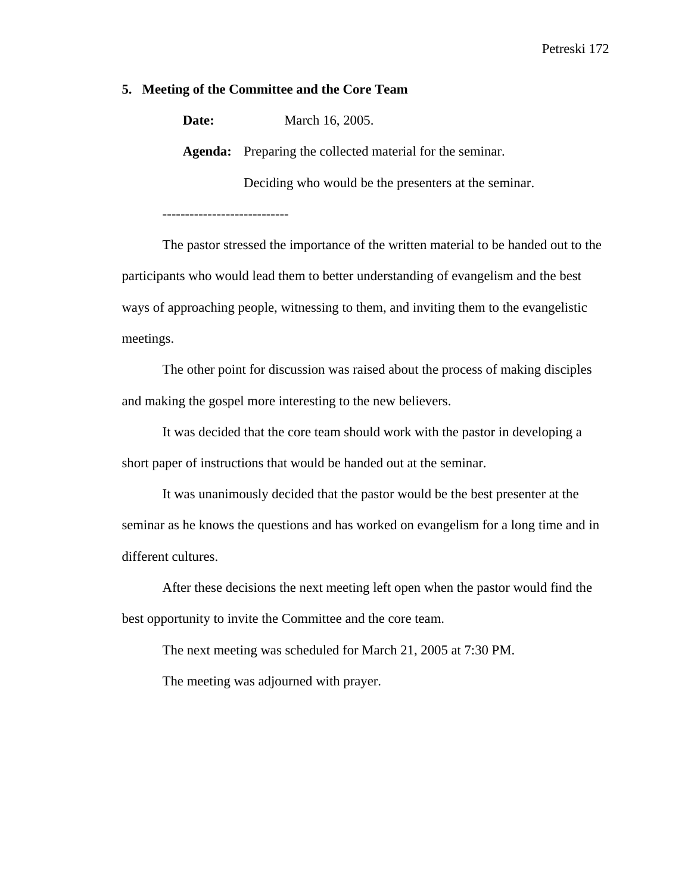**5. Meeting of the Committee and the Core Team**

**Date:** March 16, 2005.

**Agenda:** Preparing the collected material for the seminar.

Deciding who would be the presenters at the seminar.

----------------------------

The pastor stressed the importance of the written material to be handed out to the participants who would lead them to better understanding of evangelism and the best ways of approaching people, witnessing to them, and inviting them to the evangelistic meetings.

The other point for discussion was raised about the process of making disciples and making the gospel more interesting to the new believers.

It was decided that the core team should work with the pastor in developing a short paper of instructions that would be handed out at the seminar.

It was unanimously decided that the pastor would be the best presenter at the seminar as he knows the questions and has worked on evangelism for a long time and in different cultures.

After these decisions the next meeting left open when the pastor would find the best opportunity to invite the Committee and the core team.

The next meeting was scheduled for March 21, 2005 at 7:30 PM.

The meeting was adjourned with prayer.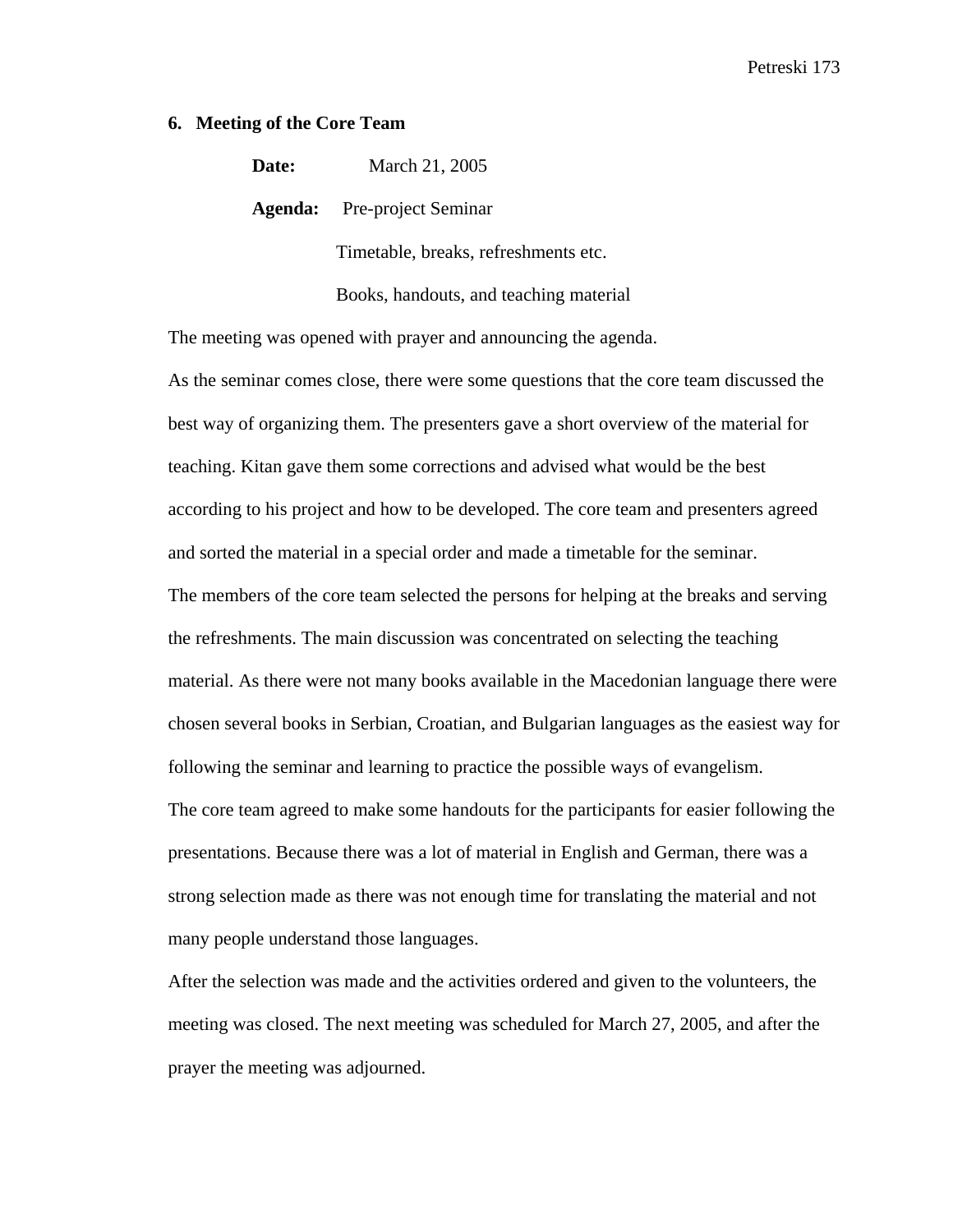### 6. Meeting of the Core Team

**Date:** March 21, 2005

**Agenda:** Pre-project Seminar

Timetable, breaks, refreshments etc.

Books, handouts, and teaching material

The meeting was opened with prayer and announcing the agenda.

As the seminar comes close, there were some questions that the core team discussed the best way of organizing them. The presenters gave a short overview of the material for teaching. Kitan gave them some corrections and advised what would be the best according to his project and how to be developed. The core team and presenters agreed and sorted the material in a special order and made a timetable for the seminar.

The members of the core team selected the persons for helping at the breaks and serving the refreshments. The main discussion was concentrated on selecting the teaching material. As there were not many books available in the Macedonian language there were chosen several books in Serbian, Croatian, and Bulgarian languages as the easiest way for following the seminar and learning to practice the possible ways of evangelism.

The core team agreed to make some handouts for the participants for easier following the presentations. Because there was a lot of material in English and German, there was a strong selection made as there was not enough time for translating the material and not many people understand those languages.

After the selection was made and the activities ordered and given to the volunteers, the meeting was closed. The next meeting was scheduled for March 27, 2005, and after the prayer the meeting was adjourned.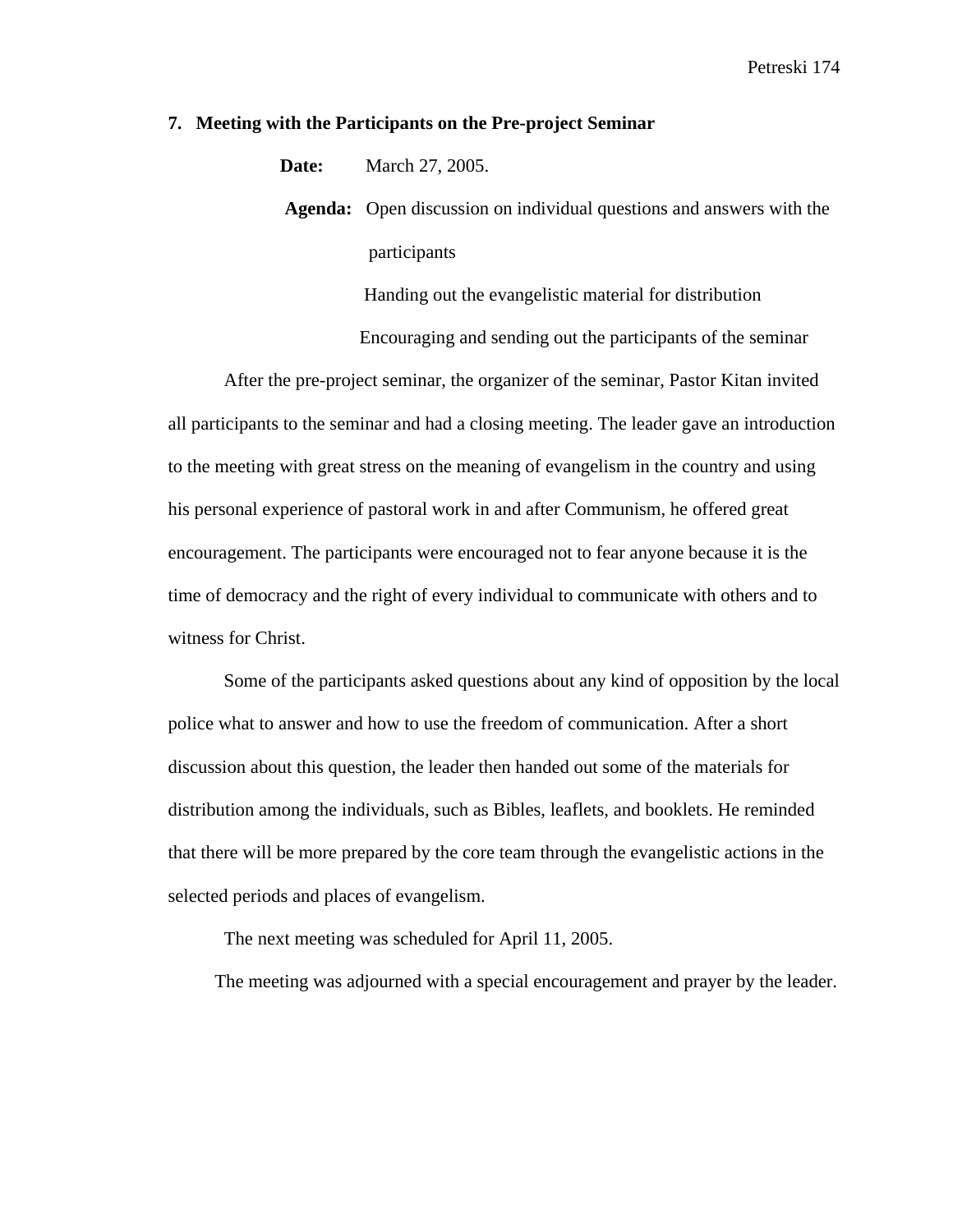### 7. Meeting with the Participants on the Pre-project Seminar

**Date:** March 27, 2005.

**Agenda:** Open discussion on individual questions and answers with the participants

Handing out the evangelistic material for distribution

Encouraging and sending out the participants of the seminar

After the pre-project seminar, the organizer of the seminar, Pastor Kitan invited all participants to the seminar and had a closing meeting. The leader gave an introduction to the meeting with great stress on the meaning of evangelism in the country and using his personal experience of pastoral work in and after Communism, he offered great encouragement. The participants were encouraged not to fear anyone because it is the time of democracy and the right of every individual to communicate with others and to witness for Christ.

Some of the participants asked questions about any kind of opposition by the local police what to answer and how to use the freedom of communication. After a short discussion about this question, the leader then handed out some of the materials for distribution among the individuals, such as Bibles, leaflets, and booklets. He reminded that there will be more prepared by the core team through the evangelistic actions in the selected periods and places of evangelism.

The next meeting was scheduled for April 11, 2005.

The meeting was adjourned with a special encouragement and prayer by the leader.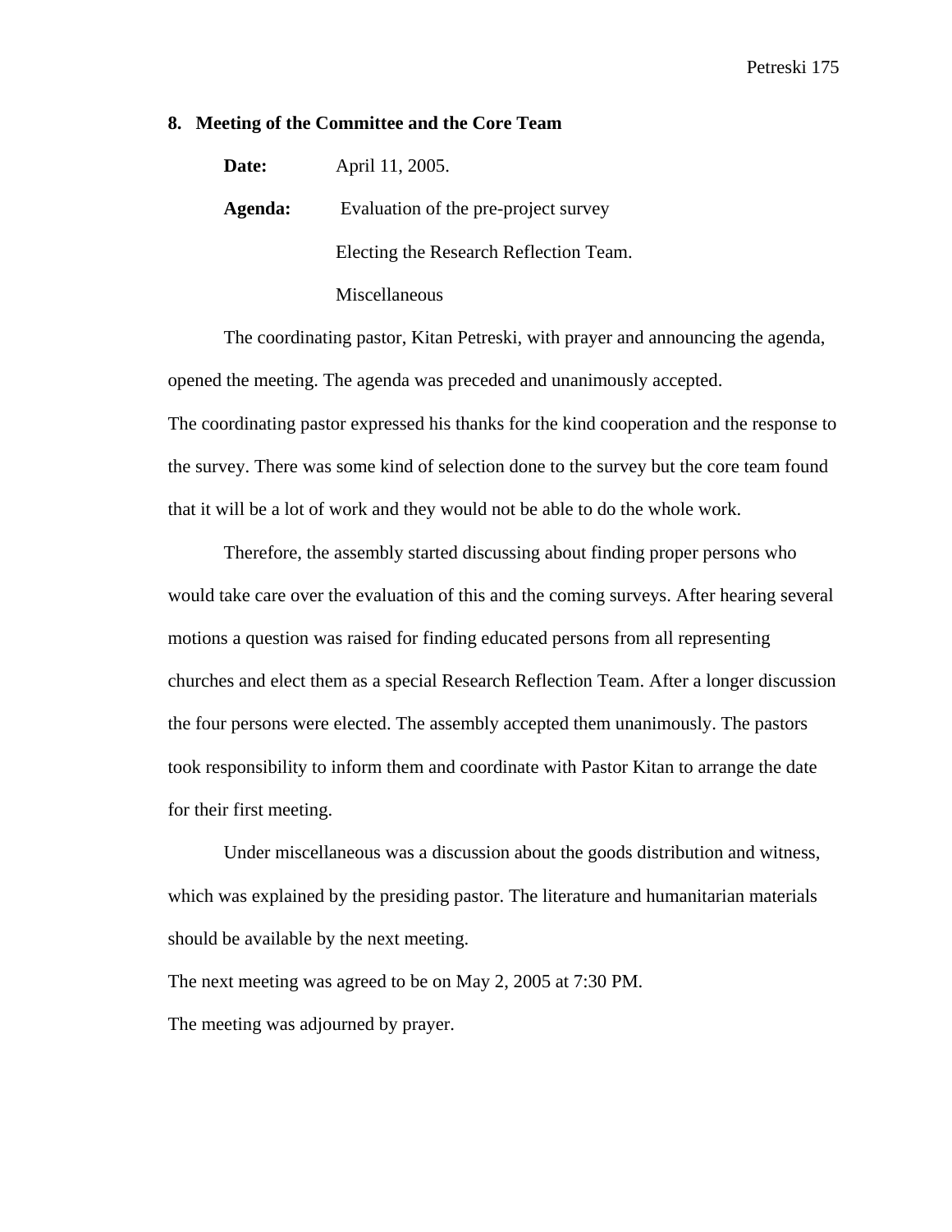## 8. Meeting of the Committee and the Core Team

**Date:** April 11, 2005.

**Agenda:** Evaluation of the pre-project survey

Electing the Research Reflection Team.

Miscellaneous

The coordinating pastor, Kitan Petreski, with prayer and announcing the agenda, opened the meeting. The agenda was preceded and unanimously accepted.

The coordinating pastor expressed his thanks for the kind cooperation and the response to the survey. There was some kind of selection done to the survey but the core team found that it will be a lot of work and they would not be able to do the whole work.

Therefore, the assembly started discussing about finding proper persons who would take care over the evaluation of this and the coming surveys. After hearing several motions a question was raised for finding educated persons from all representing churches and elect them as a special Research Reflection Team. After a longer discussion the four persons were elected. The assembly accepted them unanimously. The pastors took responsibility to inform them and coordinate with Pastor Kitan to arrange the date for their first meeting.

Under miscellaneous was a discussion about the goods distribution and witness, which was explained by the presiding pastor. The literature and humanitarian materials should be available by the next meeting.

The next meeting was agreed to be on May 2, 2005 at 7:30 PM.

The meeting was adjourned by prayer.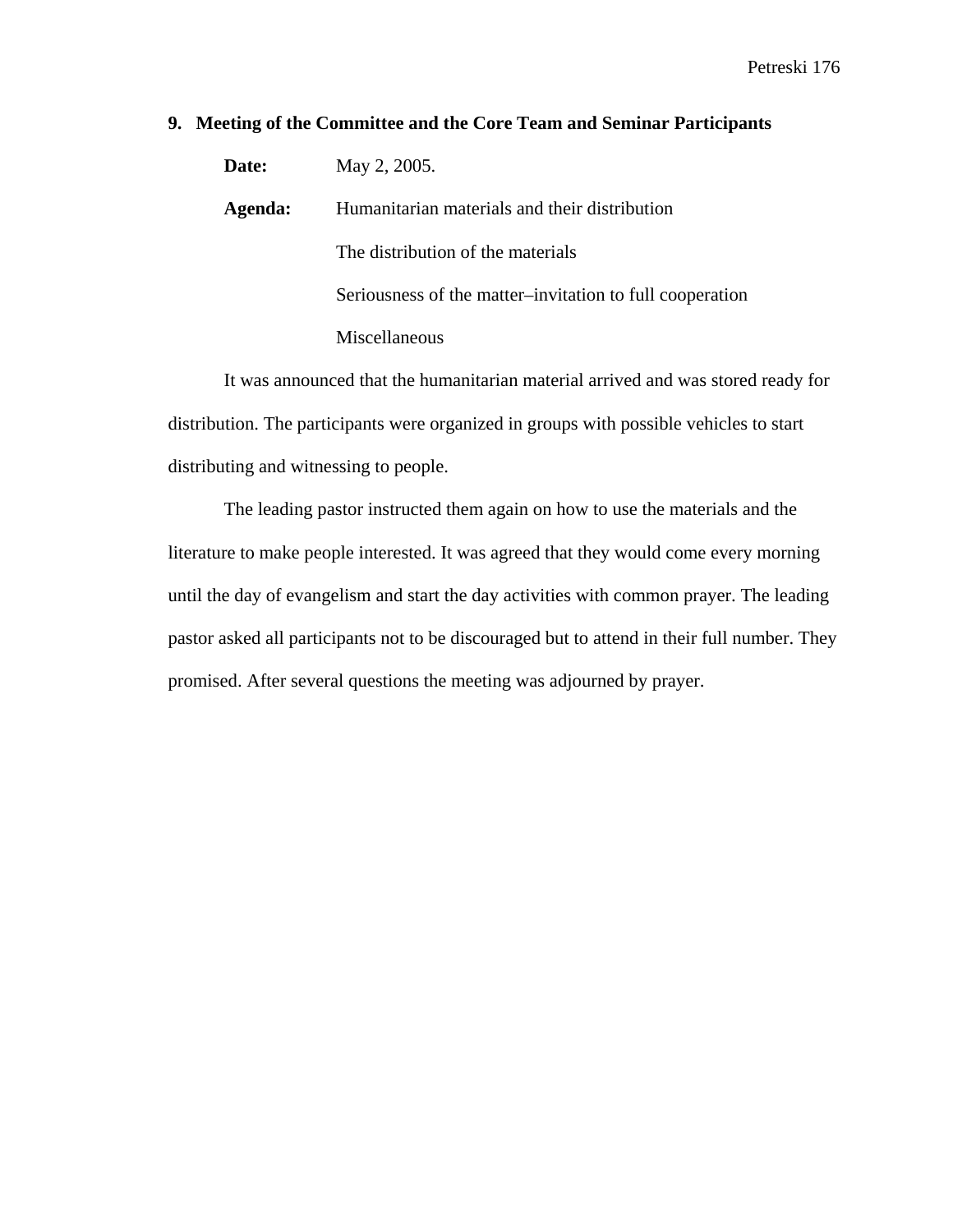**9. Meeting of the Committee and the Core Team and Seminar Participants**

**Date:** May 2, 2005.

**Agenda:** Humanitarian materials and their distribution

The distribution of the materials

Seriousness of the matter–invitation to full cooperation

Miscellaneous

It was announced that the humanitarian material arrived and was stored ready for distribution. The participants were organized in groups with possible vehicles to start distributing and witnessing to people.

The leading pastor instructed them again on how to use the materials and the literature to make people interested. It was agreed that they would come every morning until the day of evangelism and start the day activities with common prayer. The leading pastor asked all participants not to be discouraged but to attend in their full number. They promised. After several questions the meeting was adjourned by prayer.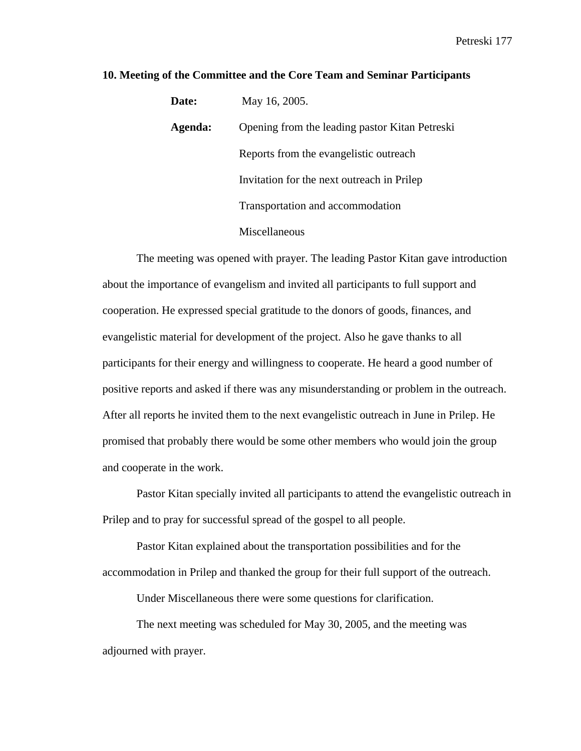**10. Meeting of the Committee and the Core Team and Seminar Participants**

**Date:** May 16, 2005.

**Agenda:** Opening from the leading pastor Kitan Petreski

Reports from the evangelistic outreach

Invitation for the next outreach in Prilep

Transportation and accommodation

Miscellaneous

The meeting was opened with prayer. The leading Pastor Kitan gave introduction about the importance of evangelism and invited all participants to full support and cooperation. He expressed special gratitude to the donors of goods, finances, and evangelistic material for development of the project. Also he gave thanks to all participants for their energy and willingness to cooperate. He heard a good number of positive reports and asked if there was any misunderstanding or problem in the outreach. After all reports he invited them to the next evangelistic outreach in June in Prilep. He promised that probably there would be some other members who would join the group and cooperate in the work.

Pastor Kitan specially invited all participants to attend the evangelistic outreach in Prilep and to pray for successful spread of the gospel to all people.

Pastor Kitan explained about the transportation possibilities and for the accommodation in Prilep and thanked the group for their full support of the outreach.

Under Miscellaneous there were some questions for clarification.

The next meeting was scheduled for May 30, 2005, and the meeting was adjourned with prayer.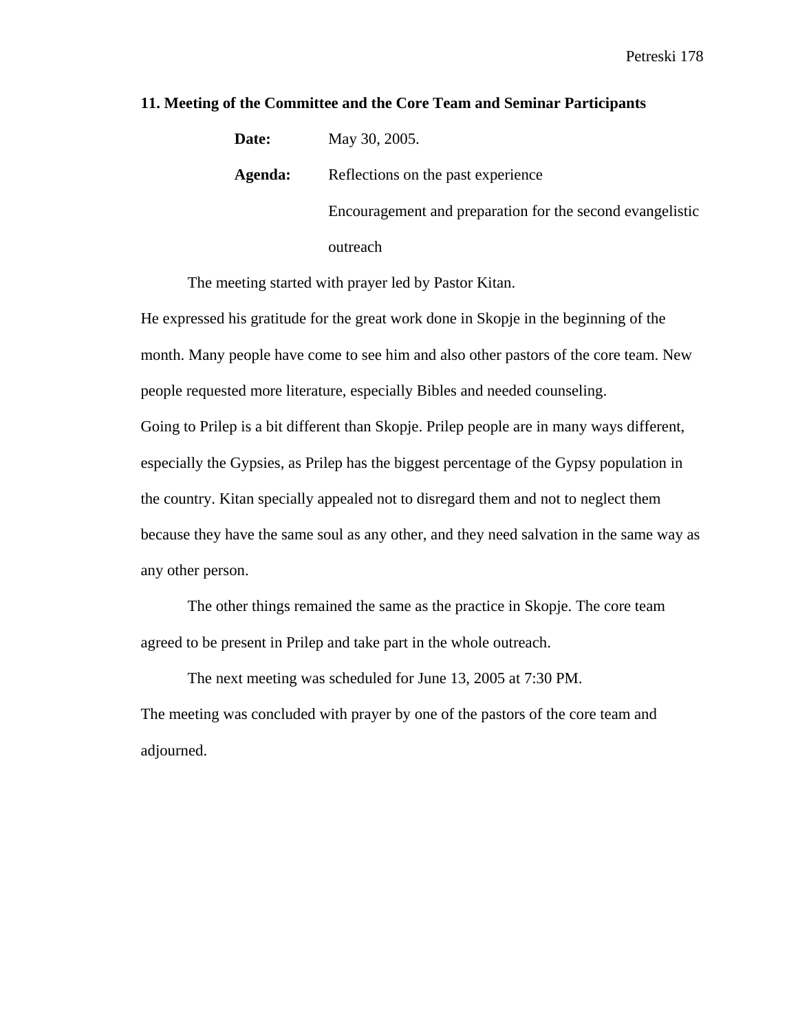**11. Meeting of the Committee and the Core Team and Seminar Participants**

**Date:** May 30, 2005.

**Agenda:** Reflections on the past experience

Encouragement and preparation for the second evangelistic outreach

The meeting started with prayer led by Pastor Kitan.

He expressed his gratitude for the great work done in Skopje in the beginning of the month. Many people have come to see him and also other pastors of the core team. New people requested more literature, especially Bibles and needed counseling.

Going to Prilep is a bit different than Skopje. Prilep people are in many ways different, especially the Gypsies, as Prilep has the biggest percentage of the Gypsy population in the country. Kitan specially appealed not to disregard them and not to neglect them because they have the same soul as any other, and they need salvation in the same way as any other person.

The other things remained the same as the practice in Skopje. The core team agreed to be present in Prilep and take part in the whole outreach.

The next meeting was scheduled for June 13, 2005 at 7:30 PM.

The meeting was concluded with prayer by one of the pastors of the core team and adjourned.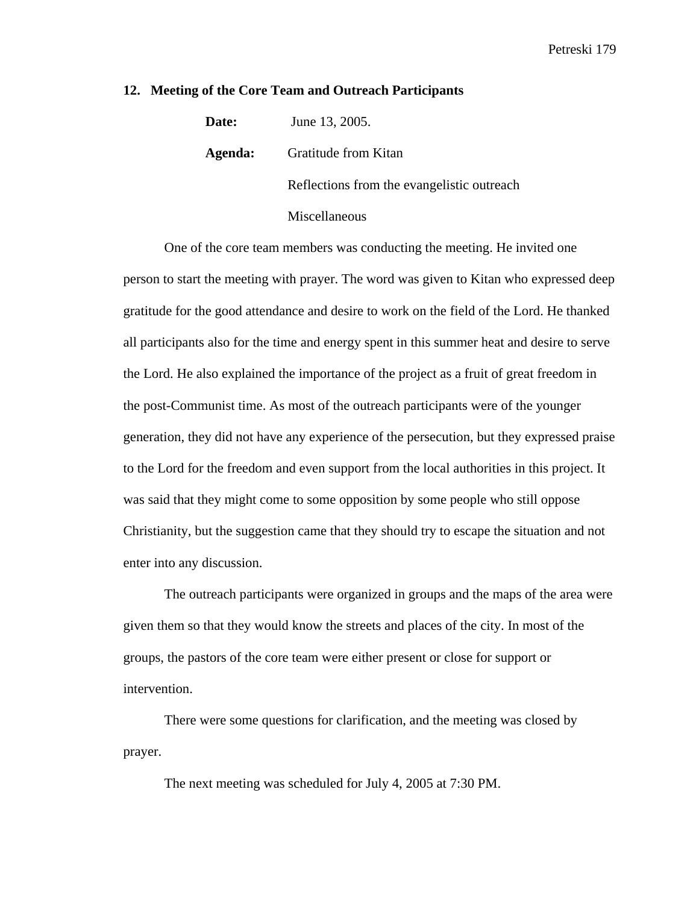## 12. Meeting of the Core Team and Outreach Participants

**Date:** June 13, 2005.

**Agenda:** Gratitude from Kitan

Reflections from the evangelistic outreach

Miscellaneous

One of the core team members was conducting the meeting. He invited one person to start the meeting with prayer. The word was given to Kitan who expressed deep gratitude for the good attendance and desire to work on the field of the Lord. He thanked all participants also for the time and energy spent in this summer heat and desire to serve the Lord. He also explained the importance of the project as a fruit of great freedom in the post-Communist time. As most of the outreach participants were of the younger generation, they did not have any experience of the persecution, but they expressed praise to the Lord for the freedom and even support from the local authorities in this project. It was said that they might come to some opposition by some people who still oppose Christianity, but the suggestion came that they should try to escape the situation and not enter into any discussion.

The outreach participants were organized in groups and the maps of the area were given them so that they would know the streets and places of the city. In most of the groups, the pastors of the core team were either present or close for support or intervention.

There were some questions for clarification, and the meeting was closed by prayer.

The next meeting was scheduled for July 4, 2005 at 7:30 PM.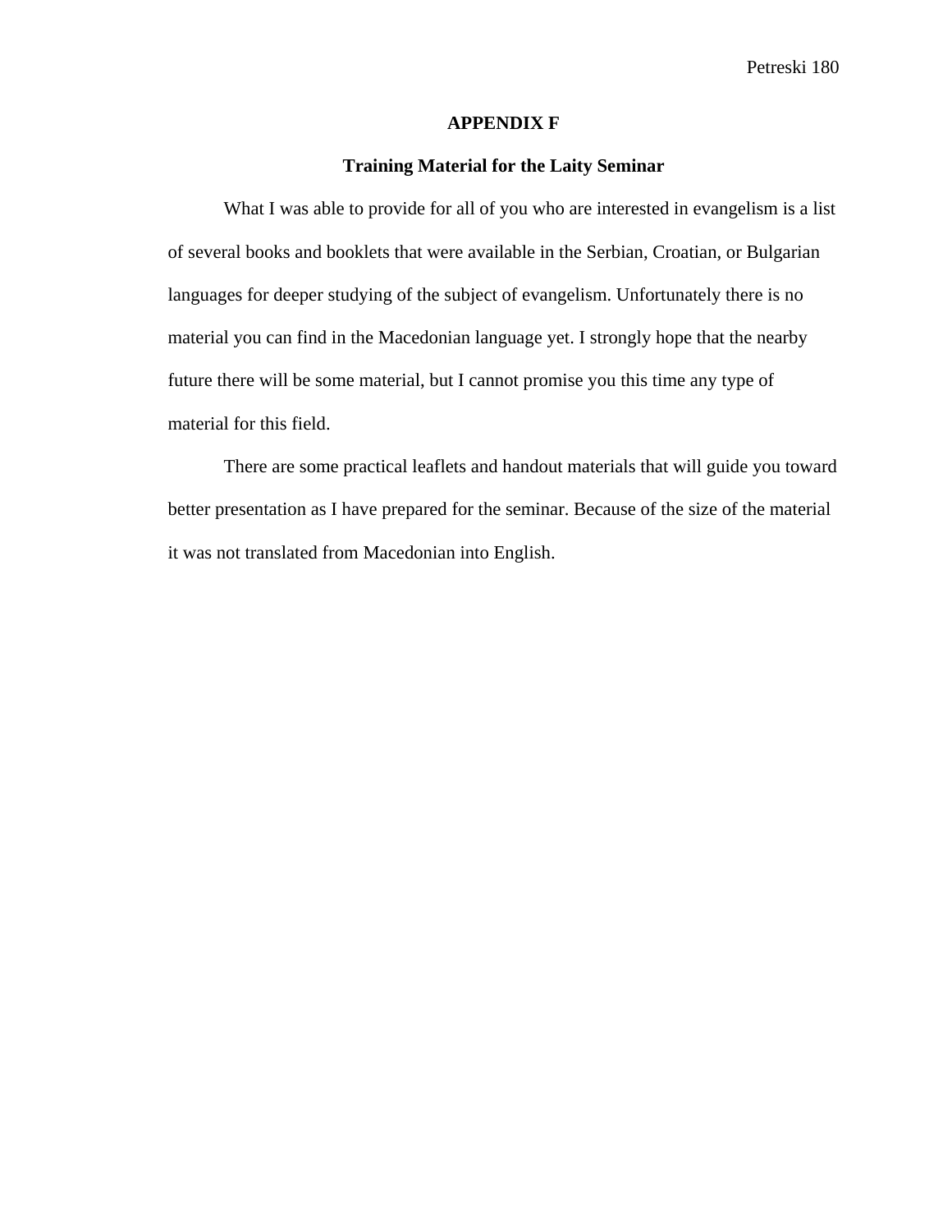# APPENDIX F

## Training Material for the Laity Seminar

What I was able to provide for all of you who are interested in evangelism is a list of several books and booklets that were available in the Serbian, Croatian, or Bulgarian languages for deeper studying of the subject of evangelism. Unfortunately there is no material you can find in the Macedonian language yet. I strongly hope that the nearby future there will be some material, but I cannot promise you this time any type of material for this field.

There are some practical leaflets and handout materials that will guide you toward better presentation as I have prepared for the seminar. Because of the size of the material it was not translated from Macedonian into English.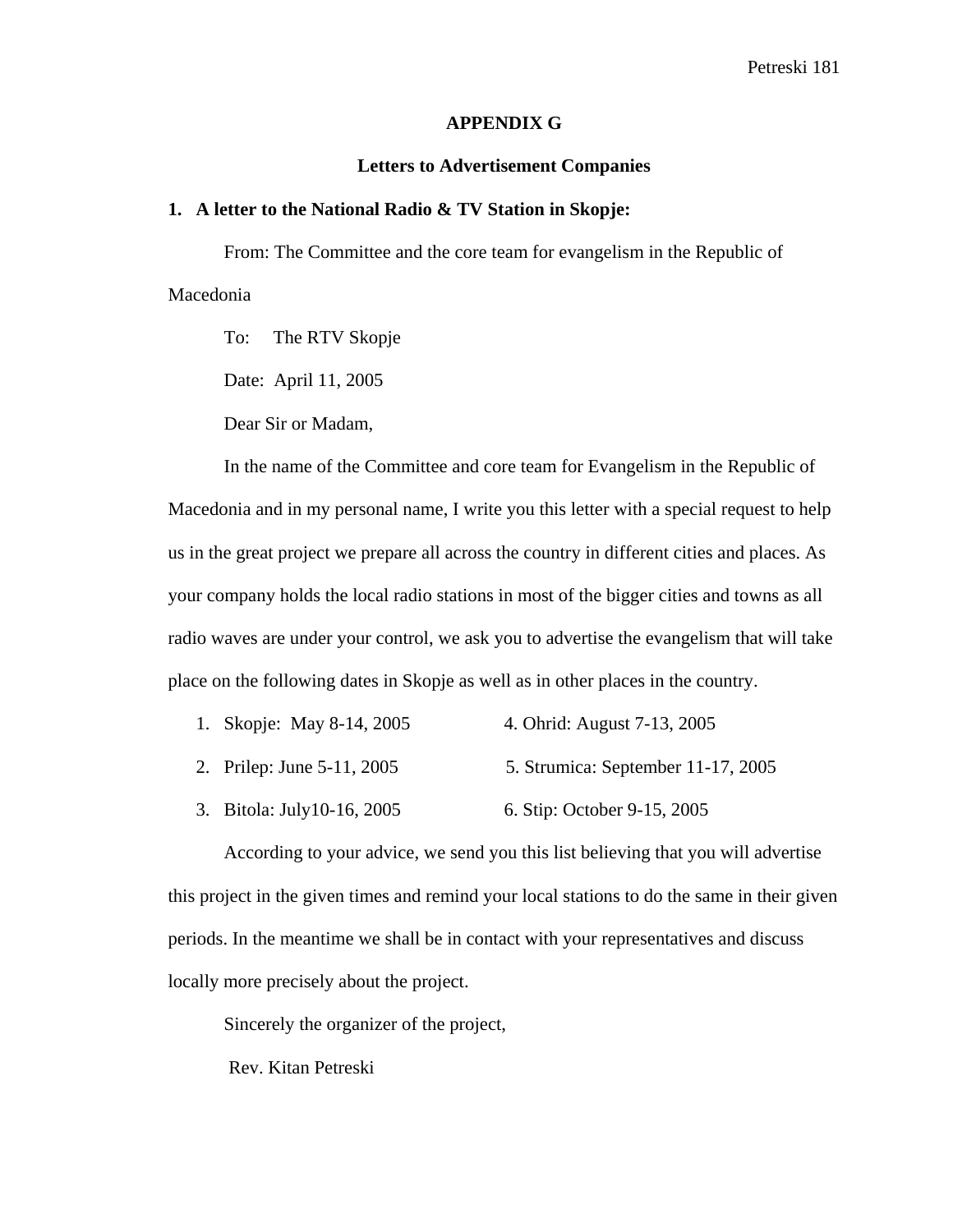# APPENDIX G

## Letters to Advertisement Companies

**1. A letter to the National Radio & TV Station in Skopje:**

From: The Committee and the core team for evangelism in the Republic of Macedonia

To: The RTV Skopje

Date: April 11, 2005

Dear Sir or Madam,

In the name of the Committee and core team for Evangelism in the Republic of Macedonia and in my personal name, I write you this letter with a special request to help us in the great project we prepare all across the country in different cities and places. As your company holds the local radio stations in most of the bigger cities and towns as all radio waves are under your control, we ask you to advertise the evangelism that will take place on the following dates in Skopje as well as in other places in the country.

1. Skopje: May 8-14, 2005
2. Prilep: June 5-11, 2005
3. Bitola: July10-16, 2005
4. Ohrid: August 7-13, 2005
5. Strumica: September 11-17, 2005
6. Stip: October 9-15, 2005

According to your advice, we send you this list believing that you will advertise this project in the given times and remind your local stations to do the same in their given periods. In the meantime we shall be in contact with your representatives and discuss locally more precisely about the project.

Sincerely the organizer of the project,

Rev. Kitan Petreski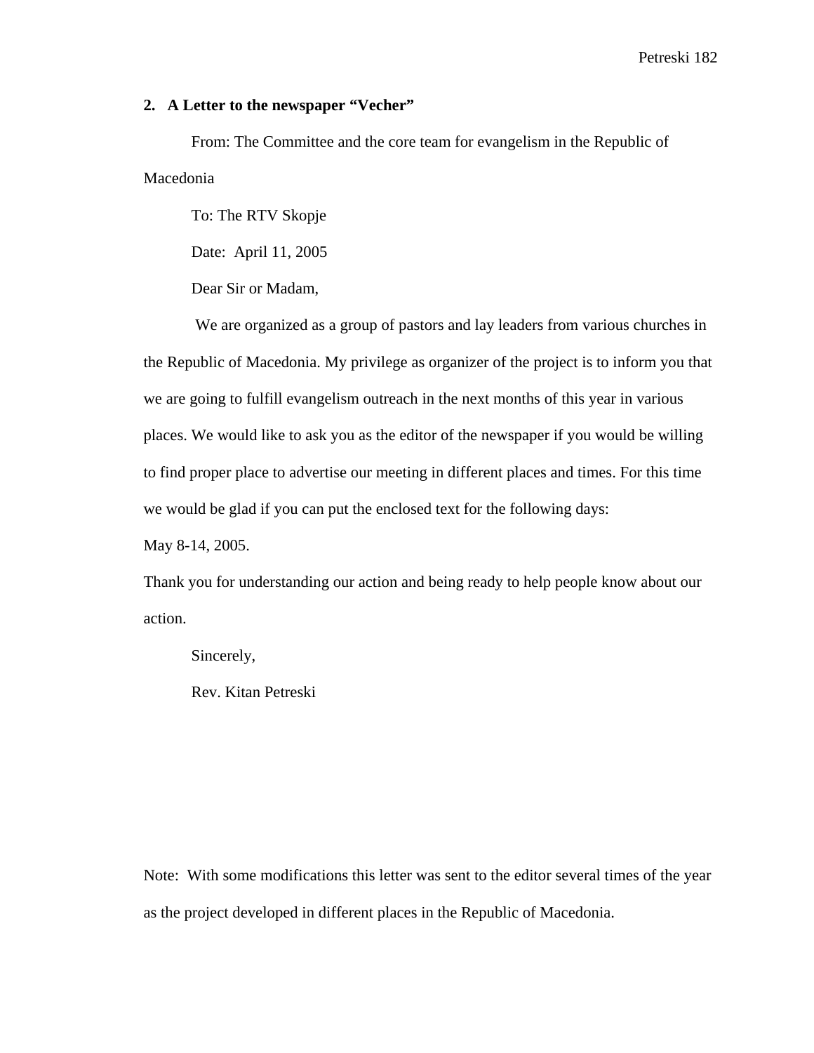**2. A Letter to the newspaper "Vecher"**

From: The Committee and the core team for evangelism in the Republic of Macedonia

To: The RTV Skopje

Date: April 11, 2005

Dear Sir or Madam,

We are organized as a group of pastors and lay leaders from various churches in the Republic of Macedonia. My privilege as organizer of the project is to inform you that we are going to fulfill evangelism outreach in the next months of this year in various places. We would like to ask you as the editor of the newspaper if you would be willing to find proper place to advertise our meeting in different places and times. For this time we would be glad if you can put the enclosed text for the following days:

May 8-14, 2005.

Thank you for understanding our action and being ready to help people know about our action.

Sincerely,

Rev. Kitan Petreski

Note: With some modifications this letter was sent to the editor several times of the year as the project developed in different places in the Republic of Macedonia.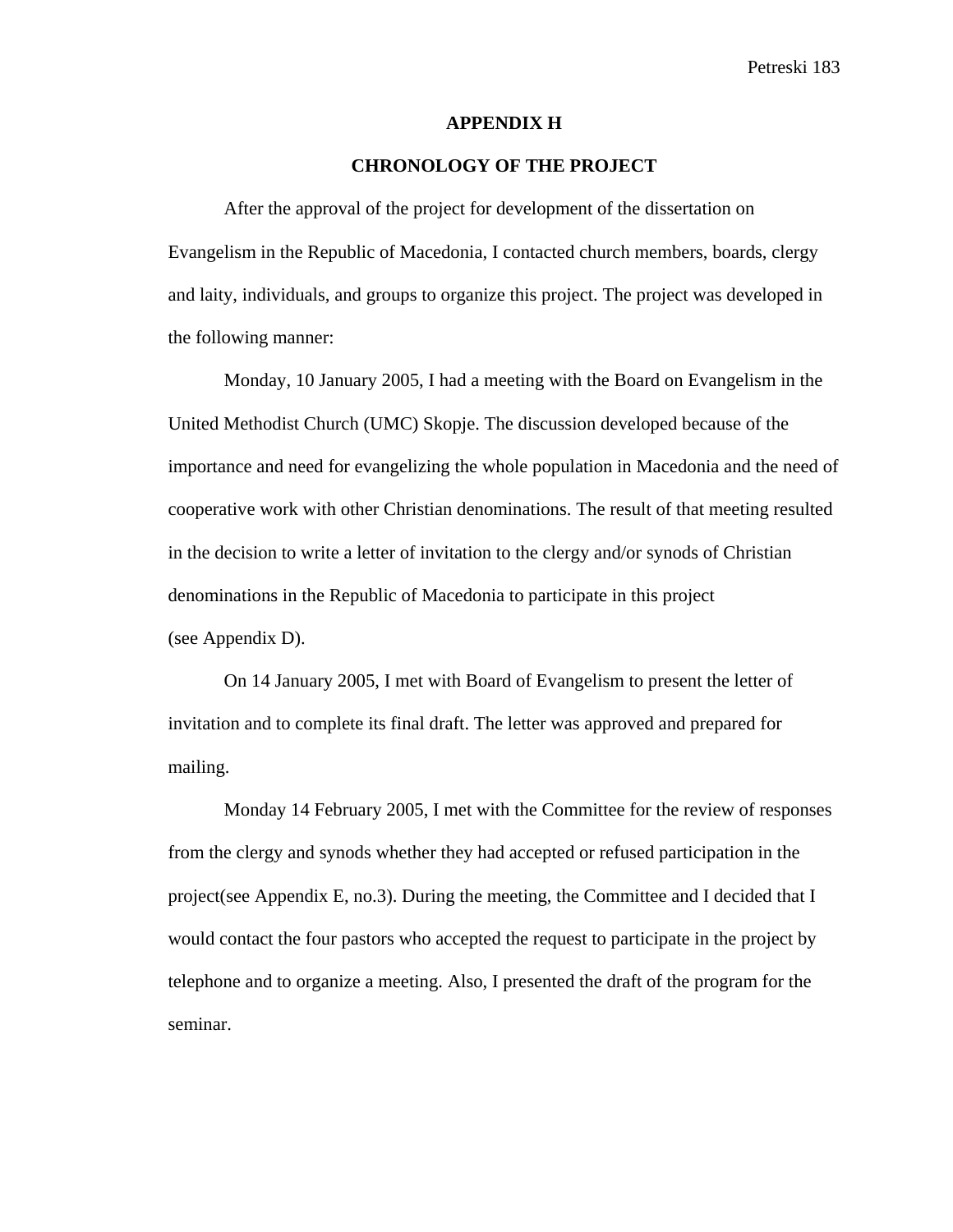## APPENDIX H

## CHRONOLOGY OF THE PROJECT

After the approval of the project for development of the dissertation on Evangelism in the Republic of Macedonia, I contacted church members, boards, clergy and laity, individuals, and groups to organize this project. The project was developed in the following manner:

Monday, 10 January 2005, I had a meeting with the Board on Evangelism in the United Methodist Church (UMC) Skopje. The discussion developed because of the importance and need for evangelizing the whole population in Macedonia and the need of cooperative work with other Christian denominations. The result of that meeting resulted in the decision to write a letter of invitation to the clergy and/or synods of Christian denominations in the Republic of Macedonia to participate in this project (see Appendix D).

On 14 January 2005, I met with Board of Evangelism to present the letter of invitation and to complete its final draft. The letter was approved and prepared for mailing.

Monday 14 February 2005, I met with the Committee for the review of responses from the clergy and synods whether they had accepted or refused participation in the project(see Appendix E, no.3). During the meeting, the Committee and I decided that I would contact the four pastors who accepted the request to participate in the project by telephone and to organize a meeting. Also, I presented the draft of the program for the seminar.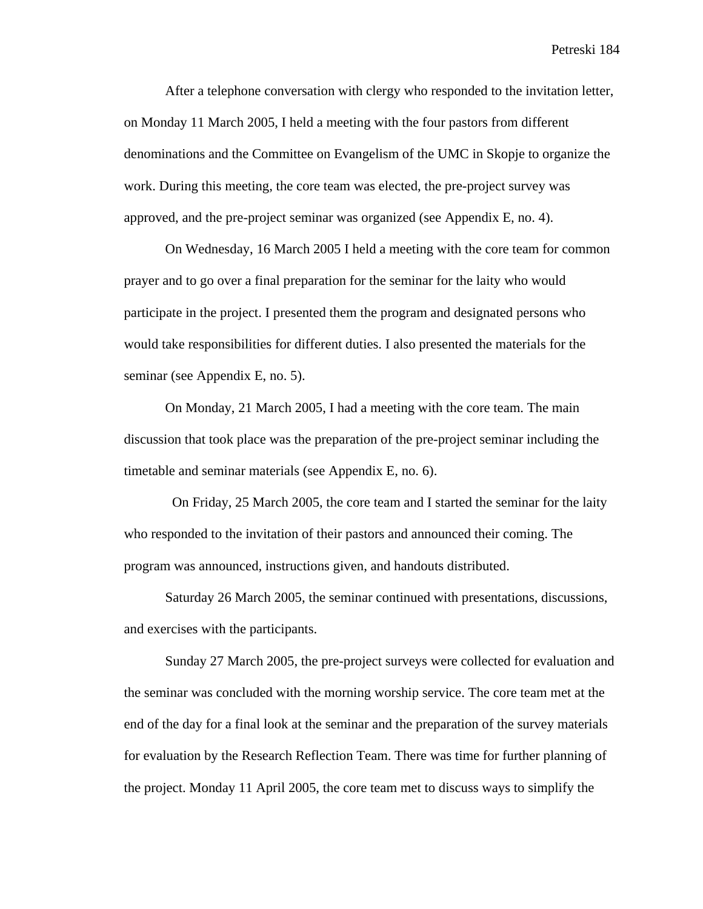After a telephone conversation with clergy who responded to the invitation letter, on Monday 11 March 2005, I held a meeting with the four pastors from different denominations and the Committee on Evangelism of the UMC in Skopje to organize the work. During this meeting, the core team was elected, the pre-project survey was approved, and the pre-project seminar was organized (see Appendix E, no. 4).

On Wednesday, 16 March 2005 I held a meeting with the core team for common prayer and to go over a final preparation for the seminar for the laity who would participate in the project. I presented them the program and designated persons who would take responsibilities for different duties. I also presented the materials for the seminar (see Appendix E, no. 5).

On Monday, 21 March 2005, I had a meeting with the core team. The main discussion that took place was the preparation of the pre-project seminar including the timetable and seminar materials (see Appendix E, no. 6).

On Friday, 25 March 2005, the core team and I started the seminar for the laity who responded to the invitation of their pastors and announced their coming. The program was announced, instructions given, and handouts distributed.

Saturday 26 March 2005, the seminar continued with presentations, discussions, and exercises with the participants.

Sunday 27 March 2005, the pre-project surveys were collected for evaluation and the seminar was concluded with the morning worship service. The core team met at the end of the day for a final look at the seminar and the preparation of the survey materials for evaluation by the Research Reflection Team. There was time for further planning of the project. Monday 11 April 2005, the core team met to discuss ways to simplify the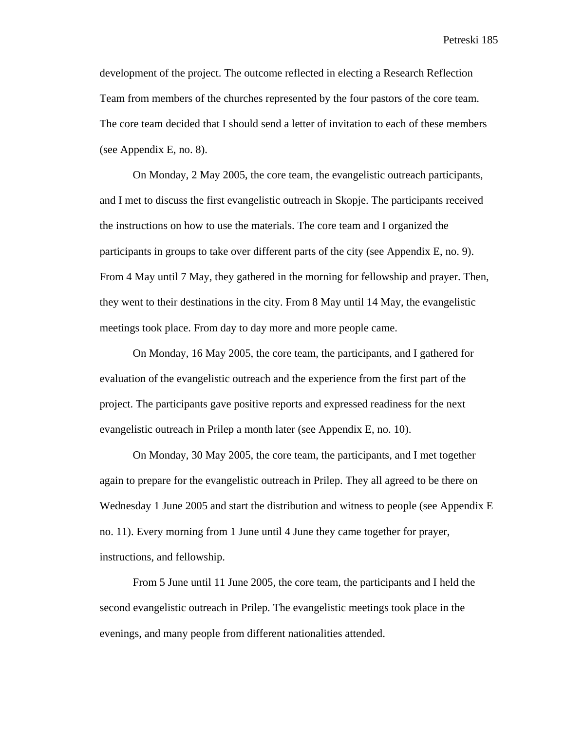development of the project. The outcome reflected in electing a Research Reflection Team from members of the churches represented by the four pastors of the core team. The core team decided that I should send a letter of invitation to each of these members (see Appendix E, no. 8).

On Monday, 2 May 2005, the core team, the evangelistic outreach participants, and I met to discuss the first evangelistic outreach in Skopje. The participants received the instructions on how to use the materials. The core team and I organized the participants in groups to take over different parts of the city (see Appendix E, no. 9). From 4 May until 7 May, they gathered in the morning for fellowship and prayer. Then, they went to their destinations in the city. From 8 May until 14 May, the evangelistic meetings took place. From day to day more and more people came.

On Monday, 16 May 2005, the core team, the participants, and I gathered for evaluation of the evangelistic outreach and the experience from the first part of the project. The participants gave positive reports and expressed readiness for the next evangelistic outreach in Prilep a month later (see Appendix E, no. 10).

On Monday, 30 May 2005, the core team, the participants, and I met together again to prepare for the evangelistic outreach in Prilep. They all agreed to be there on Wednesday 1 June 2005 and start the distribution and witness to people (see Appendix E no. 11). Every morning from 1 June until 4 June they came together for prayer, instructions, and fellowship.

From 5 June until 11 June 2005, the core team, the participants and I held the second evangelistic outreach in Prilep. The evangelistic meetings took place in the evenings, and many people from different nationalities attended.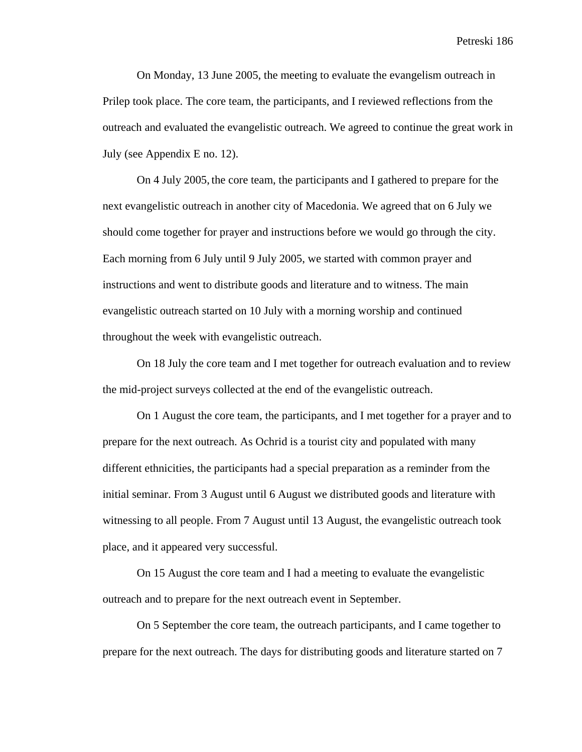On Monday, 13 June 2005, the meeting to evaluate the evangelism outreach in Prilep took place. The core team, the participants, and I reviewed reflections from the outreach and evaluated the evangelistic outreach. We agreed to continue the great work in July (see Appendix E no. 12).

On 4 July 2005, the core team, the participants and I gathered to prepare for the next evangelistic outreach in another city of Macedonia. We agreed that on 6 July we should come together for prayer and instructions before we would go through the city. Each morning from 6 July until 9 July 2005, we started with common prayer and instructions and went to distribute goods and literature and to witness. The main evangelistic outreach started on 10 July with a morning worship and continued throughout the week with evangelistic outreach.

On 18 July the core team and I met together for outreach evaluation and to review the mid-project surveys collected at the end of the evangelistic outreach.

On 1 August the core team, the participants, and I met together for a prayer and to prepare for the next outreach. As Ochrid is a tourist city and populated with many different ethnicities, the participants had a special preparation as a reminder from the initial seminar. From 3 August until 6 August we distributed goods and literature with witnessing to all people. From 7 August until 13 August, the evangelistic outreach took place, and it appeared very successful.

On 15 August the core team and I had a meeting to evaluate the evangelistic outreach and to prepare for the next outreach event in September.

On 5 September the core team, the outreach participants, and I came together to prepare for the next outreach. The days for distributing goods and literature started on 7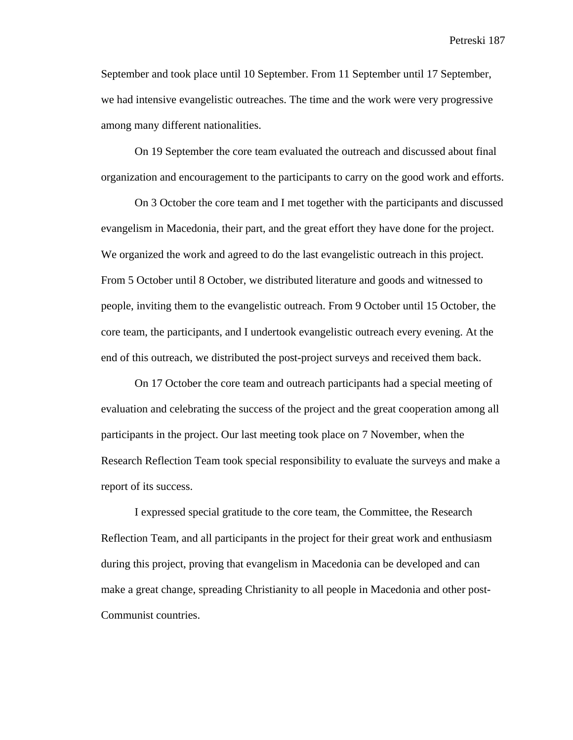September and took place until 10 September. From 11 September until 17 September, we had intensive evangelistic outreaches. The time and the work were very progressive among many different nationalities.

On 19 September the core team evaluated the outreach and discussed about final organization and encouragement to the participants to carry on the good work and efforts.

On 3 October the core team and I met together with the participants and discussed evangelism in Macedonia, their part, and the great effort they have done for the project. We organized the work and agreed to do the last evangelistic outreach in this project. From 5 October until 8 October, we distributed literature and goods and witnessed to people, inviting them to the evangelistic outreach. From 9 October until 15 October, the core team, the participants, and I undertook evangelistic outreach every evening. At the end of this outreach, we distributed the post-project surveys and received them back.

On 17 October the core team and outreach participants had a special meeting of evaluation and celebrating the success of the project and the great cooperation among all participants in the project. Our last meeting took place on 7 November, when the Research Reflection Team took special responsibility to evaluate the surveys and make a report of its success.

I expressed special gratitude to the core team, the Committee, the Research Reflection Team, and all participants in the project for their great work and enthusiasm during this project, proving that evangelism in Macedonia can be developed and can make a great change, spreading Christianity to all people in Macedonia and other post-Communist countries.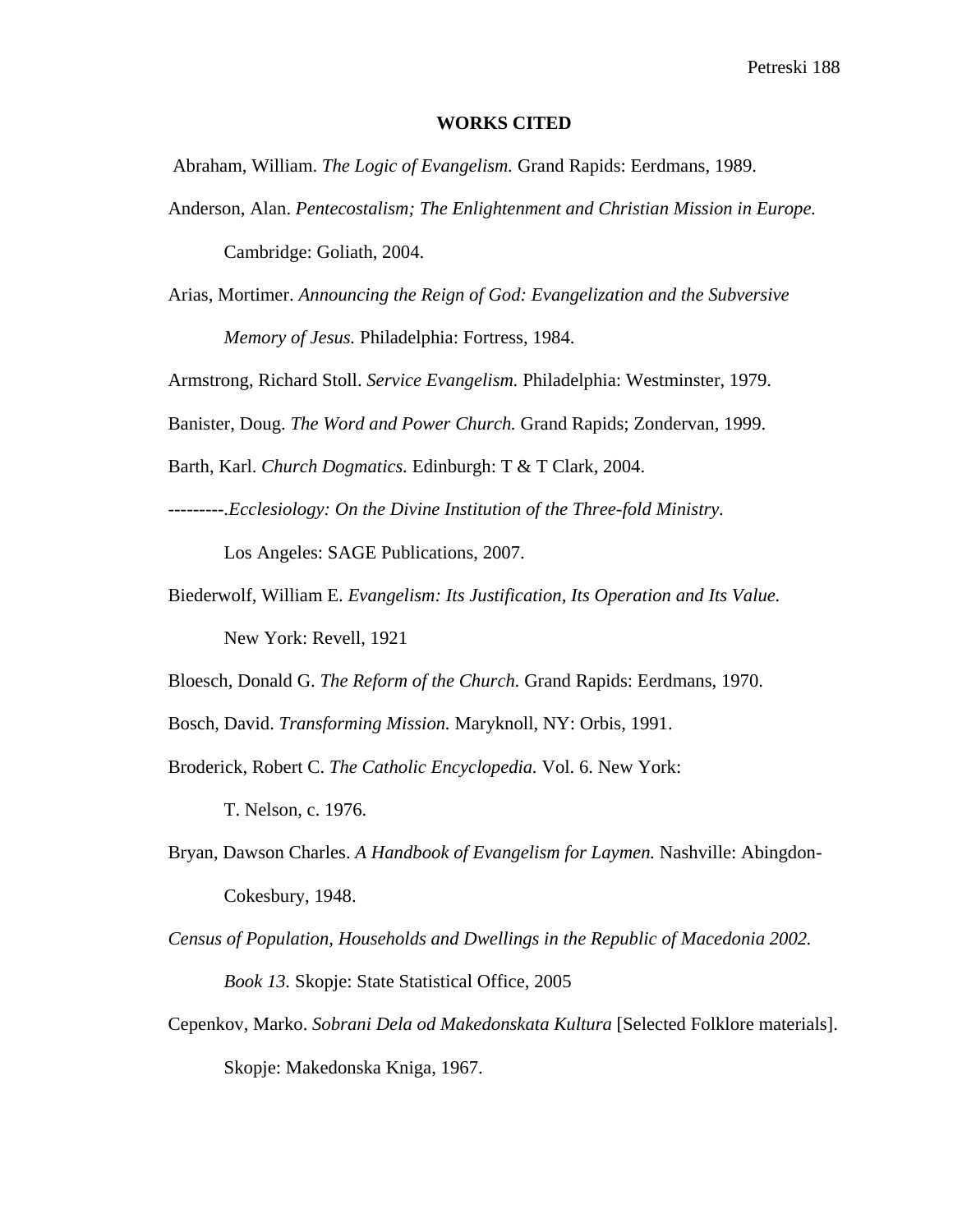**WORKS CITED**

Abraham, William. *The Logic of Evangelism.* Grand Rapids: Eerdmans, 1989.

Anderson, Alan. *Pentecostalism; The Enlightenment and Christian Mission in Europe.* Cambridge: Goliath, 2004.

Arias, Mortimer. *Announcing the Reign of God: Evangelization and the Subversive Memory of Jesus.* Philadelphia: Fortress, 1984.

Armstrong, Richard Stoll. *Service Evangelism.* Philadelphia: Westminster, 1979.

Banister, Doug. *The Word and Power Church.* Grand Rapids; Zondervan, 1999.

Barth, Karl. *Church Dogmatics.* Edinburgh: T & T Clark, 2004.

---------.*Ecclesiology: On the Divine Institution of the Three-fold Ministry.* Los Angeles: SAGE Publications, 2007.

Biederwolf, William E. *Evangelism: Its Justification, Its Operation and Its Value.* New York: Revell, 1921

Bloesch, Donald G. *The Reform of the Church.* Grand Rapids: Eerdmans, 1970.

Bosch, David. *Transforming Mission.* Maryknoll, NY: Orbis, 1991.

Broderick, Robert C. *The Catholic Encyclopedia.* Vol. 6. New York: T. Nelson, c. 1976.

Bryan, Dawson Charles. *A Handbook of Evangelism for Laymen.* Nashville: Abingdon-Cokesbury, 1948.

*Census of Population, Households and Dwellings in the Republic of Macedonia 2002. Book 13.* Skopje: State Statistical Office, 2005

Cepenkov, Marko. *Sobrani Dela od Makedonskata Kultura* [Selected Folklore materials]. Skopje: Makedonska Kniga, 1967.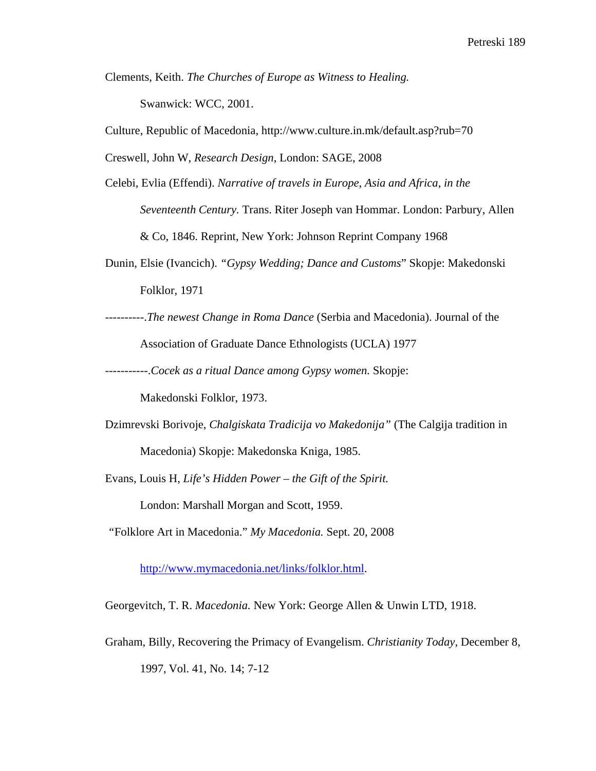Clements, Keith. *The Churches of Europe as Witness to Healing.* Swanwick: WCC, 2001.

Culture, Republic of Macedonia, http://www.culture.in.mk/default.asp?rub=70

Creswell, John W, *Research Design*, London: SAGE, 2008

Celebi, Evlia (Effendi). *Narrative of travels in Europe, Asia and Africa, in the Seventeenth Century.* Trans. Riter Joseph van Hommar. London: Parbury, Allen & Co, 1846. Reprint, New York: Johnson Reprint Company 1968

Dunin, Elsie (Ivancich). *"Gypsy Wedding; Dance and Customs*" Skopje: Makedonski Folklor, 1971

----------.*The newest Change in Roma Dance* (Serbia and Macedonia). Journal of the Association of Graduate Dance Ethnologists (UCLA) 1977

-----------.*Cocek as a ritual Dance among Gypsy women.* Skopje: Makedonski Folklor, 1973.

Dzimrevski Borivoje, *Chalgiskata Tradicija vo Makedonija"* (The Calgija tradition in Macedonia) Skopje: Makedonska Kniga, 1985.

Evans, Louis H, *Life's Hidden Power – the Gift of the Spirit.* London: Marshall Morgan and Scott, 1959.

"Folklore Art in Macedonia." *My Macedonia.* Sept. 20, 2008 http://www.mymacedonia.net/links/folklor.html.

Georgevitch, T. R. *Macedonia.* New York: George Allen & Unwin LTD, 1918.

Graham, Billy, Recovering the Primacy of Evangelism. *Christianity Today*, December 8, 1997, Vol. 41, No. 14; 7-12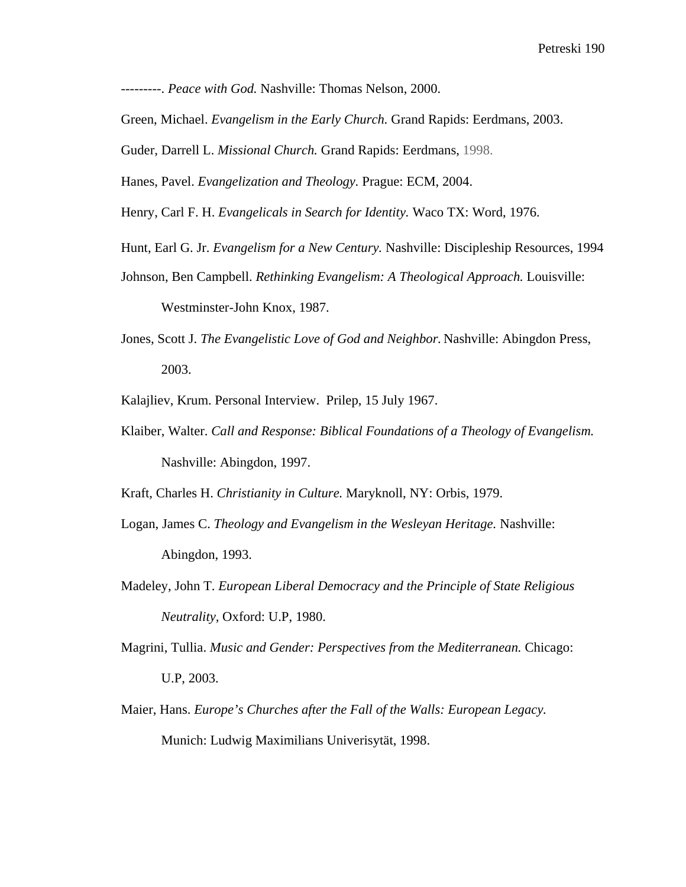---------. *Peace with God.* Nashville: Thomas Nelson, 2000.

Green, Michael. *Evangelism in the Early Church.* Grand Rapids: Eerdmans, 2003.

Guder, Darrell L. *Missional Church.* Grand Rapids: Eerdmans, 1998.

Hanes, Pavel. *Evangelization and Theology.* Prague: ECM, 2004.

Henry, Carl F. H. *Evangelicals in Search for Identity.* Waco TX: Word, 1976.

Hunt, Earl G. Jr. *Evangelism for a New Century.* Nashville: Discipleship Resources, 1994

Johnson, Ben Campbell. *Rethinking Evangelism: A Theological Approach.* Louisville: Westminster-John Knox, 1987.

Jones, Scott J. *The Evangelistic Love of God and Neighbor.* Nashville: Abingdon Press, 2003.

Kalajliev, Krum. Personal Interview. Prilep, 15 July 1967.

Klaiber, Walter. *Call and Response: Biblical Foundations of a Theology of Evangelism.* Nashville: Abingdon, 1997.

Kraft, Charles H. *Christianity in Culture.* Maryknoll, NY: Orbis, 1979.

Logan, James C. *Theology and Evangelism in the Wesleyan Heritage.* Nashville: Abingdon, 1993.

Madeley, John T. *European Liberal Democracy and the Principle of State Religious Neutrality,* Oxford: U.P, 1980.

Magrini, Tullia. *Music and Gender: Perspectives from the Mediterranean.* Chicago: U.P, 2003.

Maier, Hans. *Europe's Churches after the Fall of the Walls: European Legacy.* Munich: Ludwig Maximilians Univerisytät, 1998.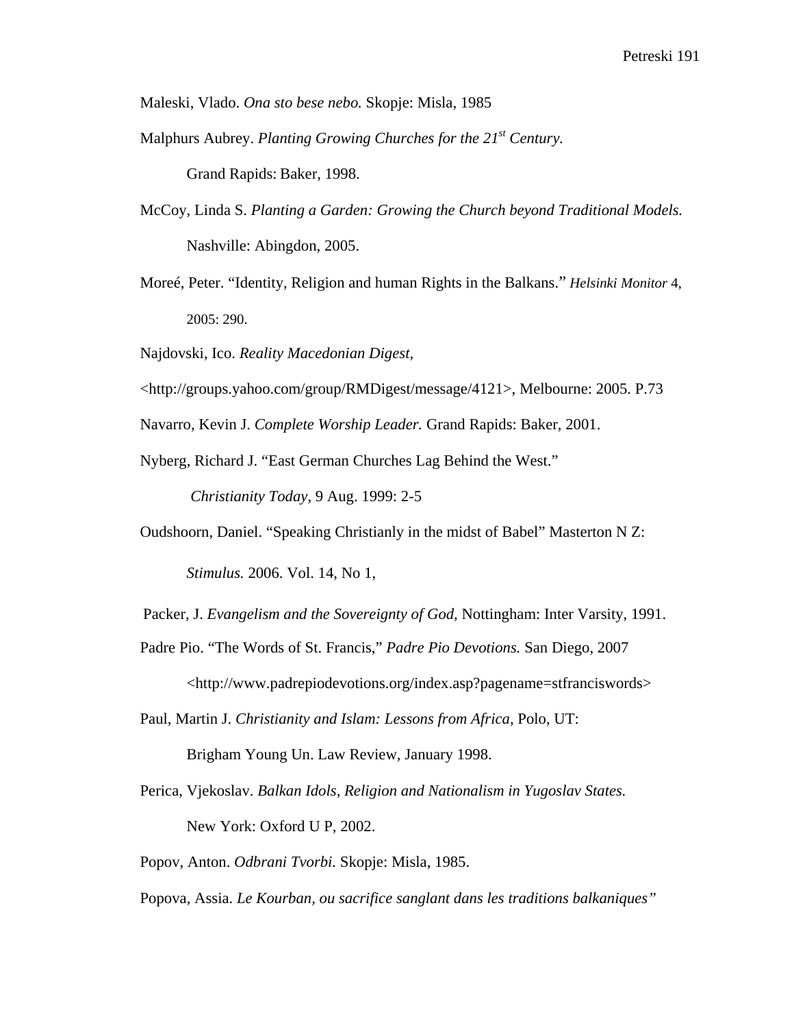Maleski, Vlado. *Ona sto bese nebo.* Skopje: Misla, 1985

Malphurs Aubrey. *Planting Growing Churches for the 21st Century.* Grand Rapids: Baker, 1998.

McCoy, Linda S. *Planting a Garden: Growing the Church beyond Traditional Models.* Nashville: Abingdon, 2005.

Moreé, Peter. "Identity, Religion and human Rights in the Balkans." *Helsinki Monitor* 4, 2005: 290.

Najdovski, Ico. *Reality Macedonian Digest,*

<http://groups.yahoo.com/group/RMDigest/message/4121>, Melbourne: 2005. P.73

Navarro, Kevin J. *Complete Worship Leader.* Grand Rapids: Baker, 2001.

Nyberg, Richard J. "East German Churches Lag Behind the West." *Christianity Today*, 9 Aug. 1999: 2-5

Oudshoorn, Daniel. "Speaking Christianly in the midst of Babel" Masterton N Z: *Stimulus.* 2006. Vol. 14, No 1,

Packer, J. *Evangelism and the Sovereignty of God,* Nottingham: Inter Varsity, 1991.

Padre Pio. "The Words of St. Francis," *Padre Pio Devotions.* San Diego, 2007 <http://www.padrepiodevotions.org/index.asp?pagename=stfranciswords>

Paul, Martin J. *Christianity and Islam: Lessons from Africa,* Polo, UT: Brigham Young Un. Law Review, January 1998.

Perica, Vjekoslav. *Balkan Idols, Religion and Nationalism in Yugoslav States.* New York: Oxford U P, 2002.

Popov, Anton. *Odbrani Tvorbi.* Skopje: Misla, 1985.

Popova, Assia. *Le Kourban, ou sacrifice sanglant dans les traditions balkaniques"*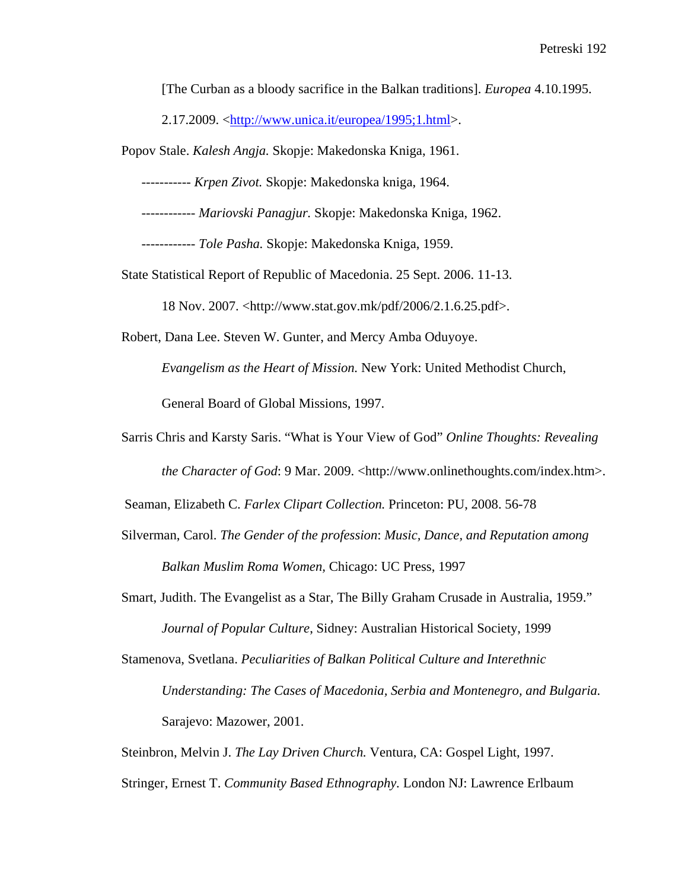[The Curban as a bloody sacrifice in the Balkan traditions]. *Europea* 4.10.1995. 2.17.2009. <http://www.unica.it/europea/1995;1.html>.

Popov Stale. *Kalesh Angja.* Skopje: Makedonska Kniga, 1961.

----------- *Krpen Zivot.* Skopje: Makedonska kniga, 1964.

------------ *Mariovski Panagjur.* Skopje: Makedonska Kniga, 1962.

------------ *Tole Pasha.* Skopje: Makedonska Kniga, 1959.

State Statistical Report of Republic of Macedonia. 25 Sept. 2006. 11-13. 18 Nov. 2007. <http://www.stat.gov.mk/pdf/2006/2.1.6.25.pdf>.

Robert, Dana Lee. Steven W. Gunter, and Mercy Amba Oduyoye. *Evangelism as the Heart of Mission.* New York: United Methodist Church, General Board of Global Missions, 1997.

Sarris Chris and Karsty Saris. "What is Your View of God" *Online Thoughts: Revealing the Character of God*: 9 Mar. 2009. <http://www.onlinethoughts.com/index.htm>.

Seaman, Elizabeth C. *Farlex Clipart Collection.* Princeton: PU, 2008. 56-78

Silverman, Carol. *The Gender of the profession*: *Music, Dance, and Reputation among Balkan Muslim Roma Women,* Chicago: UC Press, 1997

Smart, Judith. The Evangelist as a Star, The Billy Graham Crusade in Australia, 1959." *Journal of Popular Culture*, Sidney: Australian Historical Society, 1999

Stamenova, Svetlana. *Peculiarities of Balkan Political Culture and Interethnic Understanding: The Cases of Macedonia, Serbia and Montenegro, and Bulgaria.* Sarajevo: Mazower, 2001.

Steinbron, Melvin J. *The Lay Driven Church.* Ventura, CA: Gospel Light, 1997.

Stringer, Ernest T. *Community Based Ethnography.* London NJ: Lawrence Erlbaum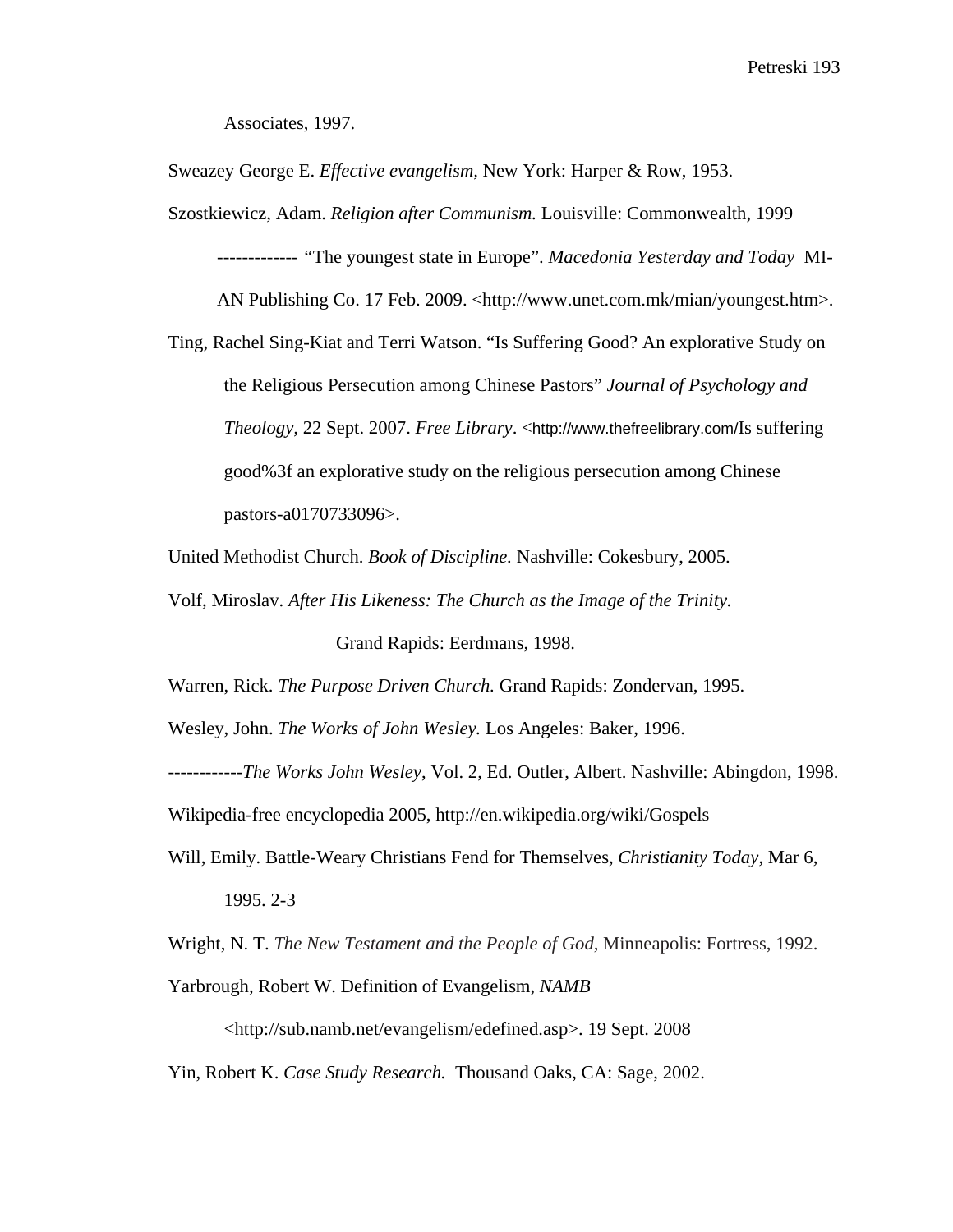Associates, 1997.

Sweazey George E. *Effective evangelism,* New York: Harper & Row, 1953.

Szostkiewicz, Adam. *Religion after Communism.* Louisville: Commonwealth, 1999

------------- "The youngest state in Europe". *Macedonia Yesterday and Today* MI-AN Publishing Co. 17 Feb. 2009. <http://www.unet.com.mk/mian/youngest.htm>.

Ting, Rachel Sing-Kiat and Terri Watson. "Is Suffering Good? An explorative Study on the Religious Persecution among Chinese Pastors" *Journal of Psychology and Theology,* 22 Sept. 2007. *Free Library*. <http://www.thefreelibrary.com/Is suffering good%3f an explorative study on the religious persecution among Chinese pastors-a0170733096>.

United Methodist Church. *Book of Discipline.* Nashville: Cokesbury, 2005.

Volf, Miroslav. *After His Likeness: The Church as the Image of the Trinity.* Grand Rapids: Eerdmans, 1998.

Warren, Rick. *The Purpose Driven Church.* Grand Rapids: Zondervan, 1995.

Wesley, John. *The Works of John Wesley.* Los Angeles: Baker, 1996.

------------*The Works John Wesley*, Vol. 2, Ed. Outler, Albert. Nashville: Abingdon, 1998.

Wikipedia-free encyclopedia 2005, http://en.wikipedia.org/wiki/Gospels

Will, Emily. Battle-Weary Christians Fend for Themselves, *Christianity Today*, Mar 6, 1995. 2-3

Wright, N. T. *The New Testament and the People of God,* Minneapolis: Fortress, 1992.

Yarbrough, Robert W. Definition of Evangelism, *NAMB* <http://sub.namb.net/evangelism/edefined.asp>. 19 Sept. 2008

Yin, Robert K. *Case Study Research.* Thousand Oaks, CA: Sage, 2002.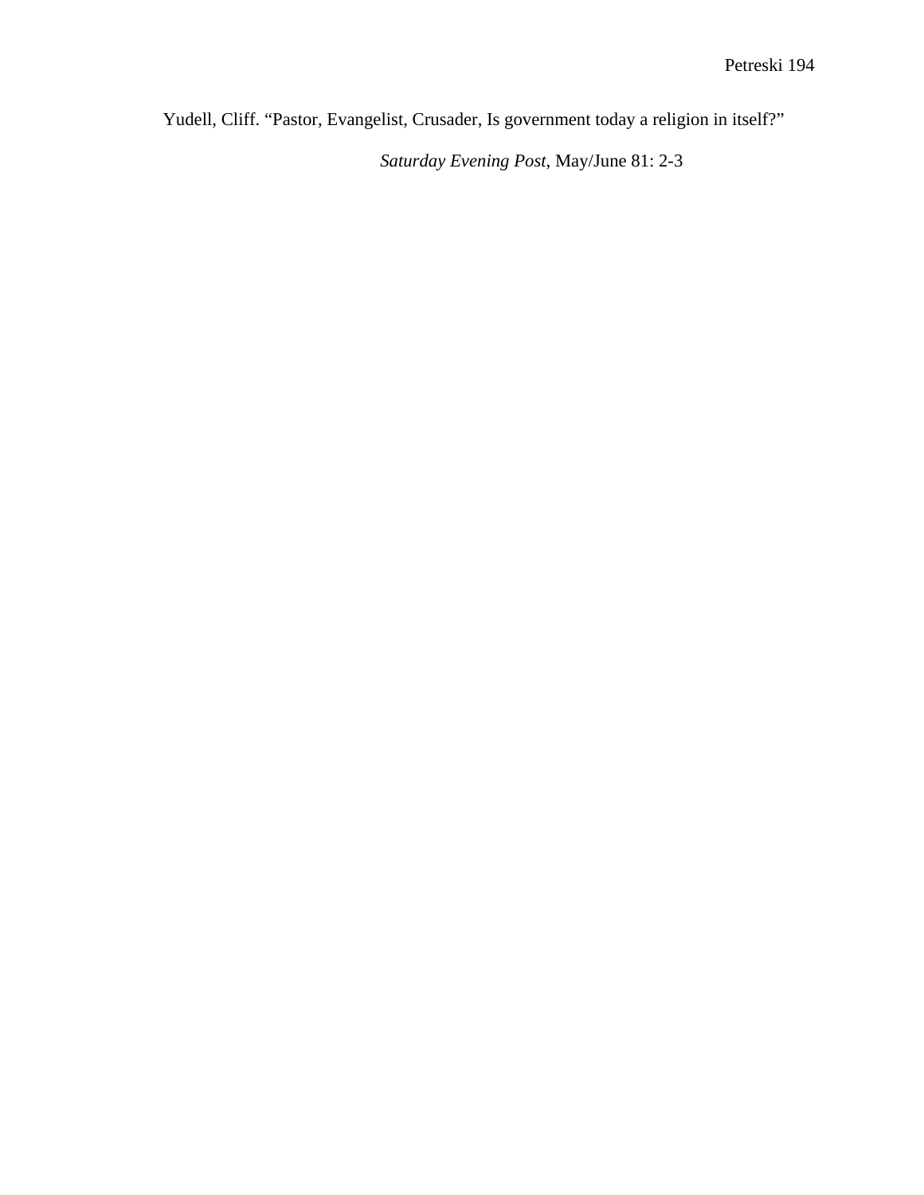Yudell, Cliff. “Pastor, Evangelist, Crusader, Is government today a religion in itself?” *Saturday Evening Post*, May/June 81: 2-3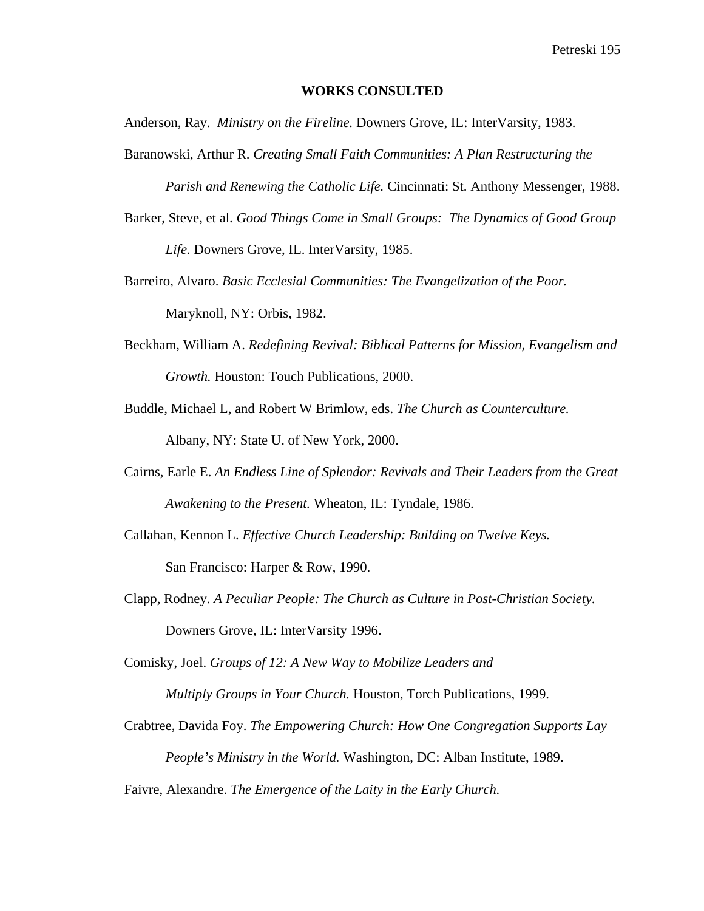## WORKS CONSULTED

Anderson, Ray. *Ministry on the Fireline.* Downers Grove, IL: InterVarsity, 1983.

Baranowski, Arthur R. *Creating Small Faith Communities: A Plan Restructuring the Parish and Renewing the Catholic Life.* Cincinnati: St. Anthony Messenger, 1988.

Barker, Steve, et al. *Good Things Come in Small Groups: The Dynamics of Good Group Life.* Downers Grove, IL. InterVarsity, 1985.

Barreiro, Alvaro. *Basic Ecclesial Communities: The Evangelization of the Poor.* Maryknoll, NY: Orbis, 1982.

Beckham, William A. *Redefining Revival: Biblical Patterns for Mission, Evangelism and Growth.* Houston: Touch Publications, 2000.

Buddle, Michael L, and Robert W Brimlow, eds. *The Church as Counterculture.* Albany, NY: State U. of New York, 2000.

Cairns, Earle E. *An Endless Line of Splendor: Revivals and Their Leaders from the Great Awakening to the Present.* Wheaton, IL: Tyndale, 1986.

Callahan, Kennon L. *Effective Church Leadership: Building on Twelve Keys.* San Francisco: Harper & Row, 1990.

Clapp, Rodney. *A Peculiar People: The Church as Culture in Post-Christian Society.* Downers Grove, IL: InterVarsity 1996.

Comisky, Joel. *Groups of 12: A New Way to Mobilize Leaders and Multiply Groups in Your Church.* Houston, Torch Publications, 1999.

Crabtree, Davida Foy. *The Empowering Church: How One Congregation Supports Lay People's Ministry in the World.* Washington, DC: Alban Institute, 1989.

Faivre, Alexandre. *The Emergence of the Laity in the Early Church.*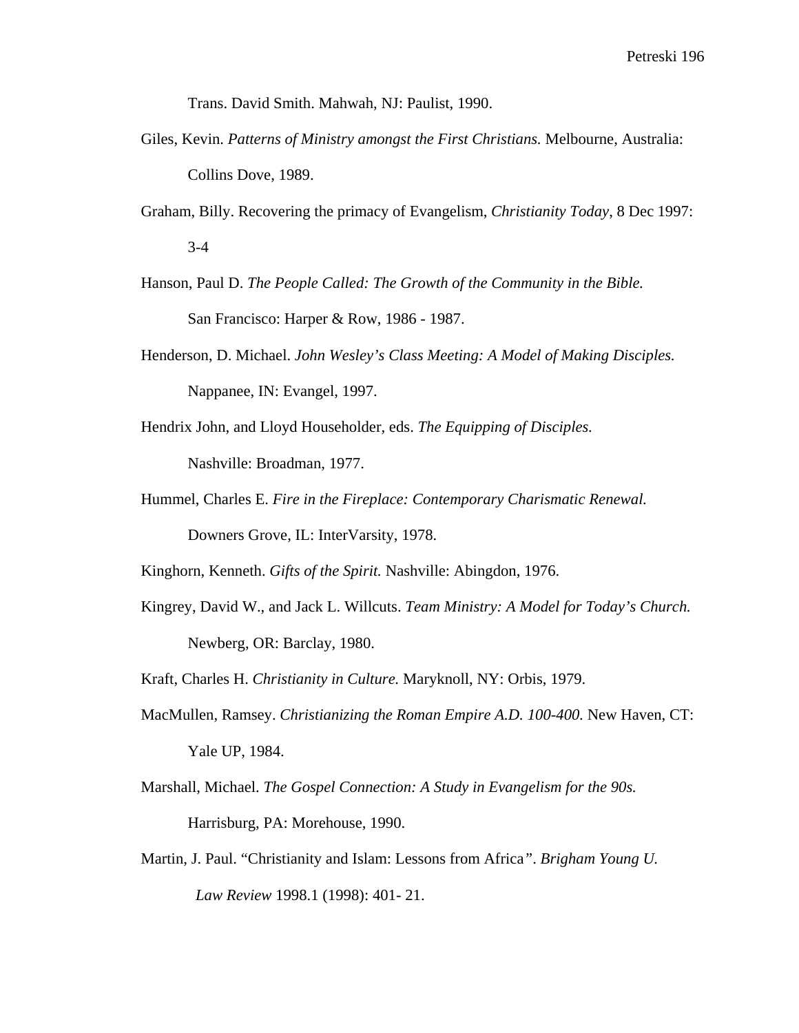Trans. David Smith. Mahwah, NJ: Paulist, 1990.

Giles, Kevin. *Patterns of Ministry amongst the First Christians.* Melbourne, Australia: Collins Dove, 1989.

Graham, Billy. Recovering the primacy of Evangelism, *Christianity Today*, 8 Dec 1997: 3-4

Hanson, Paul D. *The People Called: The Growth of the Community in the Bible.* San Francisco: Harper & Row, 1986 - 1987.

Henderson, D. Michael. *John Wesley's Class Meeting: A Model of Making Disciples.* Nappanee, IN: Evangel, 1997.

Hendrix John, and Lloyd Householder, eds. *The Equipping of Disciples.* Nashville: Broadman, 1977.

Hummel, Charles E. *Fire in the Fireplace: Contemporary Charismatic Renewal.* Downers Grove, IL: InterVarsity, 1978.

Kinghorn, Kenneth. *Gifts of the Spirit.* Nashville: Abingdon, 1976.

Kingrey, David W., and Jack L. Willcuts. *Team Ministry: A Model for Today's Church.* Newberg, OR: Barclay, 1980.

Kraft, Charles H. *Christianity in Culture.* Maryknoll, NY: Orbis, 1979.

MacMullen, Ramsey. *Christianizing the Roman Empire A.D. 100-400.* New Haven, CT: Yale UP, 1984.

Marshall, Michael. *The Gospel Connection: A Study in Evangelism for the 90s.* Harrisburg, PA: Morehouse, 1990.

Martin, J. Paul. "Christianity and Islam: Lessons from Africa". *Brigham Young U. Law Review* 1998.1 (1998): 401- 21.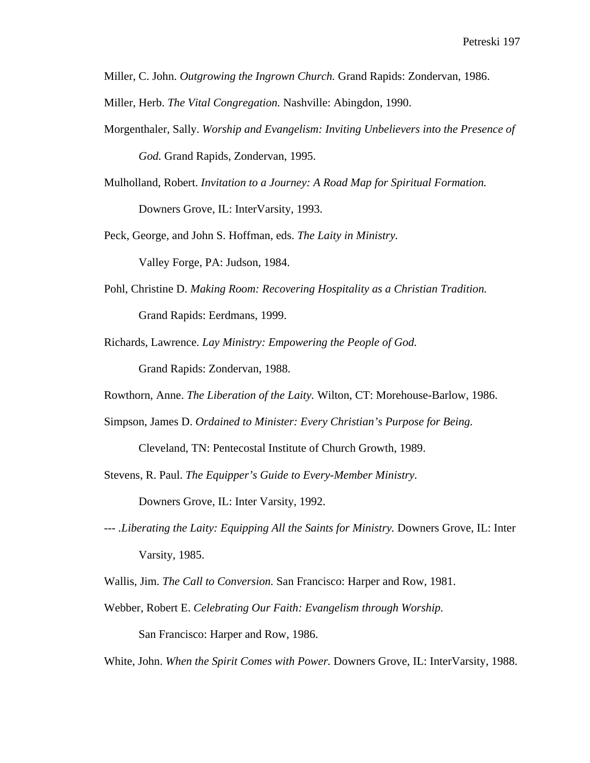Miller, C. John. *Outgrowing the Ingrown Church.* Grand Rapids: Zondervan, 1986.

Miller, Herb. *The Vital Congregation.* Nashville: Abingdon, 1990.

Morgenthaler, Sally. *Worship and Evangelism: Inviting Unbelievers into the Presence of God.* Grand Rapids, Zondervan, 1995.

Mulholland, Robert. *Invitation to a Journey: A Road Map for Spiritual Formation.* Downers Grove, IL: InterVarsity, 1993.

Peck, George, and John S. Hoffman, eds. *The Laity in Ministry.* Valley Forge, PA: Judson, 1984.

Pohl, Christine D. *Making Room: Recovering Hospitality as a Christian Tradition.* Grand Rapids: Eerdmans, 1999.

Richards, Lawrence. *Lay Ministry: Empowering the People of God.* Grand Rapids: Zondervan, 1988.

Rowthorn, Anne. *The Liberation of the Laity.* Wilton, CT: Morehouse-Barlow, 1986.

Simpson, James D. *Ordained to Minister: Every Christian's Purpose for Being.* Cleveland, TN: Pentecostal Institute of Church Growth, 1989.

Stevens, R. Paul. *The Equipper's Guide to Every-Member Ministry.* Downers Grove, IL: Inter Varsity, 1992.

--- .*Liberating the Laity: Equipping All the Saints for Ministry.* Downers Grove, IL: Inter Varsity, 1985.

Wallis, Jim. *The Call to Conversion.* San Francisco: Harper and Row, 1981.

Webber, Robert E. *Celebrating Our Faith: Evangelism through Worship.* San Francisco: Harper and Row, 1986.

White, John. *When the Spirit Comes with Power.* Downers Grove, IL: InterVarsity, 1988.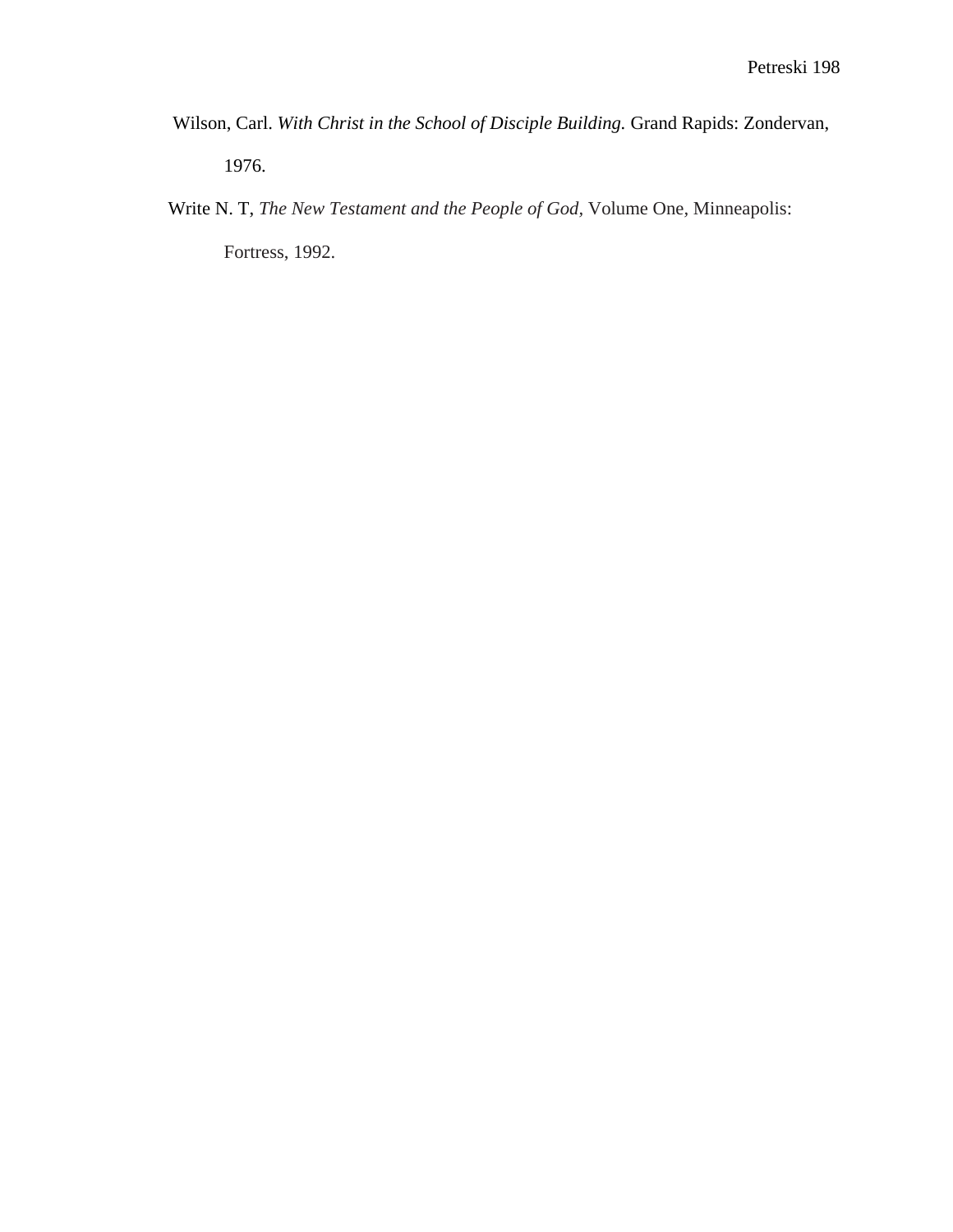Wilson, Carl. *With Christ in the School of Disciple Building.* Grand Rapids: Zondervan, 1976.

Write N. T, *The New Testament and the People of God*, Volume One, Minneapolis: Fortress, 1992.